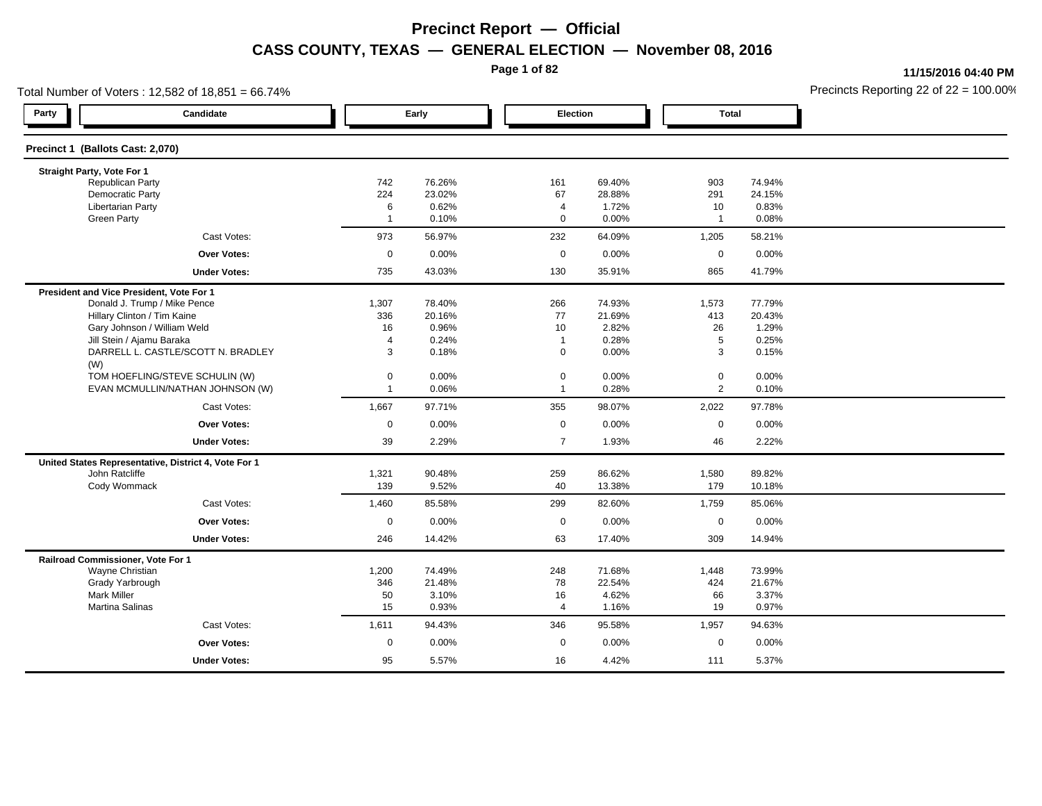# Precinct Report — Official

## CASS COUNTY, TEXAS — GENERAL ELECTION — November 08, 2016

11/15/2016 04:40 PM

Total Number of Voters : 12,582 of 18,851 = 66.74%

Precincts Reporting 22 of 22 = 100.00%

### Precinct 1 (Ballots Cast: 2,070)

| Party | Candidate | Early | | Election | | Total | |
|---|---|---|---|---|---|---|---|
| | **Straight Party, Vote For 1** | | | | | | |
| | Republican Party | 742 | 76.26% | 161 | 69.40% | 903 | 74.94% |
| | Democratic Party | 224 | 23.02% | 67 | 28.88% | 291 | 24.15% |
| | Libertarian Party | 6 | 0.62% | 4 | 1.72% | 10 | 0.83% |
| | Green Party | 1 | 0.10% | 0 | 0.00% | 1 | 0.08% |
| | Cast Votes: | 973 | 56.97% | 232 | 64.09% | 1,205 | 58.21% |
| | **Over Votes:** | 0 | 0.00% | 0 | 0.00% | 0 | 0.00% |
| | **Under Votes:** | 735 | 43.03% | 130 | 35.91% | 865 | 41.79% |
| | **President and Vice President, Vote For 1** | | | | | | |
| | Donald J. Trump / Mike Pence | 1,307 | 78.40% | 266 | 74.93% | 1,573 | 77.79% |
| | Hillary Clinton / Tim Kaine | 336 | 20.16% | 77 | 21.69% | 413 | 20.43% |
| | Gary Johnson / William Weld | 16 | 0.96% | 10 | 2.82% | 26 | 1.29% |
| | Jill Stein / Ajamu Baraka | 4 | 0.24% | 1 | 0.28% | 5 | 0.25% |
| | DARRELL L. CASTLE/SCOTT N. BRADLEY (W) | 3 | 0.18% | 0 | 0.00% | 3 | 0.15% |
| | TOM HOEFLING/STEVE SCHULIN (W) | 0 | 0.00% | 0 | 0.00% | 0 | 0.00% |
| | EVAN MCMULLIN/NATHAN JOHNSON (W) | 1 | 0.06% | 1 | 0.28% | 2 | 0.10% |
| | Cast Votes: | 1,667 | 97.71% | 355 | 98.07% | 2,022 | 97.78% |
| | **Over Votes:** | 0 | 0.00% | 0 | 0.00% | 0 | 0.00% |
| | **Under Votes:** | 39 | 2.29% | 7 | 1.93% | 46 | 2.22% |
| | **United States Representative, District 4, Vote For 1** | | | | | | |
| | John Ratcliffe | 1,321 | 90.48% | 259 | 86.62% | 1,580 | 89.82% |
| | Cody Wommack | 139 | 9.52% | 40 | 13.38% | 179 | 10.18% |
| | Cast Votes: | 1,460 | 85.58% | 299 | 82.60% | 1,759 | 85.06% |
| | **Over Votes:** | 0 | 0.00% | 0 | 0.00% | 0 | 0.00% |
| | **Under Votes:** | 246 | 14.42% | 63 | 17.40% | 309 | 14.94% |
| | **Railroad Commissioner, Vote For 1** | | | | | | |
| | Wayne Christian | 1,200 | 74.49% | 248 | 71.68% | 1,448 | 73.99% |
| | Grady Yarbrough | 346 | 21.48% | 78 | 22.54% | 424 | 21.67% |
| | Mark Miller | 50 | 3.10% | 16 | 4.62% | 66 | 3.37% |
| | Martina Salinas | 15 | 0.93% | 4 | 1.16% | 19 | 0.97% |
| | Cast Votes: | 1,611 | 94.43% | 346 | 95.58% | 1,957 | 94.63% |
| | **Over Votes:** | 0 | 0.00% | 0 | 0.00% | 0 | 0.00% |
| | **Under Votes:** | 95 | 5.57% | 16 | 4.42% | 111 | 5.37% |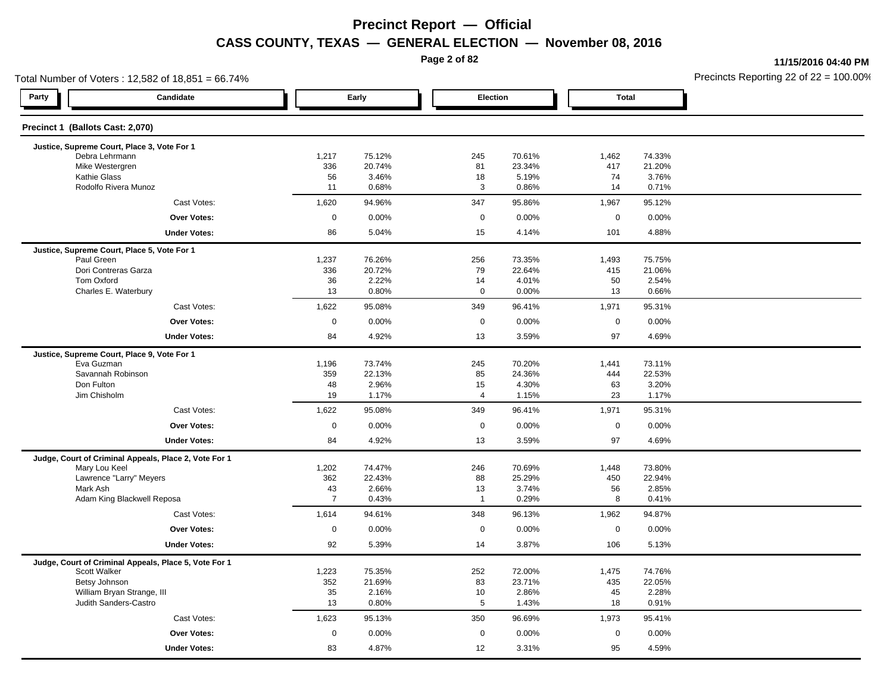# Precinct Report — Official

## CASS COUNTY, TEXAS — GENERAL ELECTION — November 08, 2016

11/15/2016 04:40 PM

Total Number of Voters : 12,582 of 18,851 = 66.74%

Precincts Reporting 22 of 22 = 100.00%

| Party | Candidate | Early | | Election | | Total | |
|---|---|---|---|---|---|---|---|
| **Precinct 1 (Ballots Cast: 2,070)** | | | | | | | |
| **Justice, Supreme Court, Place 3, Vote For 1** | | | | | | | |
| | Debra Lehrmann | 1,217 | 75.12% | 245 | 70.61% | 1,462 | 74.33% |
| | Mike Westergren | 336 | 20.74% | 81 | 23.34% | 417 | 21.20% |
| | Kathie Glass | 56 | 3.46% | 18 | 5.19% | 74 | 3.76% |
| | Rodolfo Rivera Munoz | 11 | 0.68% | 3 | 0.86% | 14 | 0.71% |
| | Cast Votes: | 1,620 | 94.96% | 347 | 95.86% | 1,967 | 95.12% |
| | **Over Votes:** | 0 | 0.00% | 0 | 0.00% | 0 | 0.00% |
| | **Under Votes:** | 86 | 5.04% | 15 | 4.14% | 101 | 4.88% |
| **Justice, Supreme Court, Place 5, Vote For 1** | | | | | | | |
| | Paul Green | 1,237 | 76.26% | 256 | 73.35% | 1,493 | 75.75% |
| | Dori Contreras Garza | 336 | 20.72% | 79 | 22.64% | 415 | 21.06% |
| | Tom Oxford | 36 | 2.22% | 14 | 4.01% | 50 | 2.54% |
| | Charles E. Waterbury | 13 | 0.80% | 0 | 0.00% | 13 | 0.66% |
| | Cast Votes: | 1,622 | 95.08% | 349 | 96.41% | 1,971 | 95.31% |
| | **Over Votes:** | 0 | 0.00% | 0 | 0.00% | 0 | 0.00% |
| | **Under Votes:** | 84 | 4.92% | 13 | 3.59% | 97 | 4.69% |
| **Justice, Supreme Court, Place 9, Vote For 1** | | | | | | | |
| | Eva Guzman | 1,196 | 73.74% | 245 | 70.20% | 1,441 | 73.11% |
| | Savannah Robinson | 359 | 22.13% | 85 | 24.36% | 444 | 22.53% |
| | Don Fulton | 48 | 2.96% | 15 | 4.30% | 63 | 3.20% |
| | Jim Chisholm | 19 | 1.17% | 4 | 1.15% | 23 | 1.17% |
| | Cast Votes: | 1,622 | 95.08% | 349 | 96.41% | 1,971 | 95.31% |
| | **Over Votes:** | 0 | 0.00% | 0 | 0.00% | 0 | 0.00% |
| | **Under Votes:** | 84 | 4.92% | 13 | 3.59% | 97 | 4.69% |
| **Judge, Court of Criminal Appeals, Place 2, Vote For 1** | | | | | | | |
| | Mary Lou Keel | 1,202 | 74.47% | 246 | 70.69% | 1,448 | 73.80% |
| | Lawrence "Larry" Meyers | 362 | 22.43% | 88 | 25.29% | 450 | 22.94% |
| | Mark Ash | 43 | 2.66% | 13 | 3.74% | 56 | 2.85% |
| | Adam King Blackwell Reposa | 7 | 0.43% | 1 | 0.29% | 8 | 0.41% |
| | Cast Votes: | 1,614 | 94.61% | 348 | 96.13% | 1,962 | 94.87% |
| | **Over Votes:** | 0 | 0.00% | 0 | 0.00% | 0 | 0.00% |
| | **Under Votes:** | 92 | 5.39% | 14 | 3.87% | 106 | 5.13% |
| **Judge, Court of Criminal Appeals, Place 5, Vote For 1** | | | | | | | |
| | Scott Walker | 1,223 | 75.35% | 252 | 72.00% | 1,475 | 74.76% |
| | Betsy Johnson | 352 | 21.69% | 83 | 23.71% | 435 | 22.05% |
| | William Bryan Strange, III | 35 | 2.16% | 10 | 2.86% | 45 | 2.28% |
| | Judith Sanders-Castro | 13 | 0.80% | 5 | 1.43% | 18 | 0.91% |
| | Cast Votes: | 1,623 | 95.13% | 350 | 96.69% | 1,973 | 95.41% |
| | **Over Votes:** | 0 | 0.00% | 0 | 0.00% | 0 | 0.00% |
| | **Under Votes:** | 83 | 4.87% | 12 | 3.31% | 95 | 4.59% |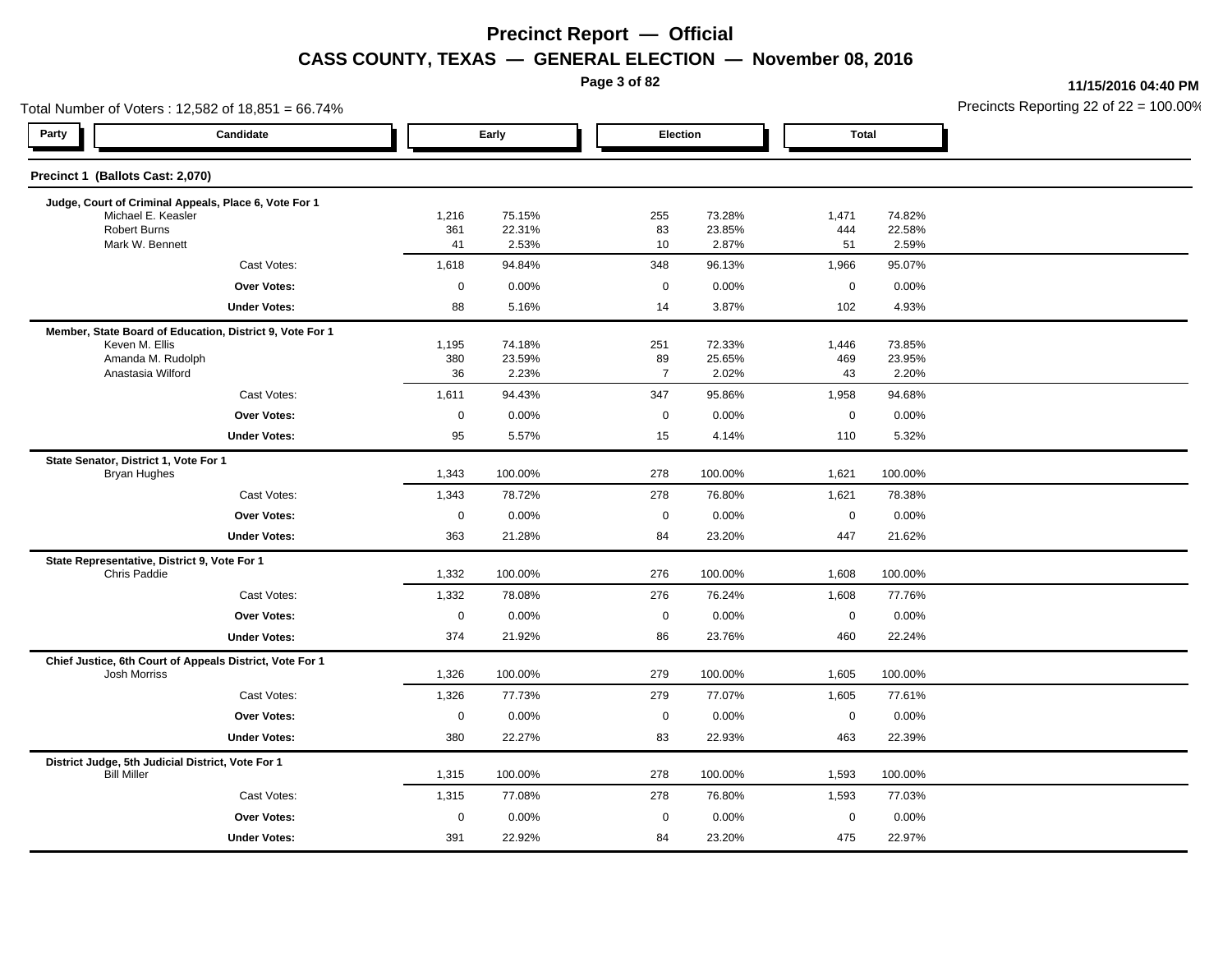# Precinct Report — Official

## CASS COUNTY, TEXAS — GENERAL ELECTION — November 08, 2016

11/15/2016 04:40 PM

Total Number of Voters : 12,582 of 18,851 = 66.74%

Precincts Reporting 22 of 22 = 100.00%

### Precinct 1 (Ballots Cast: 2,070)

| Party | Candidate | Early | | Election | | Total | |
|---|---|---|---|---|---|---|---|
| | **Judge, Court of Criminal Appeals, Place 6, Vote For 1** | | | | | | |
| | Michael E. Keasler | 1,216 | 75.15% | 255 | 73.28% | 1,471 | 74.82% |
| | Robert Burns | 361 | 22.31% | 83 | 23.85% | 444 | 22.58% |
| | Mark W. Bennett | 41 | 2.53% | 10 | 2.87% | 51 | 2.59% |
| | Cast Votes: | 1,618 | 94.84% | 348 | 96.13% | 1,966 | 95.07% |
| | **Over Votes:** | 0 | 0.00% | 0 | 0.00% | 0 | 0.00% |
| | **Under Votes:** | 88 | 5.16% | 14 | 3.87% | 102 | 4.93% |
| | **Member, State Board of Education, District 9, Vote For 1** | | | | | | |
| | Keven M. Ellis | 1,195 | 74.18% | 251 | 72.33% | 1,446 | 73.85% |
| | Amanda M. Rudolph | 380 | 23.59% | 89 | 25.65% | 469 | 23.95% |
| | Anastasia Wilford | 36 | 2.23% | 7 | 2.02% | 43 | 2.20% |
| | Cast Votes: | 1,611 | 94.43% | 347 | 95.86% | 1,958 | 94.68% |
| | **Over Votes:** | 0 | 0.00% | 0 | 0.00% | 0 | 0.00% |
| | **Under Votes:** | 95 | 5.57% | 15 | 4.14% | 110 | 5.32% |
| | **State Senator, District 1, Vote For 1** | | | | | | |
| | Bryan Hughes | 1,343 | 100.00% | 278 | 100.00% | 1,621 | 100.00% |
| | Cast Votes: | 1,343 | 78.72% | 278 | 76.80% | 1,621 | 78.38% |
| | **Over Votes:** | 0 | 0.00% | 0 | 0.00% | 0 | 0.00% |
| | **Under Votes:** | 363 | 21.28% | 84 | 23.20% | 447 | 21.62% |
| | **State Representative, District 9, Vote For 1** | | | | | | |
| | Chris Paddie | 1,332 | 100.00% | 276 | 100.00% | 1,608 | 100.00% |
| | Cast Votes: | 1,332 | 78.08% | 276 | 76.24% | 1,608 | 77.76% |
| | **Over Votes:** | 0 | 0.00% | 0 | 0.00% | 0 | 0.00% |
| | **Under Votes:** | 374 | 21.92% | 86 | 23.76% | 460 | 22.24% |
| | **Chief Justice, 6th Court of Appeals District, Vote For 1** | | | | | | |
| | Josh Morriss | 1,326 | 100.00% | 279 | 100.00% | 1,605 | 100.00% |
| | Cast Votes: | 1,326 | 77.73% | 279 | 77.07% | 1,605 | 77.61% |
| | **Over Votes:** | 0 | 0.00% | 0 | 0.00% | 0 | 0.00% |
| | **Under Votes:** | 380 | 22.27% | 83 | 22.93% | 463 | 22.39% |
| | **District Judge, 5th Judicial District, Vote For 1** | | | | | | |
| | Bill Miller | 1,315 | 100.00% | 278 | 100.00% | 1,593 | 100.00% |
| | Cast Votes: | 1,315 | 77.08% | 278 | 76.80% | 1,593 | 77.03% |
| | **Over Votes:** | 0 | 0.00% | 0 | 0.00% | 0 | 0.00% |
| | **Under Votes:** | 391 | 22.92% | 84 | 23.20% | 475 | 22.97% |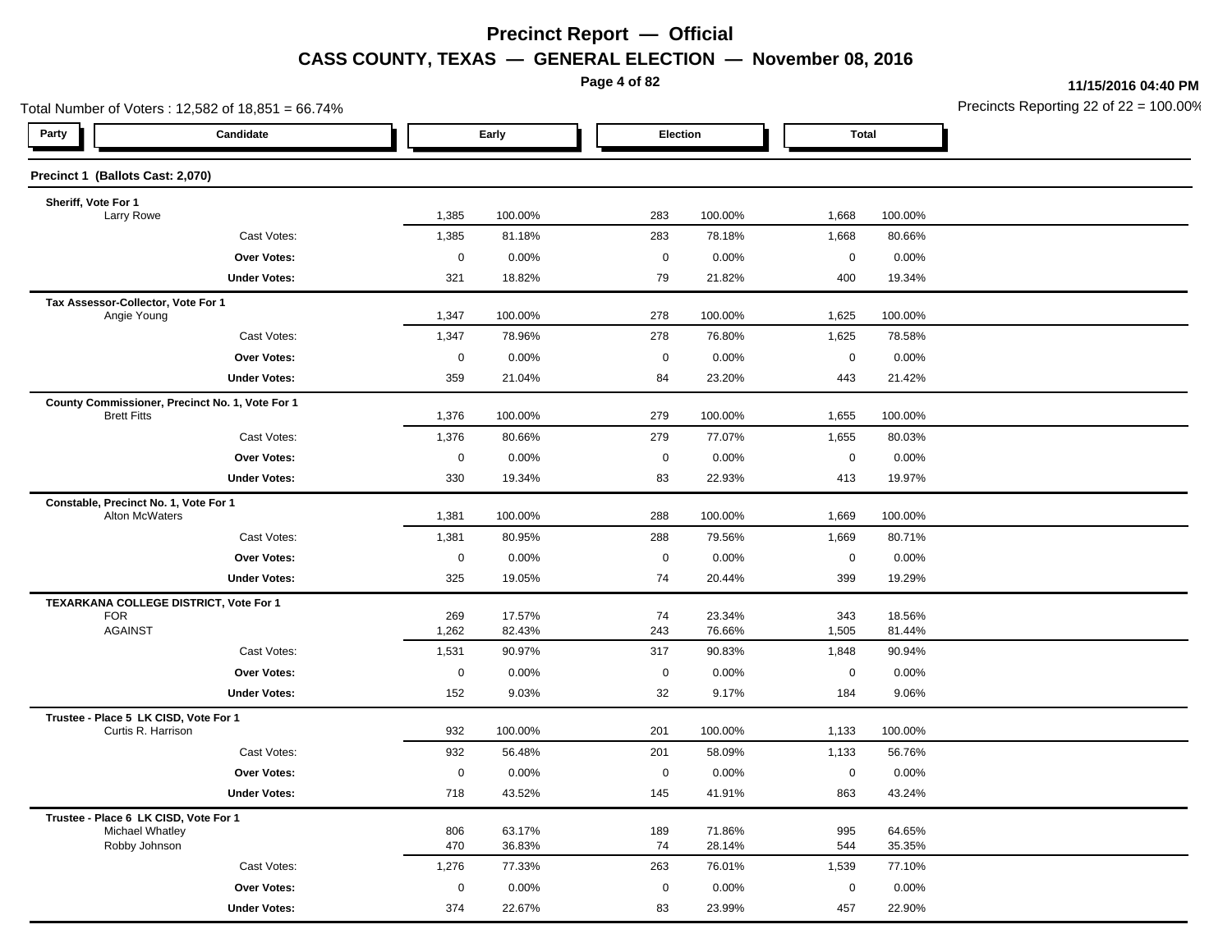# Precinct Report — Official

## CASS COUNTY, TEXAS — GENERAL ELECTION — November 08, 2016

11/15/2016 04:40 PM

Total Number of Voters : 12,582 of 18,851 = 66.74%

Precincts Reporting 22 of 22 = 100.00%

| Party | Candidate | Early | | Election | | Total | |
|---|---|---|---|---|---|---|---|

### Precinct 1 (Ballots Cast: 2,070)

**Sheriff, Vote For 1**

| Candidate | Early | | Election | | Total | |
|---|---|---|---|---|---|---|
| Larry Rowe | 1,385 | 100.00% | 283 | 100.00% | 1,668 | 100.00% |
| Cast Votes: | 1,385 | 81.18% | 283 | 78.18% | 1,668 | 80.66% |
| **Over Votes:** | 0 | 0.00% | 0 | 0.00% | 0 | 0.00% |
| **Under Votes:** | 321 | 18.82% | 79 | 21.82% | 400 | 19.34% |

**Tax Assessor-Collector, Vote For 1**

| Candidate | Early | | Election | | Total | |
|---|---|---|---|---|---|---|
| Angie Young | 1,347 | 100.00% | 278 | 100.00% | 1,625 | 100.00% |
| Cast Votes: | 1,347 | 78.96% | 278 | 76.80% | 1,625 | 78.58% |
| **Over Votes:** | 0 | 0.00% | 0 | 0.00% | 0 | 0.00% |
| **Under Votes:** | 359 | 21.04% | 84 | 23.20% | 443 | 21.42% |

**County Commissioner, Precinct No. 1, Vote For 1**

| Candidate | Early | | Election | | Total | |
|---|---|---|---|---|---|---|
| Brett Fitts | 1,376 | 100.00% | 279 | 100.00% | 1,655 | 100.00% |
| Cast Votes: | 1,376 | 80.66% | 279 | 77.07% | 1,655 | 80.03% |
| **Over Votes:** | 0 | 0.00% | 0 | 0.00% | 0 | 0.00% |
| **Under Votes:** | 330 | 19.34% | 83 | 22.93% | 413 | 19.97% |

**Constable, Precinct No. 1, Vote For 1**

| Candidate | Early | | Election | | Total | |
|---|---|---|---|---|---|---|
| Alton McWaters | 1,381 | 100.00% | 288 | 100.00% | 1,669 | 100.00% |
| Cast Votes: | 1,381 | 80.95% | 288 | 79.56% | 1,669 | 80.71% |
| **Over Votes:** | 0 | 0.00% | 0 | 0.00% | 0 | 0.00% |
| **Under Votes:** | 325 | 19.05% | 74 | 20.44% | 399 | 19.29% |

**TEXARKANA COLLEGE DISTRICT, Vote For 1**

| Candidate | Early | | Election | | Total | |
|---|---|---|---|---|---|---|
| FOR | 269 | 17.57% | 74 | 23.34% | 343 | 18.56% |
| AGAINST | 1,262 | 82.43% | 243 | 76.66% | 1,505 | 81.44% |
| Cast Votes: | 1,531 | 90.97% | 317 | 90.83% | 1,848 | 90.94% |
| **Over Votes:** | 0 | 0.00% | 0 | 0.00% | 0 | 0.00% |
| **Under Votes:** | 152 | 9.03% | 32 | 9.17% | 184 | 9.06% |

**Trustee - Place 5 LK CISD, Vote For 1**

| Candidate | Early | | Election | | Total | |
|---|---|---|---|---|---|---|
| Curtis R. Harrison | 932 | 100.00% | 201 | 100.00% | 1,133 | 100.00% |
| Cast Votes: | 932 | 56.48% | 201 | 58.09% | 1,133 | 56.76% |
| **Over Votes:** | 0 | 0.00% | 0 | 0.00% | 0 | 0.00% |
| **Under Votes:** | 718 | 43.52% | 145 | 41.91% | 863 | 43.24% |

**Trustee - Place 6 LK CISD, Vote For 1**

| Candidate | Early | | Election | | Total | |
|---|---|---|---|---|---|---|
| Michael Whatley | 806 | 63.17% | 189 | 71.86% | 995 | 64.65% |
| Robby Johnson | 470 | 36.83% | 74 | 28.14% | 544 | 35.35% |
| Cast Votes: | 1,276 | 77.33% | 263 | 76.01% | 1,539 | 77.10% |
| **Over Votes:** | 0 | 0.00% | 0 | 0.00% | 0 | 0.00% |
| **Under Votes:** | 374 | 22.67% | 83 | 23.99% | 457 | 22.90% |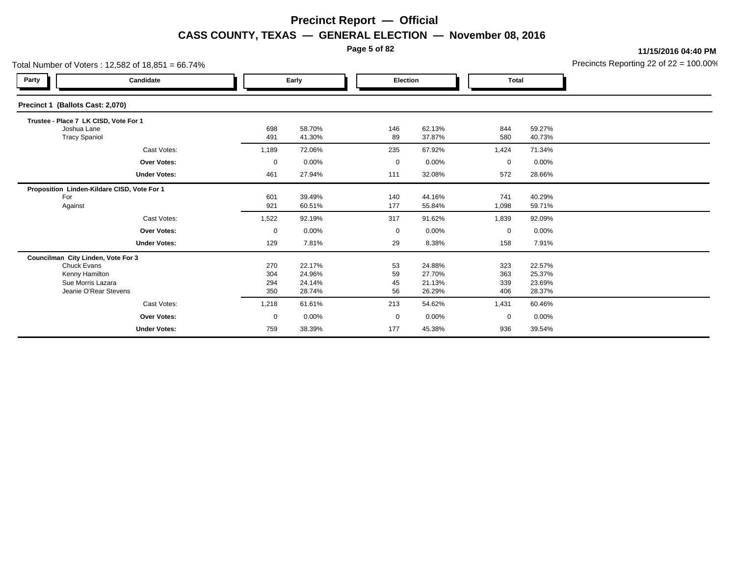# Precinct Report — Official

## CASS COUNTY, TEXAS — GENERAL ELECTION — November 08, 2016

11/15/2016 04:40 PM

Total Number of Voters : 12,582 of 18,851 = 66.74%

Precincts Reporting 22 of 22 = 100.00%

### Precinct 1 (Ballots Cast: 2,070)

| Party | Candidate | Early | | Election | | Total | |
|---|---|---|---|---|---|---|---|
| | **Trustee - Place 7 LK CISD, Vote For 1** | | | | | | |
| | Joshua Lane | 698 | 58.70% | 146 | 62.13% | 844 | 59.27% |
| | Tracy Spaniol | 491 | 41.30% | 89 | 37.87% | 580 | 40.73% |
| | Cast Votes: | 1,189 | 72.06% | 235 | 67.92% | 1,424 | 71.34% |
| | **Over Votes:** | 0 | 0.00% | 0 | 0.00% | 0 | 0.00% |
| | **Under Votes:** | 461 | 27.94% | 111 | 32.08% | 572 | 28.66% |
| | **Proposition Linden-Kildare CISD, Vote For 1** | | | | | | |
| | For | 601 | 39.49% | 140 | 44.16% | 741 | 40.29% |
| | Against | 921 | 60.51% | 177 | 55.84% | 1,098 | 59.71% |
| | Cast Votes: | 1,522 | 92.19% | 317 | 91.62% | 1,839 | 92.09% |
| | **Over Votes:** | 0 | 0.00% | 0 | 0.00% | 0 | 0.00% |
| | **Under Votes:** | 129 | 7.81% | 29 | 8.38% | 158 | 7.91% |
| | **Councilman City Linden, Vote For 3** | | | | | | |
| | Chuck Evans | 270 | 22.17% | 53 | 24.88% | 323 | 22.57% |
| | Kenny Hamilton | 304 | 24.96% | 59 | 27.70% | 363 | 25.37% |
| | Sue Morris Lazara | 294 | 24.14% | 45 | 21.13% | 339 | 23.69% |
| | Jeanie O'Rear Stevens | 350 | 28.74% | 56 | 26.29% | 406 | 28.37% |
| | Cast Votes: | 1,218 | 61.61% | 213 | 54.62% | 1,431 | 60.46% |
| | **Over Votes:** | 0 | 0.00% | 0 | 0.00% | 0 | 0.00% |
| | **Under Votes:** | 759 | 38.39% | 177 | 45.38% | 936 | 39.54% |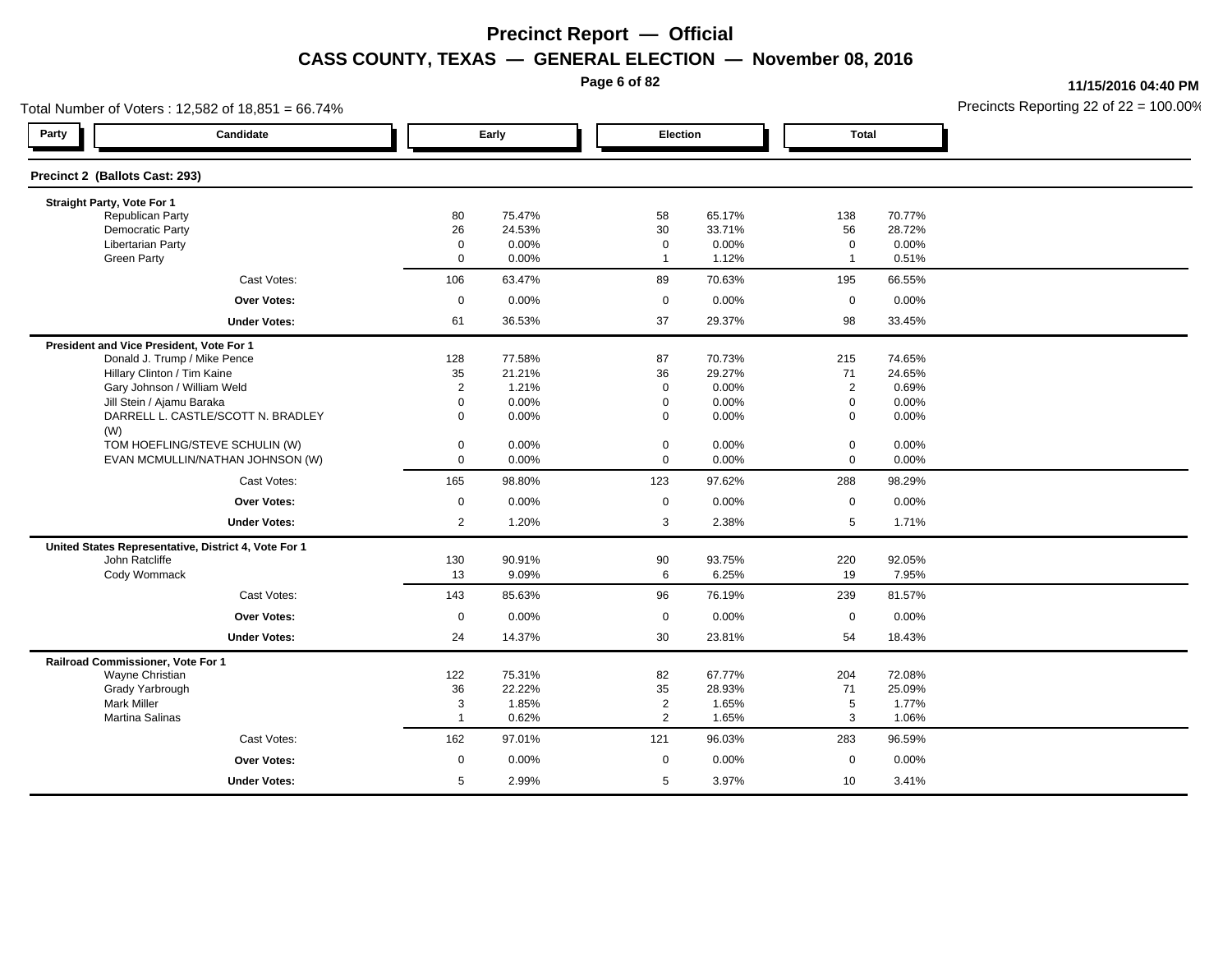# Precinct Report — Official

## CASS COUNTY, TEXAS — GENERAL ELECTION — November 08, 2016

11/15/2016 04:40 PM

Total Number of Voters : 12,582 of 18,851 = 66.74%

Precincts Reporting 22 of 22 = 100.00%

### Precinct 2 (Ballots Cast: 293)

| Party | Candidate | Early | | Election | | Total | |
|---|---|---|---|---|---|---|---|
| | **Straight Party, Vote For 1** | | | | | | |
| | Republican Party | 80 | 75.47% | 58 | 65.17% | 138 | 70.77% |
| | Democratic Party | 26 | 24.53% | 30 | 33.71% | 56 | 28.72% |
| | Libertarian Party | 0 | 0.00% | 0 | 0.00% | 0 | 0.00% |
| | Green Party | 0 | 0.00% | 1 | 1.12% | 1 | 0.51% |
| | Cast Votes: | 106 | 63.47% | 89 | 70.63% | 195 | 66.55% |
| | **Over Votes:** | 0 | 0.00% | 0 | 0.00% | 0 | 0.00% |
| | **Under Votes:** | 61 | 36.53% | 37 | 29.37% | 98 | 33.45% |
| | **President and Vice President, Vote For 1** | | | | | | |
| | Donald J. Trump / Mike Pence | 128 | 77.58% | 87 | 70.73% | 215 | 74.65% |
| | Hillary Clinton / Tim Kaine | 35 | 21.21% | 36 | 29.27% | 71 | 24.65% |
| | Gary Johnson / William Weld | 2 | 1.21% | 0 | 0.00% | 2 | 0.69% |
| | Jill Stein / Ajamu Baraka | 0 | 0.00% | 0 | 0.00% | 0 | 0.00% |
| | DARRELL L. CASTLE/SCOTT N. BRADLEY (W) | 0 | 0.00% | 0 | 0.00% | 0 | 0.00% |
| | TOM HOEFLING/STEVE SCHULIN (W) | 0 | 0.00% | 0 | 0.00% | 0 | 0.00% |
| | EVAN MCMULLIN/NATHAN JOHNSON (W) | 0 | 0.00% | 0 | 0.00% | 0 | 0.00% |
| | Cast Votes: | 165 | 98.80% | 123 | 97.62% | 288 | 98.29% |
| | **Over Votes:** | 0 | 0.00% | 0 | 0.00% | 0 | 0.00% |
| | **Under Votes:** | 2 | 1.20% | 3 | 2.38% | 5 | 1.71% |
| | **United States Representative, District 4, Vote For 1** | | | | | | |
| | John Ratcliffe | 130 | 90.91% | 90 | 93.75% | 220 | 92.05% |
| | Cody Wommack | 13 | 9.09% | 6 | 6.25% | 19 | 7.95% |
| | Cast Votes: | 143 | 85.63% | 96 | 76.19% | 239 | 81.57% |
| | **Over Votes:** | 0 | 0.00% | 0 | 0.00% | 0 | 0.00% |
| | **Under Votes:** | 24 | 14.37% | 30 | 23.81% | 54 | 18.43% |
| | **Railroad Commissioner, Vote For 1** | | | | | | |
| | Wayne Christian | 122 | 75.31% | 82 | 67.77% | 204 | 72.08% |
| | Grady Yarbrough | 36 | 22.22% | 35 | 28.93% | 71 | 25.09% |
| | Mark Miller | 3 | 1.85% | 2 | 1.65% | 5 | 1.77% |
| | Martina Salinas | 1 | 0.62% | 2 | 1.65% | 3 | 1.06% |
| | Cast Votes: | 162 | 97.01% | 121 | 96.03% | 283 | 96.59% |
| | **Over Votes:** | 0 | 0.00% | 0 | 0.00% | 0 | 0.00% |
| | **Under Votes:** | 5 | 2.99% | 5 | 3.97% | 10 | 3.41% |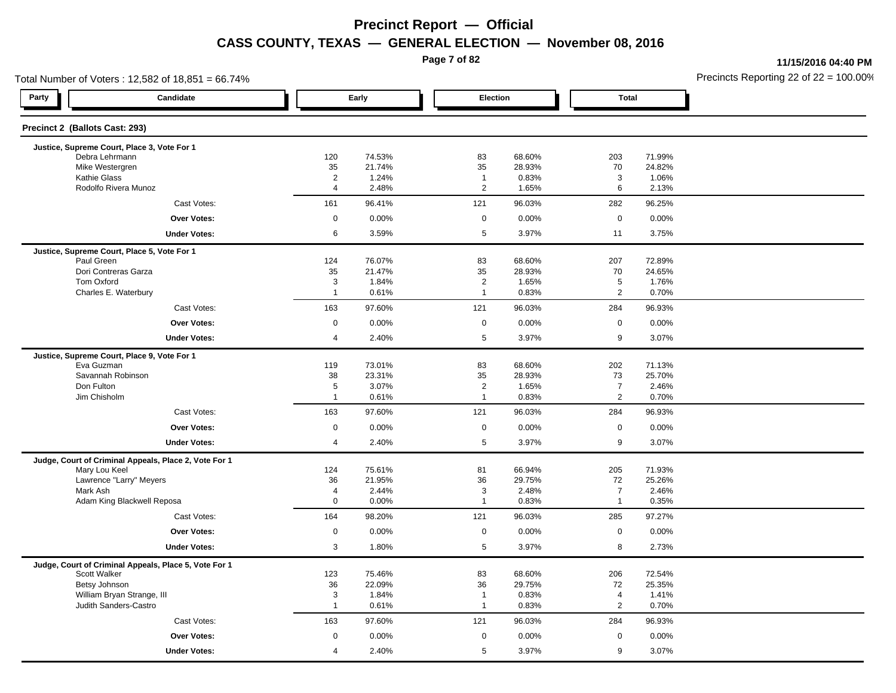# Precinct Report — Official

## CASS COUNTY, TEXAS — GENERAL ELECTION — November 08, 2016

11/15/2016 04:40 PM

Total Number of Voters : 12,582 of 18,851 = 66.74%

Precincts Reporting 22 of 22 = 100.00%

### Precinct 2 (Ballots Cast: 293)

| Party | Candidate | Early | | Election | | Total | |
|---|---|---|---|---|---|---|---|
| | **Justice, Supreme Court, Place 3, Vote For 1** | | | | | | |
| | Debra Lehrmann | 120 | 74.53% | 83 | 68.60% | 203 | 71.99% |
| | Mike Westergren | 35 | 21.74% | 35 | 28.93% | 70 | 24.82% |
| | Kathie Glass | 2 | 1.24% | 1 | 0.83% | 3 | 1.06% |
| | Rodolfo Rivera Munoz | 4 | 2.48% | 2 | 1.65% | 6 | 2.13% |
| | Cast Votes: | 161 | 96.41% | 121 | 96.03% | 282 | 96.25% |
| | **Over Votes:** | 0 | 0.00% | 0 | 0.00% | 0 | 0.00% |
| | **Under Votes:** | 6 | 3.59% | 5 | 3.97% | 11 | 3.75% |
| | **Justice, Supreme Court, Place 5, Vote For 1** | | | | | | |
| | Paul Green | 124 | 76.07% | 83 | 68.60% | 207 | 72.89% |
| | Dori Contreras Garza | 35 | 21.47% | 35 | 28.93% | 70 | 24.65% |
| | Tom Oxford | 3 | 1.84% | 2 | 1.65% | 5 | 1.76% |
| | Charles E. Waterbury | 1 | 0.61% | 1 | 0.83% | 2 | 0.70% |
| | Cast Votes: | 163 | 97.60% | 121 | 96.03% | 284 | 96.93% |
| | **Over Votes:** | 0 | 0.00% | 0 | 0.00% | 0 | 0.00% |
| | **Under Votes:** | 4 | 2.40% | 5 | 3.97% | 9 | 3.07% |
| | **Justice, Supreme Court, Place 9, Vote For 1** | | | | | | |
| | Eva Guzman | 119 | 73.01% | 83 | 68.60% | 202 | 71.13% |
| | Savannah Robinson | 38 | 23.31% | 35 | 28.93% | 73 | 25.70% |
| | Don Fulton | 5 | 3.07% | 2 | 1.65% | 7 | 2.46% |
| | Jim Chisholm | 1 | 0.61% | 1 | 0.83% | 2 | 0.70% |
| | Cast Votes: | 163 | 97.60% | 121 | 96.03% | 284 | 96.93% |
| | **Over Votes:** | 0 | 0.00% | 0 | 0.00% | 0 | 0.00% |
| | **Under Votes:** | 4 | 2.40% | 5 | 3.97% | 9 | 3.07% |
| | **Judge, Court of Criminal Appeals, Place 2, Vote For 1** | | | | | | |
| | Mary Lou Keel | 124 | 75.61% | 81 | 66.94% | 205 | 71.93% |
| | Lawrence "Larry" Meyers | 36 | 21.95% | 36 | 29.75% | 72 | 25.26% |
| | Mark Ash | 4 | 2.44% | 3 | 2.48% | 7 | 2.46% |
| | Adam King Blackwell Reposa | 0 | 0.00% | 1 | 0.83% | 1 | 0.35% |
| | Cast Votes: | 164 | 98.20% | 121 | 96.03% | 285 | 97.27% |
| | **Over Votes:** | 0 | 0.00% | 0 | 0.00% | 0 | 0.00% |
| | **Under Votes:** | 3 | 1.80% | 5 | 3.97% | 8 | 2.73% |
| | **Judge, Court of Criminal Appeals, Place 5, Vote For 1** | | | | | | |
| | Scott Walker | 123 | 75.46% | 83 | 68.60% | 206 | 72.54% |
| | Betsy Johnson | 36 | 22.09% | 36 | 29.75% | 72 | 25.35% |
| | William Bryan Strange, III | 3 | 1.84% | 1 | 0.83% | 4 | 1.41% |
| | Judith Sanders-Castro | 1 | 0.61% | 1 | 0.83% | 2 | 0.70% |
| | Cast Votes: | 163 | 97.60% | 121 | 96.03% | 284 | 96.93% |
| | **Over Votes:** | 0 | 0.00% | 0 | 0.00% | 0 | 0.00% |
| | **Under Votes:** | 4 | 2.40% | 5 | 3.97% | 9 | 3.07% |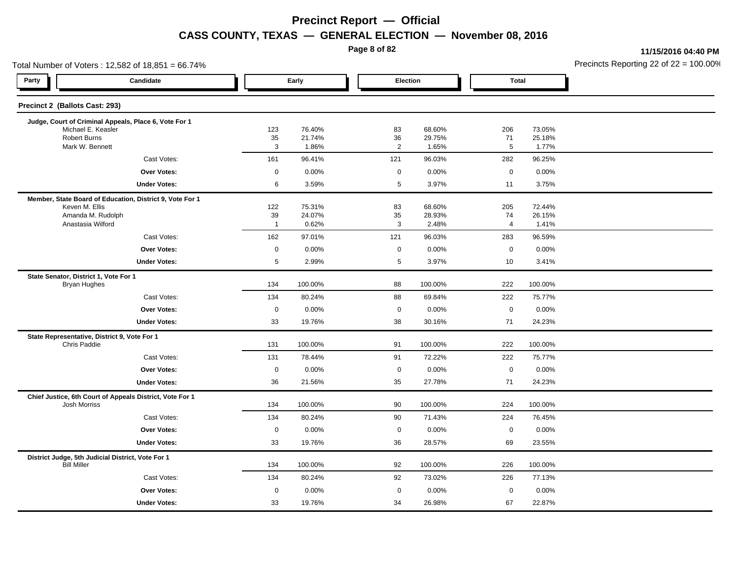# Precinct Report — Official

## CASS COUNTY, TEXAS — GENERAL ELECTION — November 08, 2016

11/15/2016 04:40 PM

Total Number of Voters : 12,582 of 18,851 = 66.74%

Precincts Reporting 22 of 22 = 100.00%

### Precinct 2 (Ballots Cast: 293)

| Party | Candidate | Early | | Election | | Total | |
|---|---|---|---|---|---|---|---|
| | **Judge, Court of Criminal Appeals, Place 6, Vote For 1** | | | | | | |
| | Michael E. Keasler | 123 | 76.40% | 83 | 68.60% | 206 | 73.05% |
| | Robert Burns | 35 | 21.74% | 36 | 29.75% | 71 | 25.18% |
| | Mark W. Bennett | 3 | 1.86% | 2 | 1.65% | 5 | 1.77% |
| | Cast Votes: | 161 | 96.41% | 121 | 96.03% | 282 | 96.25% |
| | **Over Votes:** | 0 | 0.00% | 0 | 0.00% | 0 | 0.00% |
| | **Under Votes:** | 6 | 3.59% | 5 | 3.97% | 11 | 3.75% |
| | **Member, State Board of Education, District 9, Vote For 1** | | | | | | |
| | Keven M. Ellis | 122 | 75.31% | 83 | 68.60% | 205 | 72.44% |
| | Amanda M. Rudolph | 39 | 24.07% | 35 | 28.93% | 74 | 26.15% |
| | Anastasia Wilford | 1 | 0.62% | 3 | 2.48% | 4 | 1.41% |
| | Cast Votes: | 162 | 97.01% | 121 | 96.03% | 283 | 96.59% |
| | **Over Votes:** | 0 | 0.00% | 0 | 0.00% | 0 | 0.00% |
| | **Under Votes:** | 5 | 2.99% | 5 | 3.97% | 10 | 3.41% |
| | **State Senator, District 1, Vote For 1** | | | | | | |
| | Bryan Hughes | 134 | 100.00% | 88 | 100.00% | 222 | 100.00% |
| | Cast Votes: | 134 | 80.24% | 88 | 69.84% | 222 | 75.77% |
| | **Over Votes:** | 0 | 0.00% | 0 | 0.00% | 0 | 0.00% |
| | **Under Votes:** | 33 | 19.76% | 38 | 30.16% | 71 | 24.23% |
| | **State Representative, District 9, Vote For 1** | | | | | | |
| | Chris Paddie | 131 | 100.00% | 91 | 100.00% | 222 | 100.00% |
| | Cast Votes: | 131 | 78.44% | 91 | 72.22% | 222 | 75.77% |
| | **Over Votes:** | 0 | 0.00% | 0 | 0.00% | 0 | 0.00% |
| | **Under Votes:** | 36 | 21.56% | 35 | 27.78% | 71 | 24.23% |
| | **Chief Justice, 6th Court of Appeals District, Vote For 1** | | | | | | |
| | Josh Morriss | 134 | 100.00% | 90 | 100.00% | 224 | 100.00% |
| | Cast Votes: | 134 | 80.24% | 90 | 71.43% | 224 | 76.45% |
| | **Over Votes:** | 0 | 0.00% | 0 | 0.00% | 0 | 0.00% |
| | **Under Votes:** | 33 | 19.76% | 36 | 28.57% | 69 | 23.55% |
| | **District Judge, 5th Judicial District, Vote For 1** | | | | | | |
| | Bill Miller | 134 | 100.00% | 92 | 100.00% | 226 | 100.00% |
| | Cast Votes: | 134 | 80.24% | 92 | 73.02% | 226 | 77.13% |
| | **Over Votes:** | 0 | 0.00% | 0 | 0.00% | 0 | 0.00% |
| | **Under Votes:** | 33 | 19.76% | 34 | 26.98% | 67 | 22.87% |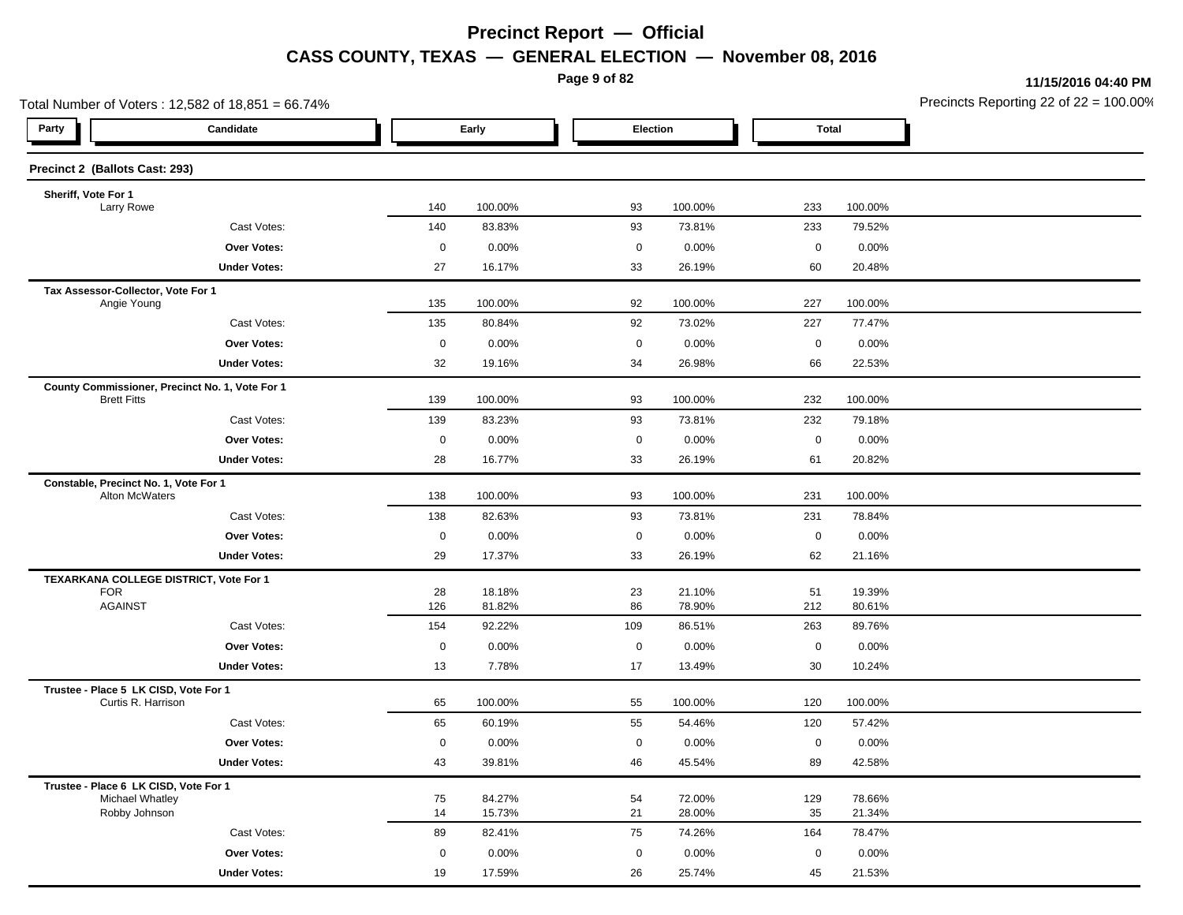# Precinct Report — Official

## CASS COUNTY, TEXAS — GENERAL ELECTION — November 08, 2016

**11/15/2016 04:40 PM**

Total Number of Voters : 12,582 of 18,851 = 66.74%

Precincts Reporting 22 of 22 = 100.00%

| Party | Candidate | Early | | Election | | Total | |
|---|---|---|---|---|---|---|---|
| **Precinct 2 (Ballots Cast: 293)** | | | | | | | |
| **Sheriff, Vote For 1** | | | | | | | |
| | Larry Rowe | 140 | 100.00% | 93 | 100.00% | 233 | 100.00% |
| | Cast Votes: | 140 | 83.83% | 93 | 73.81% | 233 | 79.52% |
| | **Over Votes:** | 0 | 0.00% | 0 | 0.00% | 0 | 0.00% |
| | **Under Votes:** | 27 | 16.17% | 33 | 26.19% | 60 | 20.48% |
| **Tax Assessor-Collector, Vote For 1** | | | | | | | |
| | Angie Young | 135 | 100.00% | 92 | 100.00% | 227 | 100.00% |
| | Cast Votes: | 135 | 80.84% | 92 | 73.02% | 227 | 77.47% |
| | **Over Votes:** | 0 | 0.00% | 0 | 0.00% | 0 | 0.00% |
| | **Under Votes:** | 32 | 19.16% | 34 | 26.98% | 66 | 22.53% |
| **County Commissioner, Precinct No. 1, Vote For 1** | | | | | | | |
| | Brett Fitts | 139 | 100.00% | 93 | 100.00% | 232 | 100.00% |
| | Cast Votes: | 139 | 83.23% | 93 | 73.81% | 232 | 79.18% |
| | **Over Votes:** | 0 | 0.00% | 0 | 0.00% | 0 | 0.00% |
| | **Under Votes:** | 28 | 16.77% | 33 | 26.19% | 61 | 20.82% |
| **Constable, Precinct No. 1, Vote For 1** | | | | | | | |
| | Alton McWaters | 138 | 100.00% | 93 | 100.00% | 231 | 100.00% |
| | Cast Votes: | 138 | 82.63% | 93 | 73.81% | 231 | 78.84% |
| | **Over Votes:** | 0 | 0.00% | 0 | 0.00% | 0 | 0.00% |
| | **Under Votes:** | 29 | 17.37% | 33 | 26.19% | 62 | 21.16% |
| **TEXARKANA COLLEGE DISTRICT, Vote For 1** | | | | | | | |
| | FOR | 28 | 18.18% | 23 | 21.10% | 51 | 19.39% |
| | AGAINST | 126 | 81.82% | 86 | 78.90% | 212 | 80.61% |
| | Cast Votes: | 154 | 92.22% | 109 | 86.51% | 263 | 89.76% |
| | **Over Votes:** | 0 | 0.00% | 0 | 0.00% | 0 | 0.00% |
| | **Under Votes:** | 13 | 7.78% | 17 | 13.49% | 30 | 10.24% |
| **Trustee - Place 5 LK CISD, Vote For 1** | | | | | | | |
| | Curtis R. Harrison | 65 | 100.00% | 55 | 100.00% | 120 | 100.00% |
| | Cast Votes: | 65 | 60.19% | 55 | 54.46% | 120 | 57.42% |
| | **Over Votes:** | 0 | 0.00% | 0 | 0.00% | 0 | 0.00% |
| | **Under Votes:** | 43 | 39.81% | 46 | 45.54% | 89 | 42.58% |
| **Trustee - Place 6 LK CISD, Vote For 1** | | | | | | | |
| | Michael Whatley | 75 | 84.27% | 54 | 72.00% | 129 | 78.66% |
| | Robby Johnson | 14 | 15.73% | 21 | 28.00% | 35 | 21.34% |
| | Cast Votes: | 89 | 82.41% | 75 | 74.26% | 164 | 78.47% |
| | **Over Votes:** | 0 | 0.00% | 0 | 0.00% | 0 | 0.00% |
| | **Under Votes:** | 19 | 17.59% | 26 | 25.74% | 45 | 21.53% |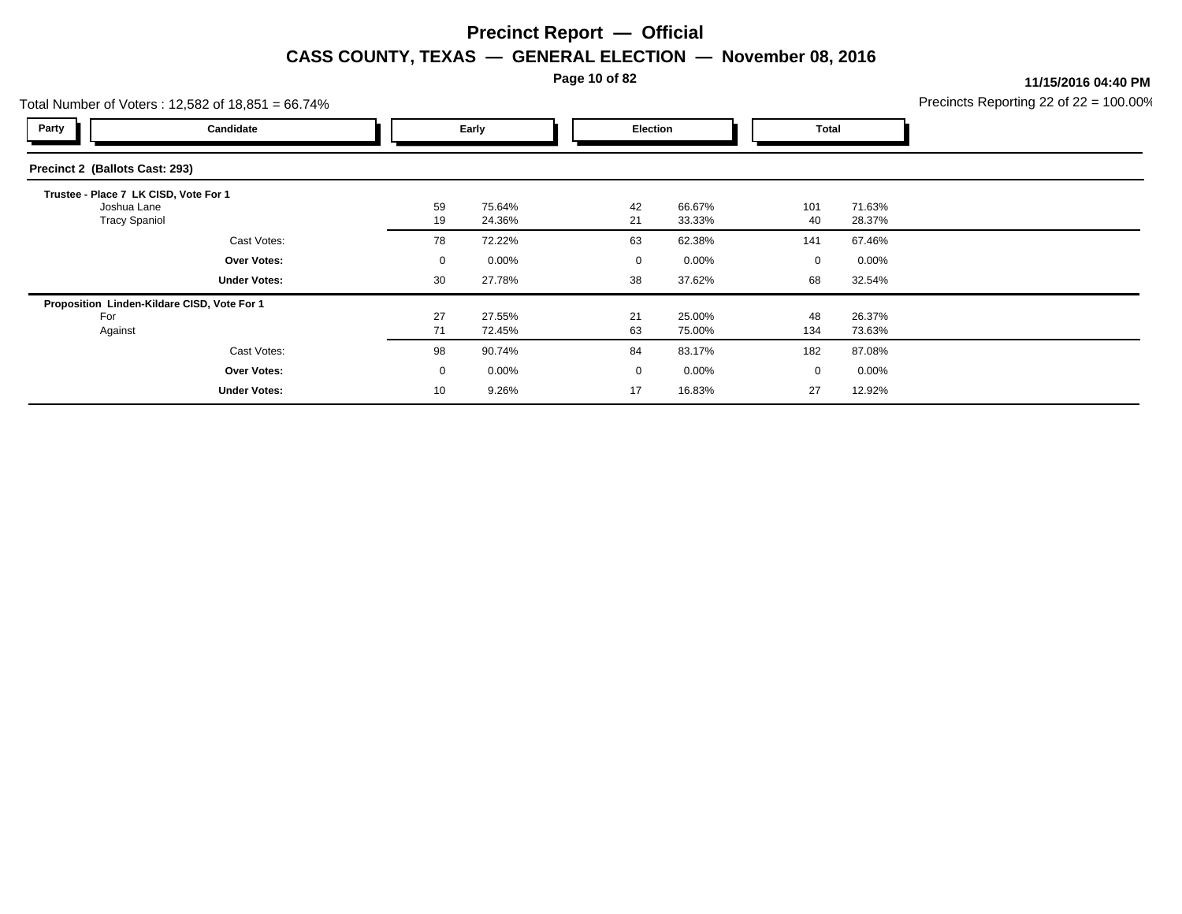# Precinct Report — Official

## CASS COUNTY, TEXAS — GENERAL ELECTION — November 08, 2016

**11/15/2016 04:40 PM**

Total Number of Voters : 12,582 of 18,851 = 66.74%

Precincts Reporting 22 of 22 = 100.00%

### Precinct 2 (Ballots Cast: 293)

**Trustee - Place 7 LK CISD, Vote For 1**

| Party | Candidate | Early | | Election | | Total | |
|---|---|---|---|---|---|---|---|
| | Joshua Lane | 59 | 75.64% | 42 | 66.67% | 101 | 71.63% |
| | Tracy Spaniol | 19 | 24.36% | 21 | 33.33% | 40 | 28.37% |
| | Cast Votes: | 78 | 72.22% | 63 | 62.38% | 141 | 67.46% |
| | **Over Votes:** | 0 | 0.00% | 0 | 0.00% | 0 | 0.00% |
| | **Under Votes:** | 30 | 27.78% | 38 | 37.62% | 68 | 32.54% |

**Proposition Linden-Kildare CISD, Vote For 1**

| Party | Candidate | Early | | Election | | Total | |
|---|---|---|---|---|---|---|---|
| | For | 27 | 27.55% | 21 | 25.00% | 48 | 26.37% |
| | Against | 71 | 72.45% | 63 | 75.00% | 134 | 73.63% |
| | Cast Votes: | 98 | 90.74% | 84 | 83.17% | 182 | 87.08% |
| | **Over Votes:** | 0 | 0.00% | 0 | 0.00% | 0 | 0.00% |
| | **Under Votes:** | 10 | 9.26% | 17 | 16.83% | 27 | 12.92% |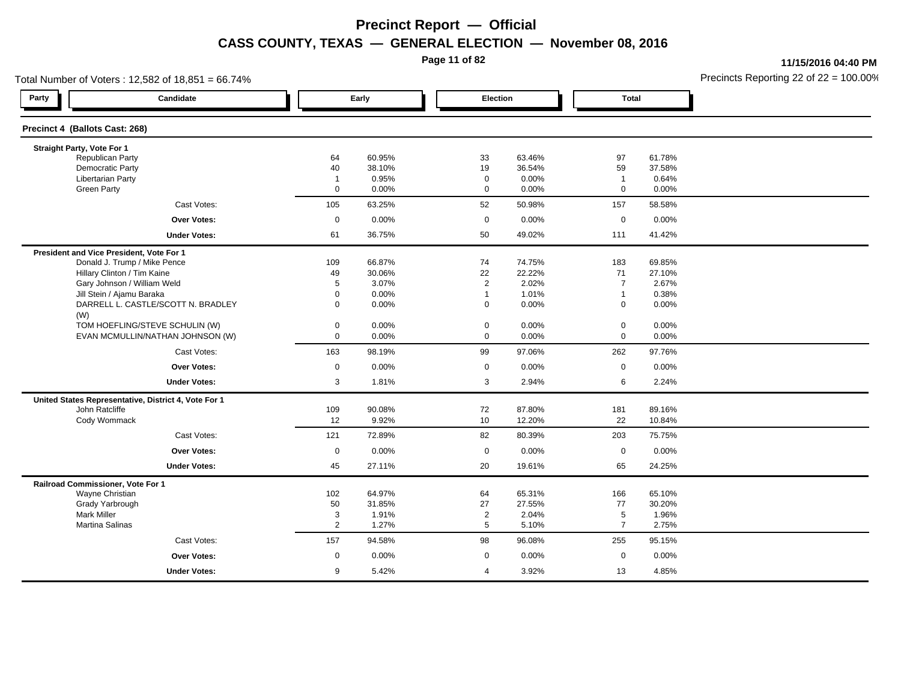# Precinct Report — Official

## CASS COUNTY, TEXAS — GENERAL ELECTION — November 08, 2016

11/15/2016 04:40 PM

Total Number of Voters : 12,582 of 18,851 = 66.74%

Precincts Reporting 22 of 22 = 100.00%

### Precinct 4 (Ballots Cast: 268)

| Party | Candidate | Early | | Election | | Total | |
|---|---|---|---|---|---|---|---|
| | **Straight Party, Vote For 1** | | | | | | |
| | Republican Party | 64 | 60.95% | 33 | 63.46% | 97 | 61.78% |
| | Democratic Party | 40 | 38.10% | 19 | 36.54% | 59 | 37.58% |
| | Libertarian Party | 1 | 0.95% | 0 | 0.00% | 1 | 0.64% |
| | Green Party | 0 | 0.00% | 0 | 0.00% | 0 | 0.00% |
| | Cast Votes: | 105 | 63.25% | 52 | 50.98% | 157 | 58.58% |
| | **Over Votes:** | 0 | 0.00% | 0 | 0.00% | 0 | 0.00% |
| | **Under Votes:** | 61 | 36.75% | 50 | 49.02% | 111 | 41.42% |
| | **President and Vice President, Vote For 1** | | | | | | |
| | Donald J. Trump / Mike Pence | 109 | 66.87% | 74 | 74.75% | 183 | 69.85% |
| | Hillary Clinton / Tim Kaine | 49 | 30.06% | 22 | 22.22% | 71 | 27.10% |
| | Gary Johnson / William Weld | 5 | 3.07% | 2 | 2.02% | 7 | 2.67% |
| | Jill Stein / Ajamu Baraka | 0 | 0.00% | 1 | 1.01% | 1 | 0.38% |
| | DARRELL L. CASTLE/SCOTT N. BRADLEY (W) | 0 | 0.00% | 0 | 0.00% | 0 | 0.00% |
| | TOM HOEFLING/STEVE SCHULIN (W) | 0 | 0.00% | 0 | 0.00% | 0 | 0.00% |
| | EVAN MCMULLIN/NATHAN JOHNSON (W) | 0 | 0.00% | 0 | 0.00% | 0 | 0.00% |
| | Cast Votes: | 163 | 98.19% | 99 | 97.06% | 262 | 97.76% |
| | **Over Votes:** | 0 | 0.00% | 0 | 0.00% | 0 | 0.00% |
| | **Under Votes:** | 3 | 1.81% | 3 | 2.94% | 6 | 2.24% |
| | **United States Representative, District 4, Vote For 1** | | | | | | |
| | John Ratcliffe | 109 | 90.08% | 72 | 87.80% | 181 | 89.16% |
| | Cody Wommack | 12 | 9.92% | 10 | 12.20% | 22 | 10.84% |
| | Cast Votes: | 121 | 72.89% | 82 | 80.39% | 203 | 75.75% |
| | **Over Votes:** | 0 | 0.00% | 0 | 0.00% | 0 | 0.00% |
| | **Under Votes:** | 45 | 27.11% | 20 | 19.61% | 65 | 24.25% |
| | **Railroad Commissioner, Vote For 1** | | | | | | |
| | Wayne Christian | 102 | 64.97% | 64 | 65.31% | 166 | 65.10% |
| | Grady Yarbrough | 50 | 31.85% | 27 | 27.55% | 77 | 30.20% |
| | Mark Miller | 3 | 1.91% | 2 | 2.04% | 5 | 1.96% |
| | Martina Salinas | 2 | 1.27% | 5 | 5.10% | 7 | 2.75% |
| | Cast Votes: | 157 | 94.58% | 98 | 96.08% | 255 | 95.15% |
| | **Over Votes:** | 0 | 0.00% | 0 | 0.00% | 0 | 0.00% |
| | **Under Votes:** | 9 | 5.42% | 4 | 3.92% | 13 | 4.85% |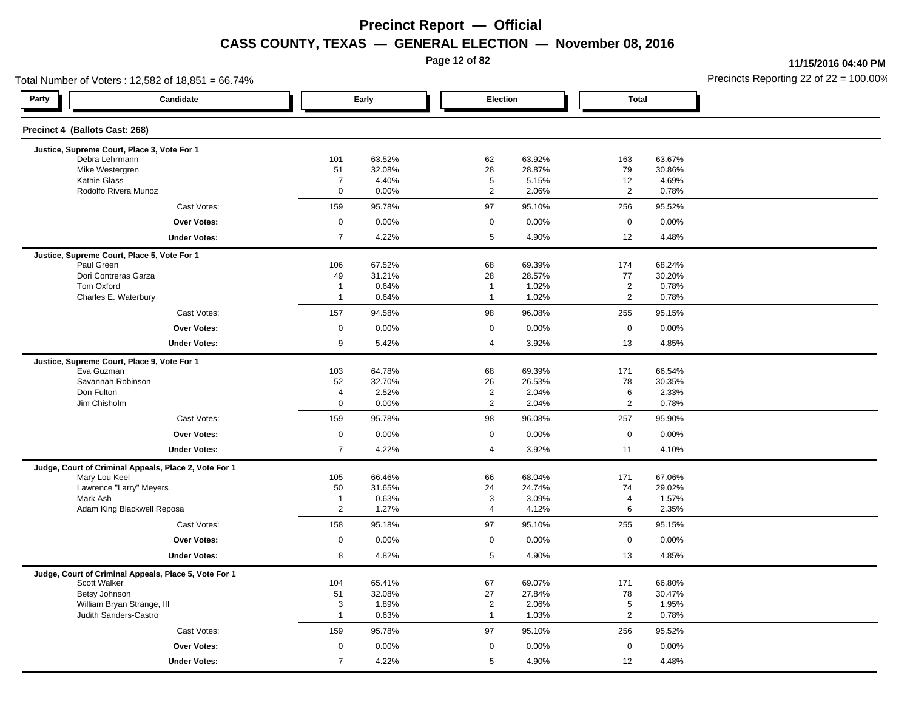# Precinct Report — Official

## CASS COUNTY, TEXAS — GENERAL ELECTION — November 08, 2016

11/15/2016 04:40 PM

Total Number of Voters : 12,582 of 18,851 = 66.74%

Precincts Reporting 22 of 22 = 100.00%

### Precinct 4 (Ballots Cast: 268)

| Party | Candidate | Early | | Election | | Total | |
|---|---|---|---|---|---|---|---|
| | **Justice, Supreme Court, Place 3, Vote For 1** | | | | | | |
| | Debra Lehrmann | 101 | 63.52% | 62 | 63.92% | 163 | 63.67% |
| | Mike Westergren | 51 | 32.08% | 28 | 28.87% | 79 | 30.86% |
| | Kathie Glass | 7 | 4.40% | 5 | 5.15% | 12 | 4.69% |
| | Rodolfo Rivera Munoz | 0 | 0.00% | 2 | 2.06% | 2 | 0.78% |
| | Cast Votes: | 159 | 95.78% | 97 | 95.10% | 256 | 95.52% |
| | **Over Votes:** | 0 | 0.00% | 0 | 0.00% | 0 | 0.00% |
| | **Under Votes:** | 7 | 4.22% | 5 | 4.90% | 12 | 4.48% |
| | **Justice, Supreme Court, Place 5, Vote For 1** | | | | | | |
| | Paul Green | 106 | 67.52% | 68 | 69.39% | 174 | 68.24% |
| | Dori Contreras Garza | 49 | 31.21% | 28 | 28.57% | 77 | 30.20% |
| | Tom Oxford | 1 | 0.64% | 1 | 1.02% | 2 | 0.78% |
| | Charles E. Waterbury | 1 | 0.64% | 1 | 1.02% | 2 | 0.78% |
| | Cast Votes: | 157 | 94.58% | 98 | 96.08% | 255 | 95.15% |
| | **Over Votes:** | 0 | 0.00% | 0 | 0.00% | 0 | 0.00% |
| | **Under Votes:** | 9 | 5.42% | 4 | 3.92% | 13 | 4.85% |
| | **Justice, Supreme Court, Place 9, Vote For 1** | | | | | | |
| | Eva Guzman | 103 | 64.78% | 68 | 69.39% | 171 | 66.54% |
| | Savannah Robinson | 52 | 32.70% | 26 | 26.53% | 78 | 30.35% |
| | Don Fulton | 4 | 2.52% | 2 | 2.04% | 6 | 2.33% |
| | Jim Chisholm | 0 | 0.00% | 2 | 2.04% | 2 | 0.78% |
| | Cast Votes: | 159 | 95.78% | 98 | 96.08% | 257 | 95.90% |
| | **Over Votes:** | 0 | 0.00% | 0 | 0.00% | 0 | 0.00% |
| | **Under Votes:** | 7 | 4.22% | 4 | 3.92% | 11 | 4.10% |
| | **Judge, Court of Criminal Appeals, Place 2, Vote For 1** | | | | | | |
| | Mary Lou Keel | 105 | 66.46% | 66 | 68.04% | 171 | 67.06% |
| | Lawrence "Larry" Meyers | 50 | 31.65% | 24 | 24.74% | 74 | 29.02% |
| | Mark Ash | 1 | 0.63% | 3 | 3.09% | 4 | 1.57% |
| | Adam King Blackwell Reposa | 2 | 1.27% | 4 | 4.12% | 6 | 2.35% |
| | Cast Votes: | 158 | 95.18% | 97 | 95.10% | 255 | 95.15% |
| | **Over Votes:** | 0 | 0.00% | 0 | 0.00% | 0 | 0.00% |
| | **Under Votes:** | 8 | 4.82% | 5 | 4.90% | 13 | 4.85% |
| | **Judge, Court of Criminal Appeals, Place 5, Vote For 1** | | | | | | |
| | Scott Walker | 104 | 65.41% | 67 | 69.07% | 171 | 66.80% |
| | Betsy Johnson | 51 | 32.08% | 27 | 27.84% | 78 | 30.47% |
| | William Bryan Strange, III | 3 | 1.89% | 2 | 2.06% | 5 | 1.95% |
| | Judith Sanders-Castro | 1 | 0.63% | 1 | 1.03% | 2 | 0.78% |
| | Cast Votes: | 159 | 95.78% | 97 | 95.10% | 256 | 95.52% |
| | **Over Votes:** | 0 | 0.00% | 0 | 0.00% | 0 | 0.00% |
| | **Under Votes:** | 7 | 4.22% | 5 | 4.90% | 12 | 4.48% |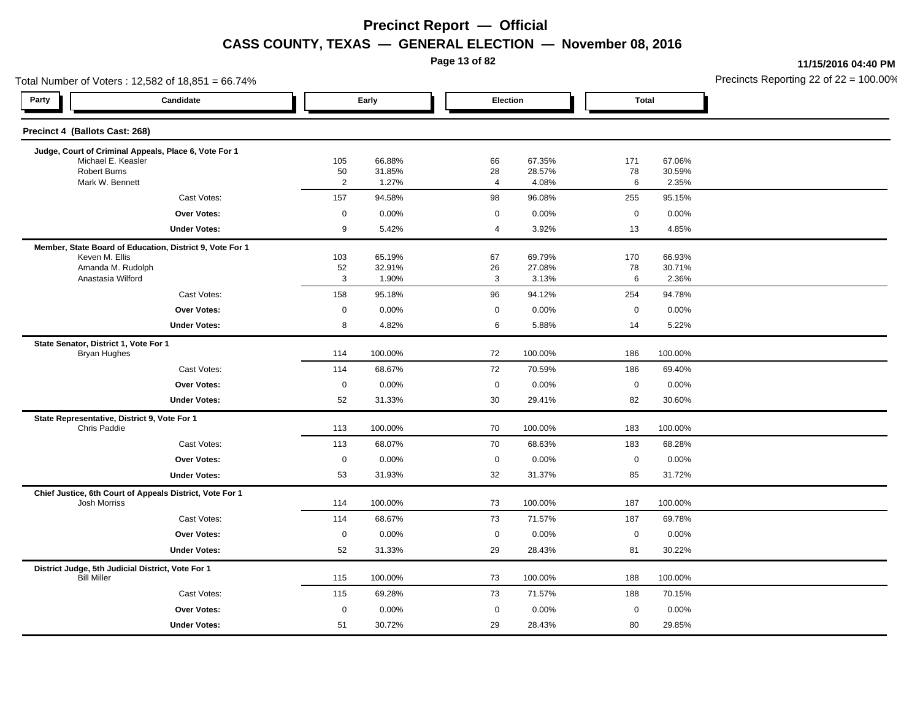# Precinct Report — Official

## CASS COUNTY, TEXAS — GENERAL ELECTION — November 08, 2016

11/15/2016 04:40 PM

Total Number of Voters : 12,582 of 18,851 = 66.74%

Precincts Reporting 22 of 22 = 100.00%

| Party | Candidate | Early | | Election | | Total | |
|---|---|---|---|---|---|---|---|
| **Precinct 4 (Ballots Cast: 268)** | | | | | | | |
| **Judge, Court of Criminal Appeals, Place 6, Vote For 1** | | | | | | | |
| | Michael E. Keasler | 105 | 66.88% | 66 | 67.35% | 171 | 67.06% |
| | Robert Burns | 50 | 31.85% | 28 | 28.57% | 78 | 30.59% |
| | Mark W. Bennett | 2 | 1.27% | 4 | 4.08% | 6 | 2.35% |
| | Cast Votes: | 157 | 94.58% | 98 | 96.08% | 255 | 95.15% |
| | **Over Votes:** | 0 | 0.00% | 0 | 0.00% | 0 | 0.00% |
| | **Under Votes:** | 9 | 5.42% | 4 | 3.92% | 13 | 4.85% |
| **Member, State Board of Education, District 9, Vote For 1** | | | | | | | |
| | Keven M. Ellis | 103 | 65.19% | 67 | 69.79% | 170 | 66.93% |
| | Amanda M. Rudolph | 52 | 32.91% | 26 | 27.08% | 78 | 30.71% |
| | Anastasia Wilford | 3 | 1.90% | 3 | 3.13% | 6 | 2.36% |
| | Cast Votes: | 158 | 95.18% | 96 | 94.12% | 254 | 94.78% |
| | **Over Votes:** | 0 | 0.00% | 0 | 0.00% | 0 | 0.00% |
| | **Under Votes:** | 8 | 4.82% | 6 | 5.88% | 14 | 5.22% |
| **State Senator, District 1, Vote For 1** | | | | | | | |
| | Bryan Hughes | 114 | 100.00% | 72 | 100.00% | 186 | 100.00% |
| | Cast Votes: | 114 | 68.67% | 72 | 70.59% | 186 | 69.40% |
| | **Over Votes:** | 0 | 0.00% | 0 | 0.00% | 0 | 0.00% |
| | **Under Votes:** | 52 | 31.33% | 30 | 29.41% | 82 | 30.60% |
| **State Representative, District 9, Vote For 1** | | | | | | | |
| | Chris Paddie | 113 | 100.00% | 70 | 100.00% | 183 | 100.00% |
| | Cast Votes: | 113 | 68.07% | 70 | 68.63% | 183 | 68.28% |
| | **Over Votes:** | 0 | 0.00% | 0 | 0.00% | 0 | 0.00% |
| | **Under Votes:** | 53 | 31.93% | 32 | 31.37% | 85 | 31.72% |
| **Chief Justice, 6th Court of Appeals District, Vote For 1** | | | | | | | |
| | Josh Morriss | 114 | 100.00% | 73 | 100.00% | 187 | 100.00% |
| | Cast Votes: | 114 | 68.67% | 73 | 71.57% | 187 | 69.78% |
| | **Over Votes:** | 0 | 0.00% | 0 | 0.00% | 0 | 0.00% |
| | **Under Votes:** | 52 | 31.33% | 29 | 28.43% | 81 | 30.22% |
| **District Judge, 5th Judicial District, Vote For 1** | | | | | | | |
| | Bill Miller | 115 | 100.00% | 73 | 100.00% | 188 | 100.00% |
| | Cast Votes: | 115 | 69.28% | 73 | 71.57% | 188 | 70.15% |
| | **Over Votes:** | 0 | 0.00% | 0 | 0.00% | 0 | 0.00% |
| | **Under Votes:** | 51 | 30.72% | 29 | 28.43% | 80 | 29.85% |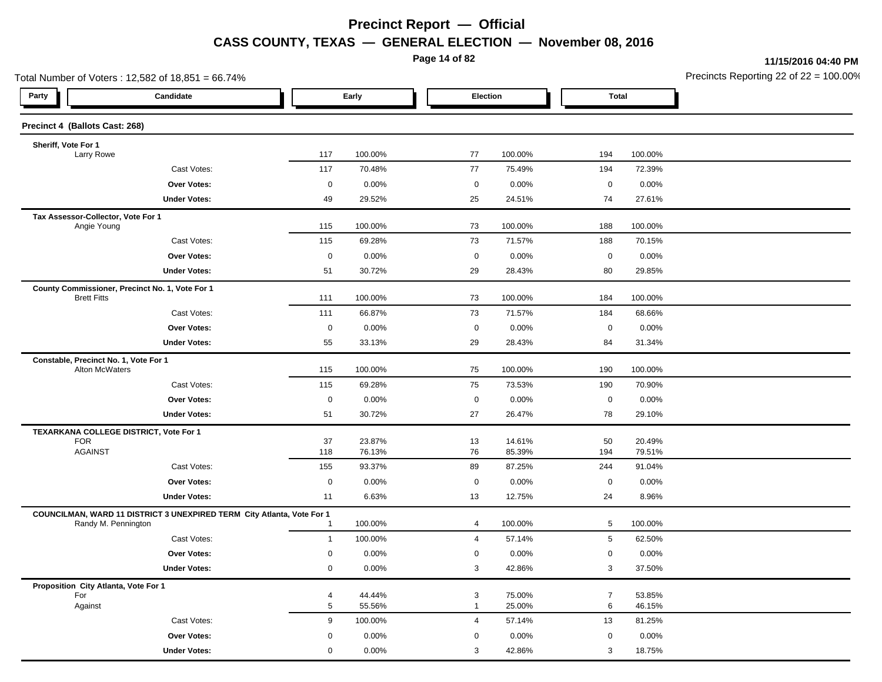# Precinct Report — Official

## CASS COUNTY, TEXAS — GENERAL ELECTION — November 08, 2016

11/15/2016 04:40 PM

Total Number of Voters : 12,582 of 18,851 = 66.74%

Precincts Reporting 22 of 22 = 100.00%

### Precinct 4 (Ballots Cast: 268)

| Party | Candidate | Early | | Election | | Total | |
|---|---|---|---|---|---|---|---|
| | **Sheriff, Vote For 1** | | | | | | |
| | Larry Rowe | 117 | 100.00% | 77 | 100.00% | 194 | 100.00% |
| | Cast Votes: | 117 | 70.48% | 77 | 75.49% | 194 | 72.39% |
| | **Over Votes:** | 0 | 0.00% | 0 | 0.00% | 0 | 0.00% |
| | **Under Votes:** | 49 | 29.52% | 25 | 24.51% | 74 | 27.61% |
| | **Tax Assessor-Collector, Vote For 1** | | | | | | |
| | Angie Young | 115 | 100.00% | 73 | 100.00% | 188 | 100.00% |
| | Cast Votes: | 115 | 69.28% | 73 | 71.57% | 188 | 70.15% |
| | **Over Votes:** | 0 | 0.00% | 0 | 0.00% | 0 | 0.00% |
| | **Under Votes:** | 51 | 30.72% | 29 | 28.43% | 80 | 29.85% |
| | **County Commissioner, Precinct No. 1, Vote For 1** | | | | | | |
| | Brett Fitts | 111 | 100.00% | 73 | 100.00% | 184 | 100.00% |
| | Cast Votes: | 111 | 66.87% | 73 | 71.57% | 184 | 68.66% |
| | **Over Votes:** | 0 | 0.00% | 0 | 0.00% | 0 | 0.00% |
| | **Under Votes:** | 55 | 33.13% | 29 | 28.43% | 84 | 31.34% |
| | **Constable, Precinct No. 1, Vote For 1** | | | | | | |
| | Alton McWaters | 115 | 100.00% | 75 | 100.00% | 190 | 100.00% |
| | Cast Votes: | 115 | 69.28% | 75 | 73.53% | 190 | 70.90% |
| | **Over Votes:** | 0 | 0.00% | 0 | 0.00% | 0 | 0.00% |
| | **Under Votes:** | 51 | 30.72% | 27 | 26.47% | 78 | 29.10% |
| | **TEXARKANA COLLEGE DISTRICT, Vote For 1** | | | | | | |
| | FOR | 37 | 23.87% | 13 | 14.61% | 50 | 20.49% |
| | AGAINST | 118 | 76.13% | 76 | 85.39% | 194 | 79.51% |
| | Cast Votes: | 155 | 93.37% | 89 | 87.25% | 244 | 91.04% |
| | **Over Votes:** | 0 | 0.00% | 0 | 0.00% | 0 | 0.00% |
| | **Under Votes:** | 11 | 6.63% | 13 | 12.75% | 24 | 8.96% |
| | **COUNCILMAN, WARD 11 DISTRICT 3 UNEXPIRED TERM City Atlanta, Vote For 1** | | | | | | |
| | Randy M. Pennington | 1 | 100.00% | 4 | 100.00% | 5 | 100.00% |
| | Cast Votes: | 1 | 100.00% | 4 | 57.14% | 5 | 62.50% |
| | **Over Votes:** | 0 | 0.00% | 0 | 0.00% | 0 | 0.00% |
| | **Under Votes:** | 0 | 0.00% | 3 | 42.86% | 3 | 37.50% |
| | **Proposition City Atlanta, Vote For 1** | | | | | | |
| | For | 4 | 44.44% | 3 | 75.00% | 7 | 53.85% |
| | Against | 5 | 55.56% | 1 | 25.00% | 6 | 46.15% |
| | Cast Votes: | 9 | 100.00% | 4 | 57.14% | 13 | 81.25% |
| | **Over Votes:** | 0 | 0.00% | 0 | 0.00% | 0 | 0.00% |
| | **Under Votes:** | 0 | 0.00% | 3 | 42.86% | 3 | 18.75% |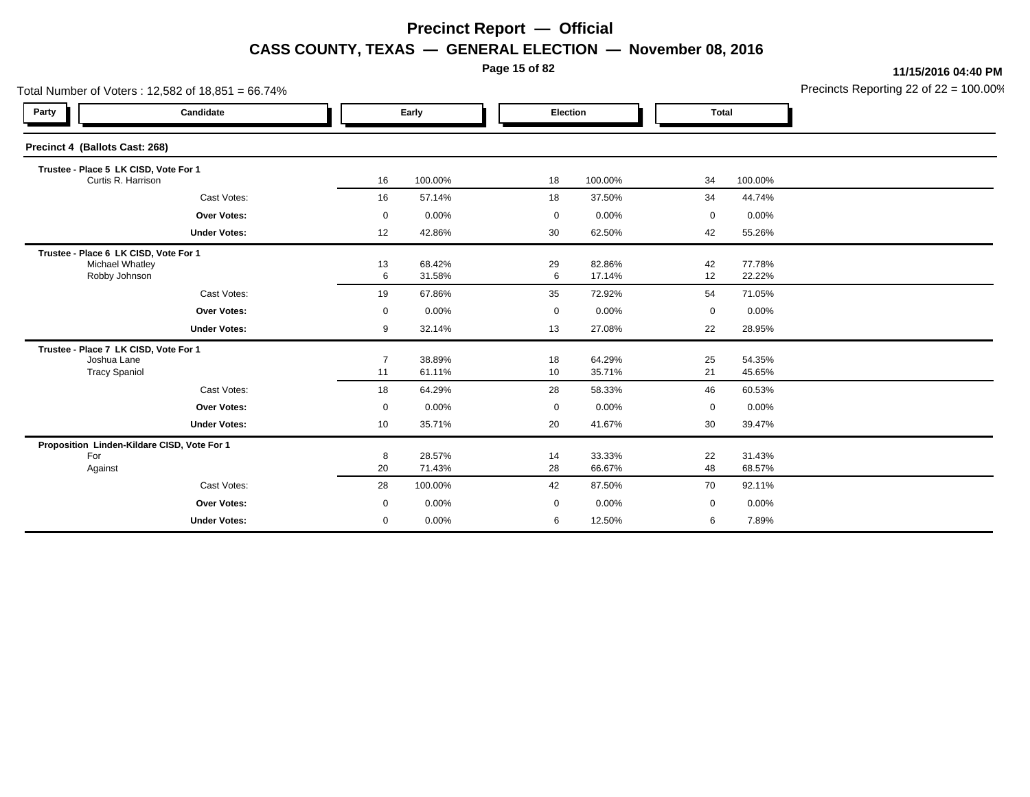# Precinct Report — Official

## CASS COUNTY, TEXAS — GENERAL ELECTION — November 08, 2016

11/15/2016 04:40 PM

Total Number of Voters : 12,582 of 18,851 = 66.74%

Precincts Reporting 22 of 22 = 100.00%

| Party | Candidate | Early | | Election | | Total | |
|---|---|---|---|---|---|---|---|
| **Precinct 4 (Ballots Cast: 268)** | | | | | | | |
| **Trustee - Place 5 LK CISD, Vote For 1** | | | | | | | |
| | Curtis R. Harrison | 16 | 100.00% | 18 | 100.00% | 34 | 100.00% |
| | Cast Votes: | 16 | 57.14% | 18 | 37.50% | 34 | 44.74% |
| | **Over Votes:** | 0 | 0.00% | 0 | 0.00% | 0 | 0.00% |
| | **Under Votes:** | 12 | 42.86% | 30 | 62.50% | 42 | 55.26% |
| **Trustee - Place 6 LK CISD, Vote For 1** | | | | | | | |
| | Michael Whatley | 13 | 68.42% | 29 | 82.86% | 42 | 77.78% |
| | Robby Johnson | 6 | 31.58% | 6 | 17.14% | 12 | 22.22% |
| | Cast Votes: | 19 | 67.86% | 35 | 72.92% | 54 | 71.05% |
| | **Over Votes:** | 0 | 0.00% | 0 | 0.00% | 0 | 0.00% |
| | **Under Votes:** | 9 | 32.14% | 13 | 27.08% | 22 | 28.95% |
| **Trustee - Place 7 LK CISD, Vote For 1** | | | | | | | |
| | Joshua Lane | 7 | 38.89% | 18 | 64.29% | 25 | 54.35% |
| | Tracy Spaniol | 11 | 61.11% | 10 | 35.71% | 21 | 45.65% |
| | Cast Votes: | 18 | 64.29% | 28 | 58.33% | 46 | 60.53% |
| | **Over Votes:** | 0 | 0.00% | 0 | 0.00% | 0 | 0.00% |
| | **Under Votes:** | 10 | 35.71% | 20 | 41.67% | 30 | 39.47% |
| **Proposition Linden-Kildare CISD, Vote For 1** | | | | | | | |
| | For | 8 | 28.57% | 14 | 33.33% | 22 | 31.43% |
| | Against | 20 | 71.43% | 28 | 66.67% | 48 | 68.57% |
| | Cast Votes: | 28 | 100.00% | 42 | 87.50% | 70 | 92.11% |
| | **Over Votes:** | 0 | 0.00% | 0 | 0.00% | 0 | 0.00% |
| | **Under Votes:** | 0 | 0.00% | 6 | 12.50% | 6 | 7.89% |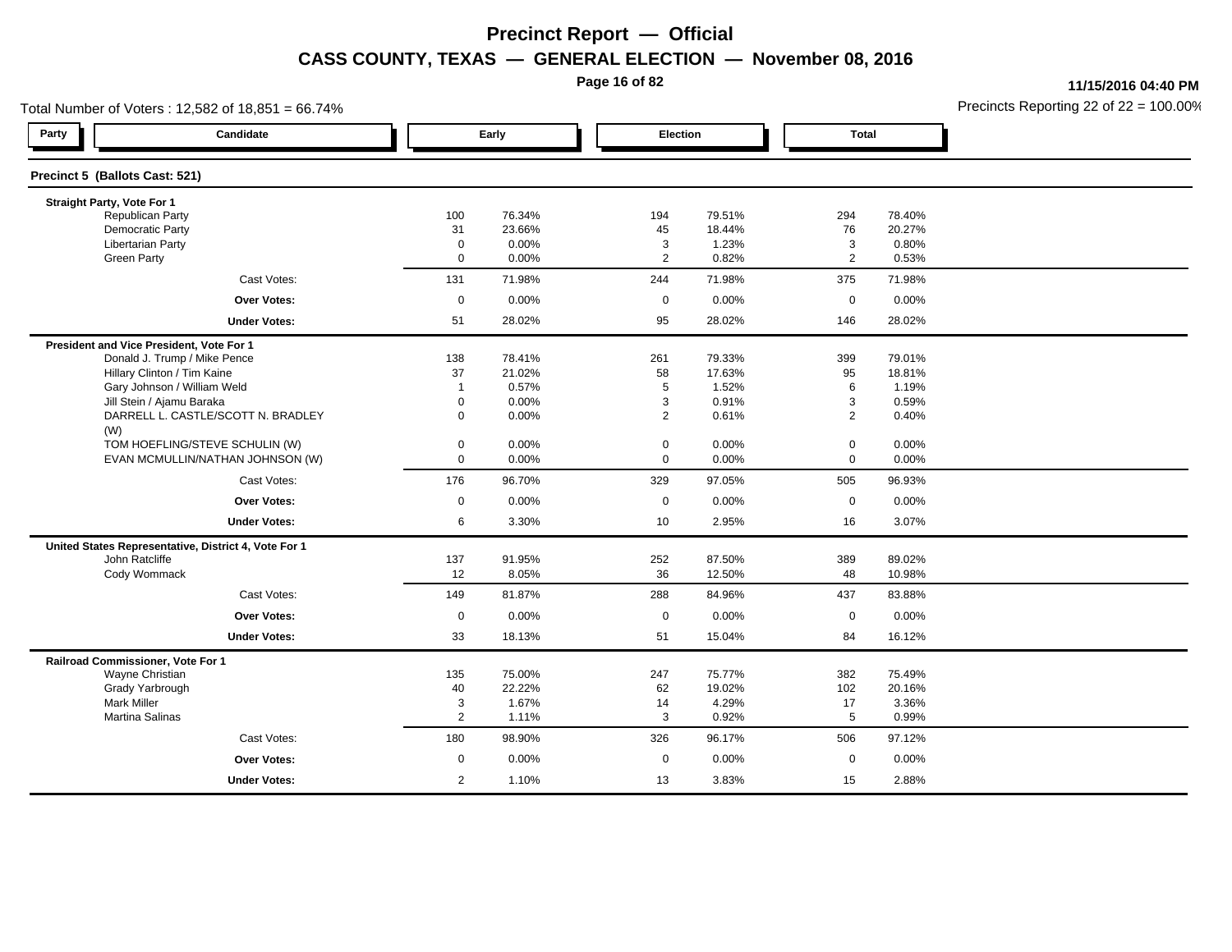# Precinct Report — Official

## CASS COUNTY, TEXAS — GENERAL ELECTION — November 08, 2016

11/15/2016 04:40 PM

Total Number of Voters : 12,582 of 18,851 = 66.74%

Precincts Reporting 22 of 22 = 100.00%

| Party | Candidate | Early | | Election | | Total | |
|---|---|---|---|---|---|---|---|
| **Precinct 5 (Ballots Cast: 521)** | | | | | | | |
| **Straight Party, Vote For 1** | | | | | | | |
| | Republican Party | 100 | 76.34% | 194 | 79.51% | 294 | 78.40% |
| | Democratic Party | 31 | 23.66% | 45 | 18.44% | 76 | 20.27% |
| | Libertarian Party | 0 | 0.00% | 3 | 1.23% | 3 | 0.80% |
| | Green Party | 0 | 0.00% | 2 | 0.82% | 2 | 0.53% |
| | Cast Votes: | 131 | 71.98% | 244 | 71.98% | 375 | 71.98% |
| | **Over Votes:** | 0 | 0.00% | 0 | 0.00% | 0 | 0.00% |
| | **Under Votes:** | 51 | 28.02% | 95 | 28.02% | 146 | 28.02% |
| **President and Vice President, Vote For 1** | | | | | | | |
| | Donald J. Trump / Mike Pence | 138 | 78.41% | 261 | 79.33% | 399 | 79.01% |
| | Hillary Clinton / Tim Kaine | 37 | 21.02% | 58 | 17.63% | 95 | 18.81% |
| | Gary Johnson / William Weld | 1 | 0.57% | 5 | 1.52% | 6 | 1.19% |
| | Jill Stein / Ajamu Baraka | 0 | 0.00% | 3 | 0.91% | 3 | 0.59% |
| | DARRELL L. CASTLE/SCOTT N. BRADLEY (W) | 0 | 0.00% | 2 | 0.61% | 2 | 0.40% |
| | TOM HOEFLING/STEVE SCHULIN (W) | 0 | 0.00% | 0 | 0.00% | 0 | 0.00% |
| | EVAN MCMULLIN/NATHAN JOHNSON (W) | 0 | 0.00% | 0 | 0.00% | 0 | 0.00% |
| | Cast Votes: | 176 | 96.70% | 329 | 97.05% | 505 | 96.93% |
| | **Over Votes:** | 0 | 0.00% | 0 | 0.00% | 0 | 0.00% |
| | **Under Votes:** | 6 | 3.30% | 10 | 2.95% | 16 | 3.07% |
| **United States Representative, District 4, Vote For 1** | | | | | | | |
| | John Ratcliffe | 137 | 91.95% | 252 | 87.50% | 389 | 89.02% |
| | Cody Wommack | 12 | 8.05% | 36 | 12.50% | 48 | 10.98% |
| | Cast Votes: | 149 | 81.87% | 288 | 84.96% | 437 | 83.88% |
| | **Over Votes:** | 0 | 0.00% | 0 | 0.00% | 0 | 0.00% |
| | **Under Votes:** | 33 | 18.13% | 51 | 15.04% | 84 | 16.12% |
| **Railroad Commissioner, Vote For 1** | | | | | | | |
| | Wayne Christian | 135 | 75.00% | 247 | 75.77% | 382 | 75.49% |
| | Grady Yarbrough | 40 | 22.22% | 62 | 19.02% | 102 | 20.16% |
| | Mark Miller | 3 | 1.67% | 14 | 4.29% | 17 | 3.36% |
| | Martina Salinas | 2 | 1.11% | 3 | 0.92% | 5 | 0.99% |
| | Cast Votes: | 180 | 98.90% | 326 | 96.17% | 506 | 97.12% |
| | **Over Votes:** | 0 | 0.00% | 0 | 0.00% | 0 | 0.00% |
| | **Under Votes:** | 2 | 1.10% | 13 | 3.83% | 15 | 2.88% |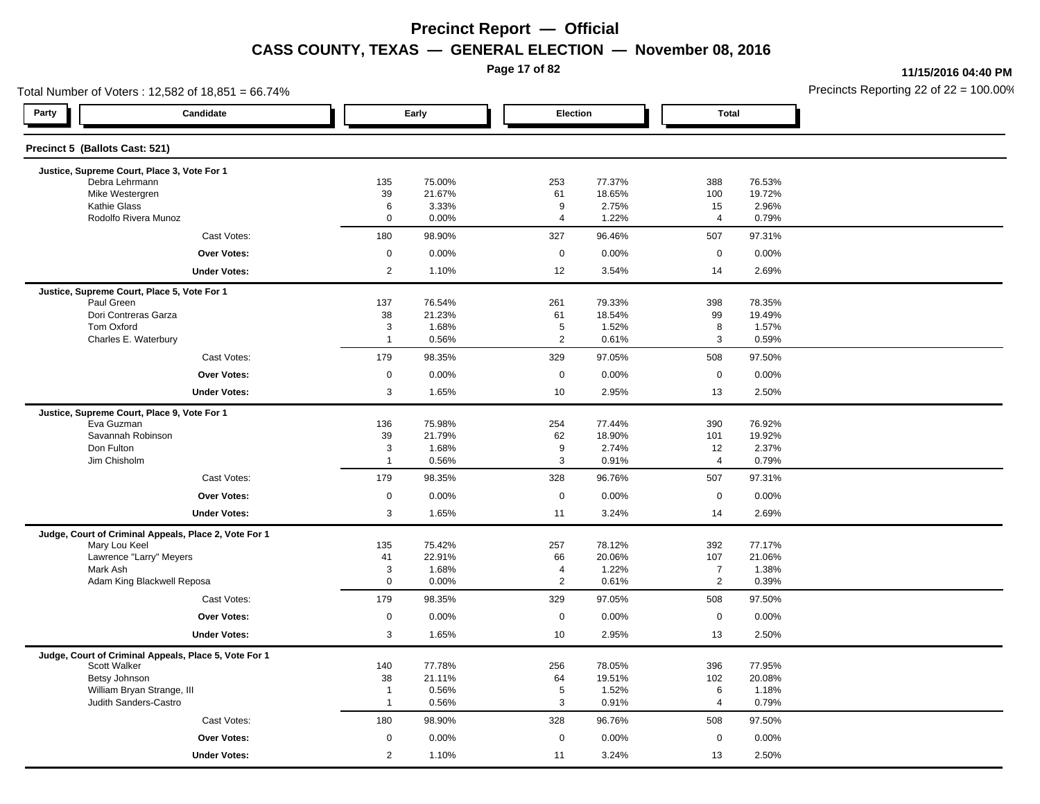# Precinct Report — Official

## CASS COUNTY, TEXAS — GENERAL ELECTION — November 08, 2016

11/15/2016 04:40 PM

Total Number of Voters : 12,582 of 18,851 = 66.74%

Precincts Reporting 22 of 22 = 100.00%

### Precinct 5 (Ballots Cast: 521)

| Party | Candidate | Early | | Election | | Total | |
|---|---|---|---|---|---|---|---|
| | **Justice, Supreme Court, Place 3, Vote For 1** | | | | | | |
| | Debra Lehrmann | 135 | 75.00% | 253 | 77.37% | 388 | 76.53% |
| | Mike Westergren | 39 | 21.67% | 61 | 18.65% | 100 | 19.72% |
| | Kathie Glass | 6 | 3.33% | 9 | 2.75% | 15 | 2.96% |
| | Rodolfo Rivera Munoz | 0 | 0.00% | 4 | 1.22% | 4 | 0.79% |
| | Cast Votes: | 180 | 98.90% | 327 | 96.46% | 507 | 97.31% |
| | **Over Votes:** | 0 | 0.00% | 0 | 0.00% | 0 | 0.00% |
| | **Under Votes:** | 2 | 1.10% | 12 | 3.54% | 14 | 2.69% |
| | **Justice, Supreme Court, Place 5, Vote For 1** | | | | | | |
| | Paul Green | 137 | 76.54% | 261 | 79.33% | 398 | 78.35% |
| | Dori Contreras Garza | 38 | 21.23% | 61 | 18.54% | 99 | 19.49% |
| | Tom Oxford | 3 | 1.68% | 5 | 1.52% | 8 | 1.57% |
| | Charles E. Waterbury | 1 | 0.56% | 2 | 0.61% | 3 | 0.59% |
| | Cast Votes: | 179 | 98.35% | 329 | 97.05% | 508 | 97.50% |
| | **Over Votes:** | 0 | 0.00% | 0 | 0.00% | 0 | 0.00% |
| | **Under Votes:** | 3 | 1.65% | 10 | 2.95% | 13 | 2.50% |
| | **Justice, Supreme Court, Place 9, Vote For 1** | | | | | | |
| | Eva Guzman | 136 | 75.98% | 254 | 77.44% | 390 | 76.92% |
| | Savannah Robinson | 39 | 21.79% | 62 | 18.90% | 101 | 19.92% |
| | Don Fulton | 3 | 1.68% | 9 | 2.74% | 12 | 2.37% |
| | Jim Chisholm | 1 | 0.56% | 3 | 0.91% | 4 | 0.79% |
| | Cast Votes: | 179 | 98.35% | 328 | 96.76% | 507 | 97.31% |
| | **Over Votes:** | 0 | 0.00% | 0 | 0.00% | 0 | 0.00% |
| | **Under Votes:** | 3 | 1.65% | 11 | 3.24% | 14 | 2.69% |
| | **Judge, Court of Criminal Appeals, Place 2, Vote For 1** | | | | | | |
| | Mary Lou Keel | 135 | 75.42% | 257 | 78.12% | 392 | 77.17% |
| | Lawrence "Larry" Meyers | 41 | 22.91% | 66 | 20.06% | 107 | 21.06% |
| | Mark Ash | 3 | 1.68% | 4 | 1.22% | 7 | 1.38% |
| | Adam King Blackwell Reposa | 0 | 0.00% | 2 | 0.61% | 2 | 0.39% |
| | Cast Votes: | 179 | 98.35% | 329 | 97.05% | 508 | 97.50% |
| | **Over Votes:** | 0 | 0.00% | 0 | 0.00% | 0 | 0.00% |
| | **Under Votes:** | 3 | 1.65% | 10 | 2.95% | 13 | 2.50% |
| | **Judge, Court of Criminal Appeals, Place 5, Vote For 1** | | | | | | |
| | Scott Walker | 140 | 77.78% | 256 | 78.05% | 396 | 77.95% |
| | Betsy Johnson | 38 | 21.11% | 64 | 19.51% | 102 | 20.08% |
| | William Bryan Strange, III | 1 | 0.56% | 5 | 1.52% | 6 | 1.18% |
| | Judith Sanders-Castro | 1 | 0.56% | 3 | 0.91% | 4 | 0.79% |
| | Cast Votes: | 180 | 98.90% | 328 | 96.76% | 508 | 97.50% |
| | **Over Votes:** | 0 | 0.00% | 0 | 0.00% | 0 | 0.00% |
| | **Under Votes:** | 2 | 1.10% | 11 | 3.24% | 13 | 2.50% |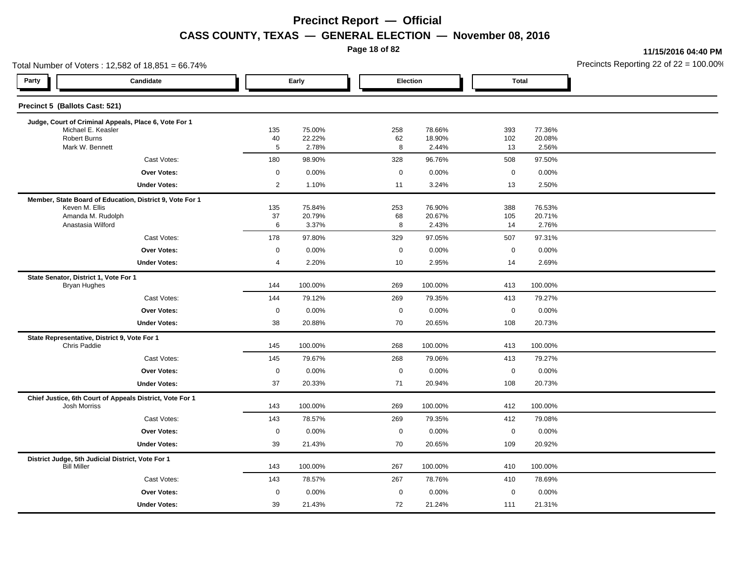# Precinct Report — Official

## CASS COUNTY, TEXAS — GENERAL ELECTION — November 08, 2016

11/15/2016 04:40 PM

Total Number of Voters : 12,582 of 18,851 = 66.74%

Precincts Reporting 22 of 22 = 100.00%

### Precinct 5 (Ballots Cast: 521)

| Party | Candidate | Early | | Election | | Total | |
|---|---|---|---|---|---|---|---|
| | **Judge, Court of Criminal Appeals, Place 6, Vote For 1** | | | | | | |
| | Michael E. Keasler | 135 | 75.00% | 258 | 78.66% | 393 | 77.36% |
| | Robert Burns | 40 | 22.22% | 62 | 18.90% | 102 | 20.08% |
| | Mark W. Bennett | 5 | 2.78% | 8 | 2.44% | 13 | 2.56% |
| | Cast Votes: | 180 | 98.90% | 328 | 96.76% | 508 | 97.50% |
| | **Over Votes:** | 0 | 0.00% | 0 | 0.00% | 0 | 0.00% |
| | **Under Votes:** | 2 | 1.10% | 11 | 3.24% | 13 | 2.50% |
| | **Member, State Board of Education, District 9, Vote For 1** | | | | | | |
| | Keven M. Ellis | 135 | 75.84% | 253 | 76.90% | 388 | 76.53% |
| | Amanda M. Rudolph | 37 | 20.79% | 68 | 20.67% | 105 | 20.71% |
| | Anastasia Wilford | 6 | 3.37% | 8 | 2.43% | 14 | 2.76% |
| | Cast Votes: | 178 | 97.80% | 329 | 97.05% | 507 | 97.31% |
| | **Over Votes:** | 0 | 0.00% | 0 | 0.00% | 0 | 0.00% |
| | **Under Votes:** | 4 | 2.20% | 10 | 2.95% | 14 | 2.69% |
| | **State Senator, District 1, Vote For 1** | | | | | | |
| | Bryan Hughes | 144 | 100.00% | 269 | 100.00% | 413 | 100.00% |
| | Cast Votes: | 144 | 79.12% | 269 | 79.35% | 413 | 79.27% |
| | **Over Votes:** | 0 | 0.00% | 0 | 0.00% | 0 | 0.00% |
| | **Under Votes:** | 38 | 20.88% | 70 | 20.65% | 108 | 20.73% |
| | **State Representative, District 9, Vote For 1** | | | | | | |
| | Chris Paddie | 145 | 100.00% | 268 | 100.00% | 413 | 100.00% |
| | Cast Votes: | 145 | 79.67% | 268 | 79.06% | 413 | 79.27% |
| | **Over Votes:** | 0 | 0.00% | 0 | 0.00% | 0 | 0.00% |
| | **Under Votes:** | 37 | 20.33% | 71 | 20.94% | 108 | 20.73% |
| | **Chief Justice, 6th Court of Appeals District, Vote For 1** | | | | | | |
| | Josh Morriss | 143 | 100.00% | 269 | 100.00% | 412 | 100.00% |
| | Cast Votes: | 143 | 78.57% | 269 | 79.35% | 412 | 79.08% |
| | **Over Votes:** | 0 | 0.00% | 0 | 0.00% | 0 | 0.00% |
| | **Under Votes:** | 39 | 21.43% | 70 | 20.65% | 109 | 20.92% |
| | **District Judge, 5th Judicial District, Vote For 1** | | | | | | |
| | Bill Miller | 143 | 100.00% | 267 | 100.00% | 410 | 100.00% |
| | Cast Votes: | 143 | 78.57% | 267 | 78.76% | 410 | 78.69% |
| | **Over Votes:** | 0 | 0.00% | 0 | 0.00% | 0 | 0.00% |
| | **Under Votes:** | 39 | 21.43% | 72 | 21.24% | 111 | 21.31% |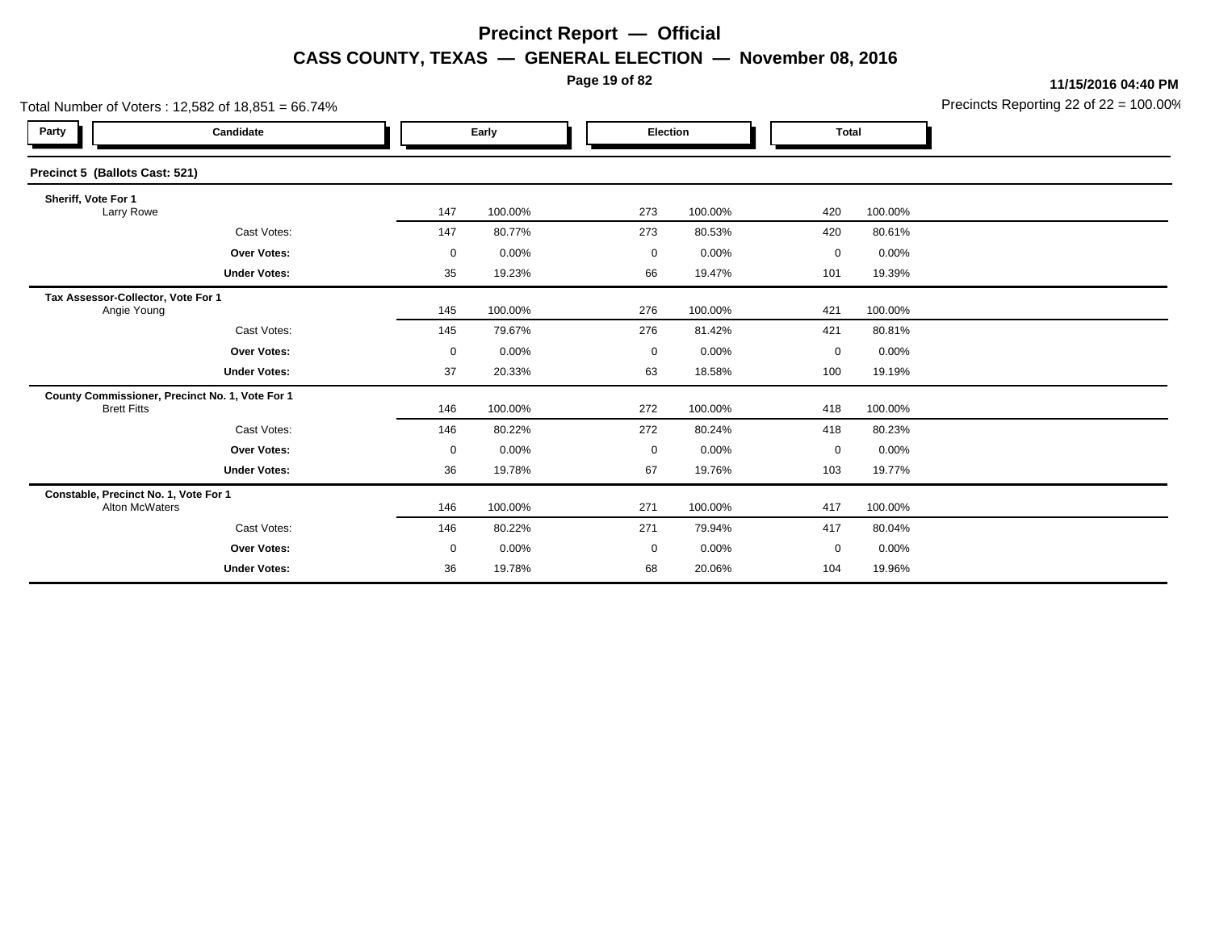# Precinct Report — Official

## CASS COUNTY, TEXAS — GENERAL ELECTION — November 08, 2016

11/15/2016 04:40 PM

Total Number of Voters : 12,582 of 18,851 = 66.74%

Precincts Reporting 22 of 22 = 100.00%

| Party | Candidate | Early | | Election | | Total | |
|---|---|---|---|---|---|---|---|
| **Precinct 5 (Ballots Cast: 521)** | | | | | | | |
| **Sheriff, Vote For 1** | | | | | | | |
| | Larry Rowe | 147 | 100.00% | 273 | 100.00% | 420 | 100.00% |
| | Cast Votes: | 147 | 80.77% | 273 | 80.53% | 420 | 80.61% |
| | **Over Votes:** | 0 | 0.00% | 0 | 0.00% | 0 | 0.00% |
| | **Under Votes:** | 35 | 19.23% | 66 | 19.47% | 101 | 19.39% |
| **Tax Assessor-Collector, Vote For 1** | | | | | | | |
| | Angie Young | 145 | 100.00% | 276 | 100.00% | 421 | 100.00% |
| | Cast Votes: | 145 | 79.67% | 276 | 81.42% | 421 | 80.81% |
| | **Over Votes:** | 0 | 0.00% | 0 | 0.00% | 0 | 0.00% |
| | **Under Votes:** | 37 | 20.33% | 63 | 18.58% | 100 | 19.19% |
| **County Commissioner, Precinct No. 1, Vote For 1** | | | | | | | |
| | Brett Fitts | 146 | 100.00% | 272 | 100.00% | 418 | 100.00% |
| | Cast Votes: | 146 | 80.22% | 272 | 80.24% | 418 | 80.23% |
| | **Over Votes:** | 0 | 0.00% | 0 | 0.00% | 0 | 0.00% |
| | **Under Votes:** | 36 | 19.78% | 67 | 19.76% | 103 | 19.77% |
| **Constable, Precinct No. 1, Vote For 1** | | | | | | | |
| | Alton McWaters | 146 | 100.00% | 271 | 100.00% | 417 | 100.00% |
| | Cast Votes: | 146 | 80.22% | 271 | 79.94% | 417 | 80.04% |
| | **Over Votes:** | 0 | 0.00% | 0 | 0.00% | 0 | 0.00% |
| | **Under Votes:** | 36 | 19.78% | 68 | 20.06% | 104 | 19.96% |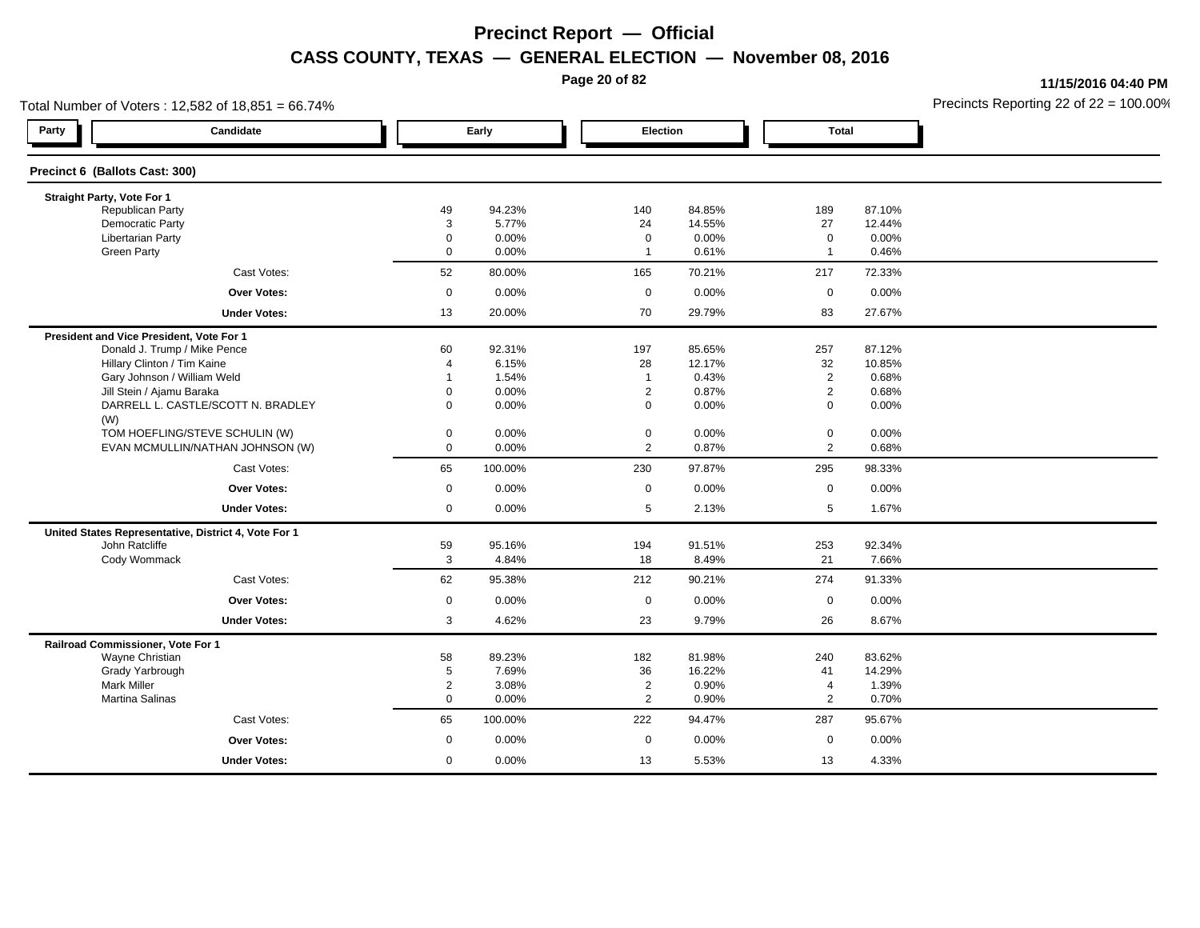# Precinct Report — Official

## CASS COUNTY, TEXAS — GENERAL ELECTION — November 08, 2016

11/15/2016 04:40 PM

Total Number of Voters : 12,582 of 18,851 = 66.74%

Precincts Reporting 22 of 22 = 100.00%

### Precinct 6 (Ballots Cast: 300)

| Party | Candidate | Early | | Election | | Total | |
|---|---|---|---|---|---|---|---|
| | **Straight Party, Vote For 1** | | | | | | |
| | Republican Party | 49 | 94.23% | 140 | 84.85% | 189 | 87.10% |
| | Democratic Party | 3 | 5.77% | 24 | 14.55% | 27 | 12.44% |
| | Libertarian Party | 0 | 0.00% | 0 | 0.00% | 0 | 0.00% |
| | Green Party | 0 | 0.00% | 1 | 0.61% | 1 | 0.46% |
| | Cast Votes: | 52 | 80.00% | 165 | 70.21% | 217 | 72.33% |
| | **Over Votes:** | 0 | 0.00% | 0 | 0.00% | 0 | 0.00% |
| | **Under Votes:** | 13 | 20.00% | 70 | 29.79% | 83 | 27.67% |
| | **President and Vice President, Vote For 1** | | | | | | |
| | Donald J. Trump / Mike Pence | 60 | 92.31% | 197 | 85.65% | 257 | 87.12% |
| | Hillary Clinton / Tim Kaine | 4 | 6.15% | 28 | 12.17% | 32 | 10.85% |
| | Gary Johnson / William Weld | 1 | 1.54% | 1 | 0.43% | 2 | 0.68% |
| | Jill Stein / Ajamu Baraka | 0 | 0.00% | 2 | 0.87% | 2 | 0.68% |
| | DARRELL L. CASTLE/SCOTT N. BRADLEY (W) | 0 | 0.00% | 0 | 0.00% | 0 | 0.00% |
| | TOM HOEFLING/STEVE SCHULIN (W) | 0 | 0.00% | 0 | 0.00% | 0 | 0.00% |
| | EVAN MCMULLIN/NATHAN JOHNSON (W) | 0 | 0.00% | 2 | 0.87% | 2 | 0.68% |
| | Cast Votes: | 65 | 100.00% | 230 | 97.87% | 295 | 98.33% |
| | **Over Votes:** | 0 | 0.00% | 0 | 0.00% | 0 | 0.00% |
| | **Under Votes:** | 0 | 0.00% | 5 | 2.13% | 5 | 1.67% |
| | **United States Representative, District 4, Vote For 1** | | | | | | |
| | John Ratcliffe | 59 | 95.16% | 194 | 91.51% | 253 | 92.34% |
| | Cody Wommack | 3 | 4.84% | 18 | 8.49% | 21 | 7.66% |
| | Cast Votes: | 62 | 95.38% | 212 | 90.21% | 274 | 91.33% |
| | **Over Votes:** | 0 | 0.00% | 0 | 0.00% | 0 | 0.00% |
| | **Under Votes:** | 3 | 4.62% | 23 | 9.79% | 26 | 8.67% |
| | **Railroad Commissioner, Vote For 1** | | | | | | |
| | Wayne Christian | 58 | 89.23% | 182 | 81.98% | 240 | 83.62% |
| | Grady Yarbrough | 5 | 7.69% | 36 | 16.22% | 41 | 14.29% |
| | Mark Miller | 2 | 3.08% | 2 | 0.90% | 4 | 1.39% |
| | Martina Salinas | 0 | 0.00% | 2 | 0.90% | 2 | 0.70% |
| | Cast Votes: | 65 | 100.00% | 222 | 94.47% | 287 | 95.67% |
| | **Over Votes:** | 0 | 0.00% | 0 | 0.00% | 0 | 0.00% |
| | **Under Votes:** | 0 | 0.00% | 13 | 5.53% | 13 | 4.33% |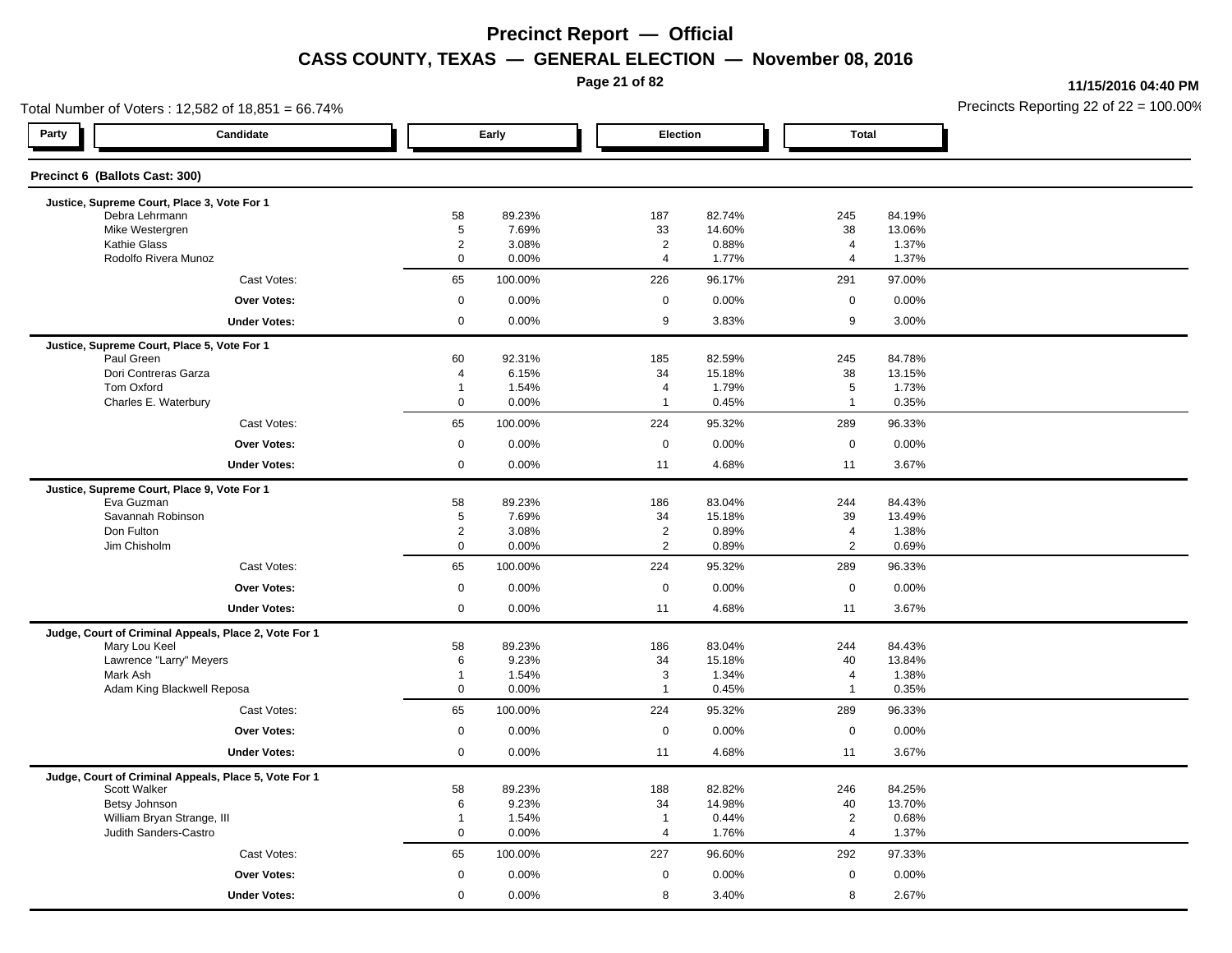# Precinct Report — Official

## CASS COUNTY, TEXAS — GENERAL ELECTION — November 08, 2016

11/15/2016 04:40 PM

Total Number of Voters : 12,582 of 18,851 = 66.74%

Precincts Reporting 22 of 22 = 100.00%

### Precinct 6 (Ballots Cast: 300)

| Party | Candidate | Early | | Election | | Total | |
|---|---|---|---|---|---|---|---|
| | **Justice, Supreme Court, Place 3, Vote For 1** | | | | | | |
| | Debra Lehrmann | 58 | 89.23% | 187 | 82.74% | 245 | 84.19% |
| | Mike Westergren | 5 | 7.69% | 33 | 14.60% | 38 | 13.06% |
| | Kathie Glass | 2 | 3.08% | 2 | 0.88% | 4 | 1.37% |
| | Rodolfo Rivera Munoz | 0 | 0.00% | 4 | 1.77% | 4 | 1.37% |
| | Cast Votes: | 65 | 100.00% | 226 | 96.17% | 291 | 97.00% |
| | **Over Votes:** | 0 | 0.00% | 0 | 0.00% | 0 | 0.00% |
| | **Under Votes:** | 0 | 0.00% | 9 | 3.83% | 9 | 3.00% |
| | **Justice, Supreme Court, Place 5, Vote For 1** | | | | | | |
| | Paul Green | 60 | 92.31% | 185 | 82.59% | 245 | 84.78% |
| | Dori Contreras Garza | 4 | 6.15% | 34 | 15.18% | 38 | 13.15% |
| | Tom Oxford | 1 | 1.54% | 4 | 1.79% | 5 | 1.73% |
| | Charles E. Waterbury | 0 | 0.00% | 1 | 0.45% | 1 | 0.35% |
| | Cast Votes: | 65 | 100.00% | 224 | 95.32% | 289 | 96.33% |
| | **Over Votes:** | 0 | 0.00% | 0 | 0.00% | 0 | 0.00% |
| | **Under Votes:** | 0 | 0.00% | 11 | 4.68% | 11 | 3.67% |
| | **Justice, Supreme Court, Place 9, Vote For 1** | | | | | | |
| | Eva Guzman | 58 | 89.23% | 186 | 83.04% | 244 | 84.43% |
| | Savannah Robinson | 5 | 7.69% | 34 | 15.18% | 39 | 13.49% |
| | Don Fulton | 2 | 3.08% | 2 | 0.89% | 4 | 1.38% |
| | Jim Chisholm | 0 | 0.00% | 2 | 0.89% | 2 | 0.69% |
| | Cast Votes: | 65 | 100.00% | 224 | 95.32% | 289 | 96.33% |
| | **Over Votes:** | 0 | 0.00% | 0 | 0.00% | 0 | 0.00% |
| | **Under Votes:** | 0 | 0.00% | 11 | 4.68% | 11 | 3.67% |
| | **Judge, Court of Criminal Appeals, Place 2, Vote For 1** | | | | | | |
| | Mary Lou Keel | 58 | 89.23% | 186 | 83.04% | 244 | 84.43% |
| | Lawrence "Larry" Meyers | 6 | 9.23% | 34 | 15.18% | 40 | 13.84% |
| | Mark Ash | 1 | 1.54% | 3 | 1.34% | 4 | 1.38% |
| | Adam King Blackwell Reposa | 0 | 0.00% | 1 | 0.45% | 1 | 0.35% |
| | Cast Votes: | 65 | 100.00% | 224 | 95.32% | 289 | 96.33% |
| | **Over Votes:** | 0 | 0.00% | 0 | 0.00% | 0 | 0.00% |
| | **Under Votes:** | 0 | 0.00% | 11 | 4.68% | 11 | 3.67% |
| | **Judge, Court of Criminal Appeals, Place 5, Vote For 1** | | | | | | |
| | Scott Walker | 58 | 89.23% | 188 | 82.82% | 246 | 84.25% |
| | Betsy Johnson | 6 | 9.23% | 34 | 14.98% | 40 | 13.70% |
| | William Bryan Strange, III | 1 | 1.54% | 1 | 0.44% | 2 | 0.68% |
| | Judith Sanders-Castro | 0 | 0.00% | 4 | 1.76% | 4 | 1.37% |
| | Cast Votes: | 65 | 100.00% | 227 | 96.60% | 292 | 97.33% |
| | **Over Votes:** | 0 | 0.00% | 0 | 0.00% | 0 | 0.00% |
| | **Under Votes:** | 0 | 0.00% | 8 | 3.40% | 8 | 2.67% |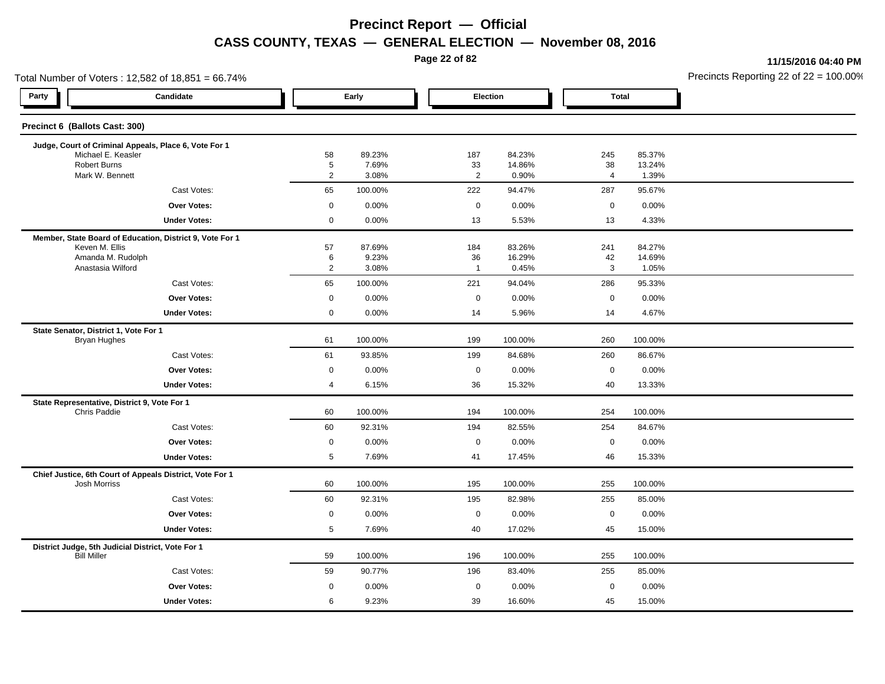# Precinct Report — Official

## CASS COUNTY, TEXAS — GENERAL ELECTION — November 08, 2016

11/15/2016 04:40 PM

Total Number of Voters : 12,582 of 18,851 = 66.74%

Precincts Reporting 22 of 22 = 100.00%

### Precinct 6 (Ballots Cast: 300)

| Party | Candidate | Early | | Election | | Total | |
|---|---|---|---|---|---|---|---|
| | **Judge, Court of Criminal Appeals, Place 6, Vote For 1** | | | | | | |
| | Michael E. Keasler | 58 | 89.23% | 187 | 84.23% | 245 | 85.37% |
| | Robert Burns | 5 | 7.69% | 33 | 14.86% | 38 | 13.24% |
| | Mark W. Bennett | 2 | 3.08% | 2 | 0.90% | 4 | 1.39% |
| | Cast Votes: | 65 | 100.00% | 222 | 94.47% | 287 | 95.67% |
| | **Over Votes:** | 0 | 0.00% | 0 | 0.00% | 0 | 0.00% |
| | **Under Votes:** | 0 | 0.00% | 13 | 5.53% | 13 | 4.33% |
| | **Member, State Board of Education, District 9, Vote For 1** | | | | | | |
| | Keven M. Ellis | 57 | 87.69% | 184 | 83.26% | 241 | 84.27% |
| | Amanda M. Rudolph | 6 | 9.23% | 36 | 16.29% | 42 | 14.69% |
| | Anastasia Wilford | 2 | 3.08% | 1 | 0.45% | 3 | 1.05% |
| | Cast Votes: | 65 | 100.00% | 221 | 94.04% | 286 | 95.33% |
| | **Over Votes:** | 0 | 0.00% | 0 | 0.00% | 0 | 0.00% |
| | **Under Votes:** | 0 | 0.00% | 14 | 5.96% | 14 | 4.67% |
| | **State Senator, District 1, Vote For 1** | | | | | | |
| | Bryan Hughes | 61 | 100.00% | 199 | 100.00% | 260 | 100.00% |
| | Cast Votes: | 61 | 93.85% | 199 | 84.68% | 260 | 86.67% |
| | **Over Votes:** | 0 | 0.00% | 0 | 0.00% | 0 | 0.00% |
| | **Under Votes:** | 4 | 6.15% | 36 | 15.32% | 40 | 13.33% |
| | **State Representative, District 9, Vote For 1** | | | | | | |
| | Chris Paddie | 60 | 100.00% | 194 | 100.00% | 254 | 100.00% |
| | Cast Votes: | 60 | 92.31% | 194 | 82.55% | 254 | 84.67% |
| | **Over Votes:** | 0 | 0.00% | 0 | 0.00% | 0 | 0.00% |
| | **Under Votes:** | 5 | 7.69% | 41 | 17.45% | 46 | 15.33% |
| | **Chief Justice, 6th Court of Appeals District, Vote For 1** | | | | | | |
| | Josh Morriss | 60 | 100.00% | 195 | 100.00% | 255 | 100.00% |
| | Cast Votes: | 60 | 92.31% | 195 | 82.98% | 255 | 85.00% |
| | **Over Votes:** | 0 | 0.00% | 0 | 0.00% | 0 | 0.00% |
| | **Under Votes:** | 5 | 7.69% | 40 | 17.02% | 45 | 15.00% |
| | **District Judge, 5th Judicial District, Vote For 1** | | | | | | |
| | Bill Miller | 59 | 100.00% | 196 | 100.00% | 255 | 100.00% |
| | Cast Votes: | 59 | 90.77% | 196 | 83.40% | 255 | 85.00% |
| | **Over Votes:** | 0 | 0.00% | 0 | 0.00% | 0 | 0.00% |
| | **Under Votes:** | 6 | 9.23% | 39 | 16.60% | 45 | 15.00% |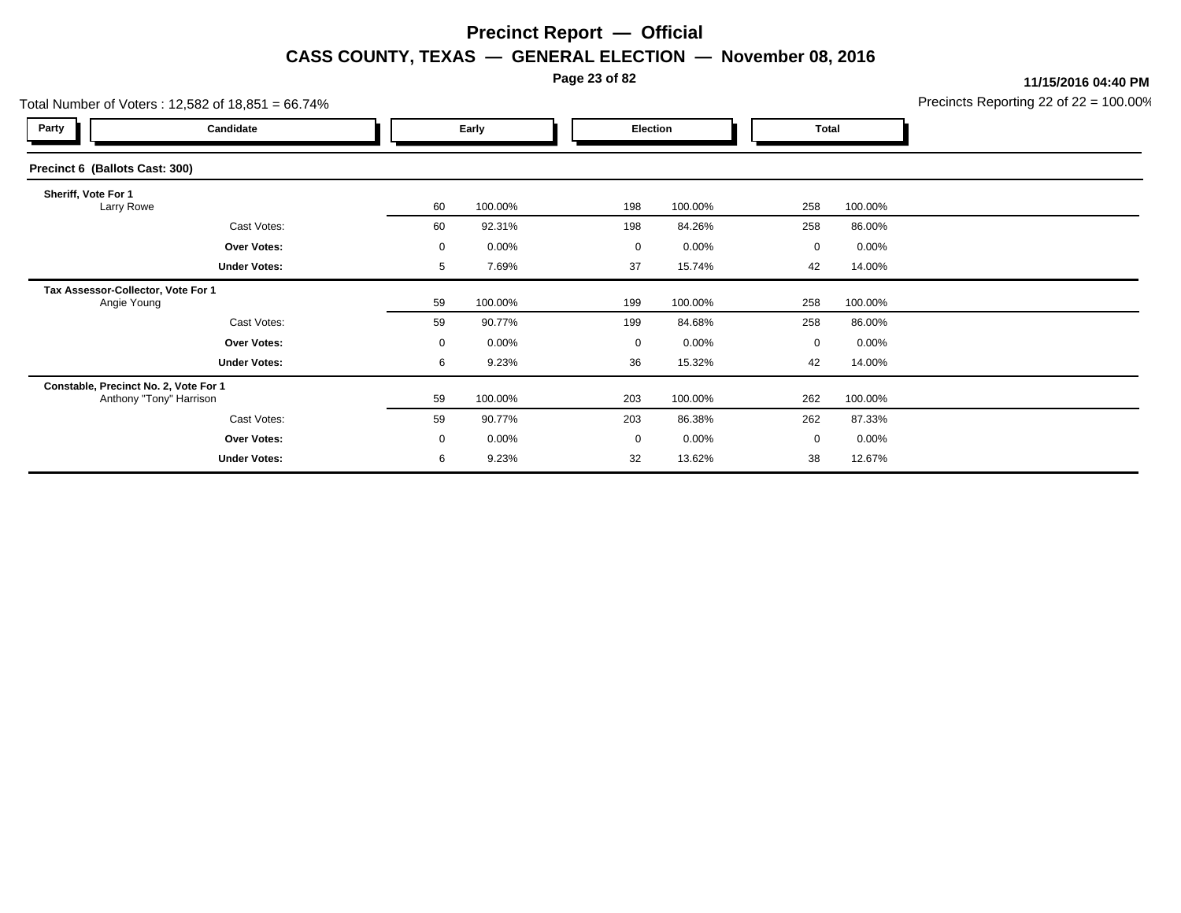# Precinct Report — Official

## CASS COUNTY, TEXAS — GENERAL ELECTION — November 08, 2016

**11/15/2016 04:40 PM**

Total Number of Voters : 12,582 of 18,851 = 66.74%

Precincts Reporting 22 of 22 = 100.00%

| Party | Candidate | Early | | Election | | Total | |
|---|---|---|---|---|---|---|---|
| **Precinct 6 (Ballots Cast: 300)** | | | | | | | |
| **Sheriff, Vote For 1** | | | | | | | |
| | Larry Rowe | 60 | 100.00% | 198 | 100.00% | 258 | 100.00% |
| | Cast Votes: | 60 | 92.31% | 198 | 84.26% | 258 | 86.00% |
| | **Over Votes:** | 0 | 0.00% | 0 | 0.00% | 0 | 0.00% |
| | **Under Votes:** | 5 | 7.69% | 37 | 15.74% | 42 | 14.00% |
| **Tax Assessor-Collector, Vote For 1** | | | | | | | |
| | Angie Young | 59 | 100.00% | 199 | 100.00% | 258 | 100.00% |
| | Cast Votes: | 59 | 90.77% | 199 | 84.68% | 258 | 86.00% |
| | **Over Votes:** | 0 | 0.00% | 0 | 0.00% | 0 | 0.00% |
| | **Under Votes:** | 6 | 9.23% | 36 | 15.32% | 42 | 14.00% |
| **Constable, Precinct No. 2, Vote For 1** | | | | | | | |
| | Anthony "Tony" Harrison | 59 | 100.00% | 203 | 100.00% | 262 | 100.00% |
| | Cast Votes: | 59 | 90.77% | 203 | 86.38% | 262 | 87.33% |
| | **Over Votes:** | 0 | 0.00% | 0 | 0.00% | 0 | 0.00% |
| | **Under Votes:** | 6 | 9.23% | 32 | 13.62% | 38 | 12.67% |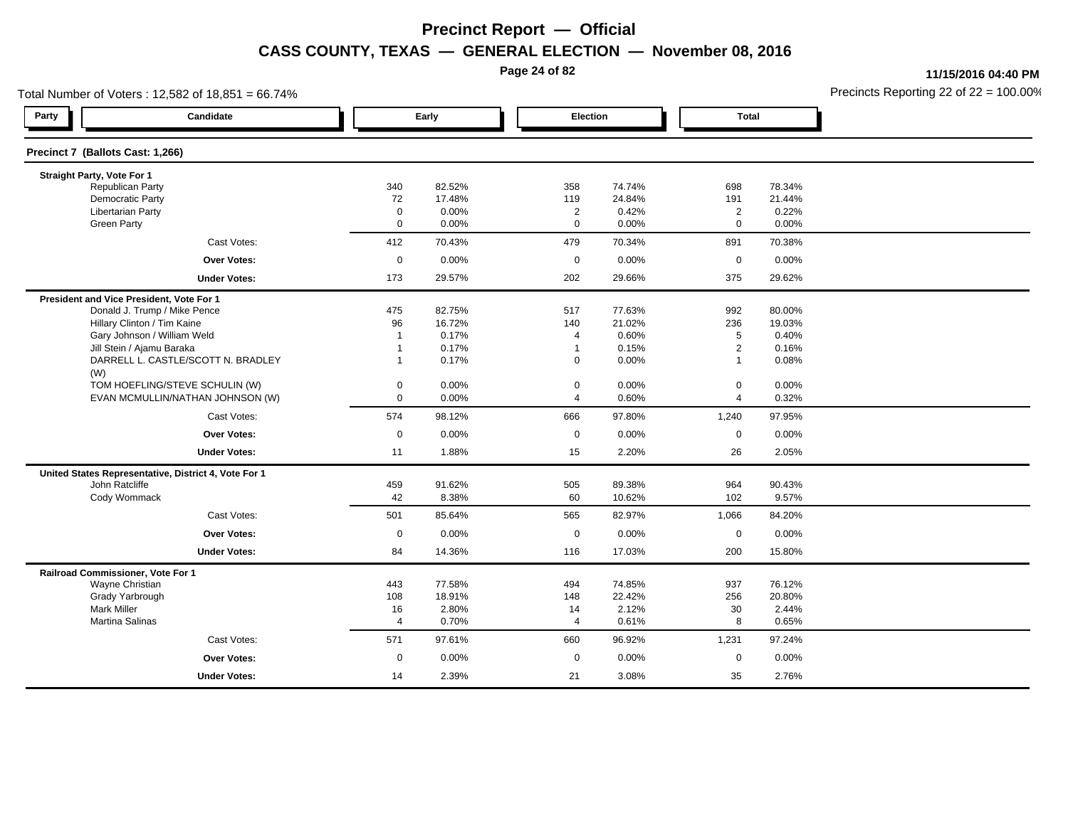# Precinct Report — Official

## CASS COUNTY, TEXAS — GENERAL ELECTION — November 08, 2016

11/15/2016 04:40 PM

Total Number of Voters : 12,582 of 18,851 = 66.74%

Precincts Reporting 22 of 22 = 100.00%

| Party | Candidate | Early | | Election | | Total | |
|---|---|---|---|---|---|---|---|
| **Precinct 7 (Ballots Cast: 1,266)** | | | | | | | |
| **Straight Party, Vote For 1** | | | | | | | |
| | Republican Party | 340 | 82.52% | 358 | 74.74% | 698 | 78.34% |
| | Democratic Party | 72 | 17.48% | 119 | 24.84% | 191 | 21.44% |
| | Libertarian Party | 0 | 0.00% | 2 | 0.42% | 2 | 0.22% |
| | Green Party | 0 | 0.00% | 0 | 0.00% | 0 | 0.00% |
| | Cast Votes: | 412 | 70.43% | 479 | 70.34% | 891 | 70.38% |
| | **Over Votes:** | 0 | 0.00% | 0 | 0.00% | 0 | 0.00% |
| | **Under Votes:** | 173 | 29.57% | 202 | 29.66% | 375 | 29.62% |
| **President and Vice President, Vote For 1** | | | | | | | |
| | Donald J. Trump / Mike Pence | 475 | 82.75% | 517 | 77.63% | 992 | 80.00% |
| | Hillary Clinton / Tim Kaine | 96 | 16.72% | 140 | 21.02% | 236 | 19.03% |
| | Gary Johnson / William Weld | 1 | 0.17% | 4 | 0.60% | 5 | 0.40% |
| | Jill Stein / Ajamu Baraka | 1 | 0.17% | 1 | 0.15% | 2 | 0.16% |
| | DARRELL L. CASTLE/SCOTT N. BRADLEY (W) | 1 | 0.17% | 0 | 0.00% | 1 | 0.08% |
| | TOM HOEFLING/STEVE SCHULIN (W) | 0 | 0.00% | 0 | 0.00% | 0 | 0.00% |
| | EVAN MCMULLIN/NATHAN JOHNSON (W) | 0 | 0.00% | 4 | 0.60% | 4 | 0.32% |
| | Cast Votes: | 574 | 98.12% | 666 | 97.80% | 1,240 | 97.95% |
| | **Over Votes:** | 0 | 0.00% | 0 | 0.00% | 0 | 0.00% |
| | **Under Votes:** | 11 | 1.88% | 15 | 2.20% | 26 | 2.05% |
| **United States Representative, District 4, Vote For 1** | | | | | | | |
| | John Ratcliffe | 459 | 91.62% | 505 | 89.38% | 964 | 90.43% |
| | Cody Wommack | 42 | 8.38% | 60 | 10.62% | 102 | 9.57% |
| | Cast Votes: | 501 | 85.64% | 565 | 82.97% | 1,066 | 84.20% |
| | **Over Votes:** | 0 | 0.00% | 0 | 0.00% | 0 | 0.00% |
| | **Under Votes:** | 84 | 14.36% | 116 | 17.03% | 200 | 15.80% |
| **Railroad Commissioner, Vote For 1** | | | | | | | |
| | Wayne Christian | 443 | 77.58% | 494 | 74.85% | 937 | 76.12% |
| | Grady Yarbrough | 108 | 18.91% | 148 | 22.42% | 256 | 20.80% |
| | Mark Miller | 16 | 2.80% | 14 | 2.12% | 30 | 2.44% |
| | Martina Salinas | 4 | 0.70% | 4 | 0.61% | 8 | 0.65% |
| | Cast Votes: | 571 | 97.61% | 660 | 96.92% | 1,231 | 97.24% |
| | **Over Votes:** | 0 | 0.00% | 0 | 0.00% | 0 | 0.00% |
| | **Under Votes:** | 14 | 2.39% | 21 | 3.08% | 35 | 2.76% |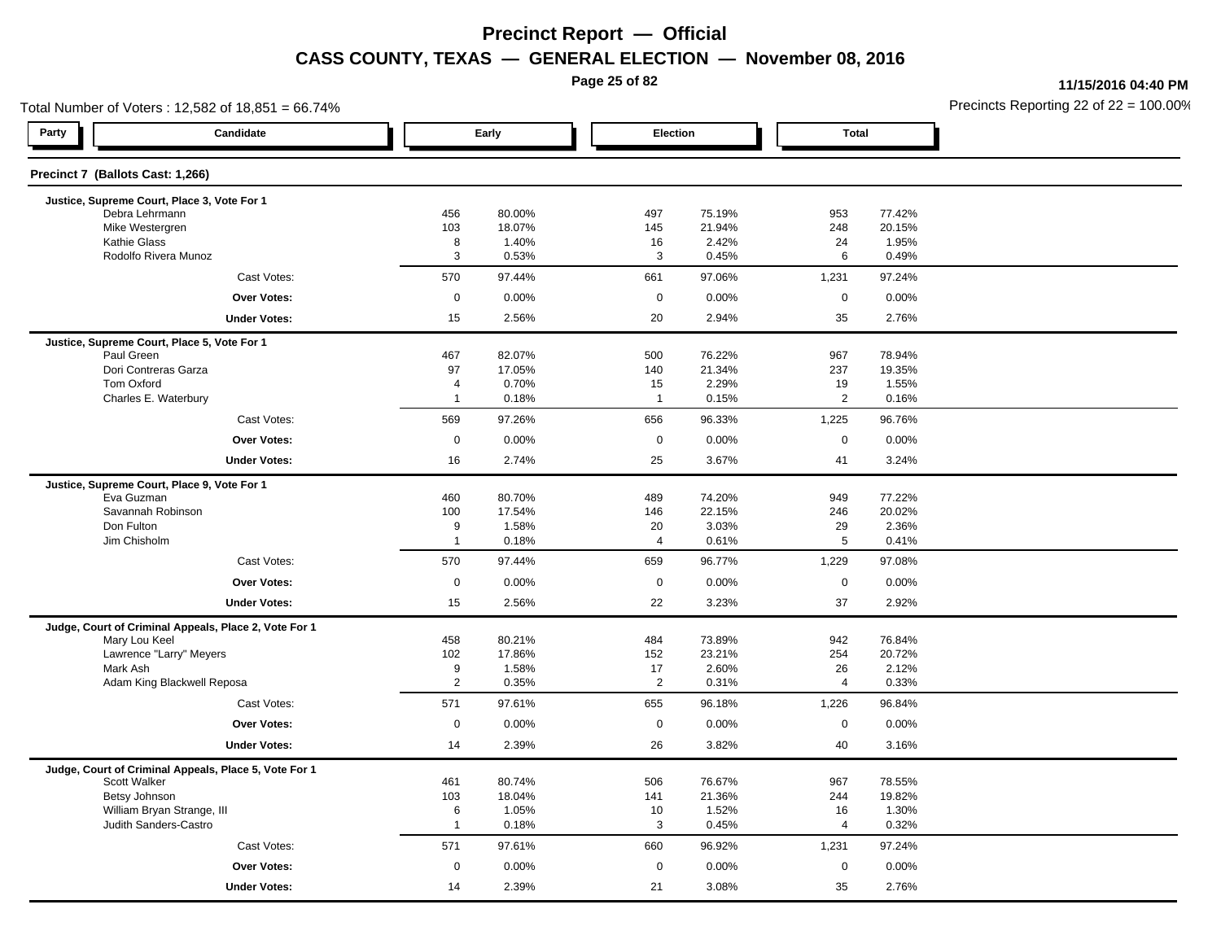# Precinct Report — Official

## CASS COUNTY, TEXAS — GENERAL ELECTION — November 08, 2016

11/15/2016 04:40 PM

Total Number of Voters : 12,582 of 18,851 = 66.74%

Precincts Reporting 22 of 22 = 100.00%

### Precinct 7 (Ballots Cast: 1,266)

| Party | Candidate | Early | | Election | | Total | |
|---|---|---|---|---|---|---|---|
| | **Justice, Supreme Court, Place 3, Vote For 1** | | | | | | |
| | Debra Lehrmann | 456 | 80.00% | 497 | 75.19% | 953 | 77.42% |
| | Mike Westergren | 103 | 18.07% | 145 | 21.94% | 248 | 20.15% |
| | Kathie Glass | 8 | 1.40% | 16 | 2.42% | 24 | 1.95% |
| | Rodolfo Rivera Munoz | 3 | 0.53% | 3 | 0.45% | 6 | 0.49% |
| | Cast Votes: | 570 | 97.44% | 661 | 97.06% | 1,231 | 97.24% |
| | **Over Votes:** | 0 | 0.00% | 0 | 0.00% | 0 | 0.00% |
| | **Under Votes:** | 15 | 2.56% | 20 | 2.94% | 35 | 2.76% |
| | **Justice, Supreme Court, Place 5, Vote For 1** | | | | | | |
| | Paul Green | 467 | 82.07% | 500 | 76.22% | 967 | 78.94% |
| | Dori Contreras Garza | 97 | 17.05% | 140 | 21.34% | 237 | 19.35% |
| | Tom Oxford | 4 | 0.70% | 15 | 2.29% | 19 | 1.55% |
| | Charles E. Waterbury | 1 | 0.18% | 1 | 0.15% | 2 | 0.16% |
| | Cast Votes: | 569 | 97.26% | 656 | 96.33% | 1,225 | 96.76% |
| | **Over Votes:** | 0 | 0.00% | 0 | 0.00% | 0 | 0.00% |
| | **Under Votes:** | 16 | 2.74% | 25 | 3.67% | 41 | 3.24% |
| | **Justice, Supreme Court, Place 9, Vote For 1** | | | | | | |
| | Eva Guzman | 460 | 80.70% | 489 | 74.20% | 949 | 77.22% |
| | Savannah Robinson | 100 | 17.54% | 146 | 22.15% | 246 | 20.02% |
| | Don Fulton | 9 | 1.58% | 20 | 3.03% | 29 | 2.36% |
| | Jim Chisholm | 1 | 0.18% | 4 | 0.61% | 5 | 0.41% |
| | Cast Votes: | 570 | 97.44% | 659 | 96.77% | 1,229 | 97.08% |
| | **Over Votes:** | 0 | 0.00% | 0 | 0.00% | 0 | 0.00% |
| | **Under Votes:** | 15 | 2.56% | 22 | 3.23% | 37 | 2.92% |
| | **Judge, Court of Criminal Appeals, Place 2, Vote For 1** | | | | | | |
| | Mary Lou Keel | 458 | 80.21% | 484 | 73.89% | 942 | 76.84% |
| | Lawrence "Larry" Meyers | 102 | 17.86% | 152 | 23.21% | 254 | 20.72% |
| | Mark Ash | 9 | 1.58% | 17 | 2.60% | 26 | 2.12% |
| | Adam King Blackwell Reposa | 2 | 0.35% | 2 | 0.31% | 4 | 0.33% |
| | Cast Votes: | 571 | 97.61% | 655 | 96.18% | 1,226 | 96.84% |
| | **Over Votes:** | 0 | 0.00% | 0 | 0.00% | 0 | 0.00% |
| | **Under Votes:** | 14 | 2.39% | 26 | 3.82% | 40 | 3.16% |
| | **Judge, Court of Criminal Appeals, Place 5, Vote For 1** | | | | | | |
| | Scott Walker | 461 | 80.74% | 506 | 76.67% | 967 | 78.55% |
| | Betsy Johnson | 103 | 18.04% | 141 | 21.36% | 244 | 19.82% |
| | William Bryan Strange, III | 6 | 1.05% | 10 | 1.52% | 16 | 1.30% |
| | Judith Sanders-Castro | 1 | 0.18% | 3 | 0.45% | 4 | 0.32% |
| | Cast Votes: | 571 | 97.61% | 660 | 96.92% | 1,231 | 97.24% |
| | **Over Votes:** | 0 | 0.00% | 0 | 0.00% | 0 | 0.00% |
| | **Under Votes:** | 14 | 2.39% | 21 | 3.08% | 35 | 2.76% |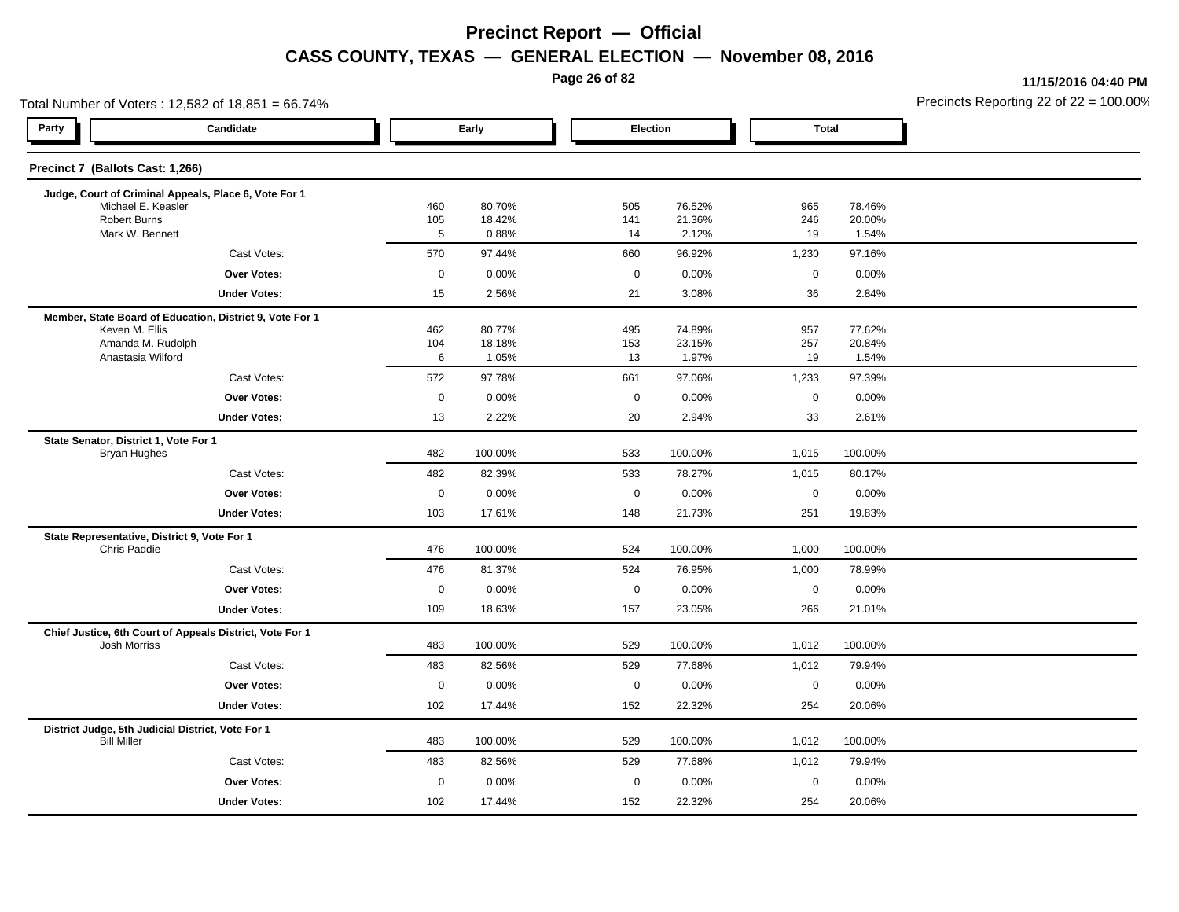# Precinct Report — Official

## CASS COUNTY, TEXAS — GENERAL ELECTION — November 08, 2016

11/15/2016 04:40 PM

Total Number of Voters : 12,582 of 18,851 = 66.74%

Precincts Reporting 22 of 22 = 100.00%

### Precinct 7 (Ballots Cast: 1,266)

| Party | Candidate | Early | | Election | | Total | |
|---|---|---|---|---|---|---|---|
| | **Judge, Court of Criminal Appeals, Place 6, Vote For 1** | | | | | | |
| | Michael E. Keasler | 460 | 80.70% | 505 | 76.52% | 965 | 78.46% |
| | Robert Burns | 105 | 18.42% | 141 | 21.36% | 246 | 20.00% |
| | Mark W. Bennett | 5 | 0.88% | 14 | 2.12% | 19 | 1.54% |
| | Cast Votes: | 570 | 97.44% | 660 | 96.92% | 1,230 | 97.16% |
| | **Over Votes:** | 0 | 0.00% | 0 | 0.00% | 0 | 0.00% |
| | **Under Votes:** | 15 | 2.56% | 21 | 3.08% | 36 | 2.84% |
| | **Member, State Board of Education, District 9, Vote For 1** | | | | | | |
| | Keven M. Ellis | 462 | 80.77% | 495 | 74.89% | 957 | 77.62% |
| | Amanda M. Rudolph | 104 | 18.18% | 153 | 23.15% | 257 | 20.84% |
| | Anastasia Wilford | 6 | 1.05% | 13 | 1.97% | 19 | 1.54% |
| | Cast Votes: | 572 | 97.78% | 661 | 97.06% | 1,233 | 97.39% |
| | **Over Votes:** | 0 | 0.00% | 0 | 0.00% | 0 | 0.00% |
| | **Under Votes:** | 13 | 2.22% | 20 | 2.94% | 33 | 2.61% |
| | **State Senator, District 1, Vote For 1** | | | | | | |
| | Bryan Hughes | 482 | 100.00% | 533 | 100.00% | 1,015 | 100.00% |
| | Cast Votes: | 482 | 82.39% | 533 | 78.27% | 1,015 | 80.17% |
| | **Over Votes:** | 0 | 0.00% | 0 | 0.00% | 0 | 0.00% |
| | **Under Votes:** | 103 | 17.61% | 148 | 21.73% | 251 | 19.83% |
| | **State Representative, District 9, Vote For 1** | | | | | | |
| | Chris Paddie | 476 | 100.00% | 524 | 100.00% | 1,000 | 100.00% |
| | Cast Votes: | 476 | 81.37% | 524 | 76.95% | 1,000 | 78.99% |
| | **Over Votes:** | 0 | 0.00% | 0 | 0.00% | 0 | 0.00% |
| | **Under Votes:** | 109 | 18.63% | 157 | 23.05% | 266 | 21.01% |
| | **Chief Justice, 6th Court of Appeals District, Vote For 1** | | | | | | |
| | Josh Morriss | 483 | 100.00% | 529 | 100.00% | 1,012 | 100.00% |
| | Cast Votes: | 483 | 82.56% | 529 | 77.68% | 1,012 | 79.94% |
| | **Over Votes:** | 0 | 0.00% | 0 | 0.00% | 0 | 0.00% |
| | **Under Votes:** | 102 | 17.44% | 152 | 22.32% | 254 | 20.06% |
| | **District Judge, 5th Judicial District, Vote For 1** | | | | | | |
| | Bill Miller | 483 | 100.00% | 529 | 100.00% | 1,012 | 100.00% |
| | Cast Votes: | 483 | 82.56% | 529 | 77.68% | 1,012 | 79.94% |
| | **Over Votes:** | 0 | 0.00% | 0 | 0.00% | 0 | 0.00% |
| | **Under Votes:** | 102 | 17.44% | 152 | 22.32% | 254 | 20.06% |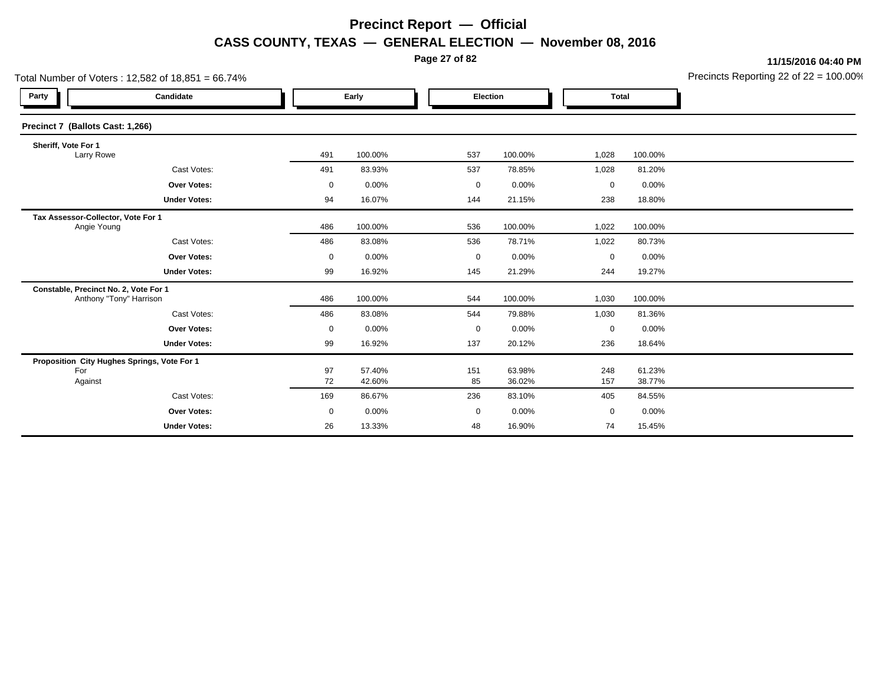# Precinct Report — Official

## CASS COUNTY, TEXAS — GENERAL ELECTION — November 08, 2016

11/15/2016 04:40 PM

Total Number of Voters : 12,582 of 18,851 = 66.74%

Precincts Reporting 22 of 22 = 100.00%

| Party | Candidate | Early | | Election | | Total | |
|---|---|---|---|---|---|---|---|
| **Precinct 7 (Ballots Cast: 1,266)** | | | | | | | |
| **Sheriff, Vote For 1** | | | | | | | |
| | Larry Rowe | 491 | 100.00% | 537 | 100.00% | 1,028 | 100.00% |
| | Cast Votes: | 491 | 83.93% | 537 | 78.85% | 1,028 | 81.20% |
| | **Over Votes:** | 0 | 0.00% | 0 | 0.00% | 0 | 0.00% |
| | **Under Votes:** | 94 | 16.07% | 144 | 21.15% | 238 | 18.80% |
| **Tax Assessor-Collector, Vote For 1** | | | | | | | |
| | Angie Young | 486 | 100.00% | 536 | 100.00% | 1,022 | 100.00% |
| | Cast Votes: | 486 | 83.08% | 536 | 78.71% | 1,022 | 80.73% |
| | **Over Votes:** | 0 | 0.00% | 0 | 0.00% | 0 | 0.00% |
| | **Under Votes:** | 99 | 16.92% | 145 | 21.29% | 244 | 19.27% |
| **Constable, Precinct No. 2, Vote For 1** | | | | | | | |
| | Anthony "Tony" Harrison | 486 | 100.00% | 544 | 100.00% | 1,030 | 100.00% |
| | Cast Votes: | 486 | 83.08% | 544 | 79.88% | 1,030 | 81.36% |
| | **Over Votes:** | 0 | 0.00% | 0 | 0.00% | 0 | 0.00% |
| | **Under Votes:** | 99 | 16.92% | 137 | 20.12% | 236 | 18.64% |
| **Proposition City Hughes Springs, Vote For 1** | | | | | | | |
| | For | 97 | 57.40% | 151 | 63.98% | 248 | 61.23% |
| | Against | 72 | 42.60% | 85 | 36.02% | 157 | 38.77% |
| | Cast Votes: | 169 | 86.67% | 236 | 83.10% | 405 | 84.55% |
| | **Over Votes:** | 0 | 0.00% | 0 | 0.00% | 0 | 0.00% |
| | **Under Votes:** | 26 | 13.33% | 48 | 16.90% | 74 | 15.45% |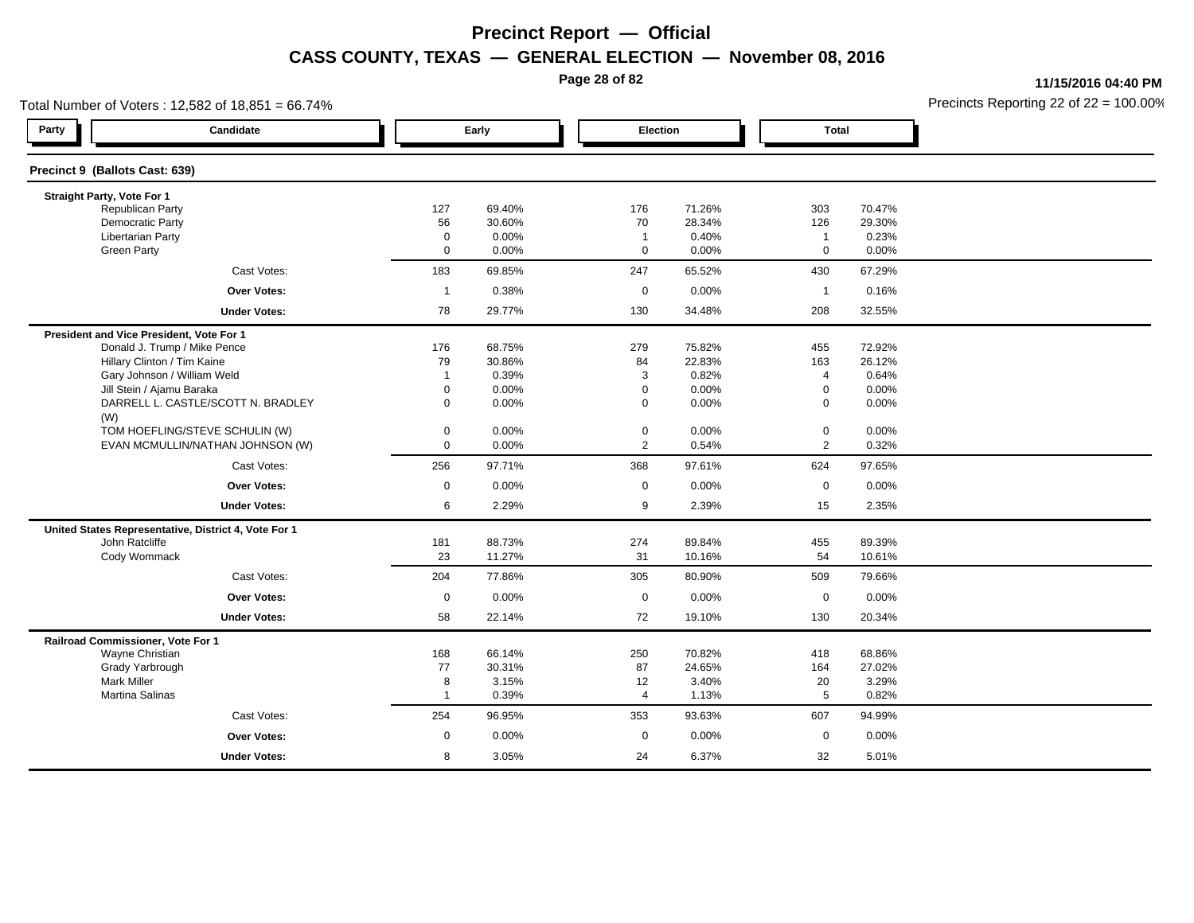# Precinct Report — Official

## CASS COUNTY, TEXAS — GENERAL ELECTION — November 08, 2016

11/15/2016 04:40 PM

Total Number of Voters : 12,582 of 18,851 = 66.74%

Precincts Reporting 22 of 22 = 100.00%

### Precinct 9 (Ballots Cast: 639)

| Party | Candidate | Early | | Election | | Total | |
|---|---|---|---|---|---|---|---|
| | **Straight Party, Vote For 1** | | | | | | |
| | Republican Party | 127 | 69.40% | 176 | 71.26% | 303 | 70.47% |
| | Democratic Party | 56 | 30.60% | 70 | 28.34% | 126 | 29.30% |
| | Libertarian Party | 0 | 0.00% | 1 | 0.40% | 1 | 0.23% |
| | Green Party | 0 | 0.00% | 0 | 0.00% | 0 | 0.00% |
| | Cast Votes: | 183 | 69.85% | 247 | 65.52% | 430 | 67.29% |
| | **Over Votes:** | 1 | 0.38% | 0 | 0.00% | 1 | 0.16% |
| | **Under Votes:** | 78 | 29.77% | 130 | 34.48% | 208 | 32.55% |
| | **President and Vice President, Vote For 1** | | | | | | |
| | Donald J. Trump / Mike Pence | 176 | 68.75% | 279 | 75.82% | 455 | 72.92% |
| | Hillary Clinton / Tim Kaine | 79 | 30.86% | 84 | 22.83% | 163 | 26.12% |
| | Gary Johnson / William Weld | 1 | 0.39% | 3 | 0.82% | 4 | 0.64% |
| | Jill Stein / Ajamu Baraka | 0 | 0.00% | 0 | 0.00% | 0 | 0.00% |
| | DARRELL L. CASTLE/SCOTT N. BRADLEY (W) | 0 | 0.00% | 0 | 0.00% | 0 | 0.00% |
| | TOM HOEFLING/STEVE SCHULIN (W) | 0 | 0.00% | 0 | 0.00% | 0 | 0.00% |
| | EVAN MCMULLIN/NATHAN JOHNSON (W) | 0 | 0.00% | 2 | 0.54% | 2 | 0.32% |
| | Cast Votes: | 256 | 97.71% | 368 | 97.61% | 624 | 97.65% |
| | **Over Votes:** | 0 | 0.00% | 0 | 0.00% | 0 | 0.00% |
| | **Under Votes:** | 6 | 2.29% | 9 | 2.39% | 15 | 2.35% |
| | **United States Representative, District 4, Vote For 1** | | | | | | |
| | John Ratcliffe | 181 | 88.73% | 274 | 89.84% | 455 | 89.39% |
| | Cody Wommack | 23 | 11.27% | 31 | 10.16% | 54 | 10.61% |
| | Cast Votes: | 204 | 77.86% | 305 | 80.90% | 509 | 79.66% |
| | **Over Votes:** | 0 | 0.00% | 0 | 0.00% | 0 | 0.00% |
| | **Under Votes:** | 58 | 22.14% | 72 | 19.10% | 130 | 20.34% |
| | **Railroad Commissioner, Vote For 1** | | | | | | |
| | Wayne Christian | 168 | 66.14% | 250 | 70.82% | 418 | 68.86% |
| | Grady Yarbrough | 77 | 30.31% | 87 | 24.65% | 164 | 27.02% |
| | Mark Miller | 8 | 3.15% | 12 | 3.40% | 20 | 3.29% |
| | Martina Salinas | 1 | 0.39% | 4 | 1.13% | 5 | 0.82% |
| | Cast Votes: | 254 | 96.95% | 353 | 93.63% | 607 | 94.99% |
| | **Over Votes:** | 0 | 0.00% | 0 | 0.00% | 0 | 0.00% |
| | **Under Votes:** | 8 | 3.05% | 24 | 6.37% | 32 | 5.01% |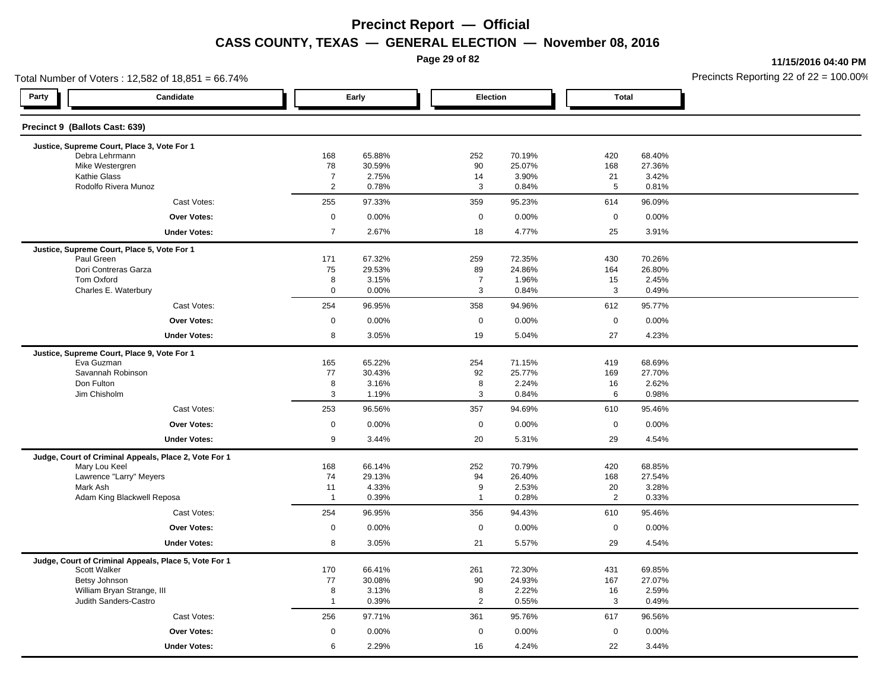# Precinct Report — Official

## CASS COUNTY, TEXAS — GENERAL ELECTION — November 08, 2016

11/15/2016 04:40 PM

Total Number of Voters : 12,582 of 18,851 = 66.74%

Precincts Reporting 22 of 22 = 100.00%

### Precinct 9 (Ballots Cast: 639)

| Party | Candidate | Early | | Election | | Total | |
|---|---|---|---|---|---|---|---|
| | **Justice, Supreme Court, Place 3, Vote For 1** | | | | | | |
| | Debra Lehrmann | 168 | 65.88% | 252 | 70.19% | 420 | 68.40% |
| | Mike Westergren | 78 | 30.59% | 90 | 25.07% | 168 | 27.36% |
| | Kathie Glass | 7 | 2.75% | 14 | 3.90% | 21 | 3.42% |
| | Rodolfo Rivera Munoz | 2 | 0.78% | 3 | 0.84% | 5 | 0.81% |
| | Cast Votes: | 255 | 97.33% | 359 | 95.23% | 614 | 96.09% |
| | **Over Votes:** | 0 | 0.00% | 0 | 0.00% | 0 | 0.00% |
| | **Under Votes:** | 7 | 2.67% | 18 | 4.77% | 25 | 3.91% |
| | **Justice, Supreme Court, Place 5, Vote For 1** | | | | | | |
| | Paul Green | 171 | 67.32% | 259 | 72.35% | 430 | 70.26% |
| | Dori Contreras Garza | 75 | 29.53% | 89 | 24.86% | 164 | 26.80% |
| | Tom Oxford | 8 | 3.15% | 7 | 1.96% | 15 | 2.45% |
| | Charles E. Waterbury | 0 | 0.00% | 3 | 0.84% | 3 | 0.49% |
| | Cast Votes: | 254 | 96.95% | 358 | 94.96% | 612 | 95.77% |
| | **Over Votes:** | 0 | 0.00% | 0 | 0.00% | 0 | 0.00% |
| | **Under Votes:** | 8 | 3.05% | 19 | 5.04% | 27 | 4.23% |
| | **Justice, Supreme Court, Place 9, Vote For 1** | | | | | | |
| | Eva Guzman | 165 | 65.22% | 254 | 71.15% | 419 | 68.69% |
| | Savannah Robinson | 77 | 30.43% | 92 | 25.77% | 169 | 27.70% |
| | Don Fulton | 8 | 3.16% | 8 | 2.24% | 16 | 2.62% |
| | Jim Chisholm | 3 | 1.19% | 3 | 0.84% | 6 | 0.98% |
| | Cast Votes: | 253 | 96.56% | 357 | 94.69% | 610 | 95.46% |
| | **Over Votes:** | 0 | 0.00% | 0 | 0.00% | 0 | 0.00% |
| | **Under Votes:** | 9 | 3.44% | 20 | 5.31% | 29 | 4.54% |
| | **Judge, Court of Criminal Appeals, Place 2, Vote For 1** | | | | | | |
| | Mary Lou Keel | 168 | 66.14% | 252 | 70.79% | 420 | 68.85% |
| | Lawrence "Larry" Meyers | 74 | 29.13% | 94 | 26.40% | 168 | 27.54% |
| | Mark Ash | 11 | 4.33% | 9 | 2.53% | 20 | 3.28% |
| | Adam King Blackwell Reposa | 1 | 0.39% | 1 | 0.28% | 2 | 0.33% |
| | Cast Votes: | 254 | 96.95% | 356 | 94.43% | 610 | 95.46% |
| | **Over Votes:** | 0 | 0.00% | 0 | 0.00% | 0 | 0.00% |
| | **Under Votes:** | 8 | 3.05% | 21 | 5.57% | 29 | 4.54% |
| | **Judge, Court of Criminal Appeals, Place 5, Vote For 1** | | | | | | |
| | Scott Walker | 170 | 66.41% | 261 | 72.30% | 431 | 69.85% |
| | Betsy Johnson | 77 | 30.08% | 90 | 24.93% | 167 | 27.07% |
| | William Bryan Strange, III | 8 | 3.13% | 8 | 2.22% | 16 | 2.59% |
| | Judith Sanders-Castro | 1 | 0.39% | 2 | 0.55% | 3 | 0.49% |
| | Cast Votes: | 256 | 97.71% | 361 | 95.76% | 617 | 96.56% |
| | **Over Votes:** | 0 | 0.00% | 0 | 0.00% | 0 | 0.00% |
| | **Under Votes:** | 6 | 2.29% | 16 | 4.24% | 22 | 3.44% |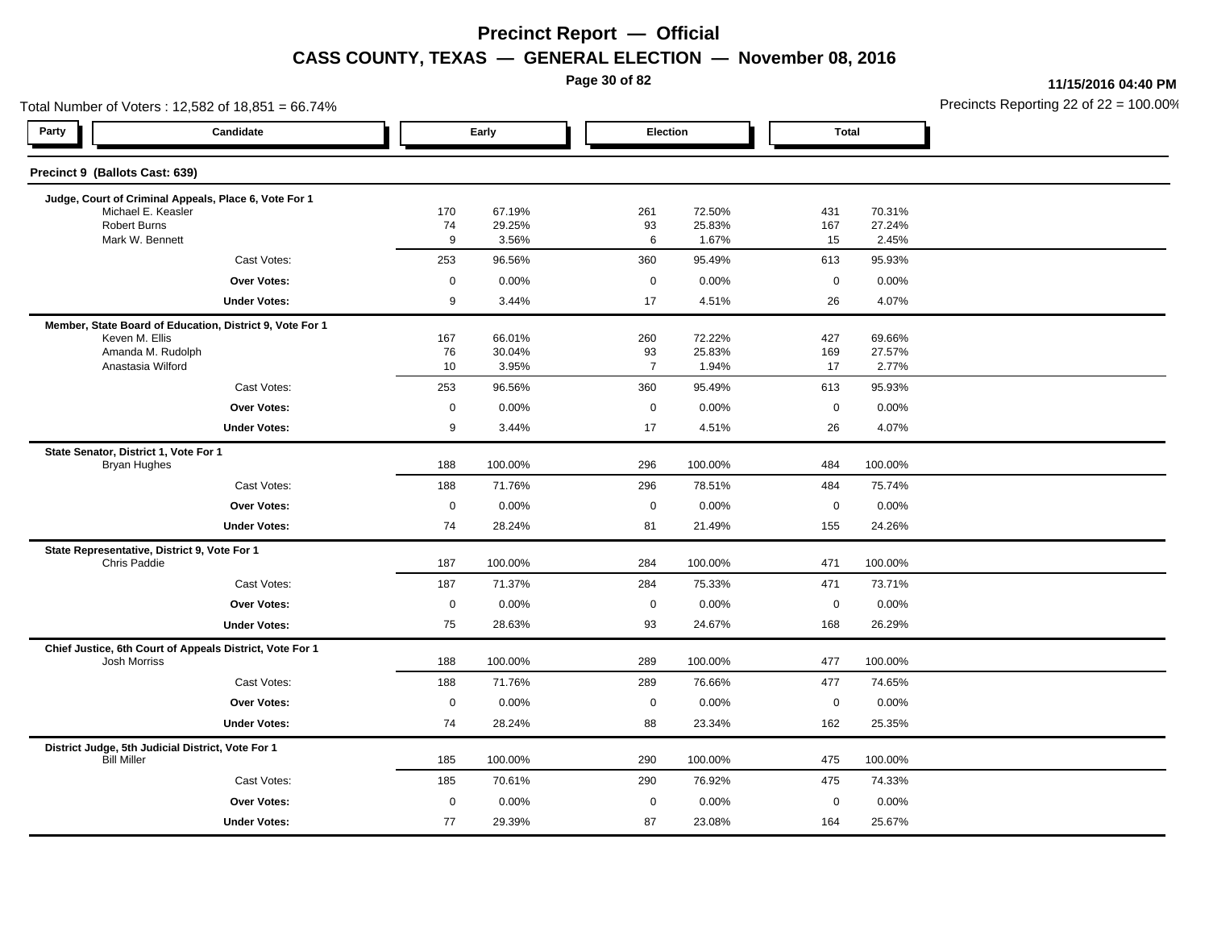# Precinct Report — Official

## CASS COUNTY, TEXAS — GENERAL ELECTION — November 08, 2016

11/15/2016 04:40 PM

Total Number of Voters : 12,582 of 18,851 = 66.74%

Precincts Reporting 22 of 22 = 100.00%

### Precinct 9 (Ballots Cast: 639)

| Party | Candidate | Early | | Election | | Total | |
|---|---|---|---|---|---|---|---|
| | **Judge, Court of Criminal Appeals, Place 6, Vote For 1** | | | | | | |
| | Michael E. Keasler | 170 | 67.19% | 261 | 72.50% | 431 | 70.31% |
| | Robert Burns | 74 | 29.25% | 93 | 25.83% | 167 | 27.24% |
| | Mark W. Bennett | 9 | 3.56% | 6 | 1.67% | 15 | 2.45% |
| | Cast Votes: | 253 | 96.56% | 360 | 95.49% | 613 | 95.93% |
| | **Over Votes:** | 0 | 0.00% | 0 | 0.00% | 0 | 0.00% |
| | **Under Votes:** | 9 | 3.44% | 17 | 4.51% | 26 | 4.07% |
| | **Member, State Board of Education, District 9, Vote For 1** | | | | | | |
| | Keven M. Ellis | 167 | 66.01% | 260 | 72.22% | 427 | 69.66% |
| | Amanda M. Rudolph | 76 | 30.04% | 93 | 25.83% | 169 | 27.57% |
| | Anastasia Wilford | 10 | 3.95% | 7 | 1.94% | 17 | 2.77% |
| | Cast Votes: | 253 | 96.56% | 360 | 95.49% | 613 | 95.93% |
| | **Over Votes:** | 0 | 0.00% | 0 | 0.00% | 0 | 0.00% |
| | **Under Votes:** | 9 | 3.44% | 17 | 4.51% | 26 | 4.07% |
| | **State Senator, District 1, Vote For 1** | | | | | | |
| | Bryan Hughes | 188 | 100.00% | 296 | 100.00% | 484 | 100.00% |
| | Cast Votes: | 188 | 71.76% | 296 | 78.51% | 484 | 75.74% |
| | **Over Votes:** | 0 | 0.00% | 0 | 0.00% | 0 | 0.00% |
| | **Under Votes:** | 74 | 28.24% | 81 | 21.49% | 155 | 24.26% |
| | **State Representative, District 9, Vote For 1** | | | | | | |
| | Chris Paddie | 187 | 100.00% | 284 | 100.00% | 471 | 100.00% |
| | Cast Votes: | 187 | 71.37% | 284 | 75.33% | 471 | 73.71% |
| | **Over Votes:** | 0 | 0.00% | 0 | 0.00% | 0 | 0.00% |
| | **Under Votes:** | 75 | 28.63% | 93 | 24.67% | 168 | 26.29% |
| | **Chief Justice, 6th Court of Appeals District, Vote For 1** | | | | | | |
| | Josh Morriss | 188 | 100.00% | 289 | 100.00% | 477 | 100.00% |
| | Cast Votes: | 188 | 71.76% | 289 | 76.66% | 477 | 74.65% |
| | **Over Votes:** | 0 | 0.00% | 0 | 0.00% | 0 | 0.00% |
| | **Under Votes:** | 74 | 28.24% | 88 | 23.34% | 162 | 25.35% |
| | **District Judge, 5th Judicial District, Vote For 1** | | | | | | |
| | Bill Miller | 185 | 100.00% | 290 | 100.00% | 475 | 100.00% |
| | Cast Votes: | 185 | 70.61% | 290 | 76.92% | 475 | 74.33% |
| | **Over Votes:** | 0 | 0.00% | 0 | 0.00% | 0 | 0.00% |
| | **Under Votes:** | 77 | 29.39% | 87 | 23.08% | 164 | 25.67% |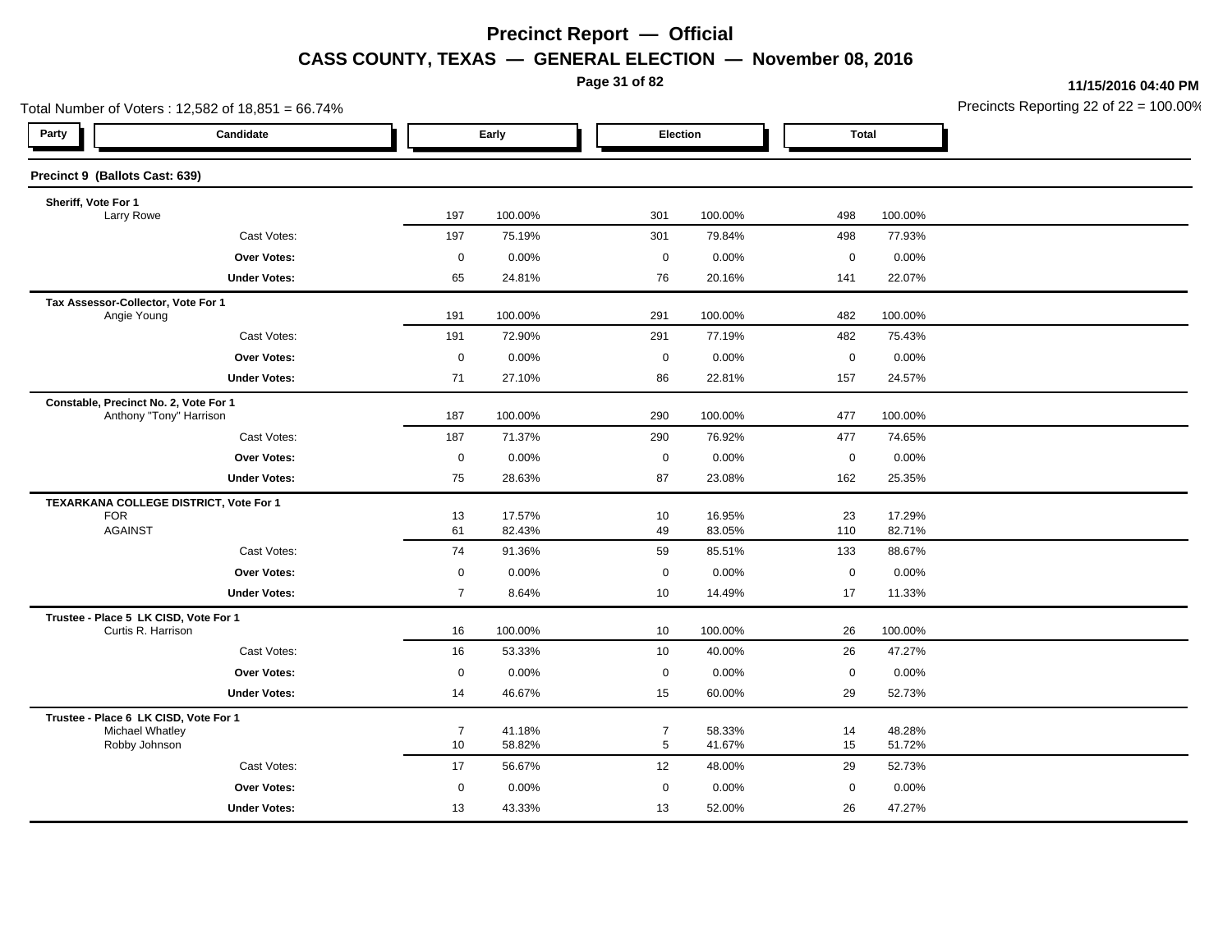# Precinct Report — Official

## CASS COUNTY, TEXAS — GENERAL ELECTION — November 08, 2016

11/15/2016 04:40 PM

Total Number of Voters : 12,582 of 18,851 = 66.74%

Precincts Reporting 22 of 22 = 100.00%

| Party | Candidate | Early | | Election | | Total | |
|---|---|---|---|---|---|---|---|
| **Precinct 9 (Ballots Cast: 639)** | | | | | | | |
| **Sheriff, Vote For 1** | | | | | | | |
| | Larry Rowe | 197 | 100.00% | 301 | 100.00% | 498 | 100.00% |
| | Cast Votes: | 197 | 75.19% | 301 | 79.84% | 498 | 77.93% |
| | **Over Votes:** | 0 | 0.00% | 0 | 0.00% | 0 | 0.00% |
| | **Under Votes:** | 65 | 24.81% | 76 | 20.16% | 141 | 22.07% |
| **Tax Assessor-Collector, Vote For 1** | | | | | | | |
| | Angie Young | 191 | 100.00% | 291 | 100.00% | 482 | 100.00% |
| | Cast Votes: | 191 | 72.90% | 291 | 77.19% | 482 | 75.43% |
| | **Over Votes:** | 0 | 0.00% | 0 | 0.00% | 0 | 0.00% |
| | **Under Votes:** | 71 | 27.10% | 86 | 22.81% | 157 | 24.57% |
| **Constable, Precinct No. 2, Vote For 1** | | | | | | | |
| | Anthony "Tony" Harrison | 187 | 100.00% | 290 | 100.00% | 477 | 100.00% |
| | Cast Votes: | 187 | 71.37% | 290 | 76.92% | 477 | 74.65% |
| | **Over Votes:** | 0 | 0.00% | 0 | 0.00% | 0 | 0.00% |
| | **Under Votes:** | 75 | 28.63% | 87 | 23.08% | 162 | 25.35% |
| **TEXARKANA COLLEGE DISTRICT, Vote For 1** | | | | | | | |
| | FOR | 13 | 17.57% | 10 | 16.95% | 23 | 17.29% |
| | AGAINST | 61 | 82.43% | 49 | 83.05% | 110 | 82.71% |
| | Cast Votes: | 74 | 91.36% | 59 | 85.51% | 133 | 88.67% |
| | **Over Votes:** | 0 | 0.00% | 0 | 0.00% | 0 | 0.00% |
| | **Under Votes:** | 7 | 8.64% | 10 | 14.49% | 17 | 11.33% |
| **Trustee - Place 5 LK CISD, Vote For 1** | | | | | | | |
| | Curtis R. Harrison | 16 | 100.00% | 10 | 100.00% | 26 | 100.00% |
| | Cast Votes: | 16 | 53.33% | 10 | 40.00% | 26 | 47.27% |
| | **Over Votes:** | 0 | 0.00% | 0 | 0.00% | 0 | 0.00% |
| | **Under Votes:** | 14 | 46.67% | 15 | 60.00% | 29 | 52.73% |
| **Trustee - Place 6 LK CISD, Vote For 1** | | | | | | | |
| | Michael Whatley | 7 | 41.18% | 7 | 58.33% | 14 | 48.28% |
| | Robby Johnson | 10 | 58.82% | 5 | 41.67% | 15 | 51.72% |
| | Cast Votes: | 17 | 56.67% | 12 | 48.00% | 29 | 52.73% |
| | **Over Votes:** | 0 | 0.00% | 0 | 0.00% | 0 | 0.00% |
| | **Under Votes:** | 13 | 43.33% | 13 | 52.00% | 26 | 47.27% |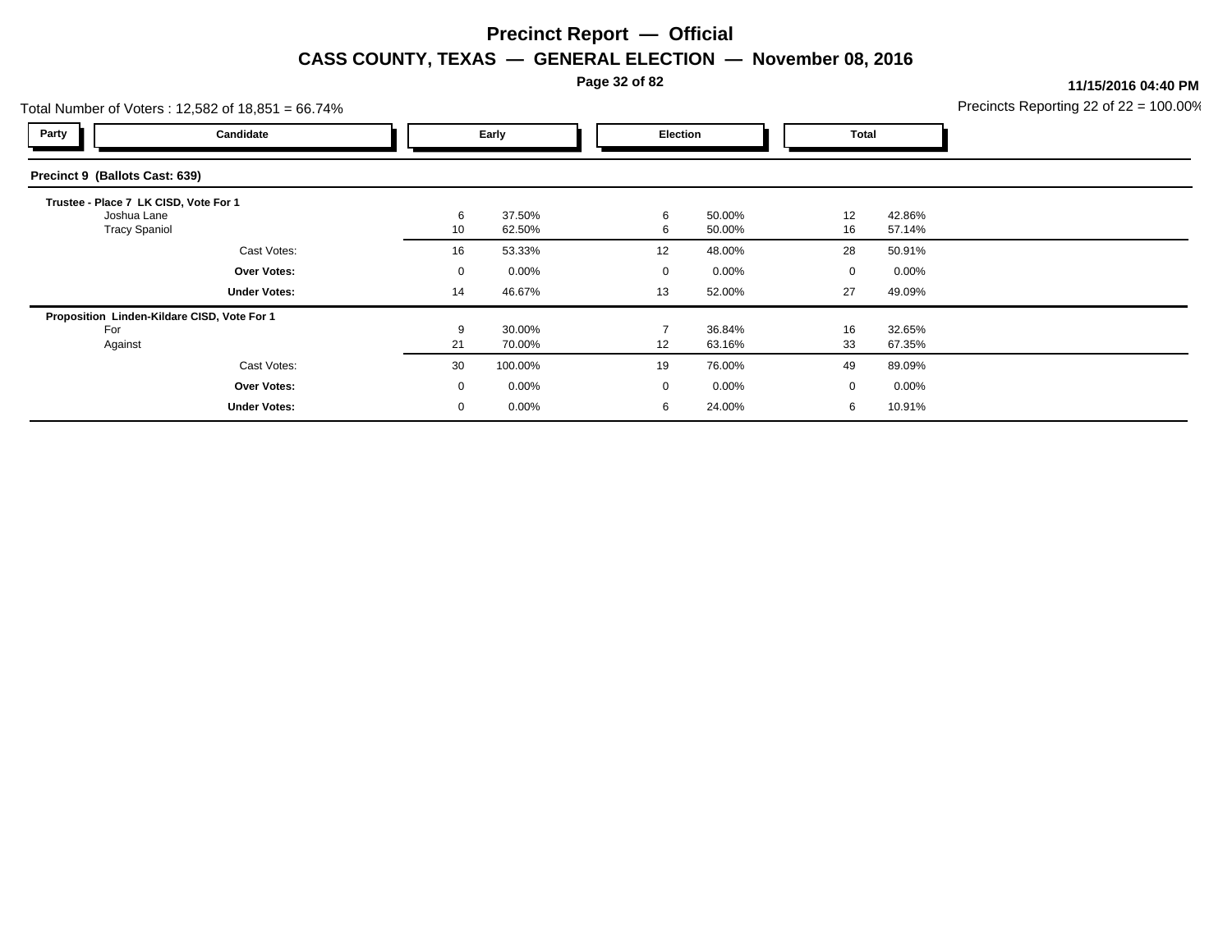# Precinct Report — Official

## CASS COUNTY, TEXAS — GENERAL ELECTION — November 08, 2016

11/15/2016 04:40 PM

Total Number of Voters : 12,582 of 18,851 = 66.74%

Precincts Reporting 22 of 22 = 100.00%

### Precinct 9 (Ballots Cast: 639)

| Party | Candidate | Early | | Election | | Total | |
|---|---|---|---|---|---|---|---|
| | **Trustee - Place 7 LK CISD, Vote For 1** | | | | | | |
| | Joshua Lane | 6 | 37.50% | 6 | 50.00% | 12 | 42.86% |
| | Tracy Spaniol | 10 | 62.50% | 6 | 50.00% | 16 | 57.14% |
| | Cast Votes: | 16 | 53.33% | 12 | 48.00% | 28 | 50.91% |
| | **Over Votes:** | 0 | 0.00% | 0 | 0.00% | 0 | 0.00% |
| | **Under Votes:** | 14 | 46.67% | 13 | 52.00% | 27 | 49.09% |
| | **Proposition Linden-Kildare CISD, Vote For 1** | | | | | | |
| | For | 9 | 30.00% | 7 | 36.84% | 16 | 32.65% |
| | Against | 21 | 70.00% | 12 | 63.16% | 33 | 67.35% |
| | Cast Votes: | 30 | 100.00% | 19 | 76.00% | 49 | 89.09% |
| | **Over Votes:** | 0 | 0.00% | 0 | 0.00% | 0 | 0.00% |
| | **Under Votes:** | 0 | 0.00% | 6 | 24.00% | 6 | 10.91% |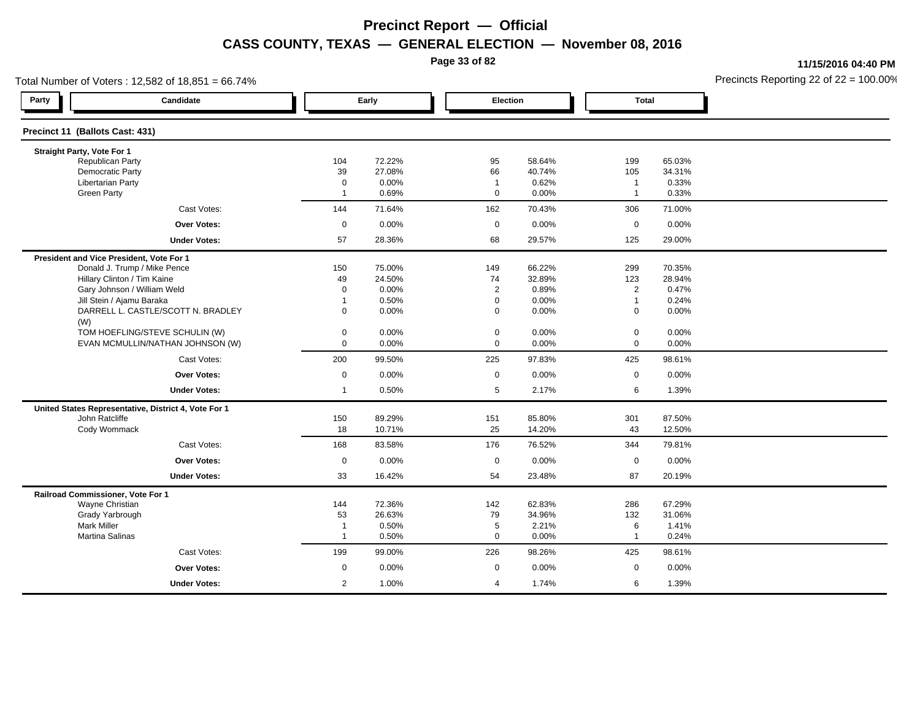# Precinct Report — Official

## CASS COUNTY, TEXAS — GENERAL ELECTION — November 08, 2016

11/15/2016 04:40 PM

Total Number of Voters : 12,582 of 18,851 = 66.74%

Precincts Reporting 22 of 22 = 100.00%

| Party | Candidate | Early | | Election | | Total | |
|---|---|---|---|---|---|---|---|
| **Precinct 11 (Ballots Cast: 431)** | | | | | | | |
| **Straight Party, Vote For 1** | | | | | | | |
| | Republican Party | 104 | 72.22% | 95 | 58.64% | 199 | 65.03% |
| | Democratic Party | 39 | 27.08% | 66 | 40.74% | 105 | 34.31% |
| | Libertarian Party | 0 | 0.00% | 1 | 0.62% | 1 | 0.33% |
| | Green Party | 1 | 0.69% | 0 | 0.00% | 1 | 0.33% |
| | Cast Votes: | 144 | 71.64% | 162 | 70.43% | 306 | 71.00% |
| | **Over Votes:** | 0 | 0.00% | 0 | 0.00% | 0 | 0.00% |
| | **Under Votes:** | 57 | 28.36% | 68 | 29.57% | 125 | 29.00% |
| **President and Vice President, Vote For 1** | | | | | | | |
| | Donald J. Trump / Mike Pence | 150 | 75.00% | 149 | 66.22% | 299 | 70.35% |
| | Hillary Clinton / Tim Kaine | 49 | 24.50% | 74 | 32.89% | 123 | 28.94% |
| | Gary Johnson / William Weld | 0 | 0.00% | 2 | 0.89% | 2 | 0.47% |
| | Jill Stein / Ajamu Baraka | 1 | 0.50% | 0 | 0.00% | 1 | 0.24% |
| | DARRELL L. CASTLE/SCOTT N. BRADLEY (W) | 0 | 0.00% | 0 | 0.00% | 0 | 0.00% |
| | TOM HOEFLING/STEVE SCHULIN (W) | 0 | 0.00% | 0 | 0.00% | 0 | 0.00% |
| | EVAN MCMULLIN/NATHAN JOHNSON (W) | 0 | 0.00% | 0 | 0.00% | 0 | 0.00% |
| | Cast Votes: | 200 | 99.50% | 225 | 97.83% | 425 | 98.61% |
| | **Over Votes:** | 0 | 0.00% | 0 | 0.00% | 0 | 0.00% |
| | **Under Votes:** | 1 | 0.50% | 5 | 2.17% | 6 | 1.39% |
| **United States Representative, District 4, Vote For 1** | | | | | | | |
| | John Ratcliffe | 150 | 89.29% | 151 | 85.80% | 301 | 87.50% |
| | Cody Wommack | 18 | 10.71% | 25 | 14.20% | 43 | 12.50% |
| | Cast Votes: | 168 | 83.58% | 176 | 76.52% | 344 | 79.81% |
| | **Over Votes:** | 0 | 0.00% | 0 | 0.00% | 0 | 0.00% |
| | **Under Votes:** | 33 | 16.42% | 54 | 23.48% | 87 | 20.19% |
| **Railroad Commissioner, Vote For 1** | | | | | | | |
| | Wayne Christian | 144 | 72.36% | 142 | 62.83% | 286 | 67.29% |
| | Grady Yarbrough | 53 | 26.63% | 79 | 34.96% | 132 | 31.06% |
| | Mark Miller | 1 | 0.50% | 5 | 2.21% | 6 | 1.41% |
| | Martina Salinas | 1 | 0.50% | 0 | 0.00% | 1 | 0.24% |
| | Cast Votes: | 199 | 99.00% | 226 | 98.26% | 425 | 98.61% |
| | **Over Votes:** | 0 | 0.00% | 0 | 0.00% | 0 | 0.00% |
| | **Under Votes:** | 2 | 1.00% | 4 | 1.74% | 6 | 1.39% |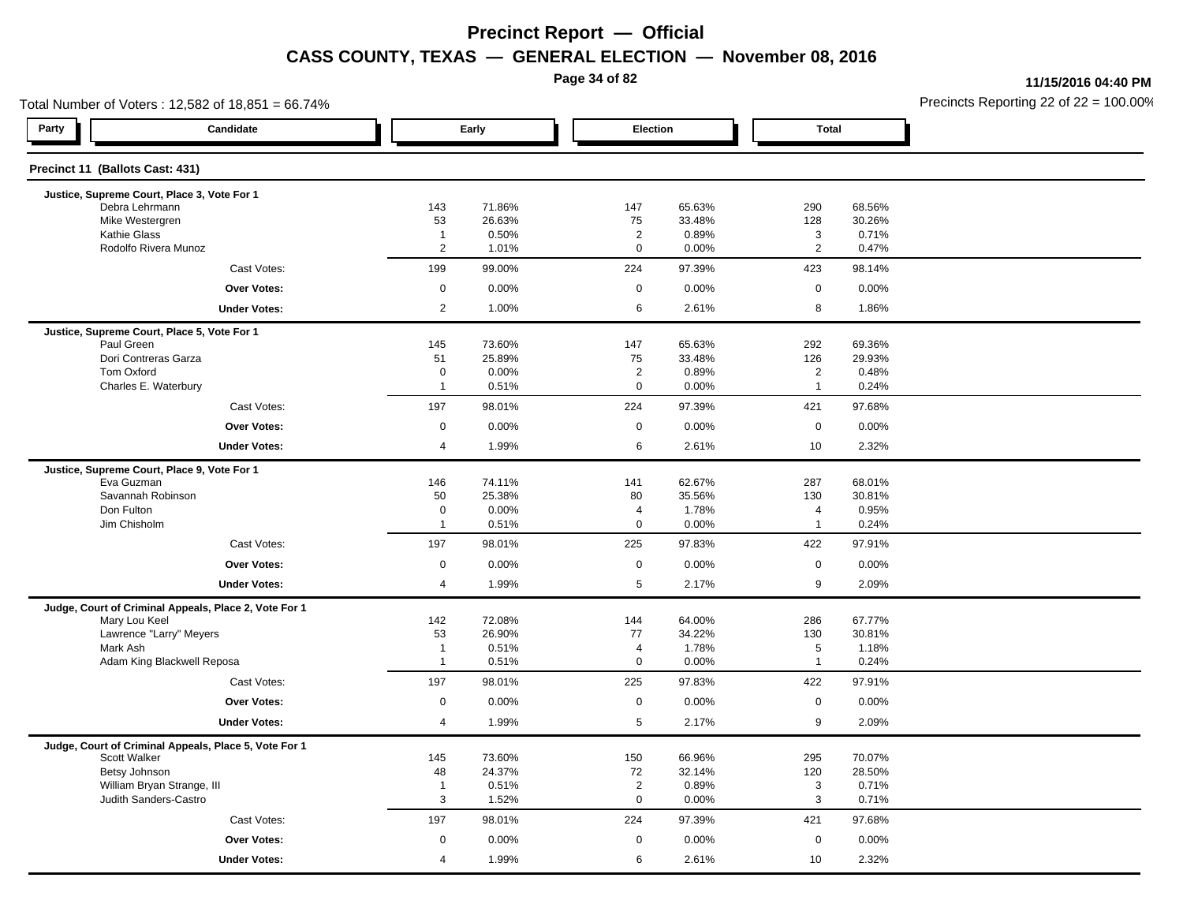# Precinct Report — Official

## CASS COUNTY, TEXAS — GENERAL ELECTION — November 08, 2016

11/15/2016 04:40 PM

Total Number of Voters : 12,582 of 18,851 = 66.74%

Precincts Reporting 22 of 22 = 100.00%

### Precinct 11 (Ballots Cast: 431)

| Party | Candidate | Early | | Election | | Total | |
|---|---|---|---|---|---|---|---|
| | **Justice, Supreme Court, Place 3, Vote For 1** | | | | | | |
| | Debra Lehrmann | 143 | 71.86% | 147 | 65.63% | 290 | 68.56% |
| | Mike Westergren | 53 | 26.63% | 75 | 33.48% | 128 | 30.26% |
| | Kathie Glass | 1 | 0.50% | 2 | 0.89% | 3 | 0.71% |
| | Rodolfo Rivera Munoz | 2 | 1.01% | 0 | 0.00% | 2 | 0.47% |
| | Cast Votes: | 199 | 99.00% | 224 | 97.39% | 423 | 98.14% |
| | **Over Votes:** | 0 | 0.00% | 0 | 0.00% | 0 | 0.00% |
| | **Under Votes:** | 2 | 1.00% | 6 | 2.61% | 8 | 1.86% |
| | **Justice, Supreme Court, Place 5, Vote For 1** | | | | | | |
| | Paul Green | 145 | 73.60% | 147 | 65.63% | 292 | 69.36% |
| | Dori Contreras Garza | 51 | 25.89% | 75 | 33.48% | 126 | 29.93% |
| | Tom Oxford | 0 | 0.00% | 2 | 0.89% | 2 | 0.48% |
| | Charles E. Waterbury | 1 | 0.51% | 0 | 0.00% | 1 | 0.24% |
| | Cast Votes: | 197 | 98.01% | 224 | 97.39% | 421 | 97.68% |
| | **Over Votes:** | 0 | 0.00% | 0 | 0.00% | 0 | 0.00% |
| | **Under Votes:** | 4 | 1.99% | 6 | 2.61% | 10 | 2.32% |
| | **Justice, Supreme Court, Place 9, Vote For 1** | | | | | | |
| | Eva Guzman | 146 | 74.11% | 141 | 62.67% | 287 | 68.01% |
| | Savannah Robinson | 50 | 25.38% | 80 | 35.56% | 130 | 30.81% |
| | Don Fulton | 0 | 0.00% | 4 | 1.78% | 4 | 0.95% |
| | Jim Chisholm | 1 | 0.51% | 0 | 0.00% | 1 | 0.24% |
| | Cast Votes: | 197 | 98.01% | 225 | 97.83% | 422 | 97.91% |
| | **Over Votes:** | 0 | 0.00% | 0 | 0.00% | 0 | 0.00% |
| | **Under Votes:** | 4 | 1.99% | 5 | 2.17% | 9 | 2.09% |
| | **Judge, Court of Criminal Appeals, Place 2, Vote For 1** | | | | | | |
| | Mary Lou Keel | 142 | 72.08% | 144 | 64.00% | 286 | 67.77% |
| | Lawrence "Larry" Meyers | 53 | 26.90% | 77 | 34.22% | 130 | 30.81% |
| | Mark Ash | 1 | 0.51% | 4 | 1.78% | 5 | 1.18% |
| | Adam King Blackwell Reposa | 1 | 0.51% | 0 | 0.00% | 1 | 0.24% |
| | Cast Votes: | 197 | 98.01% | 225 | 97.83% | 422 | 97.91% |
| | **Over Votes:** | 0 | 0.00% | 0 | 0.00% | 0 | 0.00% |
| | **Under Votes:** | 4 | 1.99% | 5 | 2.17% | 9 | 2.09% |
| | **Judge, Court of Criminal Appeals, Place 5, Vote For 1** | | | | | | |
| | Scott Walker | 145 | 73.60% | 150 | 66.96% | 295 | 70.07% |
| | Betsy Johnson | 48 | 24.37% | 72 | 32.14% | 120 | 28.50% |
| | William Bryan Strange, III | 1 | 0.51% | 2 | 0.89% | 3 | 0.71% |
| | Judith Sanders-Castro | 3 | 1.52% | 0 | 0.00% | 3 | 0.71% |
| | Cast Votes: | 197 | 98.01% | 224 | 97.39% | 421 | 97.68% |
| | **Over Votes:** | 0 | 0.00% | 0 | 0.00% | 0 | 0.00% |
| | **Under Votes:** | 4 | 1.99% | 6 | 2.61% | 10 | 2.32% |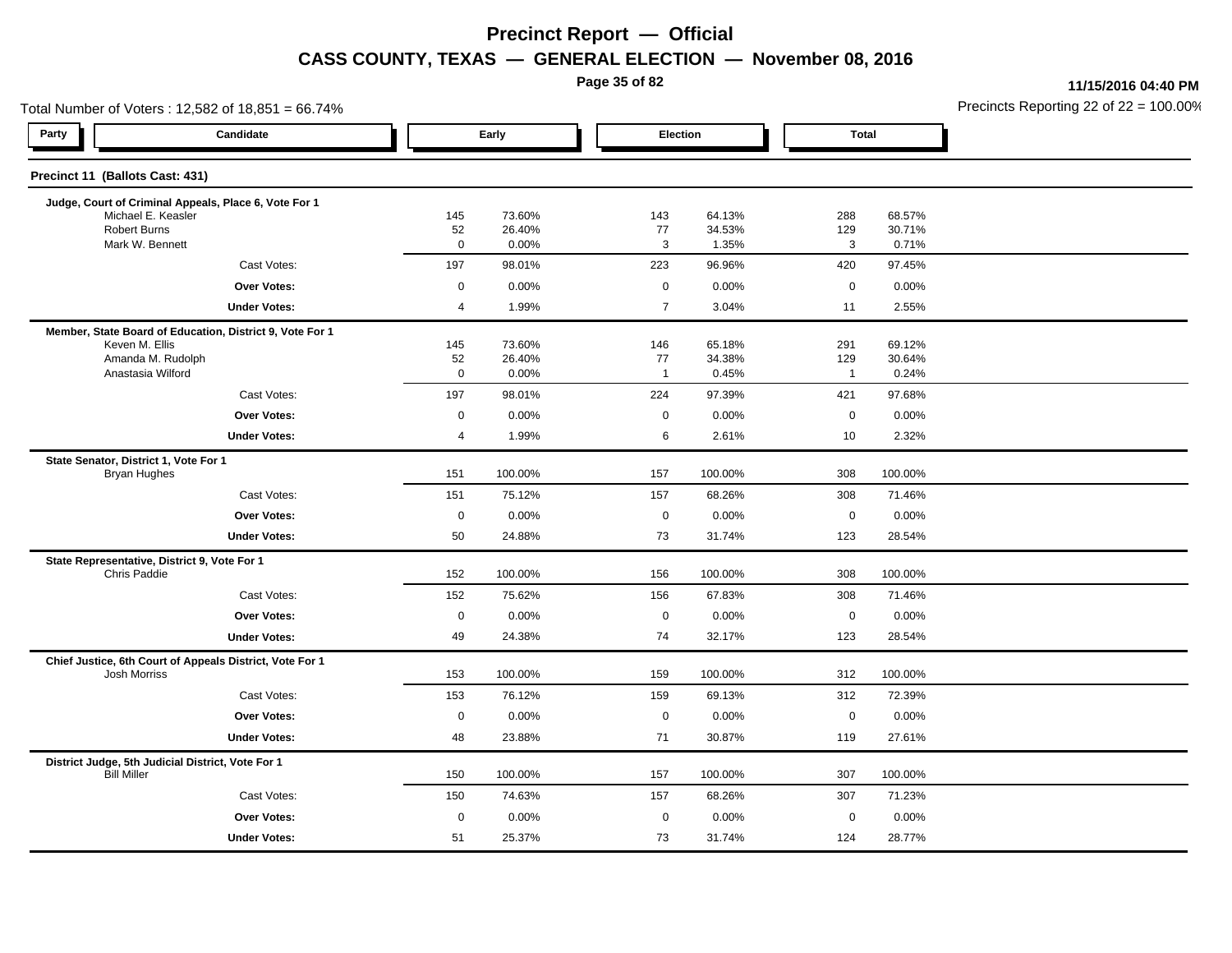# Precinct Report — Official

## CASS COUNTY, TEXAS — GENERAL ELECTION — November 08, 2016

11/15/2016 04:40 PM

Total Number of Voters : 12,582 of 18,851 = 66.74%

Precincts Reporting 22 of 22 = 100.00%

| Party | Candidate | Early | | Election | | Total | |
|---|---|---|---|---|---|---|---|
| **Precinct 11 (Ballots Cast: 431)** | | | | | | | |
| **Judge, Court of Criminal Appeals, Place 6, Vote For 1** | | | | | | | |
| | Michael E. Keasler | 145 | 73.60% | 143 | 64.13% | 288 | 68.57% |
| | Robert Burns | 52 | 26.40% | 77 | 34.53% | 129 | 30.71% |
| | Mark W. Bennett | 0 | 0.00% | 3 | 1.35% | 3 | 0.71% |
| | Cast Votes: | 197 | 98.01% | 223 | 96.96% | 420 | 97.45% |
| | **Over Votes:** | 0 | 0.00% | 0 | 0.00% | 0 | 0.00% |
| | **Under Votes:** | 4 | 1.99% | 7 | 3.04% | 11 | 2.55% |
| **Member, State Board of Education, District 9, Vote For 1** | | | | | | | |
| | Keven M. Ellis | 145 | 73.60% | 146 | 65.18% | 291 | 69.12% |
| | Amanda M. Rudolph | 52 | 26.40% | 77 | 34.38% | 129 | 30.64% |
| | Anastasia Wilford | 0 | 0.00% | 1 | 0.45% | 1 | 0.24% |
| | Cast Votes: | 197 | 98.01% | 224 | 97.39% | 421 | 97.68% |
| | **Over Votes:** | 0 | 0.00% | 0 | 0.00% | 0 | 0.00% |
| | **Under Votes:** | 4 | 1.99% | 6 | 2.61% | 10 | 2.32% |
| **State Senator, District 1, Vote For 1** | | | | | | | |
| | Bryan Hughes | 151 | 100.00% | 157 | 100.00% | 308 | 100.00% |
| | Cast Votes: | 151 | 75.12% | 157 | 68.26% | 308 | 71.46% |
| | **Over Votes:** | 0 | 0.00% | 0 | 0.00% | 0 | 0.00% |
| | **Under Votes:** | 50 | 24.88% | 73 | 31.74% | 123 | 28.54% |
| **State Representative, District 9, Vote For 1** | | | | | | | |
| | Chris Paddie | 152 | 100.00% | 156 | 100.00% | 308 | 100.00% |
| | Cast Votes: | 152 | 75.62% | 156 | 67.83% | 308 | 71.46% |
| | **Over Votes:** | 0 | 0.00% | 0 | 0.00% | 0 | 0.00% |
| | **Under Votes:** | 49 | 24.38% | 74 | 32.17% | 123 | 28.54% |
| **Chief Justice, 6th Court of Appeals District, Vote For 1** | | | | | | | |
| | Josh Morriss | 153 | 100.00% | 159 | 100.00% | 312 | 100.00% |
| | Cast Votes: | 153 | 76.12% | 159 | 69.13% | 312 | 72.39% |
| | **Over Votes:** | 0 | 0.00% | 0 | 0.00% | 0 | 0.00% |
| | **Under Votes:** | 48 | 23.88% | 71 | 30.87% | 119 | 27.61% |
| **District Judge, 5th Judicial District, Vote For 1** | | | | | | | |
| | Bill Miller | 150 | 100.00% | 157 | 100.00% | 307 | 100.00% |
| | Cast Votes: | 150 | 74.63% | 157 | 68.26% | 307 | 71.23% |
| | **Over Votes:** | 0 | 0.00% | 0 | 0.00% | 0 | 0.00% |
| | **Under Votes:** | 51 | 25.37% | 73 | 31.74% | 124 | 28.77% |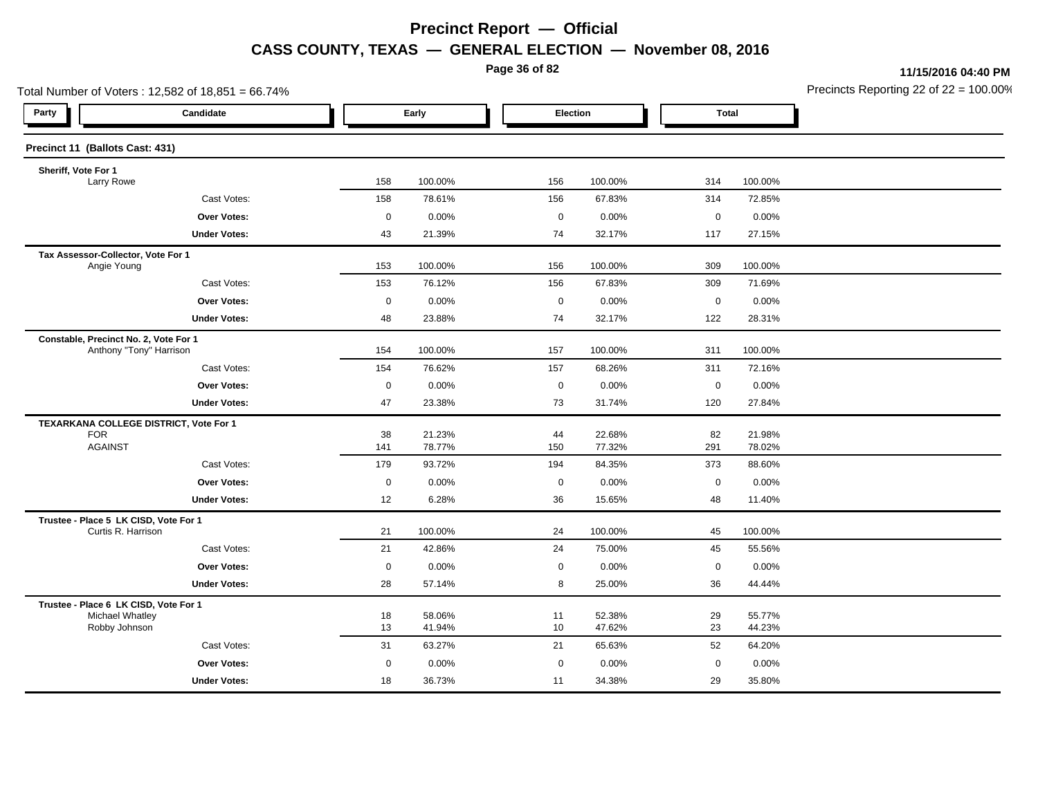# Precinct Report — Official

## CASS COUNTY, TEXAS — GENERAL ELECTION — November 08, 2016

11/15/2016 04:40 PM

Total Number of Voters : 12,582 of 18,851 = 66.74%

Precincts Reporting 22 of 22 = 100.00%

| Party | Candidate | Early | | Election | | Total | |
|---|---|---|---|---|---|---|---|
| **Precinct 11 (Ballots Cast: 431)** | | | | | | | |
| **Sheriff, Vote For 1** | | | | | | | |
| | Larry Rowe | 158 | 100.00% | 156 | 100.00% | 314 | 100.00% |
| | Cast Votes: | 158 | 78.61% | 156 | 67.83% | 314 | 72.85% |
| | **Over Votes:** | 0 | 0.00% | 0 | 0.00% | 0 | 0.00% |
| | **Under Votes:** | 43 | 21.39% | 74 | 32.17% | 117 | 27.15% |
| **Tax Assessor-Collector, Vote For 1** | | | | | | | |
| | Angie Young | 153 | 100.00% | 156 | 100.00% | 309 | 100.00% |
| | Cast Votes: | 153 | 76.12% | 156 | 67.83% | 309 | 71.69% |
| | **Over Votes:** | 0 | 0.00% | 0 | 0.00% | 0 | 0.00% |
| | **Under Votes:** | 48 | 23.88% | 74 | 32.17% | 122 | 28.31% |
| **Constable, Precinct No. 2, Vote For 1** | | | | | | | |
| | Anthony "Tony" Harrison | 154 | 100.00% | 157 | 100.00% | 311 | 100.00% |
| | Cast Votes: | 154 | 76.62% | 157 | 68.26% | 311 | 72.16% |
| | **Over Votes:** | 0 | 0.00% | 0 | 0.00% | 0 | 0.00% |
| | **Under Votes:** | 47 | 23.38% | 73 | 31.74% | 120 | 27.84% |
| **TEXARKANA COLLEGE DISTRICT, Vote For 1** | | | | | | | |
| | FOR | 38 | 21.23% | 44 | 22.68% | 82 | 21.98% |
| | AGAINST | 141 | 78.77% | 150 | 77.32% | 291 | 78.02% |
| | Cast Votes: | 179 | 93.72% | 194 | 84.35% | 373 | 88.60% |
| | **Over Votes:** | 0 | 0.00% | 0 | 0.00% | 0 | 0.00% |
| | **Under Votes:** | 12 | 6.28% | 36 | 15.65% | 48 | 11.40% |
| **Trustee - Place 5 LK CISD, Vote For 1** | | | | | | | |
| | Curtis R. Harrison | 21 | 100.00% | 24 | 100.00% | 45 | 100.00% |
| | Cast Votes: | 21 | 42.86% | 24 | 75.00% | 45 | 55.56% |
| | **Over Votes:** | 0 | 0.00% | 0 | 0.00% | 0 | 0.00% |
| | **Under Votes:** | 28 | 57.14% | 8 | 25.00% | 36 | 44.44% |
| **Trustee - Place 6 LK CISD, Vote For 1** | | | | | | | |
| | Michael Whatley | 18 | 58.06% | 11 | 52.38% | 29 | 55.77% |
| | Robby Johnson | 13 | 41.94% | 10 | 47.62% | 23 | 44.23% |
| | Cast Votes: | 31 | 63.27% | 21 | 65.63% | 52 | 64.20% |
| | **Over Votes:** | 0 | 0.00% | 0 | 0.00% | 0 | 0.00% |
| | **Under Votes:** | 18 | 36.73% | 11 | 34.38% | 29 | 35.80% |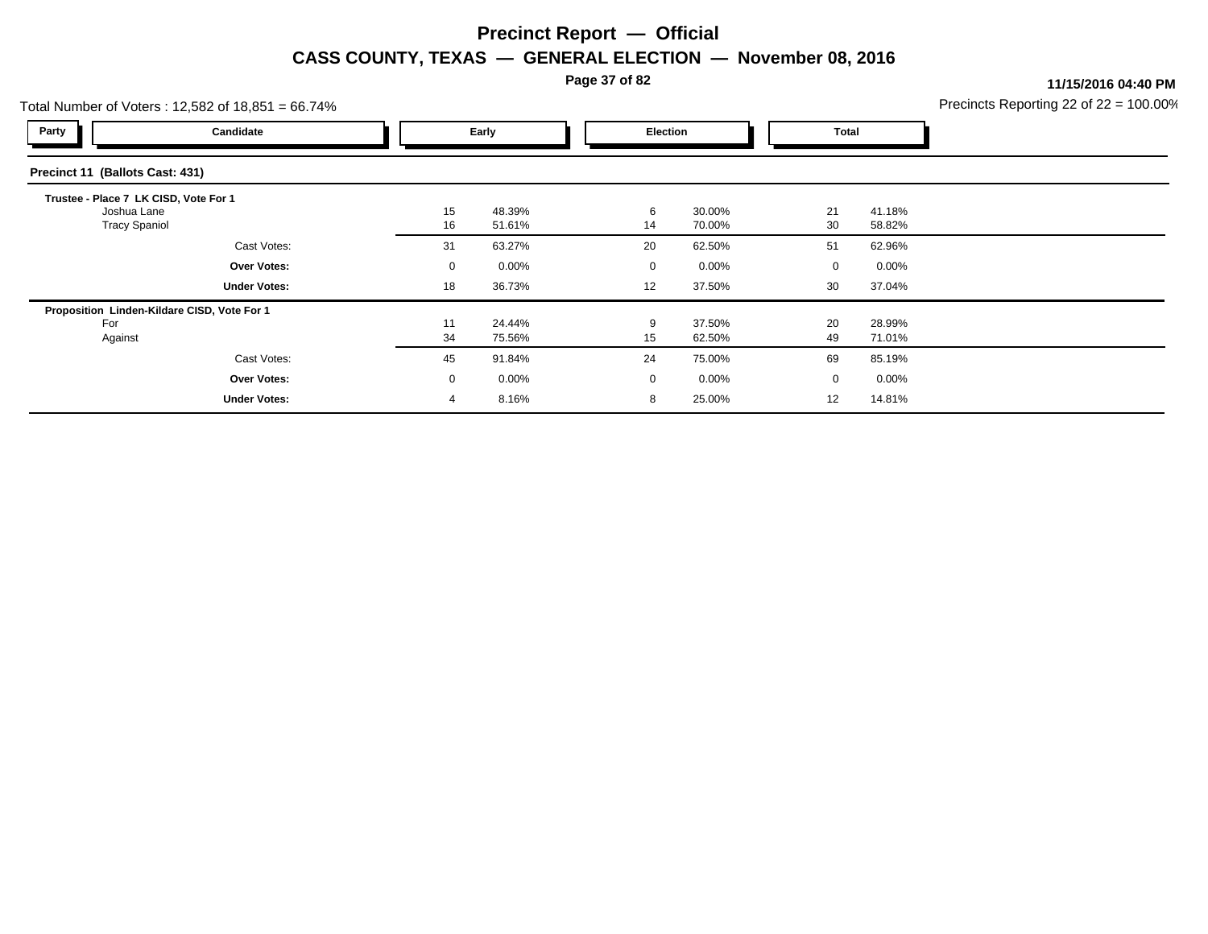# Precinct Report — Official

## CASS COUNTY, TEXAS — GENERAL ELECTION — November 08, 2016

**11/15/2016 04:40 PM**

Total Number of Voters : 12,582 of 18,851 = 66.74%

Precincts Reporting 22 of 22 = 100.00%

| Party | Candidate | Early | | Election | | Total | |
|---|---|---|---|---|---|---|---|
| **Precinct 11 (Ballots Cast: 431)** | | | | | | | |
| **Trustee - Place 7 LK CISD, Vote For 1** | | | | | | | |
| | Joshua Lane | 15 | 48.39% | 6 | 30.00% | 21 | 41.18% |
| | Tracy Spaniol | 16 | 51.61% | 14 | 70.00% | 30 | 58.82% |
| | Cast Votes: | 31 | 63.27% | 20 | 62.50% | 51 | 62.96% |
| | **Over Votes:** | 0 | 0.00% | 0 | 0.00% | 0 | 0.00% |
| | **Under Votes:** | 18 | 36.73% | 12 | 37.50% | 30 | 37.04% |
| **Proposition Linden-Kildare CISD, Vote For 1** | | | | | | | |
| | For | 11 | 24.44% | 9 | 37.50% | 20 | 28.99% |
| | Against | 34 | 75.56% | 15 | 62.50% | 49 | 71.01% |
| | Cast Votes: | 45 | 91.84% | 24 | 75.00% | 69 | 85.19% |
| | **Over Votes:** | 0 | 0.00% | 0 | 0.00% | 0 | 0.00% |
| | **Under Votes:** | 4 | 8.16% | 8 | 25.00% | 12 | 14.81% |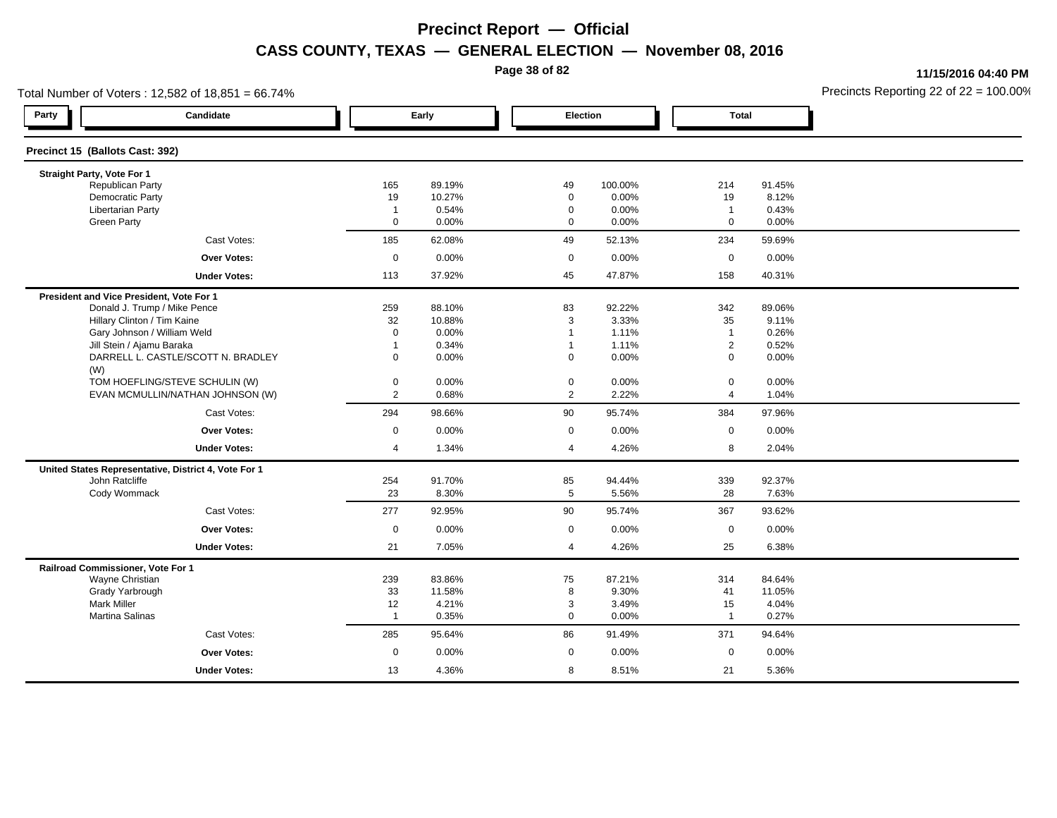# Precinct Report — Official

## CASS COUNTY, TEXAS — GENERAL ELECTION — November 08, 2016

11/15/2016 04:40 PM

Total Number of Voters : 12,582 of 18,851 = 66.74%

Precincts Reporting 22 of 22 = 100.00%

### Precinct 15 (Ballots Cast: 392)

| Party | Candidate | Early | | Election | | Total | |
|---|---|---|---|---|---|---|---|
| | **Straight Party, Vote For 1** | | | | | | |
| | Republican Party | 165 | 89.19% | 49 | 100.00% | 214 | 91.45% |
| | Democratic Party | 19 | 10.27% | 0 | 0.00% | 19 | 8.12% |
| | Libertarian Party | 1 | 0.54% | 0 | 0.00% | 1 | 0.43% |
| | Green Party | 0 | 0.00% | 0 | 0.00% | 0 | 0.00% |
| | Cast Votes: | 185 | 62.08% | 49 | 52.13% | 234 | 59.69% |
| | **Over Votes:** | 0 | 0.00% | 0 | 0.00% | 0 | 0.00% |
| | **Under Votes:** | 113 | 37.92% | 45 | 47.87% | 158 | 40.31% |
| | **President and Vice President, Vote For 1** | | | | | | |
| | Donald J. Trump / Mike Pence | 259 | 88.10% | 83 | 92.22% | 342 | 89.06% |
| | Hillary Clinton / Tim Kaine | 32 | 10.88% | 3 | 3.33% | 35 | 9.11% |
| | Gary Johnson / William Weld | 0 | 0.00% | 1 | 1.11% | 1 | 0.26% |
| | Jill Stein / Ajamu Baraka | 1 | 0.34% | 1 | 1.11% | 2 | 0.52% |
| | DARRELL L. CASTLE/SCOTT N. BRADLEY (W) | 0 | 0.00% | 0 | 0.00% | 0 | 0.00% |
| | TOM HOEFLING/STEVE SCHULIN (W) | 0 | 0.00% | 0 | 0.00% | 0 | 0.00% |
| | EVAN MCMULLIN/NATHAN JOHNSON (W) | 2 | 0.68% | 2 | 2.22% | 4 | 1.04% |
| | Cast Votes: | 294 | 98.66% | 90 | 95.74% | 384 | 97.96% |
| | **Over Votes:** | 0 | 0.00% | 0 | 0.00% | 0 | 0.00% |
| | **Under Votes:** | 4 | 1.34% | 4 | 4.26% | 8 | 2.04% |
| | **United States Representative, District 4, Vote For 1** | | | | | | |
| | John Ratcliffe | 254 | 91.70% | 85 | 94.44% | 339 | 92.37% |
| | Cody Wommack | 23 | 8.30% | 5 | 5.56% | 28 | 7.63% |
| | Cast Votes: | 277 | 92.95% | 90 | 95.74% | 367 | 93.62% |
| | **Over Votes:** | 0 | 0.00% | 0 | 0.00% | 0 | 0.00% |
| | **Under Votes:** | 21 | 7.05% | 4 | 4.26% | 25 | 6.38% |
| | **Railroad Commissioner, Vote For 1** | | | | | | |
| | Wayne Christian | 239 | 83.86% | 75 | 87.21% | 314 | 84.64% |
| | Grady Yarbrough | 33 | 11.58% | 8 | 9.30% | 41 | 11.05% |
| | Mark Miller | 12 | 4.21% | 3 | 3.49% | 15 | 4.04% |
| | Martina Salinas | 1 | 0.35% | 0 | 0.00% | 1 | 0.27% |
| | Cast Votes: | 285 | 95.64% | 86 | 91.49% | 371 | 94.64% |
| | **Over Votes:** | 0 | 0.00% | 0 | 0.00% | 0 | 0.00% |
| | **Under Votes:** | 13 | 4.36% | 8 | 8.51% | 21 | 5.36% |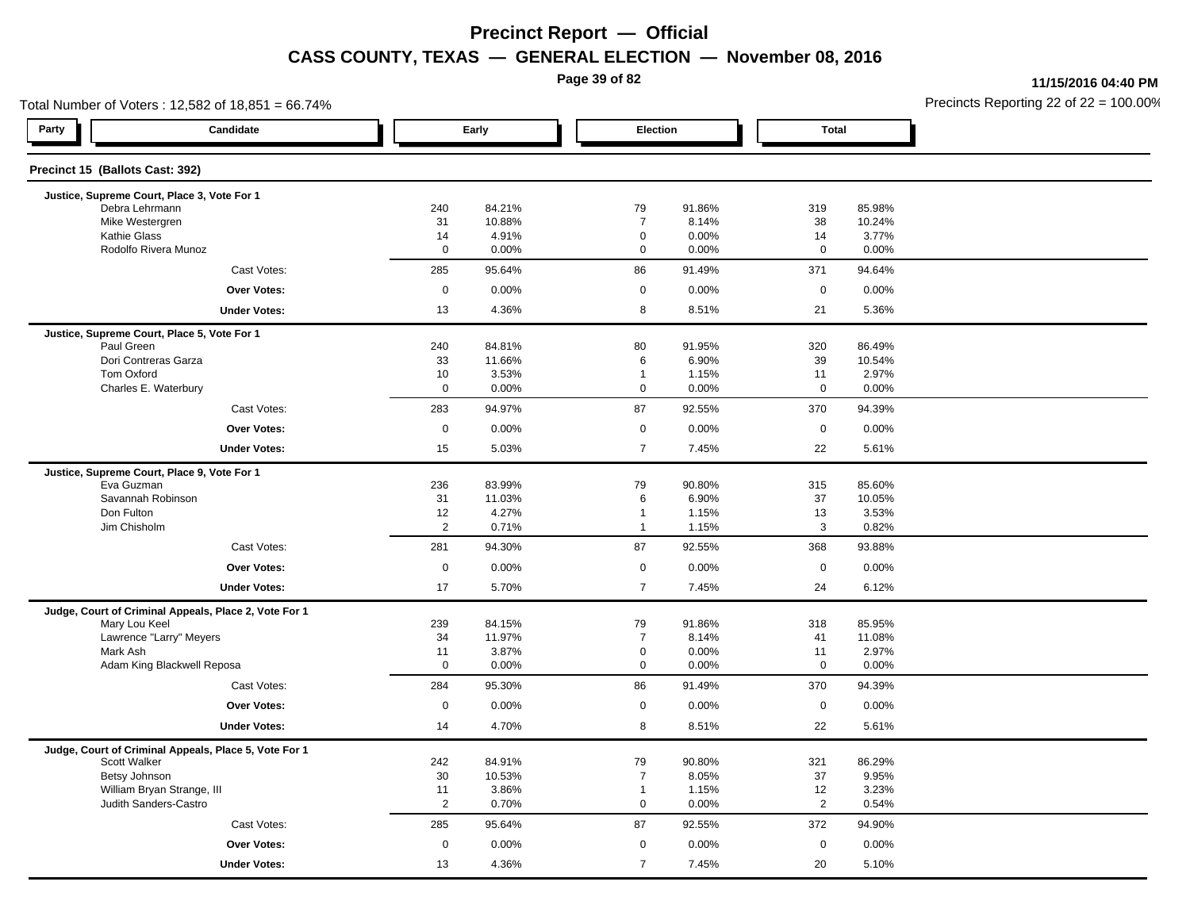# Precinct Report — Official

## CASS COUNTY, TEXAS — GENERAL ELECTION — November 08, 2016

11/15/2016 04:40 PM

Total Number of Voters : 12,582 of 18,851 = 66.74%

Precincts Reporting 22 of 22 = 100.00%

### Precinct 15 (Ballots Cast: 392)

| Party | Candidate | Early | | Election | | Total | |
|---|---|---|---|---|---|---|---|
| | **Justice, Supreme Court, Place 3, Vote For 1** | | | | | | |
| | Debra Lehrmann | 240 | 84.21% | 79 | 91.86% | 319 | 85.98% |
| | Mike Westergren | 31 | 10.88% | 7 | 8.14% | 38 | 10.24% |
| | Kathie Glass | 14 | 4.91% | 0 | 0.00% | 14 | 3.77% |
| | Rodolfo Rivera Munoz | 0 | 0.00% | 0 | 0.00% | 0 | 0.00% |
| | Cast Votes: | 285 | 95.64% | 86 | 91.49% | 371 | 94.64% |
| | **Over Votes:** | 0 | 0.00% | 0 | 0.00% | 0 | 0.00% |
| | **Under Votes:** | 13 | 4.36% | 8 | 8.51% | 21 | 5.36% |
| | **Justice, Supreme Court, Place 5, Vote For 1** | | | | | | |
| | Paul Green | 240 | 84.81% | 80 | 91.95% | 320 | 86.49% |
| | Dori Contreras Garza | 33 | 11.66% | 6 | 6.90% | 39 | 10.54% |
| | Tom Oxford | 10 | 3.53% | 1 | 1.15% | 11 | 2.97% |
| | Charles E. Waterbury | 0 | 0.00% | 0 | 0.00% | 0 | 0.00% |
| | Cast Votes: | 283 | 94.97% | 87 | 92.55% | 370 | 94.39% |
| | **Over Votes:** | 0 | 0.00% | 0 | 0.00% | 0 | 0.00% |
| | **Under Votes:** | 15 | 5.03% | 7 | 7.45% | 22 | 5.61% |
| | **Justice, Supreme Court, Place 9, Vote For 1** | | | | | | |
| | Eva Guzman | 236 | 83.99% | 79 | 90.80% | 315 | 85.60% |
| | Savannah Robinson | 31 | 11.03% | 6 | 6.90% | 37 | 10.05% |
| | Don Fulton | 12 | 4.27% | 1 | 1.15% | 13 | 3.53% |
| | Jim Chisholm | 2 | 0.71% | 1 | 1.15% | 3 | 0.82% |
| | Cast Votes: | 281 | 94.30% | 87 | 92.55% | 368 | 93.88% |
| | **Over Votes:** | 0 | 0.00% | 0 | 0.00% | 0 | 0.00% |
| | **Under Votes:** | 17 | 5.70% | 7 | 7.45% | 24 | 6.12% |
| | **Judge, Court of Criminal Appeals, Place 2, Vote For 1** | | | | | | |
| | Mary Lou Keel | 239 | 84.15% | 79 | 91.86% | 318 | 85.95% |
| | Lawrence "Larry" Meyers | 34 | 11.97% | 7 | 8.14% | 41 | 11.08% |
| | Mark Ash | 11 | 3.87% | 0 | 0.00% | 11 | 2.97% |
| | Adam King Blackwell Reposa | 0 | 0.00% | 0 | 0.00% | 0 | 0.00% |
| | Cast Votes: | 284 | 95.30% | 86 | 91.49% | 370 | 94.39% |
| | **Over Votes:** | 0 | 0.00% | 0 | 0.00% | 0 | 0.00% |
| | **Under Votes:** | 14 | 4.70% | 8 | 8.51% | 22 | 5.61% |
| | **Judge, Court of Criminal Appeals, Place 5, Vote For 1** | | | | | | |
| | Scott Walker | 242 | 84.91% | 79 | 90.80% | 321 | 86.29% |
| | Betsy Johnson | 30 | 10.53% | 7 | 8.05% | 37 | 9.95% |
| | William Bryan Strange, III | 11 | 3.86% | 1 | 1.15% | 12 | 3.23% |
| | Judith Sanders-Castro | 2 | 0.70% | 0 | 0.00% | 2 | 0.54% |
| | Cast Votes: | 285 | 95.64% | 87 | 92.55% | 372 | 94.90% |
| | **Over Votes:** | 0 | 0.00% | 0 | 0.00% | 0 | 0.00% |
| | **Under Votes:** | 13 | 4.36% | 7 | 7.45% | 20 | 5.10% |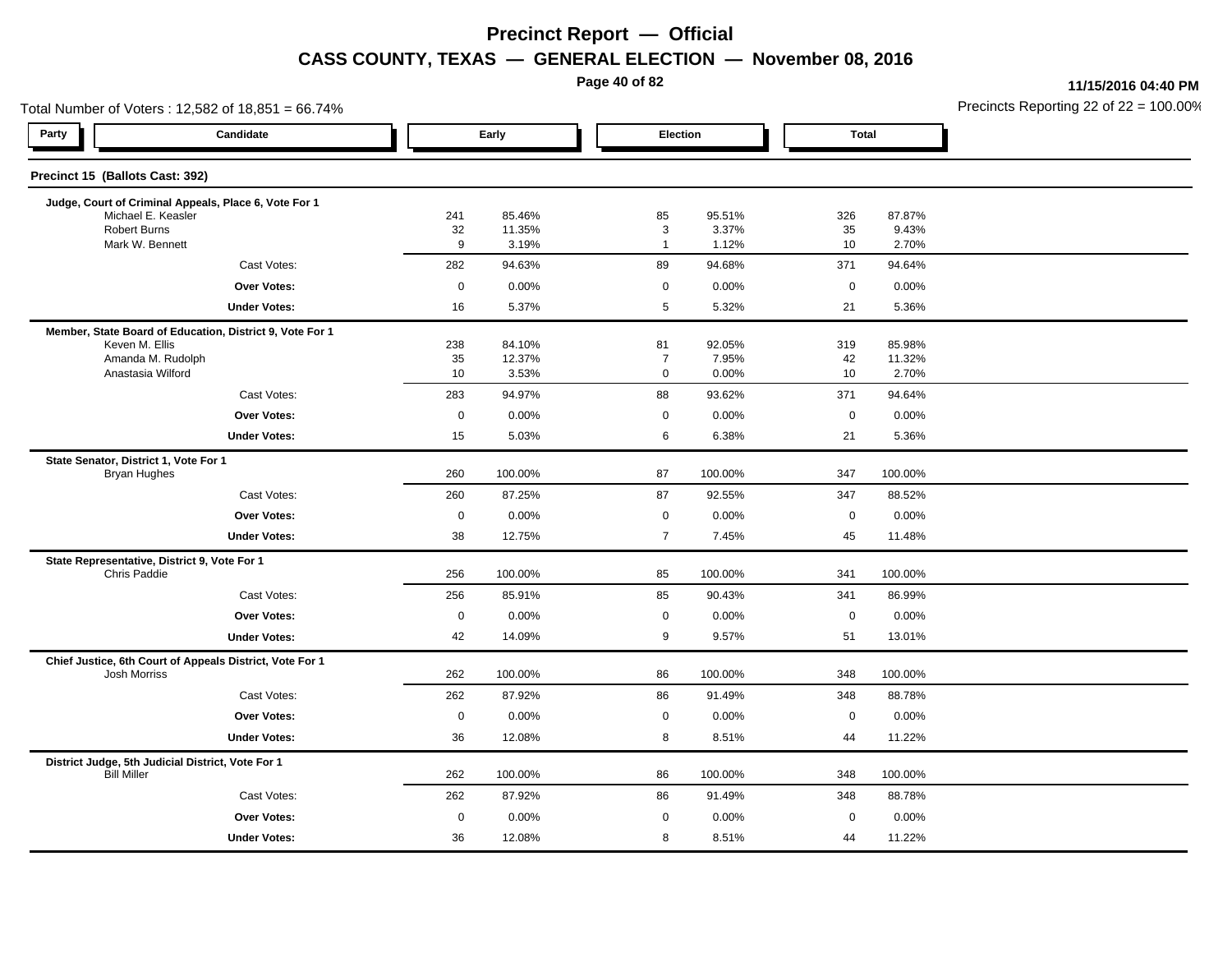# Precinct Report — Official

## CASS COUNTY, TEXAS — GENERAL ELECTION — November 08, 2016

11/15/2016 04:40 PM

Total Number of Voters : 12,582 of 18,851 = 66.74%

Precincts Reporting 22 of 22 = 100.00%

### Precinct 15 (Ballots Cast: 392)

| Party | Candidate | Early | | Election | | Total | |
|---|---|---|---|---|---|---|---|
| | **Judge, Court of Criminal Appeals, Place 6, Vote For 1** | | | | | | |
| | Michael E. Keasler | 241 | 85.46% | 85 | 95.51% | 326 | 87.87% |
| | Robert Burns | 32 | 11.35% | 3 | 3.37% | 35 | 9.43% |
| | Mark W. Bennett | 9 | 3.19% | 1 | 1.12% | 10 | 2.70% |
| | Cast Votes: | 282 | 94.63% | 89 | 94.68% | 371 | 94.64% |
| | **Over Votes:** | 0 | 0.00% | 0 | 0.00% | 0 | 0.00% |
| | **Under Votes:** | 16 | 5.37% | 5 | 5.32% | 21 | 5.36% |
| | **Member, State Board of Education, District 9, Vote For 1** | | | | | | |
| | Keven M. Ellis | 238 | 84.10% | 81 | 92.05% | 319 | 85.98% |
| | Amanda M. Rudolph | 35 | 12.37% | 7 | 7.95% | 42 | 11.32% |
| | Anastasia Wilford | 10 | 3.53% | 0 | 0.00% | 10 | 2.70% |
| | Cast Votes: | 283 | 94.97% | 88 | 93.62% | 371 | 94.64% |
| | **Over Votes:** | 0 | 0.00% | 0 | 0.00% | 0 | 0.00% |
| | **Under Votes:** | 15 | 5.03% | 6 | 6.38% | 21 | 5.36% |
| | **State Senator, District 1, Vote For 1** | | | | | | |
| | Bryan Hughes | 260 | 100.00% | 87 | 100.00% | 347 | 100.00% |
| | Cast Votes: | 260 | 87.25% | 87 | 92.55% | 347 | 88.52% |
| | **Over Votes:** | 0 | 0.00% | 0 | 0.00% | 0 | 0.00% |
| | **Under Votes:** | 38 | 12.75% | 7 | 7.45% | 45 | 11.48% |
| | **State Representative, District 9, Vote For 1** | | | | | | |
| | Chris Paddie | 256 | 100.00% | 85 | 100.00% | 341 | 100.00% |
| | Cast Votes: | 256 | 85.91% | 85 | 90.43% | 341 | 86.99% |
| | **Over Votes:** | 0 | 0.00% | 0 | 0.00% | 0 | 0.00% |
| | **Under Votes:** | 42 | 14.09% | 9 | 9.57% | 51 | 13.01% |
| | **Chief Justice, 6th Court of Appeals District, Vote For 1** | | | | | | |
| | Josh Morriss | 262 | 100.00% | 86 | 100.00% | 348 | 100.00% |
| | Cast Votes: | 262 | 87.92% | 86 | 91.49% | 348 | 88.78% |
| | **Over Votes:** | 0 | 0.00% | 0 | 0.00% | 0 | 0.00% |
| | **Under Votes:** | 36 | 12.08% | 8 | 8.51% | 44 | 11.22% |
| | **District Judge, 5th Judicial District, Vote For 1** | | | | | | |
| | Bill Miller | 262 | 100.00% | 86 | 100.00% | 348 | 100.00% |
| | Cast Votes: | 262 | 87.92% | 86 | 91.49% | 348 | 88.78% |
| | **Over Votes:** | 0 | 0.00% | 0 | 0.00% | 0 | 0.00% |
| | **Under Votes:** | 36 | 12.08% | 8 | 8.51% | 44 | 11.22% |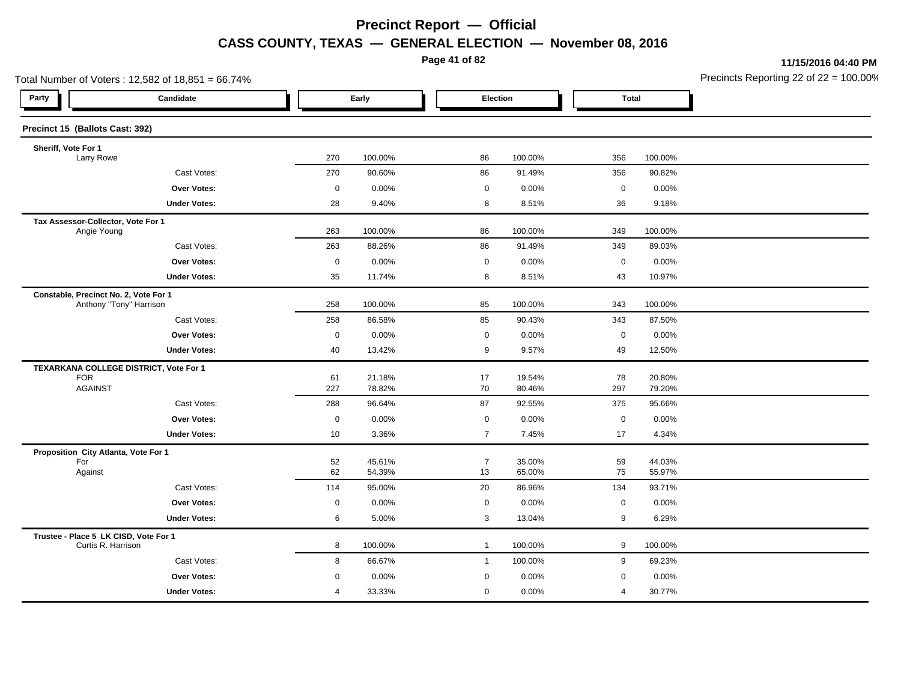# Precinct Report — Official

## CASS COUNTY, TEXAS — GENERAL ELECTION — November 08, 2016

11/15/2016 04:40 PM

Total Number of Voters : 12,582 of 18,851 = 66.74%

Precincts Reporting 22 of 22 = 100.00%

### Precinct 15 (Ballots Cast: 392)

| Party | Candidate | Early | | Election | | Total | |
|---|---|---|---|---|---|---|---|
| | **Sheriff, Vote For 1** | | | | | | |
| | Larry Rowe | 270 | 100.00% | 86 | 100.00% | 356 | 100.00% |
| | Cast Votes: | 270 | 90.60% | 86 | 91.49% | 356 | 90.82% |
| | **Over Votes:** | 0 | 0.00% | 0 | 0.00% | 0 | 0.00% |
| | **Under Votes:** | 28 | 9.40% | 8 | 8.51% | 36 | 9.18% |
| | **Tax Assessor-Collector, Vote For 1** | | | | | | |
| | Angie Young | 263 | 100.00% | 86 | 100.00% | 349 | 100.00% |
| | Cast Votes: | 263 | 88.26% | 86 | 91.49% | 349 | 89.03% |
| | **Over Votes:** | 0 | 0.00% | 0 | 0.00% | 0 | 0.00% |
| | **Under Votes:** | 35 | 11.74% | 8 | 8.51% | 43 | 10.97% |
| | **Constable, Precinct No. 2, Vote For 1** | | | | | | |
| | Anthony "Tony" Harrison | 258 | 100.00% | 85 | 100.00% | 343 | 100.00% |
| | Cast Votes: | 258 | 86.58% | 85 | 90.43% | 343 | 87.50% |
| | **Over Votes:** | 0 | 0.00% | 0 | 0.00% | 0 | 0.00% |
| | **Under Votes:** | 40 | 13.42% | 9 | 9.57% | 49 | 12.50% |
| | **TEXARKANA COLLEGE DISTRICT, Vote For 1** | | | | | | |
| | FOR | 61 | 21.18% | 17 | 19.54% | 78 | 20.80% |
| | AGAINST | 227 | 78.82% | 70 | 80.46% | 297 | 79.20% |
| | Cast Votes: | 288 | 96.64% | 87 | 92.55% | 375 | 95.66% |
| | **Over Votes:** | 0 | 0.00% | 0 | 0.00% | 0 | 0.00% |
| | **Under Votes:** | 10 | 3.36% | 7 | 7.45% | 17 | 4.34% |
| | **Proposition City Atlanta, Vote For 1** | | | | | | |
| | For | 52 | 45.61% | 7 | 35.00% | 59 | 44.03% |
| | Against | 62 | 54.39% | 13 | 65.00% | 75 | 55.97% |
| | Cast Votes: | 114 | 95.00% | 20 | 86.96% | 134 | 93.71% |
| | **Over Votes:** | 0 | 0.00% | 0 | 0.00% | 0 | 0.00% |
| | **Under Votes:** | 6 | 5.00% | 3 | 13.04% | 9 | 6.29% |
| | **Trustee - Place 5 LK CISD, Vote For 1** | | | | | | |
| | Curtis R. Harrison | 8 | 100.00% | 1 | 100.00% | 9 | 100.00% |
| | Cast Votes: | 8 | 66.67% | 1 | 100.00% | 9 | 69.23% |
| | **Over Votes:** | 0 | 0.00% | 0 | 0.00% | 0 | 0.00% |
| | **Under Votes:** | 4 | 33.33% | 0 | 0.00% | 4 | 30.77% |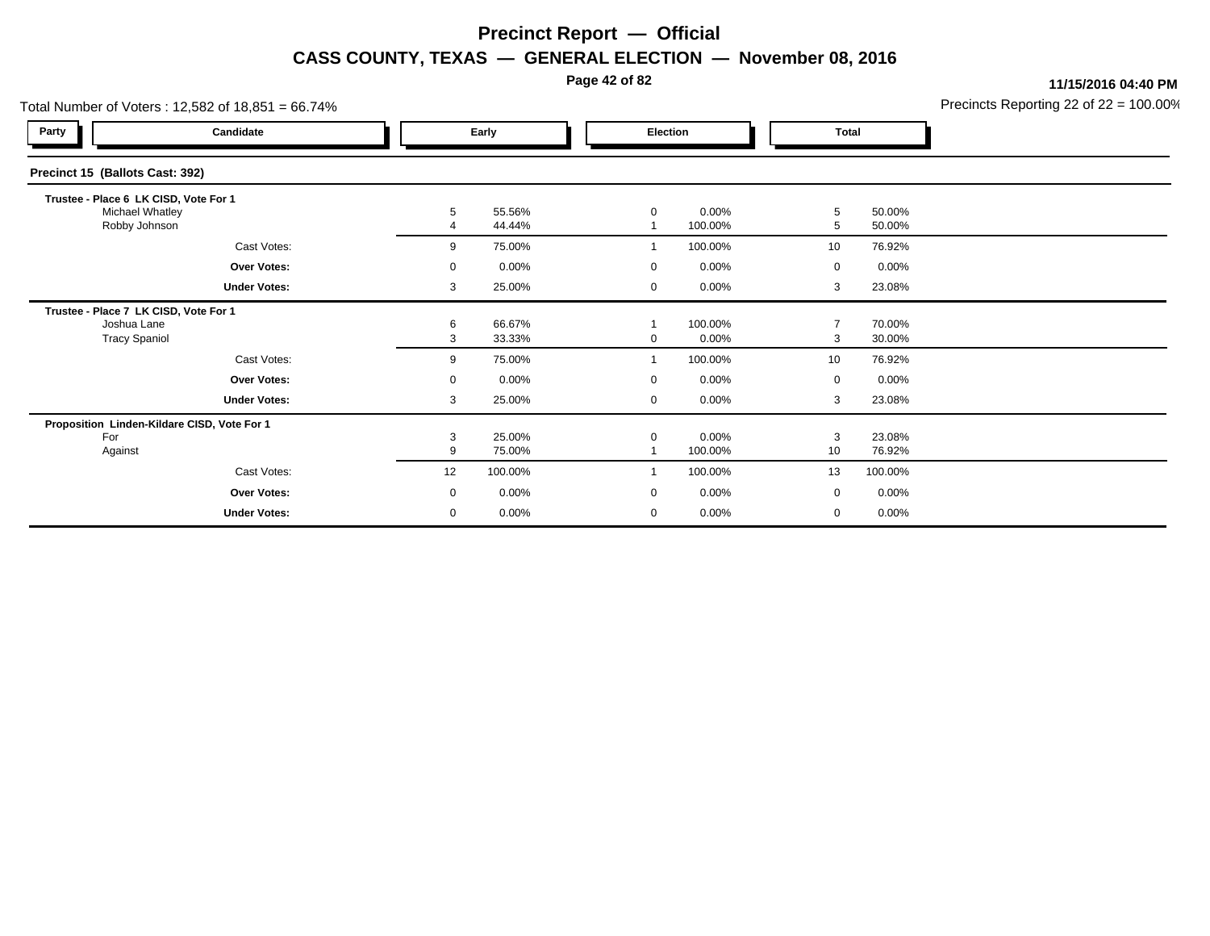# Precinct Report — Official

## CASS COUNTY, TEXAS — GENERAL ELECTION — November 08, 2016

11/15/2016 04:40 PM

Total Number of Voters : 12,582 of 18,851 = 66.74%

Precincts Reporting 22 of 22 = 100.00%

### Precinct 15 (Ballots Cast: 392)

| Party | Candidate | Early | | Election | | Total | |
|---|---|---|---|---|---|---|---|
| | **Trustee - Place 6 LK CISD, Vote For 1** | | | | | | |
| | Michael Whatley | 5 | 55.56% | 0 | 0.00% | 5 | 50.00% |
| | Robby Johnson | 4 | 44.44% | 1 | 100.00% | 5 | 50.00% |
| | Cast Votes: | 9 | 75.00% | 1 | 100.00% | 10 | 76.92% |
| | **Over Votes:** | 0 | 0.00% | 0 | 0.00% | 0 | 0.00% |
| | **Under Votes:** | 3 | 25.00% | 0 | 0.00% | 3 | 23.08% |
| | **Trustee - Place 7 LK CISD, Vote For 1** | | | | | | |
| | Joshua Lane | 6 | 66.67% | 1 | 100.00% | 7 | 70.00% |
| | Tracy Spaniol | 3 | 33.33% | 0 | 0.00% | 3 | 30.00% |
| | Cast Votes: | 9 | 75.00% | 1 | 100.00% | 10 | 76.92% |
| | **Over Votes:** | 0 | 0.00% | 0 | 0.00% | 0 | 0.00% |
| | **Under Votes:** | 3 | 25.00% | 0 | 0.00% | 3 | 23.08% |
| | **Proposition Linden-Kildare CISD, Vote For 1** | | | | | | |
| | For | 3 | 25.00% | 0 | 0.00% | 3 | 23.08% |
| | Against | 9 | 75.00% | 1 | 100.00% | 10 | 76.92% |
| | Cast Votes: | 12 | 100.00% | 1 | 100.00% | 13 | 100.00% |
| | **Over Votes:** | 0 | 0.00% | 0 | 0.00% | 0 | 0.00% |
| | **Under Votes:** | 0 | 0.00% | 0 | 0.00% | 0 | 0.00% |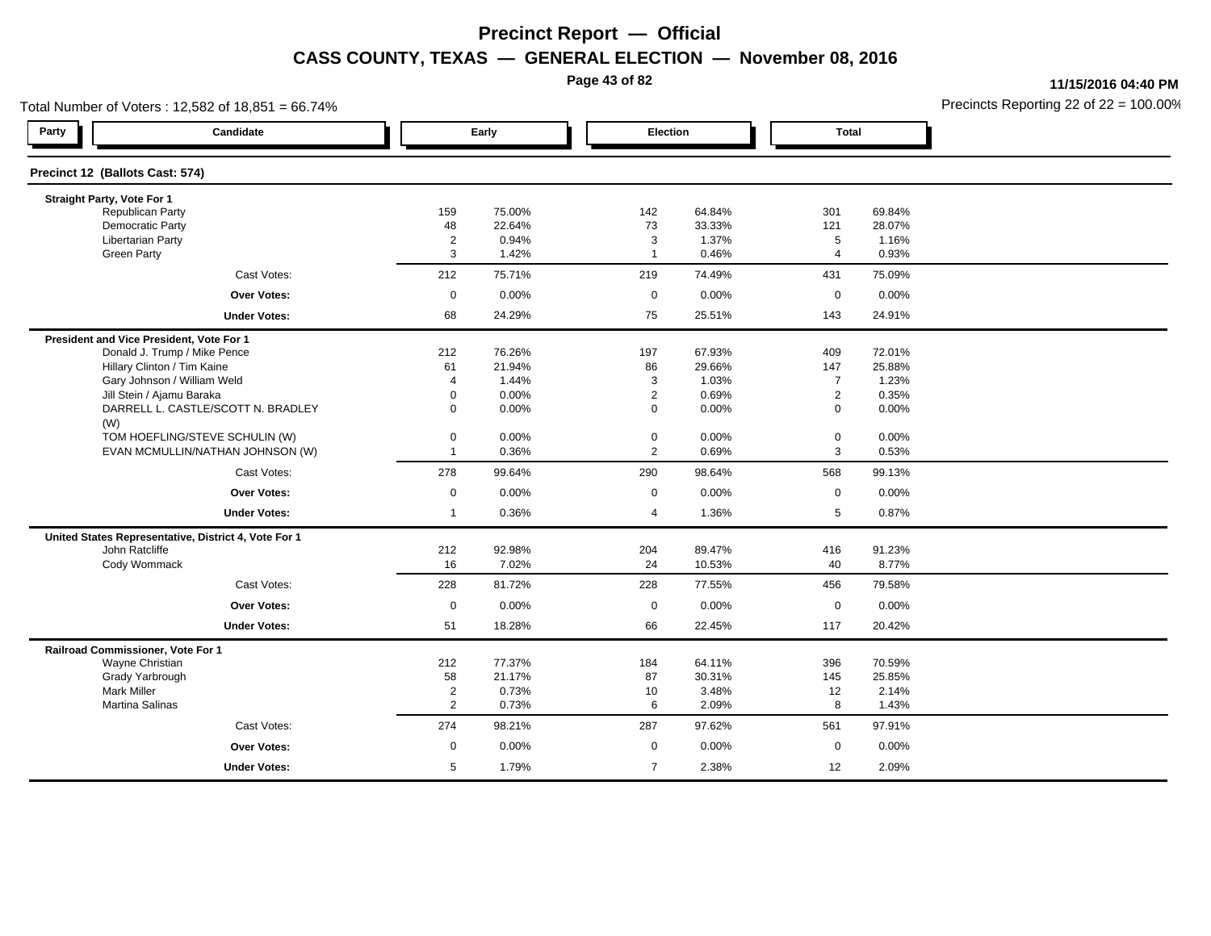# Precinct Report — Official

## CASS COUNTY, TEXAS — GENERAL ELECTION — November 08, 2016

11/15/2016 04:40 PM

Total Number of Voters : 12,582 of 18,851 = 66.74%

Precincts Reporting 22 of 22 = 100.00%

### Precinct 12 (Ballots Cast: 574)

| Party | Candidate | Early | | Election | | Total | |
|---|---|---|---|---|---|---|---|
| | **Straight Party, Vote For 1** | | | | | | |
| | Republican Party | 159 | 75.00% | 142 | 64.84% | 301 | 69.84% |
| | Democratic Party | 48 | 22.64% | 73 | 33.33% | 121 | 28.07% |
| | Libertarian Party | 2 | 0.94% | 3 | 1.37% | 5 | 1.16% |
| | Green Party | 3 | 1.42% | 1 | 0.46% | 4 | 0.93% |
| | Cast Votes: | 212 | 75.71% | 219 | 74.49% | 431 | 75.09% |
| | **Over Votes:** | 0 | 0.00% | 0 | 0.00% | 0 | 0.00% |
| | **Under Votes:** | 68 | 24.29% | 75 | 25.51% | 143 | 24.91% |
| | **President and Vice President, Vote For 1** | | | | | | |
| | Donald J. Trump / Mike Pence | 212 | 76.26% | 197 | 67.93% | 409 | 72.01% |
| | Hillary Clinton / Tim Kaine | 61 | 21.94% | 86 | 29.66% | 147 | 25.88% |
| | Gary Johnson / William Weld | 4 | 1.44% | 3 | 1.03% | 7 | 1.23% |
| | Jill Stein / Ajamu Baraka | 0 | 0.00% | 2 | 0.69% | 2 | 0.35% |
| | DARRELL L. CASTLE/SCOTT N. BRADLEY (W) | 0 | 0.00% | 0 | 0.00% | 0 | 0.00% |
| | TOM HOEFLING/STEVE SCHULIN (W) | 0 | 0.00% | 0 | 0.00% | 0 | 0.00% |
| | EVAN MCMULLIN/NATHAN JOHNSON (W) | 1 | 0.36% | 2 | 0.69% | 3 | 0.53% |
| | Cast Votes: | 278 | 99.64% | 290 | 98.64% | 568 | 99.13% |
| | **Over Votes:** | 0 | 0.00% | 0 | 0.00% | 0 | 0.00% |
| | **Under Votes:** | 1 | 0.36% | 4 | 1.36% | 5 | 0.87% |
| | **United States Representative, District 4, Vote For 1** | | | | | | |
| | John Ratcliffe | 212 | 92.98% | 204 | 89.47% | 416 | 91.23% |
| | Cody Wommack | 16 | 7.02% | 24 | 10.53% | 40 | 8.77% |
| | Cast Votes: | 228 | 81.72% | 228 | 77.55% | 456 | 79.58% |
| | **Over Votes:** | 0 | 0.00% | 0 | 0.00% | 0 | 0.00% |
| | **Under Votes:** | 51 | 18.28% | 66 | 22.45% | 117 | 20.42% |
| | **Railroad Commissioner, Vote For 1** | | | | | | |
| | Wayne Christian | 212 | 77.37% | 184 | 64.11% | 396 | 70.59% |
| | Grady Yarbrough | 58 | 21.17% | 87 | 30.31% | 145 | 25.85% |
| | Mark Miller | 2 | 0.73% | 10 | 3.48% | 12 | 2.14% |
| | Martina Salinas | 2 | 0.73% | 6 | 2.09% | 8 | 1.43% |
| | Cast Votes: | 274 | 98.21% | 287 | 97.62% | 561 | 97.91% |
| | **Over Votes:** | 0 | 0.00% | 0 | 0.00% | 0 | 0.00% |
| | **Under Votes:** | 5 | 1.79% | 7 | 2.38% | 12 | 2.09% |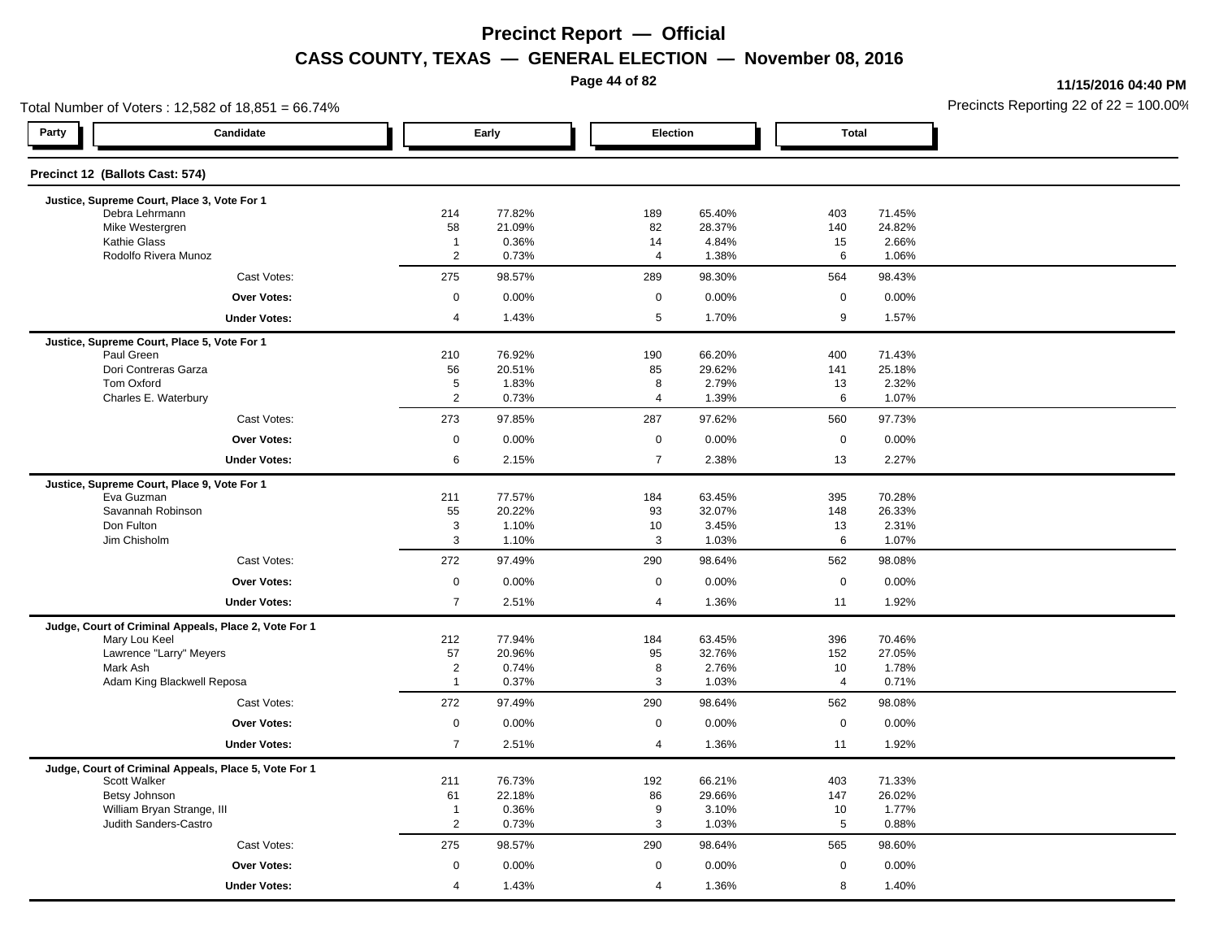# Precinct Report — Official

## CASS COUNTY, TEXAS — GENERAL ELECTION — November 08, 2016

11/15/2016 04:40 PM

Total Number of Voters : 12,582 of 18,851 = 66.74%

Precincts Reporting 22 of 22 = 100.00%

### Precinct 12 (Ballots Cast: 574)

| Party | Candidate | Early | | Election | | Total | |
|---|---|---|---|---|---|---|---|
| | **Justice, Supreme Court, Place 3, Vote For 1** | | | | | | |
| | Debra Lehrmann | 214 | 77.82% | 189 | 65.40% | 403 | 71.45% |
| | Mike Westergren | 58 | 21.09% | 82 | 28.37% | 140 | 24.82% |
| | Kathie Glass | 1 | 0.36% | 14 | 4.84% | 15 | 2.66% |
| | Rodolfo Rivera Munoz | 2 | 0.73% | 4 | 1.38% | 6 | 1.06% |
| | Cast Votes: | 275 | 98.57% | 289 | 98.30% | 564 | 98.43% |
| | **Over Votes:** | 0 | 0.00% | 0 | 0.00% | 0 | 0.00% |
| | **Under Votes:** | 4 | 1.43% | 5 | 1.70% | 9 | 1.57% |
| | **Justice, Supreme Court, Place 5, Vote For 1** | | | | | | |
| | Paul Green | 210 | 76.92% | 190 | 66.20% | 400 | 71.43% |
| | Dori Contreras Garza | 56 | 20.51% | 85 | 29.62% | 141 | 25.18% |
| | Tom Oxford | 5 | 1.83% | 8 | 2.79% | 13 | 2.32% |
| | Charles E. Waterbury | 2 | 0.73% | 4 | 1.39% | 6 | 1.07% |
| | Cast Votes: | 273 | 97.85% | 287 | 97.62% | 560 | 97.73% |
| | **Over Votes:** | 0 | 0.00% | 0 | 0.00% | 0 | 0.00% |
| | **Under Votes:** | 6 | 2.15% | 7 | 2.38% | 13 | 2.27% |
| | **Justice, Supreme Court, Place 9, Vote For 1** | | | | | | |
| | Eva Guzman | 211 | 77.57% | 184 | 63.45% | 395 | 70.28% |
| | Savannah Robinson | 55 | 20.22% | 93 | 32.07% | 148 | 26.33% |
| | Don Fulton | 3 | 1.10% | 10 | 3.45% | 13 | 2.31% |
| | Jim Chisholm | 3 | 1.10% | 3 | 1.03% | 6 | 1.07% |
| | Cast Votes: | 272 | 97.49% | 290 | 98.64% | 562 | 98.08% |
| | **Over Votes:** | 0 | 0.00% | 0 | 0.00% | 0 | 0.00% |
| | **Under Votes:** | 7 | 2.51% | 4 | 1.36% | 11 | 1.92% |
| | **Judge, Court of Criminal Appeals, Place 2, Vote For 1** | | | | | | |
| | Mary Lou Keel | 212 | 77.94% | 184 | 63.45% | 396 | 70.46% |
| | Lawrence "Larry" Meyers | 57 | 20.96% | 95 | 32.76% | 152 | 27.05% |
| | Mark Ash | 2 | 0.74% | 8 | 2.76% | 10 | 1.78% |
| | Adam King Blackwell Reposa | 1 | 0.37% | 3 | 1.03% | 4 | 0.71% |
| | Cast Votes: | 272 | 97.49% | 290 | 98.64% | 562 | 98.08% |
| | **Over Votes:** | 0 | 0.00% | 0 | 0.00% | 0 | 0.00% |
| | **Under Votes:** | 7 | 2.51% | 4 | 1.36% | 11 | 1.92% |
| | **Judge, Court of Criminal Appeals, Place 5, Vote For 1** | | | | | | |
| | Scott Walker | 211 | 76.73% | 192 | 66.21% | 403 | 71.33% |
| | Betsy Johnson | 61 | 22.18% | 86 | 29.66% | 147 | 26.02% |
| | William Bryan Strange, III | 1 | 0.36% | 9 | 3.10% | 10 | 1.77% |
| | Judith Sanders-Castro | 2 | 0.73% | 3 | 1.03% | 5 | 0.88% |
| | Cast Votes: | 275 | 98.57% | 290 | 98.64% | 565 | 98.60% |
| | **Over Votes:** | 0 | 0.00% | 0 | 0.00% | 0 | 0.00% |
| | **Under Votes:** | 4 | 1.43% | 4 | 1.36% | 8 | 1.40% |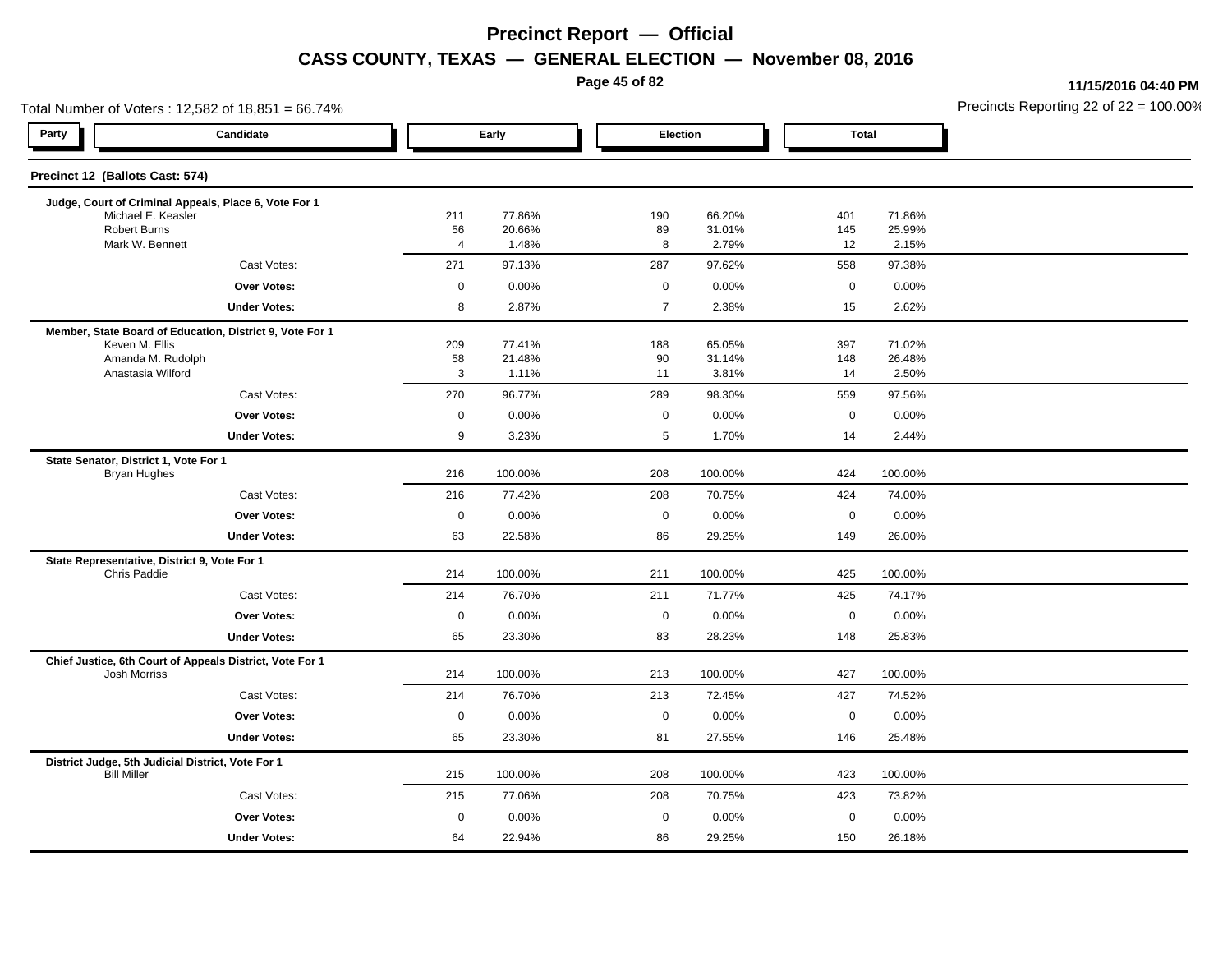# Precinct Report — Official

## CASS COUNTY, TEXAS — GENERAL ELECTION — November 08, 2016

11/15/2016 04:40 PM

Total Number of Voters : 12,582 of 18,851 = 66.74%

Precincts Reporting 22 of 22 = 100.00%

### Precinct 12 (Ballots Cast: 574)

| Party | Candidate | Early | | Election | | Total | |
|---|---|---|---|---|---|---|---|
| | **Judge, Court of Criminal Appeals, Place 6, Vote For 1** | | | | | | |
| | Michael E. Keasler | 211 | 77.86% | 190 | 66.20% | 401 | 71.86% |
| | Robert Burns | 56 | 20.66% | 89 | 31.01% | 145 | 25.99% |
| | Mark W. Bennett | 4 | 1.48% | 8 | 2.79% | 12 | 2.15% |
| | Cast Votes: | 271 | 97.13% | 287 | 97.62% | 558 | 97.38% |
| | **Over Votes:** | 0 | 0.00% | 0 | 0.00% | 0 | 0.00% |
| | **Under Votes:** | 8 | 2.87% | 7 | 2.38% | 15 | 2.62% |
| | **Member, State Board of Education, District 9, Vote For 1** | | | | | | |
| | Keven M. Ellis | 209 | 77.41% | 188 | 65.05% | 397 | 71.02% |
| | Amanda M. Rudolph | 58 | 21.48% | 90 | 31.14% | 148 | 26.48% |
| | Anastasia Wilford | 3 | 1.11% | 11 | 3.81% | 14 | 2.50% |
| | Cast Votes: | 270 | 96.77% | 289 | 98.30% | 559 | 97.56% |
| | **Over Votes:** | 0 | 0.00% | 0 | 0.00% | 0 | 0.00% |
| | **Under Votes:** | 9 | 3.23% | 5 | 1.70% | 14 | 2.44% |
| | **State Senator, District 1, Vote For 1** | | | | | | |
| | Bryan Hughes | 216 | 100.00% | 208 | 100.00% | 424 | 100.00% |
| | Cast Votes: | 216 | 77.42% | 208 | 70.75% | 424 | 74.00% |
| | **Over Votes:** | 0 | 0.00% | 0 | 0.00% | 0 | 0.00% |
| | **Under Votes:** | 63 | 22.58% | 86 | 29.25% | 149 | 26.00% |
| | **State Representative, District 9, Vote For 1** | | | | | | |
| | Chris Paddie | 214 | 100.00% | 211 | 100.00% | 425 | 100.00% |
| | Cast Votes: | 214 | 76.70% | 211 | 71.77% | 425 | 74.17% |
| | **Over Votes:** | 0 | 0.00% | 0 | 0.00% | 0 | 0.00% |
| | **Under Votes:** | 65 | 23.30% | 83 | 28.23% | 148 | 25.83% |
| | **Chief Justice, 6th Court of Appeals District, Vote For 1** | | | | | | |
| | Josh Morriss | 214 | 100.00% | 213 | 100.00% | 427 | 100.00% |
| | Cast Votes: | 214 | 76.70% | 213 | 72.45% | 427 | 74.52% |
| | **Over Votes:** | 0 | 0.00% | 0 | 0.00% | 0 | 0.00% |
| | **Under Votes:** | 65 | 23.30% | 81 | 27.55% | 146 | 25.48% |
| | **District Judge, 5th Judicial District, Vote For 1** | | | | | | |
| | Bill Miller | 215 | 100.00% | 208 | 100.00% | 423 | 100.00% |
| | Cast Votes: | 215 | 77.06% | 208 | 70.75% | 423 | 73.82% |
| | **Over Votes:** | 0 | 0.00% | 0 | 0.00% | 0 | 0.00% |
| | **Under Votes:** | 64 | 22.94% | 86 | 29.25% | 150 | 26.18% |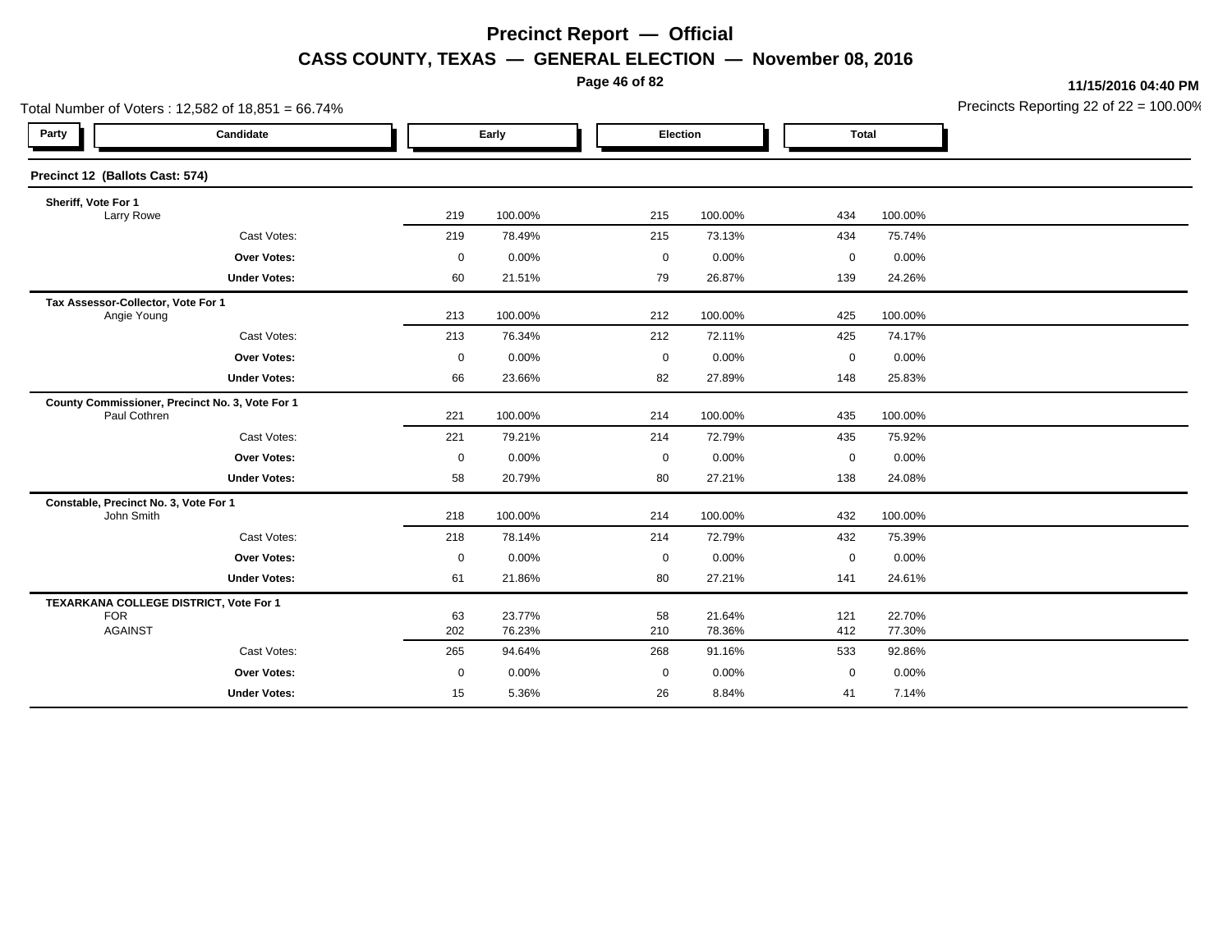# Precinct Report — Official

## CASS COUNTY, TEXAS — GENERAL ELECTION — November 08, 2016

11/15/2016 04:40 PM

Total Number of Voters : 12,582 of 18,851 = 66.74%

Precincts Reporting 22 of 22 = 100.00%

### Precinct 12 (Ballots Cast: 574)

| Party | Candidate | Early | | Election | | Total | |
|---|---|---|---|---|---|---|---|
| | **Sheriff, Vote For 1** | | | | | | |
| | Larry Rowe | 219 | 100.00% | 215 | 100.00% | 434 | 100.00% |
| | Cast Votes: | 219 | 78.49% | 215 | 73.13% | 434 | 75.74% |
| | **Over Votes:** | 0 | 0.00% | 0 | 0.00% | 0 | 0.00% |
| | **Under Votes:** | 60 | 21.51% | 79 | 26.87% | 139 | 24.26% |
| | **Tax Assessor-Collector, Vote For 1** | | | | | | |
| | Angie Young | 213 | 100.00% | 212 | 100.00% | 425 | 100.00% |
| | Cast Votes: | 213 | 76.34% | 212 | 72.11% | 425 | 74.17% |
| | **Over Votes:** | 0 | 0.00% | 0 | 0.00% | 0 | 0.00% |
| | **Under Votes:** | 66 | 23.66% | 82 | 27.89% | 148 | 25.83% |
| | **County Commissioner, Precinct No. 3, Vote For 1** | | | | | | |
| | Paul Cothren | 221 | 100.00% | 214 | 100.00% | 435 | 100.00% |
| | Cast Votes: | 221 | 79.21% | 214 | 72.79% | 435 | 75.92% |
| | **Over Votes:** | 0 | 0.00% | 0 | 0.00% | 0 | 0.00% |
| | **Under Votes:** | 58 | 20.79% | 80 | 27.21% | 138 | 24.08% |
| | **Constable, Precinct No. 3, Vote For 1** | | | | | | |
| | John Smith | 218 | 100.00% | 214 | 100.00% | 432 | 100.00% |
| | Cast Votes: | 218 | 78.14% | 214 | 72.79% | 432 | 75.39% |
| | **Over Votes:** | 0 | 0.00% | 0 | 0.00% | 0 | 0.00% |
| | **Under Votes:** | 61 | 21.86% | 80 | 27.21% | 141 | 24.61% |
| | **TEXARKANA COLLEGE DISTRICT, Vote For 1** | | | | | | |
| | FOR | 63 | 23.77% | 58 | 21.64% | 121 | 22.70% |
| | AGAINST | 202 | 76.23% | 210 | 78.36% | 412 | 77.30% |
| | Cast Votes: | 265 | 94.64% | 268 | 91.16% | 533 | 92.86% |
| | **Over Votes:** | 0 | 0.00% | 0 | 0.00% | 0 | 0.00% |
| | **Under Votes:** | 15 | 5.36% | 26 | 8.84% | 41 | 7.14% |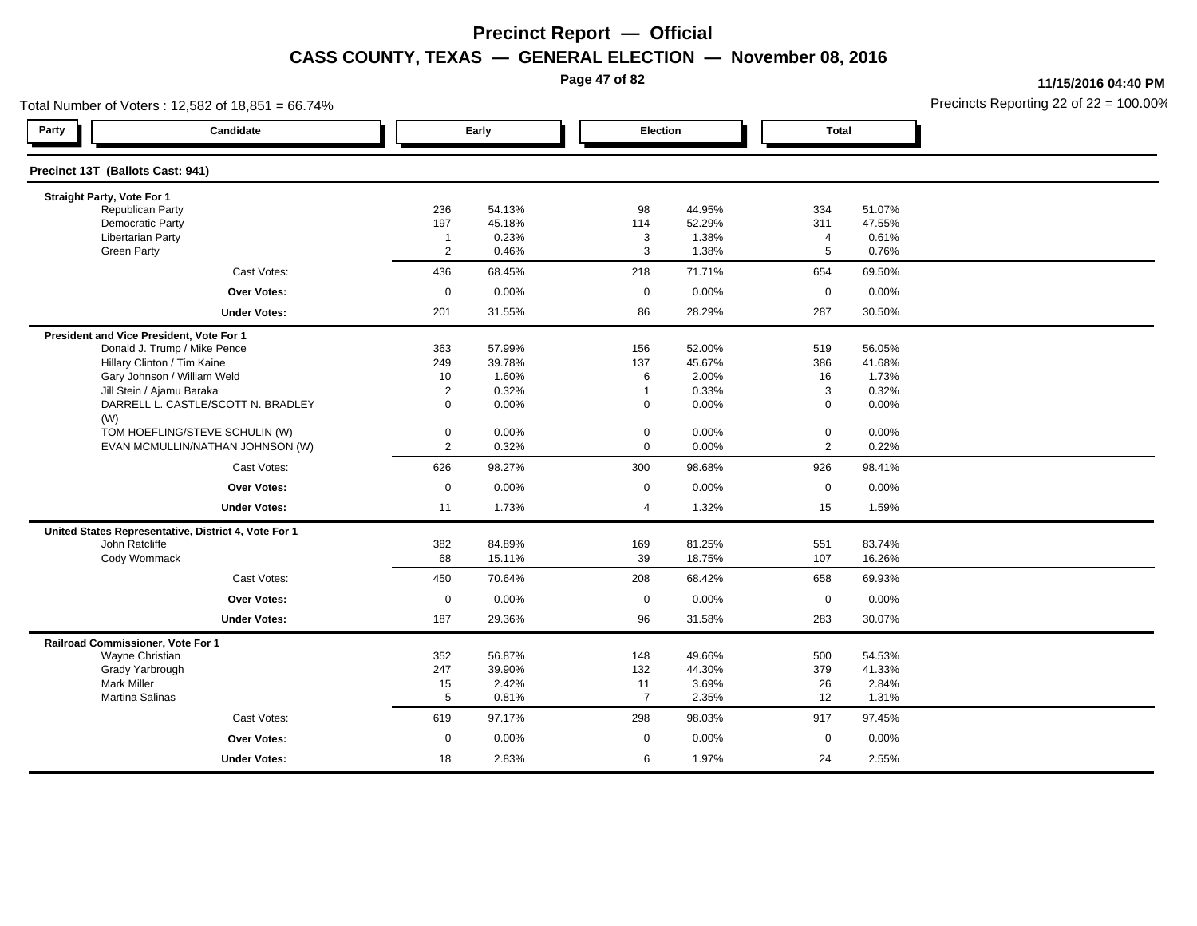# Precinct Report — Official

## CASS COUNTY, TEXAS — GENERAL ELECTION — November 08, 2016

11/15/2016 04:40 PM

Total Number of Voters : 12,582 of 18,851 = 66.74%

Precincts Reporting 22 of 22 = 100.00%

### Precinct 13T (Ballots Cast: 941)

| Party | Candidate | Early | | Election | | Total | |
|---|---|---|---|---|---|---|---|
| | **Straight Party, Vote For 1** | | | | | | |
| | Republican Party | 236 | 54.13% | 98 | 44.95% | 334 | 51.07% |
| | Democratic Party | 197 | 45.18% | 114 | 52.29% | 311 | 47.55% |
| | Libertarian Party | 1 | 0.23% | 3 | 1.38% | 4 | 0.61% |
| | Green Party | 2 | 0.46% | 3 | 1.38% | 5 | 0.76% |
| | Cast Votes: | 436 | 68.45% | 218 | 71.71% | 654 | 69.50% |
| | **Over Votes:** | 0 | 0.00% | 0 | 0.00% | 0 | 0.00% |
| | **Under Votes:** | 201 | 31.55% | 86 | 28.29% | 287 | 30.50% |
| | **President and Vice President, Vote For 1** | | | | | | |
| | Donald J. Trump / Mike Pence | 363 | 57.99% | 156 | 52.00% | 519 | 56.05% |
| | Hillary Clinton / Tim Kaine | 249 | 39.78% | 137 | 45.67% | 386 | 41.68% |
| | Gary Johnson / William Weld | 10 | 1.60% | 6 | 2.00% | 16 | 1.73% |
| | Jill Stein / Ajamu Baraka | 2 | 0.32% | 1 | 0.33% | 3 | 0.32% |
| | DARRELL L. CASTLE/SCOTT N. BRADLEY (W) | 0 | 0.00% | 0 | 0.00% | 0 | 0.00% |
| | TOM HOEFLING/STEVE SCHULIN (W) | 0 | 0.00% | 0 | 0.00% | 0 | 0.00% |
| | EVAN MCMULLIN/NATHAN JOHNSON (W) | 2 | 0.32% | 0 | 0.00% | 2 | 0.22% |
| | Cast Votes: | 626 | 98.27% | 300 | 98.68% | 926 | 98.41% |
| | **Over Votes:** | 0 | 0.00% | 0 | 0.00% | 0 | 0.00% |
| | **Under Votes:** | 11 | 1.73% | 4 | 1.32% | 15 | 1.59% |
| | **United States Representative, District 4, Vote For 1** | | | | | | |
| | John Ratcliffe | 382 | 84.89% | 169 | 81.25% | 551 | 83.74% |
| | Cody Wommack | 68 | 15.11% | 39 | 18.75% | 107 | 16.26% |
| | Cast Votes: | 450 | 70.64% | 208 | 68.42% | 658 | 69.93% |
| | **Over Votes:** | 0 | 0.00% | 0 | 0.00% | 0 | 0.00% |
| | **Under Votes:** | 187 | 29.36% | 96 | 31.58% | 283 | 30.07% |
| | **Railroad Commissioner, Vote For 1** | | | | | | |
| | Wayne Christian | 352 | 56.87% | 148 | 49.66% | 500 | 54.53% |
| | Grady Yarbrough | 247 | 39.90% | 132 | 44.30% | 379 | 41.33% |
| | Mark Miller | 15 | 2.42% | 11 | 3.69% | 26 | 2.84% |
| | Martina Salinas | 5 | 0.81% | 7 | 2.35% | 12 | 1.31% |
| | Cast Votes: | 619 | 97.17% | 298 | 98.03% | 917 | 97.45% |
| | **Over Votes:** | 0 | 0.00% | 0 | 0.00% | 0 | 0.00% |
| | **Under Votes:** | 18 | 2.83% | 6 | 1.97% | 24 | 2.55% |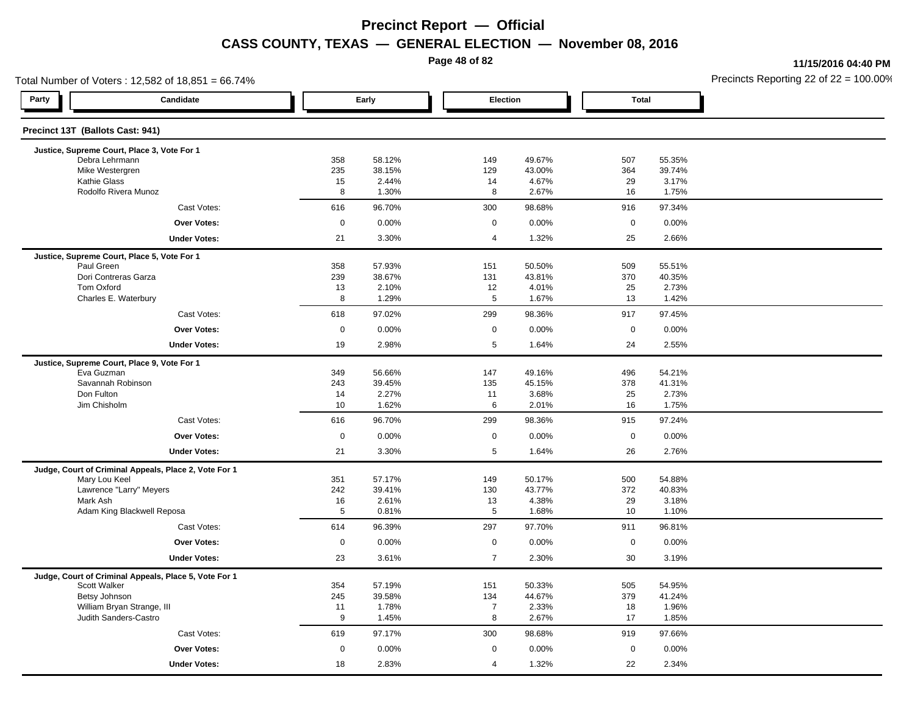# Precinct Report — Official

## CASS COUNTY, TEXAS — GENERAL ELECTION — November 08, 2016

11/15/2016 04:40 PM

Total Number of Voters : 12,582 of 18,851 = 66.74%

Precincts Reporting 22 of 22 = 100.00%

### Precinct 13T (Ballots Cast: 941)

| Party | Candidate | Early | | Election | | Total | |
|---|---|---|---|---|---|---|---|
| | **Justice, Supreme Court, Place 3, Vote For 1** | | | | | | |
| | Debra Lehrmann | 358 | 58.12% | 149 | 49.67% | 507 | 55.35% |
| | Mike Westergren | 235 | 38.15% | 129 | 43.00% | 364 | 39.74% |
| | Kathie Glass | 15 | 2.44% | 14 | 4.67% | 29 | 3.17% |
| | Rodolfo Rivera Munoz | 8 | 1.30% | 8 | 2.67% | 16 | 1.75% |
| | Cast Votes: | 616 | 96.70% | 300 | 98.68% | 916 | 97.34% |
| | **Over Votes:** | 0 | 0.00% | 0 | 0.00% | 0 | 0.00% |
| | **Under Votes:** | 21 | 3.30% | 4 | 1.32% | 25 | 2.66% |
| | **Justice, Supreme Court, Place 5, Vote For 1** | | | | | | |
| | Paul Green | 358 | 57.93% | 151 | 50.50% | 509 | 55.51% |
| | Dori Contreras Garza | 239 | 38.67% | 131 | 43.81% | 370 | 40.35% |
| | Tom Oxford | 13 | 2.10% | 12 | 4.01% | 25 | 2.73% |
| | Charles E. Waterbury | 8 | 1.29% | 5 | 1.67% | 13 | 1.42% |
| | Cast Votes: | 618 | 97.02% | 299 | 98.36% | 917 | 97.45% |
| | **Over Votes:** | 0 | 0.00% | 0 | 0.00% | 0 | 0.00% |
| | **Under Votes:** | 19 | 2.98% | 5 | 1.64% | 24 | 2.55% |
| | **Justice, Supreme Court, Place 9, Vote For 1** | | | | | | |
| | Eva Guzman | 349 | 56.66% | 147 | 49.16% | 496 | 54.21% |
| | Savannah Robinson | 243 | 39.45% | 135 | 45.15% | 378 | 41.31% |
| | Don Fulton | 14 | 2.27% | 11 | 3.68% | 25 | 2.73% |
| | Jim Chisholm | 10 | 1.62% | 6 | 2.01% | 16 | 1.75% |
| | Cast Votes: | 616 | 96.70% | 299 | 98.36% | 915 | 97.24% |
| | **Over Votes:** | 0 | 0.00% | 0 | 0.00% | 0 | 0.00% |
| | **Under Votes:** | 21 | 3.30% | 5 | 1.64% | 26 | 2.76% |
| | **Judge, Court of Criminal Appeals, Place 2, Vote For 1** | | | | | | |
| | Mary Lou Keel | 351 | 57.17% | 149 | 50.17% | 500 | 54.88% |
| | Lawrence "Larry" Meyers | 242 | 39.41% | 130 | 43.77% | 372 | 40.83% |
| | Mark Ash | 16 | 2.61% | 13 | 4.38% | 29 | 3.18% |
| | Adam King Blackwell Reposa | 5 | 0.81% | 5 | 1.68% | 10 | 1.10% |
| | Cast Votes: | 614 | 96.39% | 297 | 97.70% | 911 | 96.81% |
| | **Over Votes:** | 0 | 0.00% | 0 | 0.00% | 0 | 0.00% |
| | **Under Votes:** | 23 | 3.61% | 7 | 2.30% | 30 | 3.19% |
| | **Judge, Court of Criminal Appeals, Place 5, Vote For 1** | | | | | | |
| | Scott Walker | 354 | 57.19% | 151 | 50.33% | 505 | 54.95% |
| | Betsy Johnson | 245 | 39.58% | 134 | 44.67% | 379 | 41.24% |
| | William Bryan Strange, III | 11 | 1.78% | 7 | 2.33% | 18 | 1.96% |
| | Judith Sanders-Castro | 9 | 1.45% | 8 | 2.67% | 17 | 1.85% |
| | Cast Votes: | 619 | 97.17% | 300 | 98.68% | 919 | 97.66% |
| | **Over Votes:** | 0 | 0.00% | 0 | 0.00% | 0 | 0.00% |
| | **Under Votes:** | 18 | 2.83% | 4 | 1.32% | 22 | 2.34% |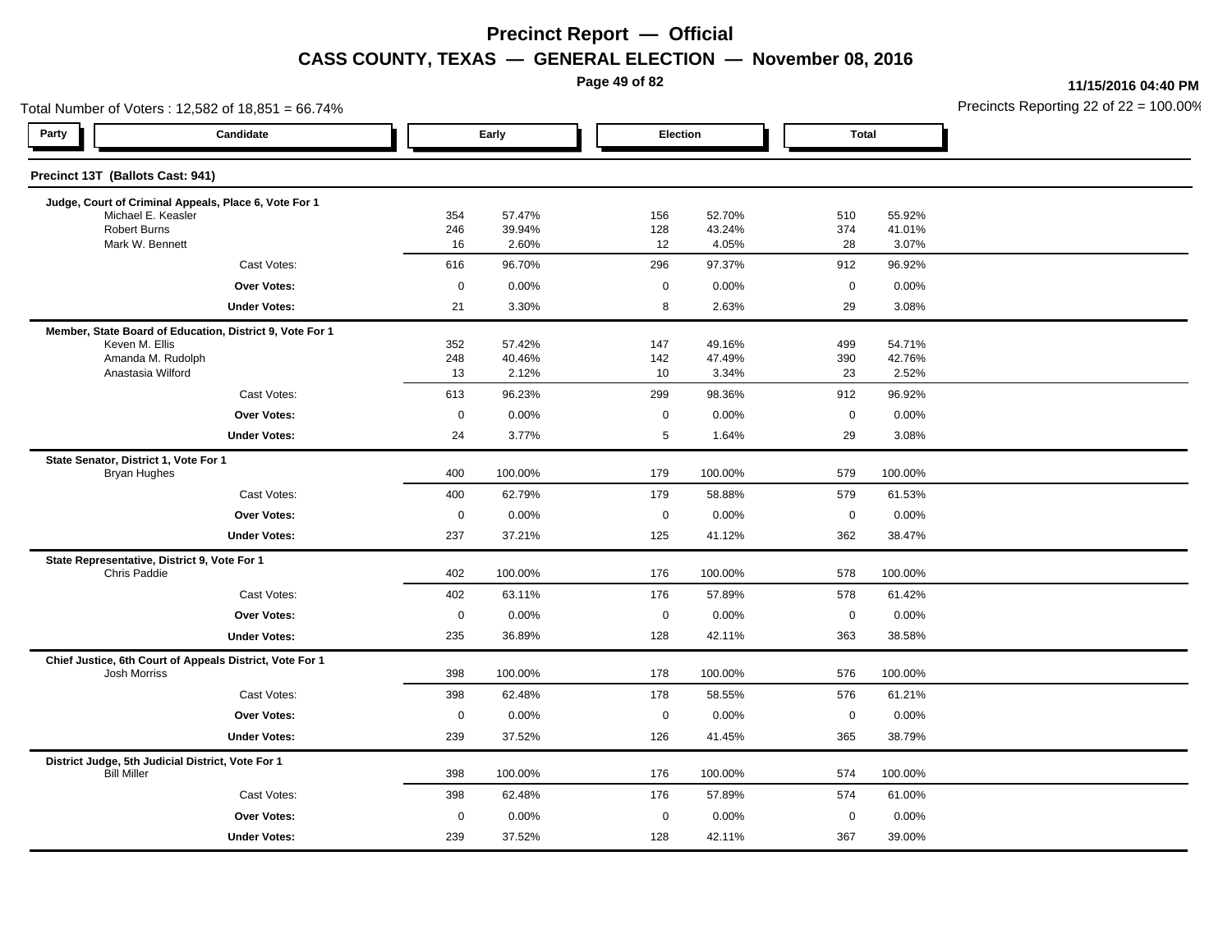# Precinct Report — Official

## CASS COUNTY, TEXAS — GENERAL ELECTION — November 08, 2016

11/15/2016 04:40 PM

Total Number of Voters : 12,582 of 18,851 = 66.74%

Precincts Reporting 22 of 22 = 100.00%

| Party | Candidate | Early | | Election | | Total | |
|---|---|---|---|---|---|---|---|

### Precinct 13T (Ballots Cast: 941)

**Judge, Court of Criminal Appeals, Place 6, Vote For 1**

| Party | Candidate | Early | | Election | | Total | |
|---|---|---|---|---|---|---|---|
| | Michael E. Keasler | 354 | 57.47% | 156 | 52.70% | 510 | 55.92% |
| | Robert Burns | 246 | 39.94% | 128 | 43.24% | 374 | 41.01% |
| | Mark W. Bennett | 16 | 2.60% | 12 | 4.05% | 28 | 3.07% |
| | Cast Votes: | 616 | 96.70% | 296 | 97.37% | 912 | 96.92% |
| | **Over Votes:** | 0 | 0.00% | 0 | 0.00% | 0 | 0.00% |
| | **Under Votes:** | 21 | 3.30% | 8 | 2.63% | 29 | 3.08% |

**Member, State Board of Education, District 9, Vote For 1**

| Party | Candidate | Early | | Election | | Total | |
|---|---|---|---|---|---|---|---|
| | Keven M. Ellis | 352 | 57.42% | 147 | 49.16% | 499 | 54.71% |
| | Amanda M. Rudolph | 248 | 40.46% | 142 | 47.49% | 390 | 42.76% |
| | Anastasia Wilford | 13 | 2.12% | 10 | 3.34% | 23 | 2.52% |
| | Cast Votes: | 613 | 96.23% | 299 | 98.36% | 912 | 96.92% |
| | **Over Votes:** | 0 | 0.00% | 0 | 0.00% | 0 | 0.00% |
| | **Under Votes:** | 24 | 3.77% | 5 | 1.64% | 29 | 3.08% |

**State Senator, District 1, Vote For 1**

| Party | Candidate | Early | | Election | | Total | |
|---|---|---|---|---|---|---|---|
| | Bryan Hughes | 400 | 100.00% | 179 | 100.00% | 579 | 100.00% |
| | Cast Votes: | 400 | 62.79% | 179 | 58.88% | 579 | 61.53% |
| | **Over Votes:** | 0 | 0.00% | 0 | 0.00% | 0 | 0.00% |
| | **Under Votes:** | 237 | 37.21% | 125 | 41.12% | 362 | 38.47% |

**State Representative, District 9, Vote For 1**

| Party | Candidate | Early | | Election | | Total | |
|---|---|---|---|---|---|---|---|
| | Chris Paddie | 402 | 100.00% | 176 | 100.00% | 578 | 100.00% |
| | Cast Votes: | 402 | 63.11% | 176 | 57.89% | 578 | 61.42% |
| | **Over Votes:** | 0 | 0.00% | 0 | 0.00% | 0 | 0.00% |
| | **Under Votes:** | 235 | 36.89% | 128 | 42.11% | 363 | 38.58% |

**Chief Justice, 6th Court of Appeals District, Vote For 1**

| Party | Candidate | Early | | Election | | Total | |
|---|---|---|---|---|---|---|---|
| | Josh Morriss | 398 | 100.00% | 178 | 100.00% | 576 | 100.00% |
| | Cast Votes: | 398 | 62.48% | 178 | 58.55% | 576 | 61.21% |
| | **Over Votes:** | 0 | 0.00% | 0 | 0.00% | 0 | 0.00% |
| | **Under Votes:** | 239 | 37.52% | 126 | 41.45% | 365 | 38.79% |

**District Judge, 5th Judicial District, Vote For 1**

| Party | Candidate | Early | | Election | | Total | |
|---|---|---|---|---|---|---|---|
| | Bill Miller | 398 | 100.00% | 176 | 100.00% | 574 | 100.00% |
| | Cast Votes: | 398 | 62.48% | 176 | 57.89% | 574 | 61.00% |
| | **Over Votes:** | 0 | 0.00% | 0 | 0.00% | 0 | 0.00% |
| | **Under Votes:** | 239 | 37.52% | 128 | 42.11% | 367 | 39.00% |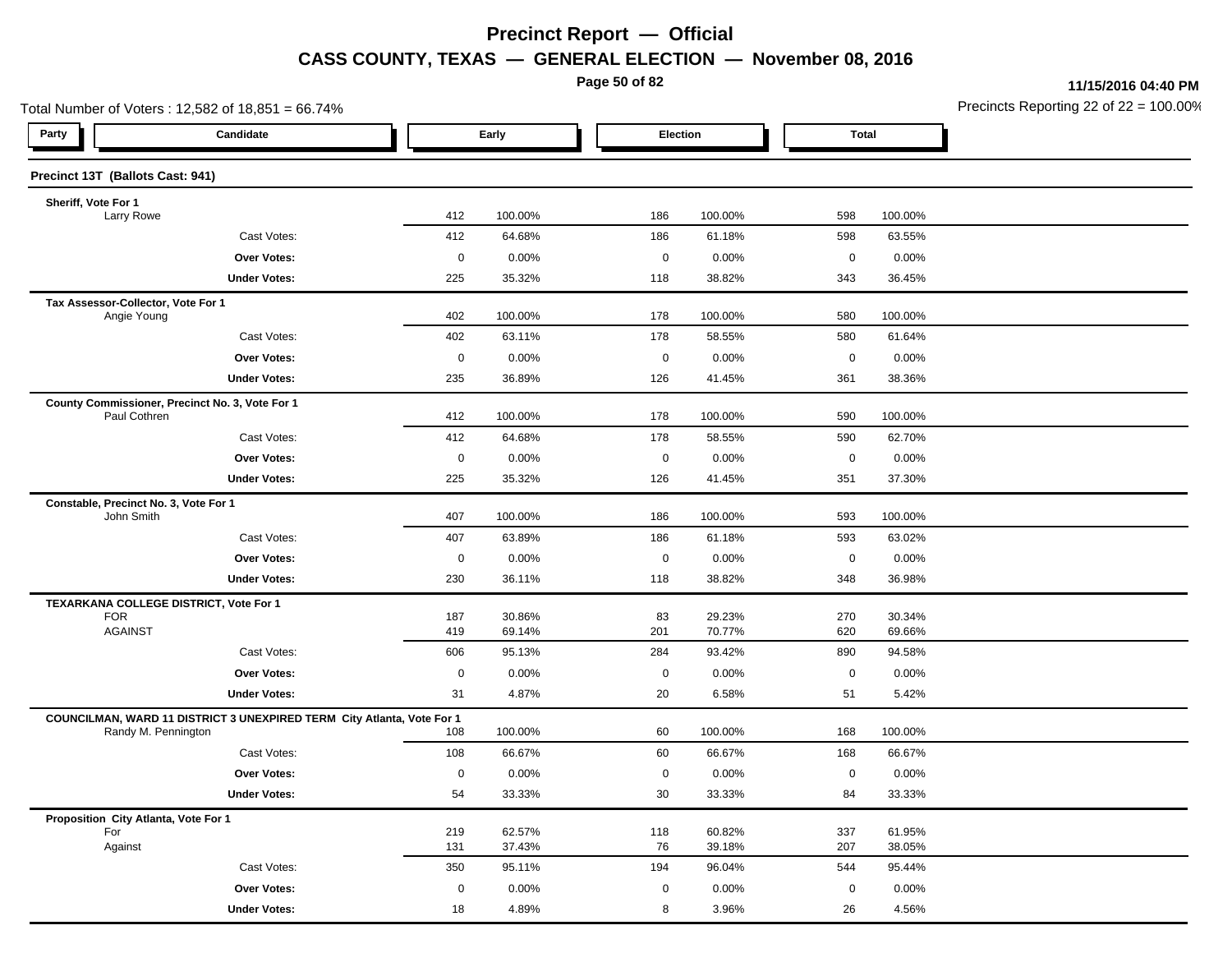# Precinct Report — Official

## CASS COUNTY, TEXAS — GENERAL ELECTION — November 08, 2016

11/15/2016 04:40 PM

Total Number of Voters : 12,582 of 18,851 = 66.74%

Precincts Reporting 22 of 22 = 100.00%

| Party | Candidate | Early | | Election | | Total | |
|---|---|---|---|---|---|---|---|

### Precinct 13T (Ballots Cast: 941)

| Party | Candidate | Early | | Election | | Total | |
|---|---|---|---|---|---|---|---|
| **Sheriff, Vote For 1** | | | | | | | |
| | Larry Rowe | 412 | 100.00% | 186 | 100.00% | 598 | 100.00% |
| | Cast Votes: | 412 | 64.68% | 186 | 61.18% | 598 | 63.55% |
| | **Over Votes:** | 0 | 0.00% | 0 | 0.00% | 0 | 0.00% |
| | **Under Votes:** | 225 | 35.32% | 118 | 38.82% | 343 | 36.45% |
| **Tax Assessor-Collector, Vote For 1** | | | | | | | |
| | Angie Young | 402 | 100.00% | 178 | 100.00% | 580 | 100.00% |
| | Cast Votes: | 402 | 63.11% | 178 | 58.55% | 580 | 61.64% |
| | **Over Votes:** | 0 | 0.00% | 0 | 0.00% | 0 | 0.00% |
| | **Under Votes:** | 235 | 36.89% | 126 | 41.45% | 361 | 38.36% |
| **County Commissioner, Precinct No. 3, Vote For 1** | | | | | | | |
| | Paul Cothren | 412 | 100.00% | 178 | 100.00% | 590 | 100.00% |
| | Cast Votes: | 412 | 64.68% | 178 | 58.55% | 590 | 62.70% |
| | **Over Votes:** | 0 | 0.00% | 0 | 0.00% | 0 | 0.00% |
| | **Under Votes:** | 225 | 35.32% | 126 | 41.45% | 351 | 37.30% |
| **Constable, Precinct No. 3, Vote For 1** | | | | | | | |
| | John Smith | 407 | 100.00% | 186 | 100.00% | 593 | 100.00% |
| | Cast Votes: | 407 | 63.89% | 186 | 61.18% | 593 | 63.02% |
| | **Over Votes:** | 0 | 0.00% | 0 | 0.00% | 0 | 0.00% |
| | **Under Votes:** | 230 | 36.11% | 118 | 38.82% | 348 | 36.98% |
| **TEXARKANA COLLEGE DISTRICT, Vote For 1** | | | | | | | |
| | FOR | 187 | 30.86% | 83 | 29.23% | 270 | 30.34% |
| | AGAINST | 419 | 69.14% | 201 | 70.77% | 620 | 69.66% |
| | Cast Votes: | 606 | 95.13% | 284 | 93.42% | 890 | 94.58% |
| | **Over Votes:** | 0 | 0.00% | 0 | 0.00% | 0 | 0.00% |
| | **Under Votes:** | 31 | 4.87% | 20 | 6.58% | 51 | 5.42% |
| **COUNCILMAN, WARD 11 DISTRICT 3 UNEXPIRED TERM City Atlanta, Vote For 1** | | | | | | | |
| | Randy M. Pennington | 108 | 100.00% | 60 | 100.00% | 168 | 100.00% |
| | Cast Votes: | 108 | 66.67% | 60 | 66.67% | 168 | 66.67% |
| | **Over Votes:** | 0 | 0.00% | 0 | 0.00% | 0 | 0.00% |
| | **Under Votes:** | 54 | 33.33% | 30 | 33.33% | 84 | 33.33% |
| **Proposition City Atlanta, Vote For 1** | | | | | | | |
| | For | 219 | 62.57% | 118 | 60.82% | 337 | 61.95% |
| | Against | 131 | 37.43% | 76 | 39.18% | 207 | 38.05% |
| | Cast Votes: | 350 | 95.11% | 194 | 96.04% | 544 | 95.44% |
| | **Over Votes:** | 0 | 0.00% | 0 | 0.00% | 0 | 0.00% |
| | **Under Votes:** | 18 | 4.89% | 8 | 3.96% | 26 | 4.56% |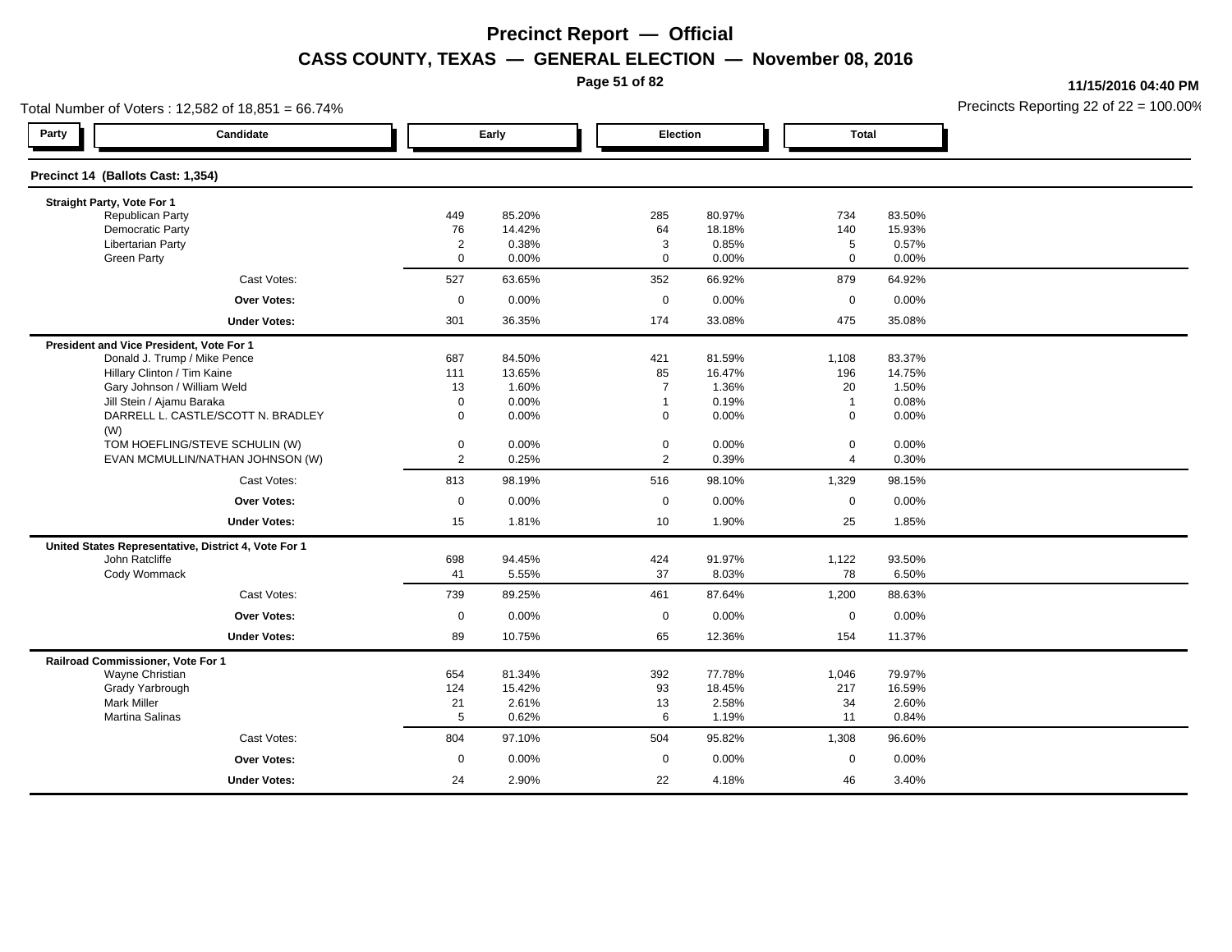# Precinct Report — Official

## CASS COUNTY, TEXAS — GENERAL ELECTION — November 08, 2016

11/15/2016 04:40 PM

Total Number of Voters : 12,582 of 18,851 = 66.74%

Precincts Reporting 22 of 22 = 100.00%

| Party | Candidate | Early | | Election | | Total | |
|---|---|---|---|---|---|---|---|
| **Precinct 14 (Ballots Cast: 1,354)** | | | | | | | |
| **Straight Party, Vote For 1** | | | | | | | |
| | Republican Party | 449 | 85.20% | 285 | 80.97% | 734 | 83.50% |
| | Democratic Party | 76 | 14.42% | 64 | 18.18% | 140 | 15.93% |
| | Libertarian Party | 2 | 0.38% | 3 | 0.85% | 5 | 0.57% |
| | Green Party | 0 | 0.00% | 0 | 0.00% | 0 | 0.00% |
| | Cast Votes: | 527 | 63.65% | 352 | 66.92% | 879 | 64.92% |
| | **Over Votes:** | 0 | 0.00% | 0 | 0.00% | 0 | 0.00% |
| | **Under Votes:** | 301 | 36.35% | 174 | 33.08% | 475 | 35.08% |
| **President and Vice President, Vote For 1** | | | | | | | |
| | Donald J. Trump / Mike Pence | 687 | 84.50% | 421 | 81.59% | 1,108 | 83.37% |
| | Hillary Clinton / Tim Kaine | 111 | 13.65% | 85 | 16.47% | 196 | 14.75% |
| | Gary Johnson / William Weld | 13 | 1.60% | 7 | 1.36% | 20 | 1.50% |
| | Jill Stein / Ajamu Baraka | 0 | 0.00% | 1 | 0.19% | 1 | 0.08% |
| | DARRELL L. CASTLE/SCOTT N. BRADLEY (W) | 0 | 0.00% | 0 | 0.00% | 0 | 0.00% |
| | TOM HOEFLING/STEVE SCHULIN (W) | 0 | 0.00% | 0 | 0.00% | 0 | 0.00% |
| | EVAN MCMULLIN/NATHAN JOHNSON (W) | 2 | 0.25% | 2 | 0.39% | 4 | 0.30% |
| | Cast Votes: | 813 | 98.19% | 516 | 98.10% | 1,329 | 98.15% |
| | **Over Votes:** | 0 | 0.00% | 0 | 0.00% | 0 | 0.00% |
| | **Under Votes:** | 15 | 1.81% | 10 | 1.90% | 25 | 1.85% |
| **United States Representative, District 4, Vote For 1** | | | | | | | |
| | John Ratcliffe | 698 | 94.45% | 424 | 91.97% | 1,122 | 93.50% |
| | Cody Wommack | 41 | 5.55% | 37 | 8.03% | 78 | 6.50% |
| | Cast Votes: | 739 | 89.25% | 461 | 87.64% | 1,200 | 88.63% |
| | **Over Votes:** | 0 | 0.00% | 0 | 0.00% | 0 | 0.00% |
| | **Under Votes:** | 89 | 10.75% | 65 | 12.36% | 154 | 11.37% |
| **Railroad Commissioner, Vote For 1** | | | | | | | |
| | Wayne Christian | 654 | 81.34% | 392 | 77.78% | 1,046 | 79.97% |
| | Grady Yarbrough | 124 | 15.42% | 93 | 18.45% | 217 | 16.59% |
| | Mark Miller | 21 | 2.61% | 13 | 2.58% | 34 | 2.60% |
| | Martina Salinas | 5 | 0.62% | 6 | 1.19% | 11 | 0.84% |
| | Cast Votes: | 804 | 97.10% | 504 | 95.82% | 1,308 | 96.60% |
| | **Over Votes:** | 0 | 0.00% | 0 | 0.00% | 0 | 0.00% |
| | **Under Votes:** | 24 | 2.90% | 22 | 4.18% | 46 | 3.40% |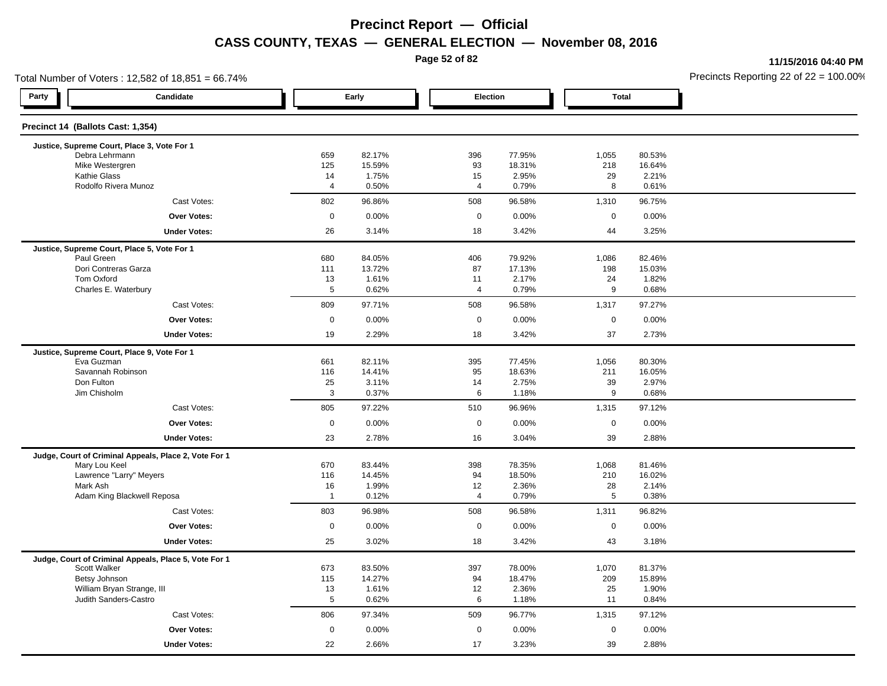# Precinct Report — Official

## CASS COUNTY, TEXAS — GENERAL ELECTION — November 08, 2016

11/15/2016 04:40 PM

Total Number of Voters : 12,582 of 18,851 = 66.74%

Precincts Reporting 22 of 22 = 100.00%

### Precinct 14 (Ballots Cast: 1,354)

| Party | Candidate | Early | | Election | | Total | |
|---|---|---|---|---|---|---|---|
| | **Justice, Supreme Court, Place 3, Vote For 1** | | | | | | |
| | Debra Lehrmann | 659 | 82.17% | 396 | 77.95% | 1,055 | 80.53% |
| | Mike Westergren | 125 | 15.59% | 93 | 18.31% | 218 | 16.64% |
| | Kathie Glass | 14 | 1.75% | 15 | 2.95% | 29 | 2.21% |
| | Rodolfo Rivera Munoz | 4 | 0.50% | 4 | 0.79% | 8 | 0.61% |
| | Cast Votes: | 802 | 96.86% | 508 | 96.58% | 1,310 | 96.75% |
| | **Over Votes:** | 0 | 0.00% | 0 | 0.00% | 0 | 0.00% |
| | **Under Votes:** | 26 | 3.14% | 18 | 3.42% | 44 | 3.25% |
| | **Justice, Supreme Court, Place 5, Vote For 1** | | | | | | |
| | Paul Green | 680 | 84.05% | 406 | 79.92% | 1,086 | 82.46% |
| | Dori Contreras Garza | 111 | 13.72% | 87 | 17.13% | 198 | 15.03% |
| | Tom Oxford | 13 | 1.61% | 11 | 2.17% | 24 | 1.82% |
| | Charles E. Waterbury | 5 | 0.62% | 4 | 0.79% | 9 | 0.68% |
| | Cast Votes: | 809 | 97.71% | 508 | 96.58% | 1,317 | 97.27% |
| | **Over Votes:** | 0 | 0.00% | 0 | 0.00% | 0 | 0.00% |
| | **Under Votes:** | 19 | 2.29% | 18 | 3.42% | 37 | 2.73% |
| | **Justice, Supreme Court, Place 9, Vote For 1** | | | | | | |
| | Eva Guzman | 661 | 82.11% | 395 | 77.45% | 1,056 | 80.30% |
| | Savannah Robinson | 116 | 14.41% | 95 | 18.63% | 211 | 16.05% |
| | Don Fulton | 25 | 3.11% | 14 | 2.75% | 39 | 2.97% |
| | Jim Chisholm | 3 | 0.37% | 6 | 1.18% | 9 | 0.68% |
| | Cast Votes: | 805 | 97.22% | 510 | 96.96% | 1,315 | 97.12% |
| | **Over Votes:** | 0 | 0.00% | 0 | 0.00% | 0 | 0.00% |
| | **Under Votes:** | 23 | 2.78% | 16 | 3.04% | 39 | 2.88% |
| | **Judge, Court of Criminal Appeals, Place 2, Vote For 1** | | | | | | |
| | Mary Lou Keel | 670 | 83.44% | 398 | 78.35% | 1,068 | 81.46% |
| | Lawrence "Larry" Meyers | 116 | 14.45% | 94 | 18.50% | 210 | 16.02% |
| | Mark Ash | 16 | 1.99% | 12 | 2.36% | 28 | 2.14% |
| | Adam King Blackwell Reposa | 1 | 0.12% | 4 | 0.79% | 5 | 0.38% |
| | Cast Votes: | 803 | 96.98% | 508 | 96.58% | 1,311 | 96.82% |
| | **Over Votes:** | 0 | 0.00% | 0 | 0.00% | 0 | 0.00% |
| | **Under Votes:** | 25 | 3.02% | 18 | 3.42% | 43 | 3.18% |
| | **Judge, Court of Criminal Appeals, Place 5, Vote For 1** | | | | | | |
| | Scott Walker | 673 | 83.50% | 397 | 78.00% | 1,070 | 81.37% |
| | Betsy Johnson | 115 | 14.27% | 94 | 18.47% | 209 | 15.89% |
| | William Bryan Strange, III | 13 | 1.61% | 12 | 2.36% | 25 | 1.90% |
| | Judith Sanders-Castro | 5 | 0.62% | 6 | 1.18% | 11 | 0.84% |
| | Cast Votes: | 806 | 97.34% | 509 | 96.77% | 1,315 | 97.12% |
| | **Over Votes:** | 0 | 0.00% | 0 | 0.00% | 0 | 0.00% |
| | **Under Votes:** | 22 | 2.66% | 17 | 3.23% | 39 | 2.88% |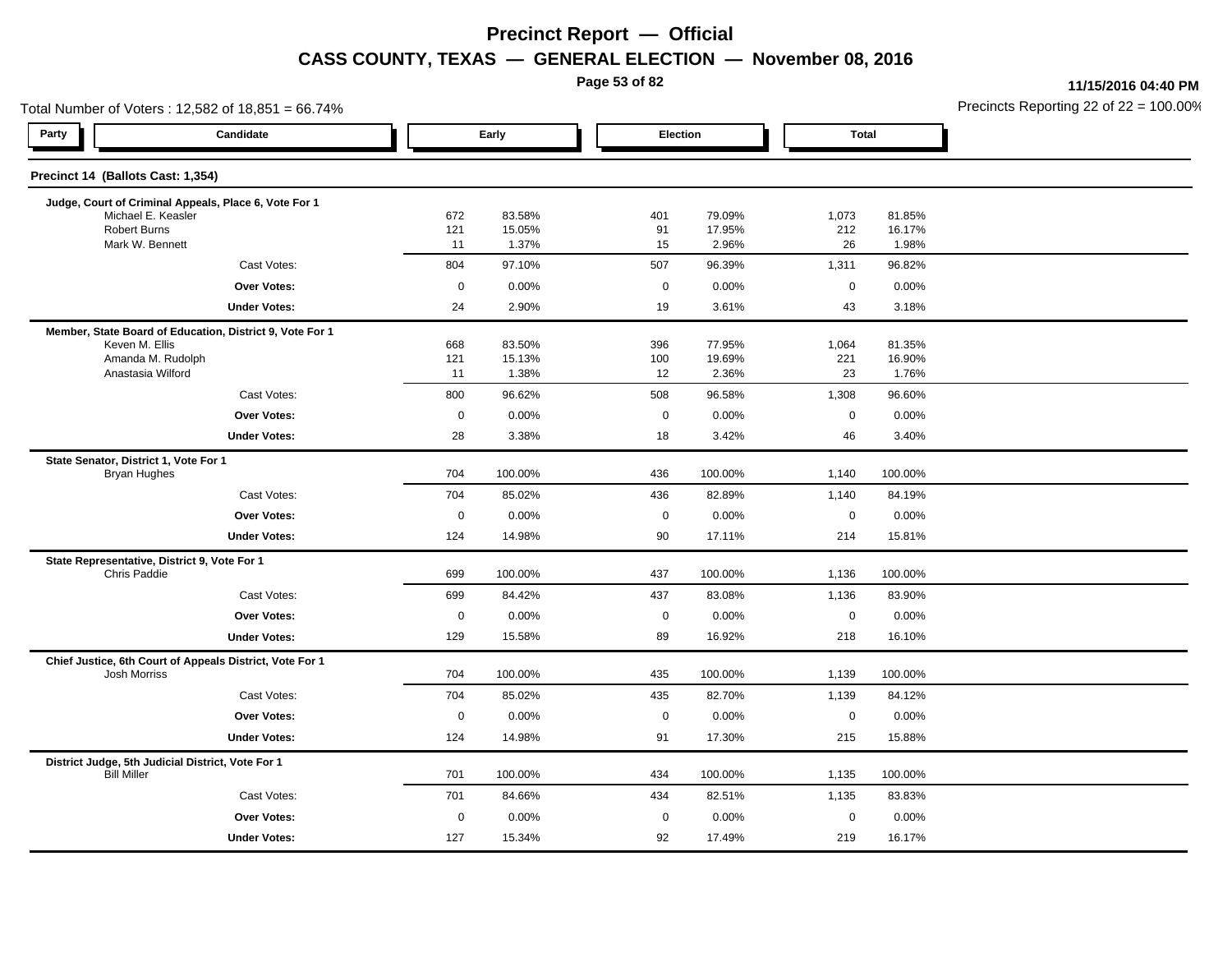# Precinct Report — Official

## CASS COUNTY, TEXAS — GENERAL ELECTION — November 08, 2016

11/15/2016 04:40 PM

Total Number of Voters : 12,582 of 18,851 = 66.74%

Precincts Reporting 22 of 22 = 100.00%

| Party | Candidate | Early | | Election | | Total | |
|---|---|---|---|---|---|---|---|
| **Precinct 14 (Ballots Cast: 1,354)** | | | | | | | |
| **Judge, Court of Criminal Appeals, Place 6, Vote For 1** | | | | | | | |
| | Michael E. Keasler | 672 | 83.58% | 401 | 79.09% | 1,073 | 81.85% |
| | Robert Burns | 121 | 15.05% | 91 | 17.95% | 212 | 16.17% |
| | Mark W. Bennett | 11 | 1.37% | 15 | 2.96% | 26 | 1.98% |
| | Cast Votes: | 804 | 97.10% | 507 | 96.39% | 1,311 | 96.82% |
| | **Over Votes:** | 0 | 0.00% | 0 | 0.00% | 0 | 0.00% |
| | **Under Votes:** | 24 | 2.90% | 19 | 3.61% | 43 | 3.18% |
| **Member, State Board of Education, District 9, Vote For 1** | | | | | | | |
| | Keven M. Ellis | 668 | 83.50% | 396 | 77.95% | 1,064 | 81.35% |
| | Amanda M. Rudolph | 121 | 15.13% | 100 | 19.69% | 221 | 16.90% |
| | Anastasia Wilford | 11 | 1.38% | 12 | 2.36% | 23 | 1.76% |
| | Cast Votes: | 800 | 96.62% | 508 | 96.58% | 1,308 | 96.60% |
| | **Over Votes:** | 0 | 0.00% | 0 | 0.00% | 0 | 0.00% |
| | **Under Votes:** | 28 | 3.38% | 18 | 3.42% | 46 | 3.40% |
| **State Senator, District 1, Vote For 1** | | | | | | | |
| | Bryan Hughes | 704 | 100.00% | 436 | 100.00% | 1,140 | 100.00% |
| | Cast Votes: | 704 | 85.02% | 436 | 82.89% | 1,140 | 84.19% |
| | **Over Votes:** | 0 | 0.00% | 0 | 0.00% | 0 | 0.00% |
| | **Under Votes:** | 124 | 14.98% | 90 | 17.11% | 214 | 15.81% |
| **State Representative, District 9, Vote For 1** | | | | | | | |
| | Chris Paddie | 699 | 100.00% | 437 | 100.00% | 1,136 | 100.00% |
| | Cast Votes: | 699 | 84.42% | 437 | 83.08% | 1,136 | 83.90% |
| | **Over Votes:** | 0 | 0.00% | 0 | 0.00% | 0 | 0.00% |
| | **Under Votes:** | 129 | 15.58% | 89 | 16.92% | 218 | 16.10% |
| **Chief Justice, 6th Court of Appeals District, Vote For 1** | | | | | | | |
| | Josh Morriss | 704 | 100.00% | 435 | 100.00% | 1,139 | 100.00% |
| | Cast Votes: | 704 | 85.02% | 435 | 82.70% | 1,139 | 84.12% |
| | **Over Votes:** | 0 | 0.00% | 0 | 0.00% | 0 | 0.00% |
| | **Under Votes:** | 124 | 14.98% | 91 | 17.30% | 215 | 15.88% |
| **District Judge, 5th Judicial District, Vote For 1** | | | | | | | |
| | Bill Miller | 701 | 100.00% | 434 | 100.00% | 1,135 | 100.00% |
| | Cast Votes: | 701 | 84.66% | 434 | 82.51% | 1,135 | 83.83% |
| | **Over Votes:** | 0 | 0.00% | 0 | 0.00% | 0 | 0.00% |
| | **Under Votes:** | 127 | 15.34% | 92 | 17.49% | 219 | 16.17% |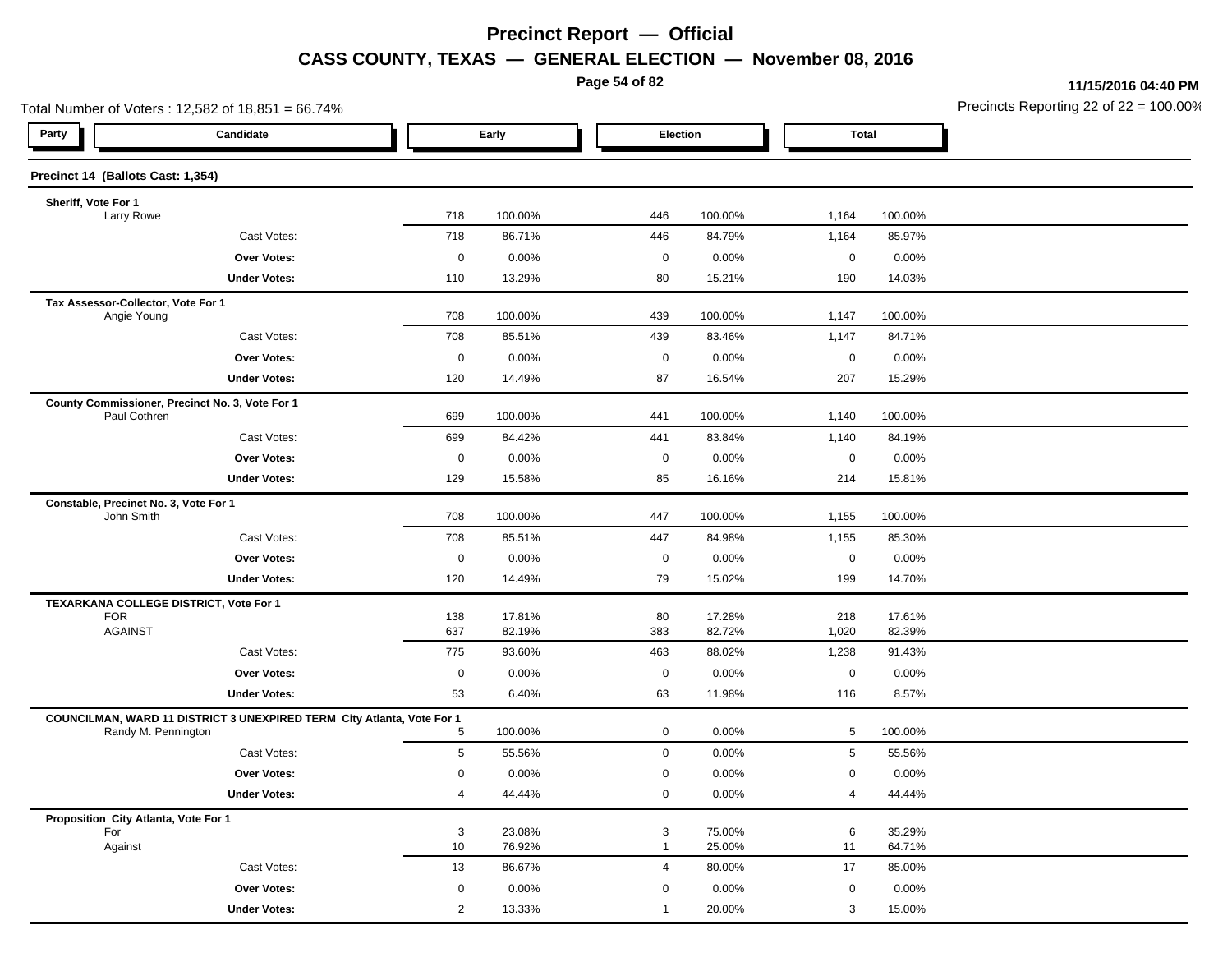# Precinct Report — Official

## CASS COUNTY, TEXAS — GENERAL ELECTION — November 08, 2016

11/15/2016 04:40 PM

Total Number of Voters : 12,582 of 18,851 = 66.74%

Precincts Reporting 22 of 22 = 100.00%

### Precinct 14 (Ballots Cast: 1,354)

| Party | Candidate | Early | | Election | | Total | |
|---|---|---|---|---|---|---|---|
| **Sheriff, Vote For 1** | | | | | | | |
| | Larry Rowe | 718 | 100.00% | 446 | 100.00% | 1,164 | 100.00% |
| | Cast Votes: | 718 | 86.71% | 446 | 84.79% | 1,164 | 85.97% |
| | **Over Votes:** | 0 | 0.00% | 0 | 0.00% | 0 | 0.00% |
| | **Under Votes:** | 110 | 13.29% | 80 | 15.21% | 190 | 14.03% |
| **Tax Assessor-Collector, Vote For 1** | | | | | | | |
| | Angie Young | 708 | 100.00% | 439 | 100.00% | 1,147 | 100.00% |
| | Cast Votes: | 708 | 85.51% | 439 | 83.46% | 1,147 | 84.71% |
| | **Over Votes:** | 0 | 0.00% | 0 | 0.00% | 0 | 0.00% |
| | **Under Votes:** | 120 | 14.49% | 87 | 16.54% | 207 | 15.29% |
| **County Commissioner, Precinct No. 3, Vote For 1** | | | | | | | |
| | Paul Cothren | 699 | 100.00% | 441 | 100.00% | 1,140 | 100.00% |
| | Cast Votes: | 699 | 84.42% | 441 | 83.84% | 1,140 | 84.19% |
| | **Over Votes:** | 0 | 0.00% | 0 | 0.00% | 0 | 0.00% |
| | **Under Votes:** | 129 | 15.58% | 85 | 16.16% | 214 | 15.81% |
| **Constable, Precinct No. 3, Vote For 1** | | | | | | | |
| | John Smith | 708 | 100.00% | 447 | 100.00% | 1,155 | 100.00% |
| | Cast Votes: | 708 | 85.51% | 447 | 84.98% | 1,155 | 85.30% |
| | **Over Votes:** | 0 | 0.00% | 0 | 0.00% | 0 | 0.00% |
| | **Under Votes:** | 120 | 14.49% | 79 | 15.02% | 199 | 14.70% |
| **TEXARKANA COLLEGE DISTRICT, Vote For 1** | | | | | | | |
| | FOR | 138 | 17.81% | 80 | 17.28% | 218 | 17.61% |
| | AGAINST | 637 | 82.19% | 383 | 82.72% | 1,020 | 82.39% |
| | Cast Votes: | 775 | 93.60% | 463 | 88.02% | 1,238 | 91.43% |
| | **Over Votes:** | 0 | 0.00% | 0 | 0.00% | 0 | 0.00% |
| | **Under Votes:** | 53 | 6.40% | 63 | 11.98% | 116 | 8.57% |
| **COUNCILMAN, WARD 11 DISTRICT 3 UNEXPIRED TERM City Atlanta, Vote For 1** | | | | | | | |
| | Randy M. Pennington | 5 | 100.00% | 0 | 0.00% | 5 | 100.00% |
| | Cast Votes: | 5 | 55.56% | 0 | 0.00% | 5 | 55.56% |
| | **Over Votes:** | 0 | 0.00% | 0 | 0.00% | 0 | 0.00% |
| | **Under Votes:** | 4 | 44.44% | 0 | 0.00% | 4 | 44.44% |
| **Proposition City Atlanta, Vote For 1** | | | | | | | |
| | For | 3 | 23.08% | 3 | 75.00% | 6 | 35.29% |
| | Against | 10 | 76.92% | 1 | 25.00% | 11 | 64.71% |
| | Cast Votes: | 13 | 86.67% | 4 | 80.00% | 17 | 85.00% |
| | **Over Votes:** | 0 | 0.00% | 0 | 0.00% | 0 | 0.00% |
| | **Under Votes:** | 2 | 13.33% | 1 | 20.00% | 3 | 15.00% |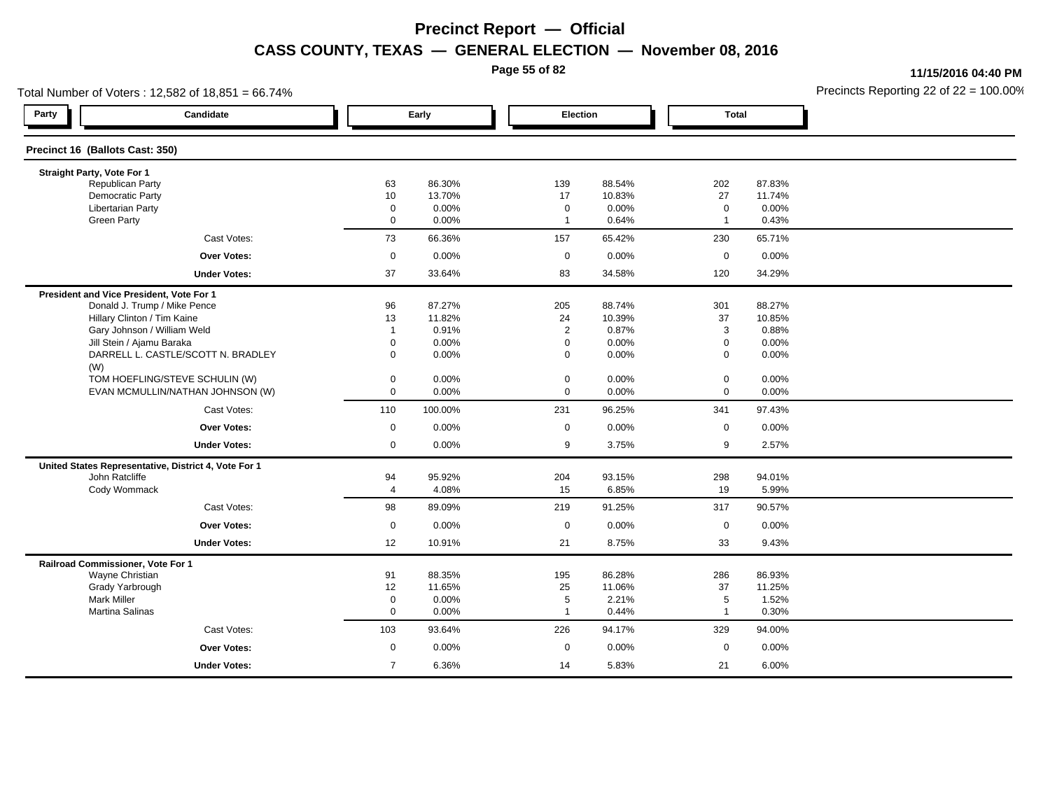# Precinct Report — Official

## CASS COUNTY, TEXAS — GENERAL ELECTION — November 08, 2016

**11/15/2016 04:40 PM**

Total Number of Voters : 12,582 of 18,851 = 66.74%

Precincts Reporting 22 of 22 = 100.00%

| Party | Candidate | Early | | Election | | Total | |
|---|---|---|---|---|---|---|---|
| **Precinct 16 (Ballots Cast: 350)** | | | | | | | |
| **Straight Party, Vote For 1** | | | | | | | |
| | Republican Party | 63 | 86.30% | 139 | 88.54% | 202 | 87.83% |
| | Democratic Party | 10 | 13.70% | 17 | 10.83% | 27 | 11.74% |
| | Libertarian Party | 0 | 0.00% | 0 | 0.00% | 0 | 0.00% |
| | Green Party | 0 | 0.00% | 1 | 0.64% | 1 | 0.43% |
| | Cast Votes: | 73 | 66.36% | 157 | 65.42% | 230 | 65.71% |
| | **Over Votes:** | 0 | 0.00% | 0 | 0.00% | 0 | 0.00% |
| | **Under Votes:** | 37 | 33.64% | 83 | 34.58% | 120 | 34.29% |
| **President and Vice President, Vote For 1** | | | | | | | |
| | Donald J. Trump / Mike Pence | 96 | 87.27% | 205 | 88.74% | 301 | 88.27% |
| | Hillary Clinton / Tim Kaine | 13 | 11.82% | 24 | 10.39% | 37 | 10.85% |
| | Gary Johnson / William Weld | 1 | 0.91% | 2 | 0.87% | 3 | 0.88% |
| | Jill Stein / Ajamu Baraka | 0 | 0.00% | 0 | 0.00% | 0 | 0.00% |
| | DARRELL L. CASTLE/SCOTT N. BRADLEY (W) | 0 | 0.00% | 0 | 0.00% | 0 | 0.00% |
| | TOM HOEFLING/STEVE SCHULIN (W) | 0 | 0.00% | 0 | 0.00% | 0 | 0.00% |
| | EVAN MCMULLIN/NATHAN JOHNSON (W) | 0 | 0.00% | 0 | 0.00% | 0 | 0.00% |
| | Cast Votes: | 110 | 100.00% | 231 | 96.25% | 341 | 97.43% |
| | **Over Votes:** | 0 | 0.00% | 0 | 0.00% | 0 | 0.00% |
| | **Under Votes:** | 0 | 0.00% | 9 | 3.75% | 9 | 2.57% |
| **United States Representative, District 4, Vote For 1** | | | | | | | |
| | John Ratcliffe | 94 | 95.92% | 204 | 93.15% | 298 | 94.01% |
| | Cody Wommack | 4 | 4.08% | 15 | 6.85% | 19 | 5.99% |
| | Cast Votes: | 98 | 89.09% | 219 | 91.25% | 317 | 90.57% |
| | **Over Votes:** | 0 | 0.00% | 0 | 0.00% | 0 | 0.00% |
| | **Under Votes:** | 12 | 10.91% | 21 | 8.75% | 33 | 9.43% |
| **Railroad Commissioner, Vote For 1** | | | | | | | |
| | Wayne Christian | 91 | 88.35% | 195 | 86.28% | 286 | 86.93% |
| | Grady Yarbrough | 12 | 11.65% | 25 | 11.06% | 37 | 11.25% |
| | Mark Miller | 0 | 0.00% | 5 | 2.21% | 5 | 1.52% |
| | Martina Salinas | 0 | 0.00% | 1 | 0.44% | 1 | 0.30% |
| | Cast Votes: | 103 | 93.64% | 226 | 94.17% | 329 | 94.00% |
| | **Over Votes:** | 0 | 0.00% | 0 | 0.00% | 0 | 0.00% |
| | **Under Votes:** | 7 | 6.36% | 14 | 5.83% | 21 | 6.00% |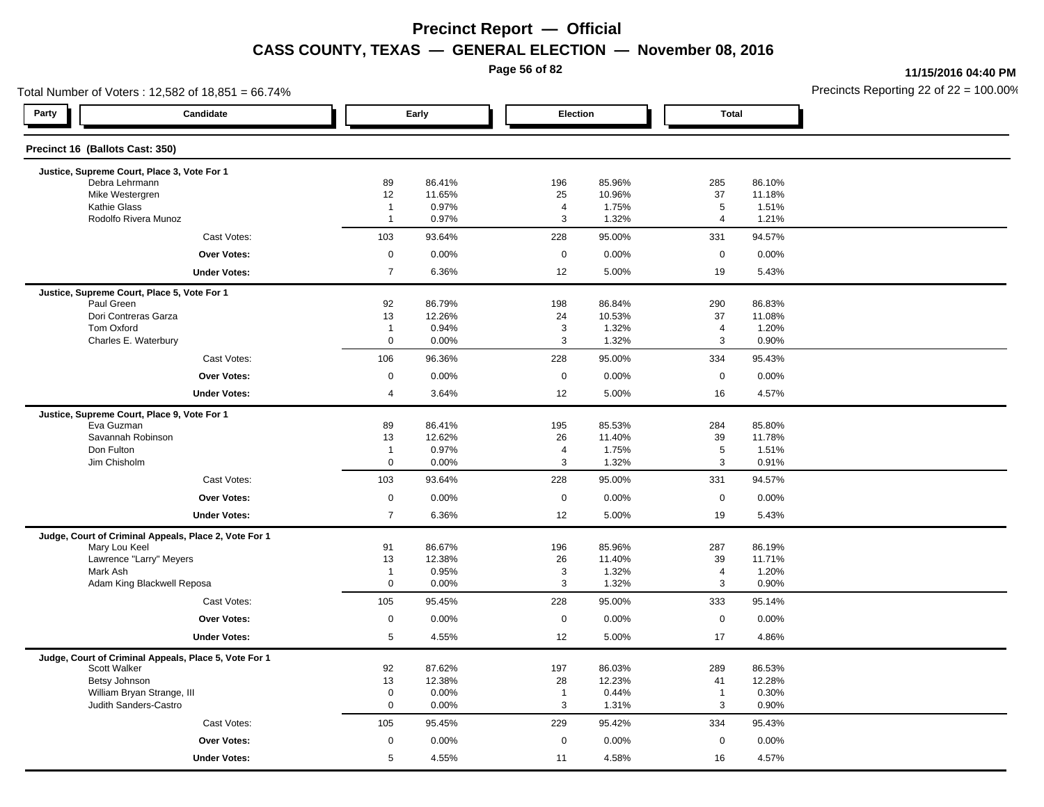# Precinct Report — Official

## CASS COUNTY, TEXAS — GENERAL ELECTION — November 08, 2016

11/15/2016 04:40 PM

Total Number of Voters : 12,582 of 18,851 = 66.74%

Precincts Reporting 22 of 22 = 100.00%

### Precinct 16 (Ballots Cast: 350)

| Party | Candidate | Early | | Election | | Total | |
|---|---|---|---|---|---|---|---|
| | **Justice, Supreme Court, Place 3, Vote For 1** | | | | | | |
| | Debra Lehrmann | 89 | 86.41% | 196 | 85.96% | 285 | 86.10% |
| | Mike Westergren | 12 | 11.65% | 25 | 10.96% | 37 | 11.18% |
| | Kathie Glass | 1 | 0.97% | 4 | 1.75% | 5 | 1.51% |
| | Rodolfo Rivera Munoz | 1 | 0.97% | 3 | 1.32% | 4 | 1.21% |
| | Cast Votes: | 103 | 93.64% | 228 | 95.00% | 331 | 94.57% |
| | **Over Votes:** | 0 | 0.00% | 0 | 0.00% | 0 | 0.00% |
| | **Under Votes:** | 7 | 6.36% | 12 | 5.00% | 19 | 5.43% |
| | **Justice, Supreme Court, Place 5, Vote For 1** | | | | | | |
| | Paul Green | 92 | 86.79% | 198 | 86.84% | 290 | 86.83% |
| | Dori Contreras Garza | 13 | 12.26% | 24 | 10.53% | 37 | 11.08% |
| | Tom Oxford | 1 | 0.94% | 3 | 1.32% | 4 | 1.20% |
| | Charles E. Waterbury | 0 | 0.00% | 3 | 1.32% | 3 | 0.90% |
| | Cast Votes: | 106 | 96.36% | 228 | 95.00% | 334 | 95.43% |
| | **Over Votes:** | 0 | 0.00% | 0 | 0.00% | 0 | 0.00% |
| | **Under Votes:** | 4 | 3.64% | 12 | 5.00% | 16 | 4.57% |
| | **Justice, Supreme Court, Place 9, Vote For 1** | | | | | | |
| | Eva Guzman | 89 | 86.41% | 195 | 85.53% | 284 | 85.80% |
| | Savannah Robinson | 13 | 12.62% | 26 | 11.40% | 39 | 11.78% |
| | Don Fulton | 1 | 0.97% | 4 | 1.75% | 5 | 1.51% |
| | Jim Chisholm | 0 | 0.00% | 3 | 1.32% | 3 | 0.91% |
| | Cast Votes: | 103 | 93.64% | 228 | 95.00% | 331 | 94.57% |
| | **Over Votes:** | 0 | 0.00% | 0 | 0.00% | 0 | 0.00% |
| | **Under Votes:** | 7 | 6.36% | 12 | 5.00% | 19 | 5.43% |
| | **Judge, Court of Criminal Appeals, Place 2, Vote For 1** | | | | | | |
| | Mary Lou Keel | 91 | 86.67% | 196 | 85.96% | 287 | 86.19% |
| | Lawrence "Larry" Meyers | 13 | 12.38% | 26 | 11.40% | 39 | 11.71% |
| | Mark Ash | 1 | 0.95% | 3 | 1.32% | 4 | 1.20% |
| | Adam King Blackwell Reposa | 0 | 0.00% | 3 | 1.32% | 3 | 0.90% |
| | Cast Votes: | 105 | 95.45% | 228 | 95.00% | 333 | 95.14% |
| | **Over Votes:** | 0 | 0.00% | 0 | 0.00% | 0 | 0.00% |
| | **Under Votes:** | 5 | 4.55% | 12 | 5.00% | 17 | 4.86% |
| | **Judge, Court of Criminal Appeals, Place 5, Vote For 1** | | | | | | |
| | Scott Walker | 92 | 87.62% | 197 | 86.03% | 289 | 86.53% |
| | Betsy Johnson | 13 | 12.38% | 28 | 12.23% | 41 | 12.28% |
| | William Bryan Strange, III | 0 | 0.00% | 1 | 0.44% | 1 | 0.30% |
| | Judith Sanders-Castro | 0 | 0.00% | 3 | 1.31% | 3 | 0.90% |
| | Cast Votes: | 105 | 95.45% | 229 | 95.42% | 334 | 95.43% |
| | **Over Votes:** | 0 | 0.00% | 0 | 0.00% | 0 | 0.00% |
| | **Under Votes:** | 5 | 4.55% | 11 | 4.58% | 16 | 4.57% |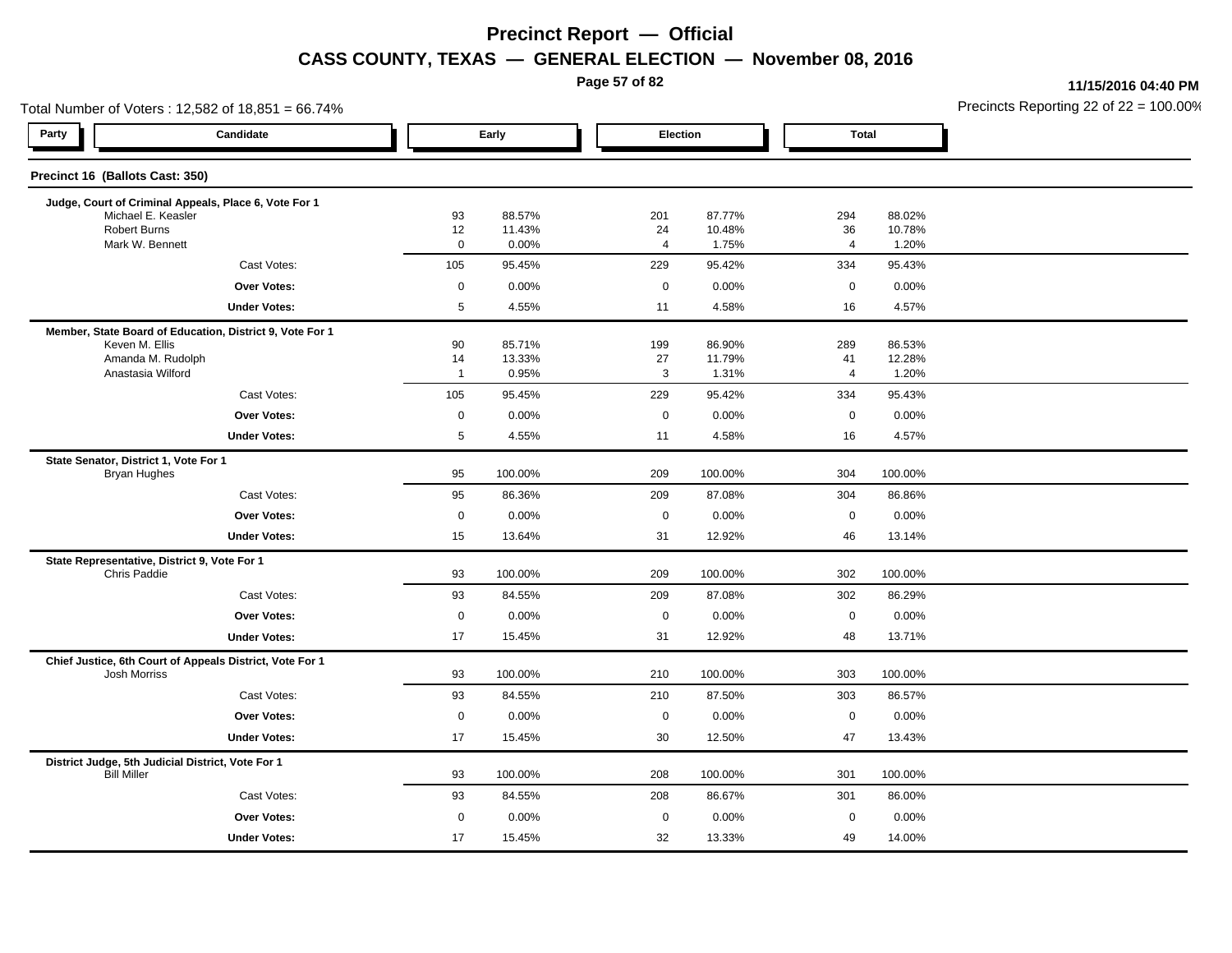# Precinct Report — Official

## CASS COUNTY, TEXAS — GENERAL ELECTION — November 08, 2016

11/15/2016 04:40 PM

Total Number of Voters : 12,582 of 18,851 = 66.74%

Precincts Reporting 22 of 22 = 100.00%

| Party | Candidate | Early | | Election | | Total | |
|---|---|---|---|---|---|---|---|
| **Precinct 16 (Ballots Cast: 350)** | | | | | | | |
| **Judge, Court of Criminal Appeals, Place 6, Vote For 1** | | | | | | | |
| | Michael E. Keasler | 93 | 88.57% | 201 | 87.77% | 294 | 88.02% |
| | Robert Burns | 12 | 11.43% | 24 | 10.48% | 36 | 10.78% |
| | Mark W. Bennett | 0 | 0.00% | 4 | 1.75% | 4 | 1.20% |
| | Cast Votes: | 105 | 95.45% | 229 | 95.42% | 334 | 95.43% |
| | **Over Votes:** | 0 | 0.00% | 0 | 0.00% | 0 | 0.00% |
| | **Under Votes:** | 5 | 4.55% | 11 | 4.58% | 16 | 4.57% |
| **Member, State Board of Education, District 9, Vote For 1** | | | | | | | |
| | Keven M. Ellis | 90 | 85.71% | 199 | 86.90% | 289 | 86.53% |
| | Amanda M. Rudolph | 14 | 13.33% | 27 | 11.79% | 41 | 12.28% |
| | Anastasia Wilford | 1 | 0.95% | 3 | 1.31% | 4 | 1.20% |
| | Cast Votes: | 105 | 95.45% | 229 | 95.42% | 334 | 95.43% |
| | **Over Votes:** | 0 | 0.00% | 0 | 0.00% | 0 | 0.00% |
| | **Under Votes:** | 5 | 4.55% | 11 | 4.58% | 16 | 4.57% |
| **State Senator, District 1, Vote For 1** | | | | | | | |
| | Bryan Hughes | 95 | 100.00% | 209 | 100.00% | 304 | 100.00% |
| | Cast Votes: | 95 | 86.36% | 209 | 87.08% | 304 | 86.86% |
| | **Over Votes:** | 0 | 0.00% | 0 | 0.00% | 0 | 0.00% |
| | **Under Votes:** | 15 | 13.64% | 31 | 12.92% | 46 | 13.14% |
| **State Representative, District 9, Vote For 1** | | | | | | | |
| | Chris Paddie | 93 | 100.00% | 209 | 100.00% | 302 | 100.00% |
| | Cast Votes: | 93 | 84.55% | 209 | 87.08% | 302 | 86.29% |
| | **Over Votes:** | 0 | 0.00% | 0 | 0.00% | 0 | 0.00% |
| | **Under Votes:** | 17 | 15.45% | 31 | 12.92% | 48 | 13.71% |
| **Chief Justice, 6th Court of Appeals District, Vote For 1** | | | | | | | |
| | Josh Morriss | 93 | 100.00% | 210 | 100.00% | 303 | 100.00% |
| | Cast Votes: | 93 | 84.55% | 210 | 87.50% | 303 | 86.57% |
| | **Over Votes:** | 0 | 0.00% | 0 | 0.00% | 0 | 0.00% |
| | **Under Votes:** | 17 | 15.45% | 30 | 12.50% | 47 | 13.43% |
| **District Judge, 5th Judicial District, Vote For 1** | | | | | | | |
| | Bill Miller | 93 | 100.00% | 208 | 100.00% | 301 | 100.00% |
| | Cast Votes: | 93 | 84.55% | 208 | 86.67% | 301 | 86.00% |
| | **Over Votes:** | 0 | 0.00% | 0 | 0.00% | 0 | 0.00% |
| | **Under Votes:** | 17 | 15.45% | 32 | 13.33% | 49 | 14.00% |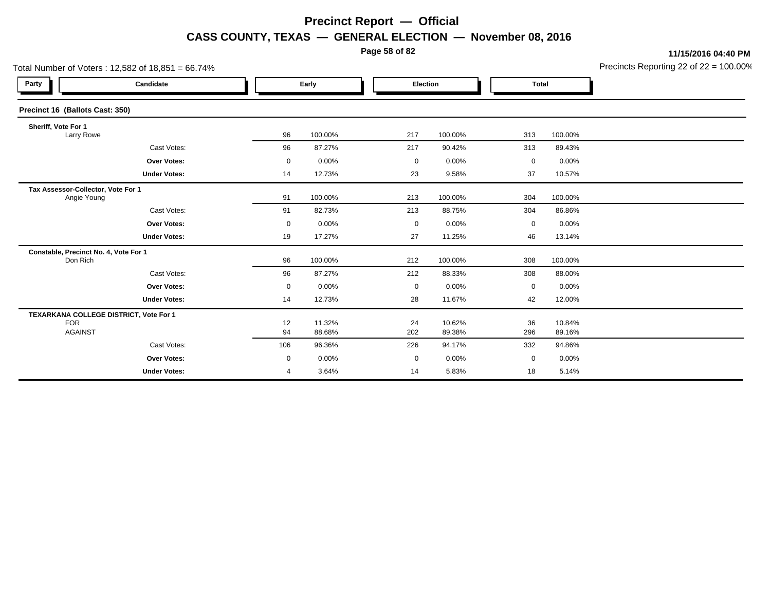# Precinct Report — Official

## CASS COUNTY, TEXAS — GENERAL ELECTION — November 08, 2016

11/15/2016 04:40 PM

Total Number of Voters : 12,582 of 18,851 = 66.74%

Precincts Reporting 22 of 22 = 100.00%

| Party | Candidate | Early | | Election | | Total | |
|---|---|---|---|---|---|---|---|
| **Precinct 16 (Ballots Cast: 350)** | | | | | | | |
| **Sheriff, Vote For 1** | | | | | | | |
| | Larry Rowe | 96 | 100.00% | 217 | 100.00% | 313 | 100.00% |
| | Cast Votes: | 96 | 87.27% | 217 | 90.42% | 313 | 89.43% |
| | **Over Votes:** | 0 | 0.00% | 0 | 0.00% | 0 | 0.00% |
| | **Under Votes:** | 14 | 12.73% | 23 | 9.58% | 37 | 10.57% |
| **Tax Assessor-Collector, Vote For 1** | | | | | | | |
| | Angie Young | 91 | 100.00% | 213 | 100.00% | 304 | 100.00% |
| | Cast Votes: | 91 | 82.73% | 213 | 88.75% | 304 | 86.86% |
| | **Over Votes:** | 0 | 0.00% | 0 | 0.00% | 0 | 0.00% |
| | **Under Votes:** | 19 | 17.27% | 27 | 11.25% | 46 | 13.14% |
| **Constable, Precinct No. 4, Vote For 1** | | | | | | | |
| | Don Rich | 96 | 100.00% | 212 | 100.00% | 308 | 100.00% |
| | Cast Votes: | 96 | 87.27% | 212 | 88.33% | 308 | 88.00% |
| | **Over Votes:** | 0 | 0.00% | 0 | 0.00% | 0 | 0.00% |
| | **Under Votes:** | 14 | 12.73% | 28 | 11.67% | 42 | 12.00% |
| **TEXARKANA COLLEGE DISTRICT, Vote For 1** | | | | | | | |
| | FOR | 12 | 11.32% | 24 | 10.62% | 36 | 10.84% |
| | AGAINST | 94 | 88.68% | 202 | 89.38% | 296 | 89.16% |
| | Cast Votes: | 106 | 96.36% | 226 | 94.17% | 332 | 94.86% |
| | **Over Votes:** | 0 | 0.00% | 0 | 0.00% | 0 | 0.00% |
| | **Under Votes:** | 4 | 3.64% | 14 | 5.83% | 18 | 5.14% |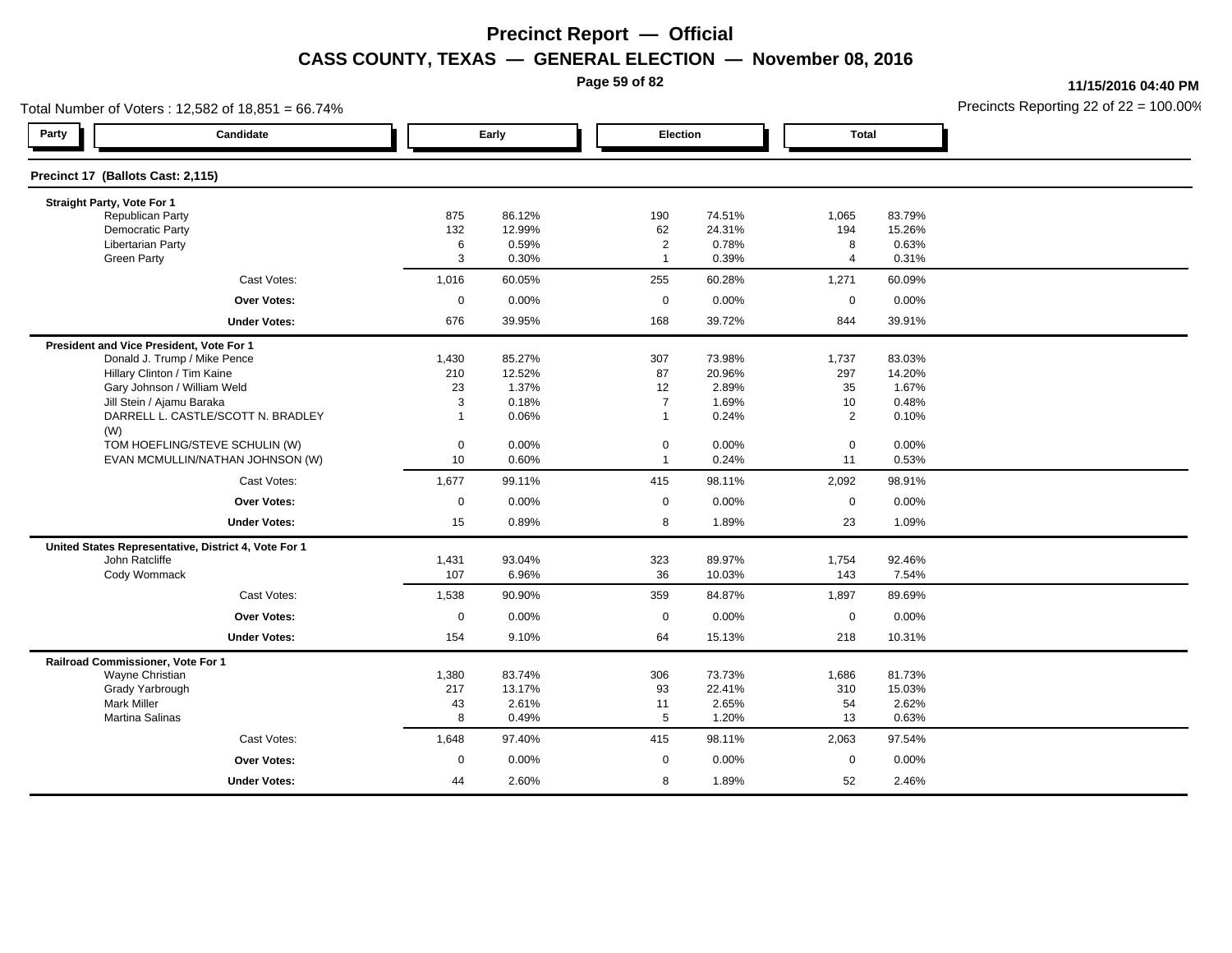# Precinct Report — Official

## CASS COUNTY, TEXAS — GENERAL ELECTION — November 08, 2016

11/15/2016 04:40 PM

Total Number of Voters : 12,582 of 18,851 = 66.74%

Precincts Reporting 22 of 22 = 100.00%

| Party | Candidate | Early | | Election | | Total | |
|---|---|---|---|---|---|---|---|
| **Precinct 17 (Ballots Cast: 2,115)** | | | | | | | |
| **Straight Party, Vote For 1** | | | | | | | |
| | Republican Party | 875 | 86.12% | 190 | 74.51% | 1,065 | 83.79% |
| | Democratic Party | 132 | 12.99% | 62 | 24.31% | 194 | 15.26% |
| | Libertarian Party | 6 | 0.59% | 2 | 0.78% | 8 | 0.63% |
| | Green Party | 3 | 0.30% | 1 | 0.39% | 4 | 0.31% |
| | Cast Votes: | 1,016 | 60.05% | 255 | 60.28% | 1,271 | 60.09% |
| | **Over Votes:** | 0 | 0.00% | 0 | 0.00% | 0 | 0.00% |
| | **Under Votes:** | 676 | 39.95% | 168 | 39.72% | 844 | 39.91% |
| **President and Vice President, Vote For 1** | | | | | | | |
| | Donald J. Trump / Mike Pence | 1,430 | 85.27% | 307 | 73.98% | 1,737 | 83.03% |
| | Hillary Clinton / Tim Kaine | 210 | 12.52% | 87 | 20.96% | 297 | 14.20% |
| | Gary Johnson / William Weld | 23 | 1.37% | 12 | 2.89% | 35 | 1.67% |
| | Jill Stein / Ajamu Baraka | 3 | 0.18% | 7 | 1.69% | 10 | 0.48% |
| | DARRELL L. CASTLE/SCOTT N. BRADLEY (W) | 1 | 0.06% | 1 | 0.24% | 2 | 0.10% |
| | TOM HOEFLING/STEVE SCHULIN (W) | 0 | 0.00% | 0 | 0.00% | 0 | 0.00% |
| | EVAN MCMULLIN/NATHAN JOHNSON (W) | 10 | 0.60% | 1 | 0.24% | 11 | 0.53% |
| | Cast Votes: | 1,677 | 99.11% | 415 | 98.11% | 2,092 | 98.91% |
| | **Over Votes:** | 0 | 0.00% | 0 | 0.00% | 0 | 0.00% |
| | **Under Votes:** | 15 | 0.89% | 8 | 1.89% | 23 | 1.09% |
| **United States Representative, District 4, Vote For 1** | | | | | | | |
| | John Ratcliffe | 1,431 | 93.04% | 323 | 89.97% | 1,754 | 92.46% |
| | Cody Wommack | 107 | 6.96% | 36 | 10.03% | 143 | 7.54% |
| | Cast Votes: | 1,538 | 90.90% | 359 | 84.87% | 1,897 | 89.69% |
| | **Over Votes:** | 0 | 0.00% | 0 | 0.00% | 0 | 0.00% |
| | **Under Votes:** | 154 | 9.10% | 64 | 15.13% | 218 | 10.31% |
| **Railroad Commissioner, Vote For 1** | | | | | | | |
| | Wayne Christian | 1,380 | 83.74% | 306 | 73.73% | 1,686 | 81.73% |
| | Grady Yarbrough | 217 | 13.17% | 93 | 22.41% | 310 | 15.03% |
| | Mark Miller | 43 | 2.61% | 11 | 2.65% | 54 | 2.62% |
| | Martina Salinas | 8 | 0.49% | 5 | 1.20% | 13 | 0.63% |
| | Cast Votes: | 1,648 | 97.40% | 415 | 98.11% | 2,063 | 97.54% |
| | **Over Votes:** | 0 | 0.00% | 0 | 0.00% | 0 | 0.00% |
| | **Under Votes:** | 44 | 2.60% | 8 | 1.89% | 52 | 2.46% |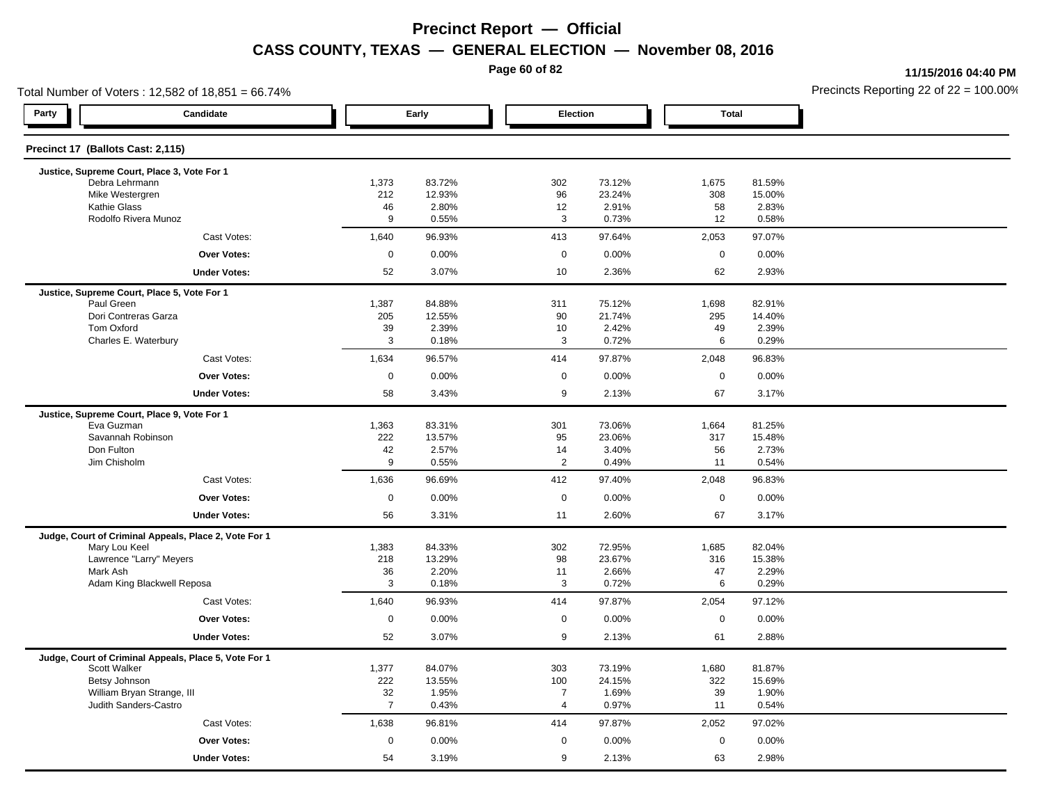# Precinct Report — Official

## CASS COUNTY, TEXAS — GENERAL ELECTION — November 08, 2016

11/15/2016 04:40 PM

Total Number of Voters : 12,582 of 18,851 = 66.74%

Precincts Reporting 22 of 22 = 100.00%

### Precinct 17 (Ballots Cast: 2,115)

| Party | Candidate | Early | | Election | | Total | |
|---|---|---|---|---|---|---|---|
| | **Justice, Supreme Court, Place 3, Vote For 1** | | | | | | |
| | Debra Lehrmann | 1,373 | 83.72% | 302 | 73.12% | 1,675 | 81.59% |
| | Mike Westergren | 212 | 12.93% | 96 | 23.24% | 308 | 15.00% |
| | Kathie Glass | 46 | 2.80% | 12 | 2.91% | 58 | 2.83% |
| | Rodolfo Rivera Munoz | 9 | 0.55% | 3 | 0.73% | 12 | 0.58% |
| | Cast Votes: | 1,640 | 96.93% | 413 | 97.64% | 2,053 | 97.07% |
| | **Over Votes:** | 0 | 0.00% | 0 | 0.00% | 0 | 0.00% |
| | **Under Votes:** | 52 | 3.07% | 10 | 2.36% | 62 | 2.93% |
| | **Justice, Supreme Court, Place 5, Vote For 1** | | | | | | |
| | Paul Green | 1,387 | 84.88% | 311 | 75.12% | 1,698 | 82.91% |
| | Dori Contreras Garza | 205 | 12.55% | 90 | 21.74% | 295 | 14.40% |
| | Tom Oxford | 39 | 2.39% | 10 | 2.42% | 49 | 2.39% |
| | Charles E. Waterbury | 3 | 0.18% | 3 | 0.72% | 6 | 0.29% |
| | Cast Votes: | 1,634 | 96.57% | 414 | 97.87% | 2,048 | 96.83% |
| | **Over Votes:** | 0 | 0.00% | 0 | 0.00% | 0 | 0.00% |
| | **Under Votes:** | 58 | 3.43% | 9 | 2.13% | 67 | 3.17% |
| | **Justice, Supreme Court, Place 9, Vote For 1** | | | | | | |
| | Eva Guzman | 1,363 | 83.31% | 301 | 73.06% | 1,664 | 81.25% |
| | Savannah Robinson | 222 | 13.57% | 95 | 23.06% | 317 | 15.48% |
| | Don Fulton | 42 | 2.57% | 14 | 3.40% | 56 | 2.73% |
| | Jim Chisholm | 9 | 0.55% | 2 | 0.49% | 11 | 0.54% |
| | Cast Votes: | 1,636 | 96.69% | 412 | 97.40% | 2,048 | 96.83% |
| | **Over Votes:** | 0 | 0.00% | 0 | 0.00% | 0 | 0.00% |
| | **Under Votes:** | 56 | 3.31% | 11 | 2.60% | 67 | 3.17% |
| | **Judge, Court of Criminal Appeals, Place 2, Vote For 1** | | | | | | |
| | Mary Lou Keel | 1,383 | 84.33% | 302 | 72.95% | 1,685 | 82.04% |
| | Lawrence "Larry" Meyers | 218 | 13.29% | 98 | 23.67% | 316 | 15.38% |
| | Mark Ash | 36 | 2.20% | 11 | 2.66% | 47 | 2.29% |
| | Adam King Blackwell Reposa | 3 | 0.18% | 3 | 0.72% | 6 | 0.29% |
| | Cast Votes: | 1,640 | 96.93% | 414 | 97.87% | 2,054 | 97.12% |
| | **Over Votes:** | 0 | 0.00% | 0 | 0.00% | 0 | 0.00% |
| | **Under Votes:** | 52 | 3.07% | 9 | 2.13% | 61 | 2.88% |
| | **Judge, Court of Criminal Appeals, Place 5, Vote For 1** | | | | | | |
| | Scott Walker | 1,377 | 84.07% | 303 | 73.19% | 1,680 | 81.87% |
| | Betsy Johnson | 222 | 13.55% | 100 | 24.15% | 322 | 15.69% |
| | William Bryan Strange, III | 32 | 1.95% | 7 | 1.69% | 39 | 1.90% |
| | Judith Sanders-Castro | 7 | 0.43% | 4 | 0.97% | 11 | 0.54% |
| | Cast Votes: | 1,638 | 96.81% | 414 | 97.87% | 2,052 | 97.02% |
| | **Over Votes:** | 0 | 0.00% | 0 | 0.00% | 0 | 0.00% |
| | **Under Votes:** | 54 | 3.19% | 9 | 2.13% | 63 | 2.98% |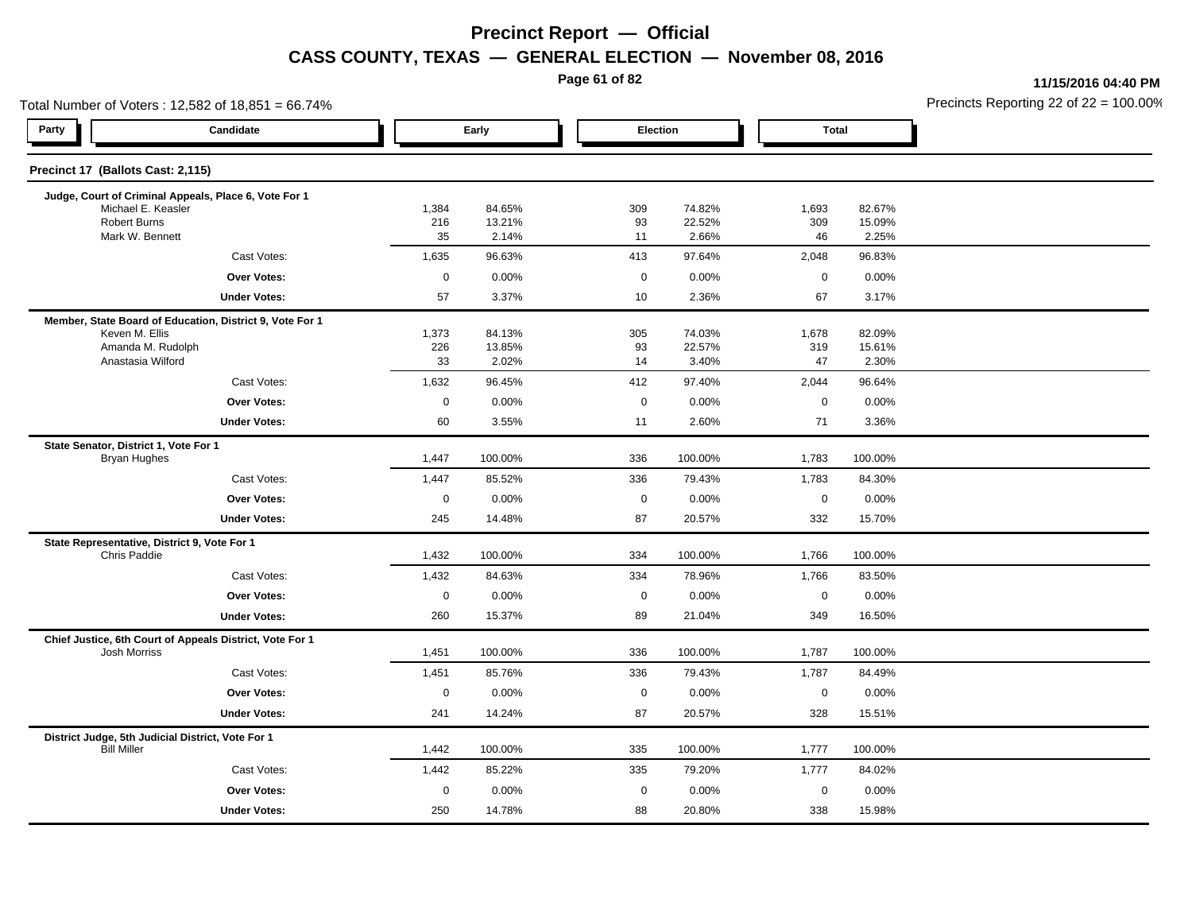# Precinct Report — Official

## CASS COUNTY, TEXAS — GENERAL ELECTION — November 08, 2016

11/15/2016 04:40 PM

Total Number of Voters : 12,582 of 18,851 = 66.74%

Precincts Reporting 22 of 22 = 100.00%

| Party | Candidate | Early | | Election | | Total | |
|---|---|---|---|---|---|---|---|
| **Precinct 17 (Ballots Cast: 2,115)** | | | | | | | |
| **Judge, Court of Criminal Appeals, Place 6, Vote For 1** | | | | | | | |
| | Michael E. Keasler | 1,384 | 84.65% | 309 | 74.82% | 1,693 | 82.67% |
| | Robert Burns | 216 | 13.21% | 93 | 22.52% | 309 | 15.09% |
| | Mark W. Bennett | 35 | 2.14% | 11 | 2.66% | 46 | 2.25% |
| | Cast Votes: | 1,635 | 96.63% | 413 | 97.64% | 2,048 | 96.83% |
| | **Over Votes:** | 0 | 0.00% | 0 | 0.00% | 0 | 0.00% |
| | **Under Votes:** | 57 | 3.37% | 10 | 2.36% | 67 | 3.17% |
| **Member, State Board of Education, District 9, Vote For 1** | | | | | | | |
| | Keven M. Ellis | 1,373 | 84.13% | 305 | 74.03% | 1,678 | 82.09% |
| | Amanda M. Rudolph | 226 | 13.85% | 93 | 22.57% | 319 | 15.61% |
| | Anastasia Wilford | 33 | 2.02% | 14 | 3.40% | 47 | 2.30% |
| | Cast Votes: | 1,632 | 96.45% | 412 | 97.40% | 2,044 | 96.64% |
| | **Over Votes:** | 0 | 0.00% | 0 | 0.00% | 0 | 0.00% |
| | **Under Votes:** | 60 | 3.55% | 11 | 2.60% | 71 | 3.36% |
| **State Senator, District 1, Vote For 1** | | | | | | | |
| | Bryan Hughes | 1,447 | 100.00% | 336 | 100.00% | 1,783 | 100.00% |
| | Cast Votes: | 1,447 | 85.52% | 336 | 79.43% | 1,783 | 84.30% |
| | **Over Votes:** | 0 | 0.00% | 0 | 0.00% | 0 | 0.00% |
| | **Under Votes:** | 245 | 14.48% | 87 | 20.57% | 332 | 15.70% |
| **State Representative, District 9, Vote For 1** | | | | | | | |
| | Chris Paddie | 1,432 | 100.00% | 334 | 100.00% | 1,766 | 100.00% |
| | Cast Votes: | 1,432 | 84.63% | 334 | 78.96% | 1,766 | 83.50% |
| | **Over Votes:** | 0 | 0.00% | 0 | 0.00% | 0 | 0.00% |
| | **Under Votes:** | 260 | 15.37% | 89 | 21.04% | 349 | 16.50% |
| **Chief Justice, 6th Court of Appeals District, Vote For 1** | | | | | | | |
| | Josh Morriss | 1,451 | 100.00% | 336 | 100.00% | 1,787 | 100.00% |
| | Cast Votes: | 1,451 | 85.76% | 336 | 79.43% | 1,787 | 84.49% |
| | **Over Votes:** | 0 | 0.00% | 0 | 0.00% | 0 | 0.00% |
| | **Under Votes:** | 241 | 14.24% | 87 | 20.57% | 328 | 15.51% |
| **District Judge, 5th Judicial District, Vote For 1** | | | | | | | |
| | Bill Miller | 1,442 | 100.00% | 335 | 100.00% | 1,777 | 100.00% |
| | Cast Votes: | 1,442 | 85.22% | 335 | 79.20% | 1,777 | 84.02% |
| | **Over Votes:** | 0 | 0.00% | 0 | 0.00% | 0 | 0.00% |
| | **Under Votes:** | 250 | 14.78% | 88 | 20.80% | 338 | 15.98% |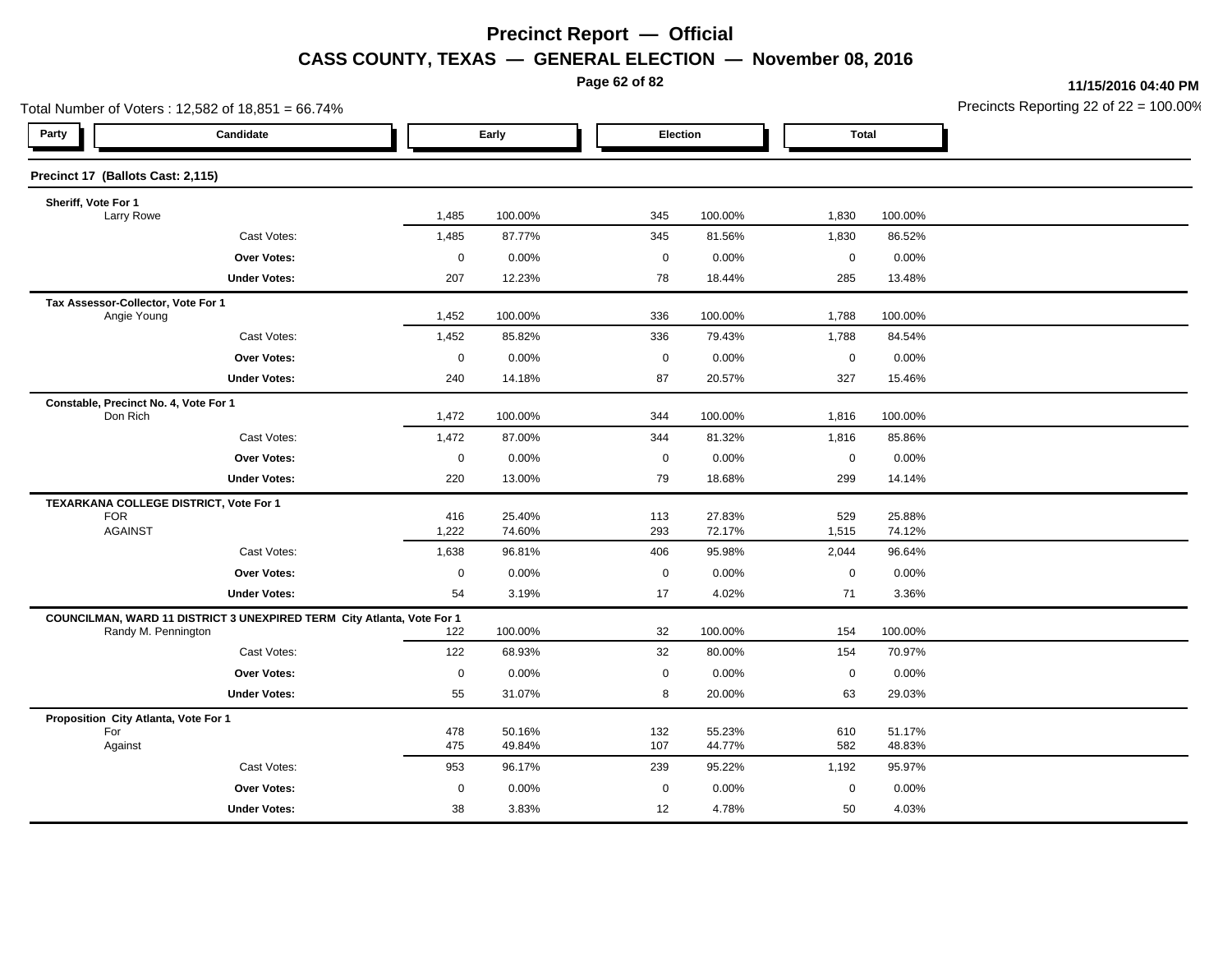# Precinct Report — Official

## CASS COUNTY, TEXAS — GENERAL ELECTION — November 08, 2016

11/15/2016 04:40 PM

Total Number of Voters : 12,582 of 18,851 = 66.74%

Precincts Reporting 22 of 22 = 100.00%

| Party | Candidate | Early | | Election | | Total | |
|---|---|---|---|---|---|---|---|
| **Precinct 17 (Ballots Cast: 2,115)** | | | | | | | |
| **Sheriff, Vote For 1** | | | | | | | |
| | Larry Rowe | 1,485 | 100.00% | 345 | 100.00% | 1,830 | 100.00% |
| | Cast Votes: | 1,485 | 87.77% | 345 | 81.56% | 1,830 | 86.52% |
| | **Over Votes:** | 0 | 0.00% | 0 | 0.00% | 0 | 0.00% |
| | **Under Votes:** | 207 | 12.23% | 78 | 18.44% | 285 | 13.48% |
| **Tax Assessor-Collector, Vote For 1** | | | | | | | |
| | Angie Young | 1,452 | 100.00% | 336 | 100.00% | 1,788 | 100.00% |
| | Cast Votes: | 1,452 | 85.82% | 336 | 79.43% | 1,788 | 84.54% |
| | **Over Votes:** | 0 | 0.00% | 0 | 0.00% | 0 | 0.00% |
| | **Under Votes:** | 240 | 14.18% | 87 | 20.57% | 327 | 15.46% |
| **Constable, Precinct No. 4, Vote For 1** | | | | | | | |
| | Don Rich | 1,472 | 100.00% | 344 | 100.00% | 1,816 | 100.00% |
| | Cast Votes: | 1,472 | 87.00% | 344 | 81.32% | 1,816 | 85.86% |
| | **Over Votes:** | 0 | 0.00% | 0 | 0.00% | 0 | 0.00% |
| | **Under Votes:** | 220 | 13.00% | 79 | 18.68% | 299 | 14.14% |
| **TEXARKANA COLLEGE DISTRICT, Vote For 1** | | | | | | | |
| | FOR | 416 | 25.40% | 113 | 27.83% | 529 | 25.88% |
| | AGAINST | 1,222 | 74.60% | 293 | 72.17% | 1,515 | 74.12% |
| | Cast Votes: | 1,638 | 96.81% | 406 | 95.98% | 2,044 | 96.64% |
| | **Over Votes:** | 0 | 0.00% | 0 | 0.00% | 0 | 0.00% |
| | **Under Votes:** | 54 | 3.19% | 17 | 4.02% | 71 | 3.36% |
| **COUNCILMAN, WARD 11 DISTRICT 3 UNEXPIRED TERM City Atlanta, Vote For 1** | | | | | | | |
| | Randy M. Pennington | 122 | 100.00% | 32 | 100.00% | 154 | 100.00% |
| | Cast Votes: | 122 | 68.93% | 32 | 80.00% | 154 | 70.97% |
| | **Over Votes:** | 0 | 0.00% | 0 | 0.00% | 0 | 0.00% |
| | **Under Votes:** | 55 | 31.07% | 8 | 20.00% | 63 | 29.03% |
| **Proposition City Atlanta, Vote For 1** | | | | | | | |
| | For | 478 | 50.16% | 132 | 55.23% | 610 | 51.17% |
| | Against | 475 | 49.84% | 107 | 44.77% | 582 | 48.83% |
| | Cast Votes: | 953 | 96.17% | 239 | 95.22% | 1,192 | 95.97% |
| | **Over Votes:** | 0 | 0.00% | 0 | 0.00% | 0 | 0.00% |
| | **Under Votes:** | 38 | 3.83% | 12 | 4.78% | 50 | 4.03% |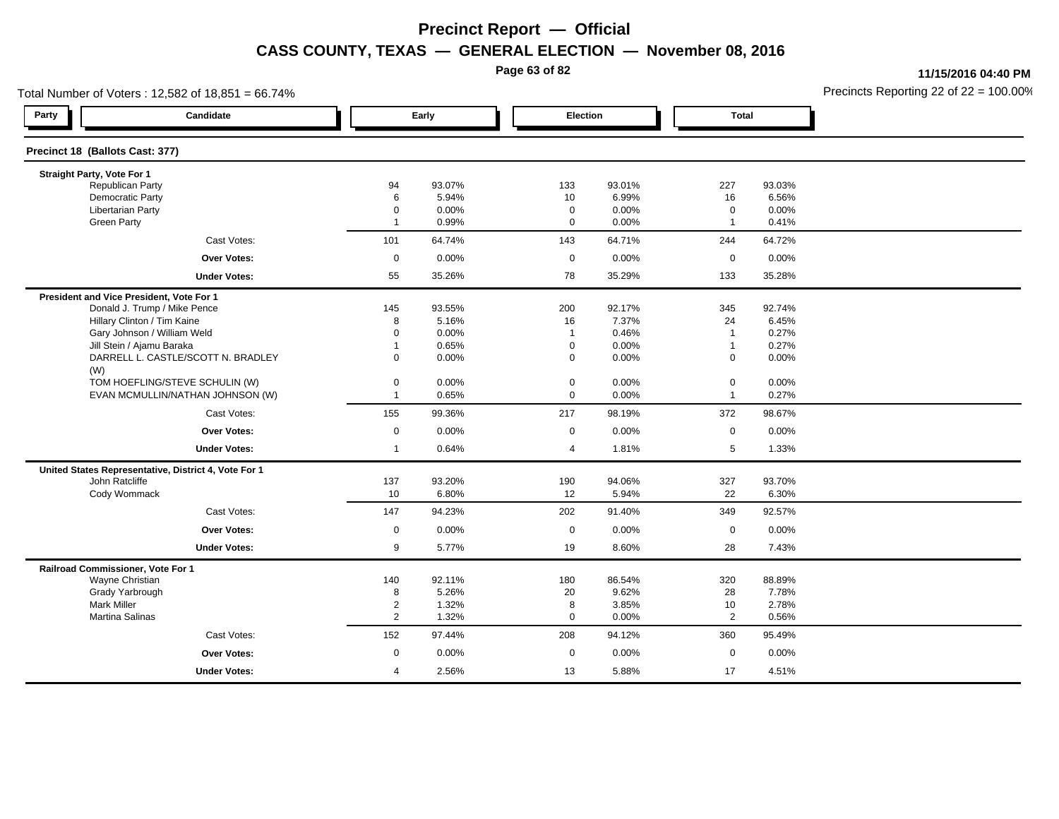# Precinct Report — Official

## CASS COUNTY, TEXAS — GENERAL ELECTION — November 08, 2016

11/15/2016 04:40 PM

Total Number of Voters : 12,582 of 18,851 = 66.74%

Precincts Reporting 22 of 22 = 100.00%

### Precinct 18 (Ballots Cast: 377)

| Party | Candidate | Early | | Election | | Total | |
|---|---|---|---|---|---|---|---|
| **Straight Party, Vote For 1** | | | | | | | |
| | Republican Party | 94 | 93.07% | 133 | 93.01% | 227 | 93.03% |
| | Democratic Party | 6 | 5.94% | 10 | 6.99% | 16 | 6.56% |
| | Libertarian Party | 0 | 0.00% | 0 | 0.00% | 0 | 0.00% |
| | Green Party | 1 | 0.99% | 0 | 0.00% | 1 | 0.41% |
| | Cast Votes: | 101 | 64.74% | 143 | 64.71% | 244 | 64.72% |
| | **Over Votes:** | 0 | 0.00% | 0 | 0.00% | 0 | 0.00% |
| | **Under Votes:** | 55 | 35.26% | 78 | 35.29% | 133 | 35.28% |
| **President and Vice President, Vote For 1** | | | | | | | |
| | Donald J. Trump / Mike Pence | 145 | 93.55% | 200 | 92.17% | 345 | 92.74% |
| | Hillary Clinton / Tim Kaine | 8 | 5.16% | 16 | 7.37% | 24 | 6.45% |
| | Gary Johnson / William Weld | 0 | 0.00% | 1 | 0.46% | 1 | 0.27% |
| | Jill Stein / Ajamu Baraka | 1 | 0.65% | 0 | 0.00% | 1 | 0.27% |
| | DARRELL L. CASTLE/SCOTT N. BRADLEY (W) | 0 | 0.00% | 0 | 0.00% | 0 | 0.00% |
| | TOM HOEFLING/STEVE SCHULIN (W) | 0 | 0.00% | 0 | 0.00% | 0 | 0.00% |
| | EVAN MCMULLIN/NATHAN JOHNSON (W) | 1 | 0.65% | 0 | 0.00% | 1 | 0.27% |
| | Cast Votes: | 155 | 99.36% | 217 | 98.19% | 372 | 98.67% |
| | **Over Votes:** | 0 | 0.00% | 0 | 0.00% | 0 | 0.00% |
| | **Under Votes:** | 1 | 0.64% | 4 | 1.81% | 5 | 1.33% |
| **United States Representative, District 4, Vote For 1** | | | | | | | |
| | John Ratcliffe | 137 | 93.20% | 190 | 94.06% | 327 | 93.70% |
| | Cody Wommack | 10 | 6.80% | 12 | 5.94% | 22 | 6.30% |
| | Cast Votes: | 147 | 94.23% | 202 | 91.40% | 349 | 92.57% |
| | **Over Votes:** | 0 | 0.00% | 0 | 0.00% | 0 | 0.00% |
| | **Under Votes:** | 9 | 5.77% | 19 | 8.60% | 28 | 7.43% |
| **Railroad Commissioner, Vote For 1** | | | | | | | |
| | Wayne Christian | 140 | 92.11% | 180 | 86.54% | 320 | 88.89% |
| | Grady Yarbrough | 8 | 5.26% | 20 | 9.62% | 28 | 7.78% |
| | Mark Miller | 2 | 1.32% | 8 | 3.85% | 10 | 2.78% |
| | Martina Salinas | 2 | 1.32% | 0 | 0.00% | 2 | 0.56% |
| | Cast Votes: | 152 | 97.44% | 208 | 94.12% | 360 | 95.49% |
| | **Over Votes:** | 0 | 0.00% | 0 | 0.00% | 0 | 0.00% |
| | **Under Votes:** | 4 | 2.56% | 13 | 5.88% | 17 | 4.51% |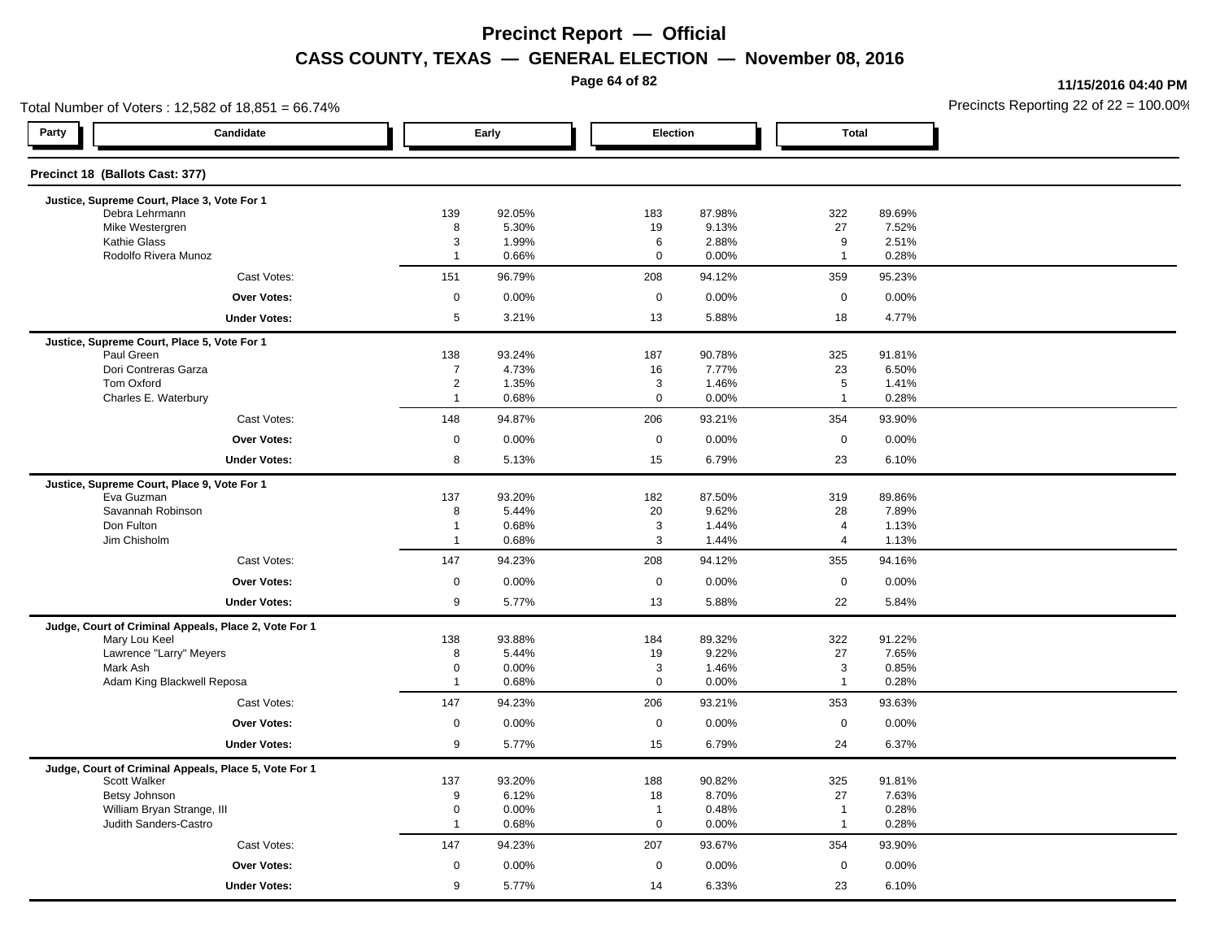# Precinct Report — Official

## CASS COUNTY, TEXAS — GENERAL ELECTION — November 08, 2016

11/15/2016 04:40 PM

Total Number of Voters : 12,582 of 18,851 = 66.74%

Precincts Reporting 22 of 22 = 100.00%

| Party | Candidate | Early | | Election | | Total | |
|---|---|---|---|---|---|---|---|
| **Precinct 18 (Ballots Cast: 377)** | | | | | | | |
| **Justice, Supreme Court, Place 3, Vote For 1** | | | | | | | |
| | Debra Lehrmann | 139 | 92.05% | 183 | 87.98% | 322 | 89.69% |
| | Mike Westergren | 8 | 5.30% | 19 | 9.13% | 27 | 7.52% |
| | Kathie Glass | 3 | 1.99% | 6 | 2.88% | 9 | 2.51% |
| | Rodolfo Rivera Munoz | 1 | 0.66% | 0 | 0.00% | 1 | 0.28% |
| | Cast Votes: | 151 | 96.79% | 208 | 94.12% | 359 | 95.23% |
| | **Over Votes:** | 0 | 0.00% | 0 | 0.00% | 0 | 0.00% |
| | **Under Votes:** | 5 | 3.21% | 13 | 5.88% | 18 | 4.77% |
| **Justice, Supreme Court, Place 5, Vote For 1** | | | | | | | |
| | Paul Green | 138 | 93.24% | 187 | 90.78% | 325 | 91.81% |
| | Dori Contreras Garza | 7 | 4.73% | 16 | 7.77% | 23 | 6.50% |
| | Tom Oxford | 2 | 1.35% | 3 | 1.46% | 5 | 1.41% |
| | Charles E. Waterbury | 1 | 0.68% | 0 | 0.00% | 1 | 0.28% |
| | Cast Votes: | 148 | 94.87% | 206 | 93.21% | 354 | 93.90% |
| | **Over Votes:** | 0 | 0.00% | 0 | 0.00% | 0 | 0.00% |
| | **Under Votes:** | 8 | 5.13% | 15 | 6.79% | 23 | 6.10% |
| **Justice, Supreme Court, Place 9, Vote For 1** | | | | | | | |
| | Eva Guzman | 137 | 93.20% | 182 | 87.50% | 319 | 89.86% |
| | Savannah Robinson | 8 | 5.44% | 20 | 9.62% | 28 | 7.89% |
| | Don Fulton | 1 | 0.68% | 3 | 1.44% | 4 | 1.13% |
| | Jim Chisholm | 1 | 0.68% | 3 | 1.44% | 4 | 1.13% |
| | Cast Votes: | 147 | 94.23% | 208 | 94.12% | 355 | 94.16% |
| | **Over Votes:** | 0 | 0.00% | 0 | 0.00% | 0 | 0.00% |
| | **Under Votes:** | 9 | 5.77% | 13 | 5.88% | 22 | 5.84% |
| **Judge, Court of Criminal Appeals, Place 2, Vote For 1** | | | | | | | |
| | Mary Lou Keel | 138 | 93.88% | 184 | 89.32% | 322 | 91.22% |
| | Lawrence "Larry" Meyers | 8 | 5.44% | 19 | 9.22% | 27 | 7.65% |
| | Mark Ash | 0 | 0.00% | 3 | 1.46% | 3 | 0.85% |
| | Adam King Blackwell Reposa | 1 | 0.68% | 0 | 0.00% | 1 | 0.28% |
| | Cast Votes: | 147 | 94.23% | 206 | 93.21% | 353 | 93.63% |
| | **Over Votes:** | 0 | 0.00% | 0 | 0.00% | 0 | 0.00% |
| | **Under Votes:** | 9 | 5.77% | 15 | 6.79% | 24 | 6.37% |
| **Judge, Court of Criminal Appeals, Place 5, Vote For 1** | | | | | | | |
| | Scott Walker | 137 | 93.20% | 188 | 90.82% | 325 | 91.81% |
| | Betsy Johnson | 9 | 6.12% | 18 | 8.70% | 27 | 7.63% |
| | William Bryan Strange, III | 0 | 0.00% | 1 | 0.48% | 1 | 0.28% |
| | Judith Sanders-Castro | 1 | 0.68% | 0 | 0.00% | 1 | 0.28% |
| | Cast Votes: | 147 | 94.23% | 207 | 93.67% | 354 | 93.90% |
| | **Over Votes:** | 0 | 0.00% | 0 | 0.00% | 0 | 0.00% |
| | **Under Votes:** | 9 | 5.77% | 14 | 6.33% | 23 | 6.10% |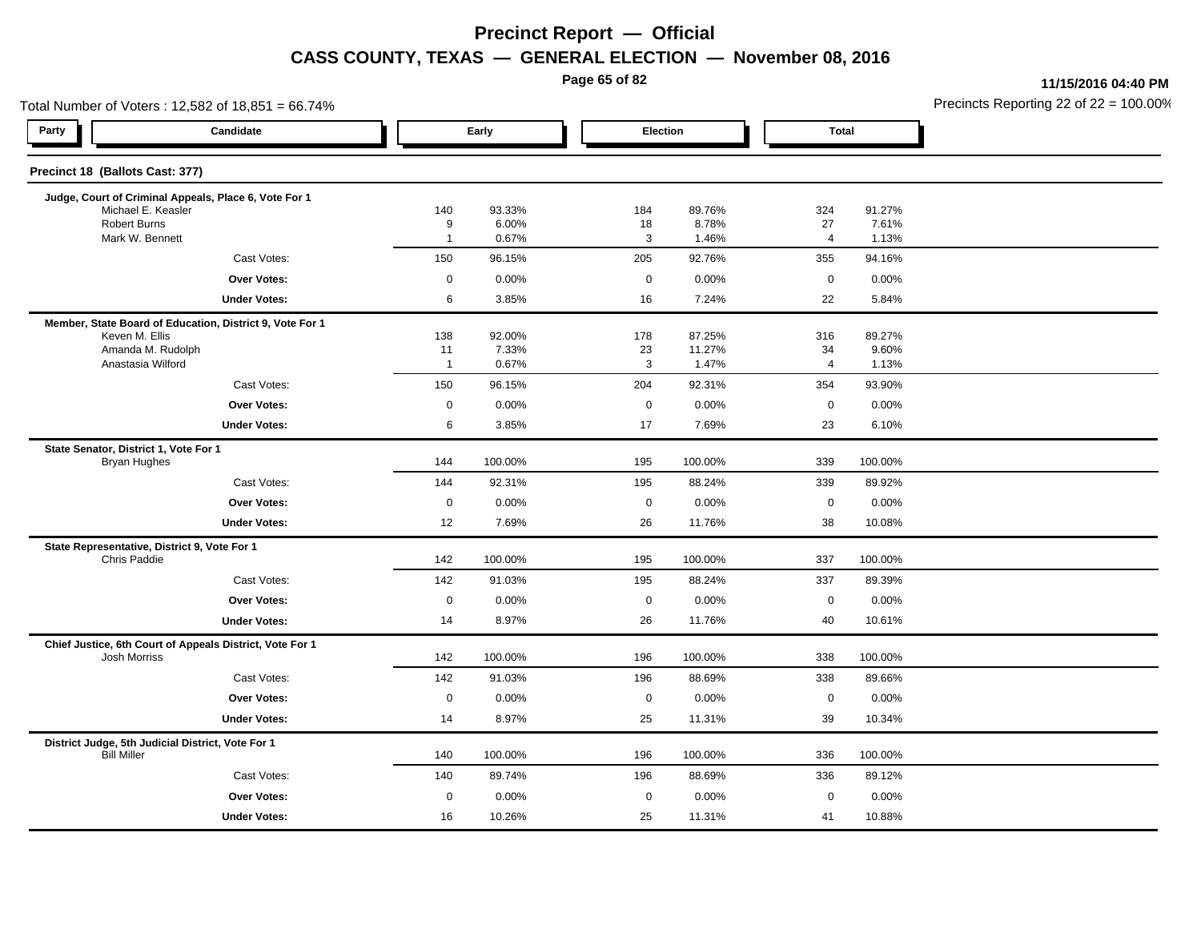# Precinct Report — Official

## CASS COUNTY, TEXAS — GENERAL ELECTION — November 08, 2016

11/15/2016 04:40 PM

Total Number of Voters : 12,582 of 18,851 = 66.74%

Precincts Reporting 22 of 22 = 100.00%

| Party | Candidate | Early | | Election | | Total | |
|---|---|---|---|---|---|---|---|
| **Precinct 18 (Ballots Cast: 377)** | | | | | | | |
| **Judge, Court of Criminal Appeals, Place 6, Vote For 1** | | | | | | | |
| | Michael E. Keasler | 140 | 93.33% | 184 | 89.76% | 324 | 91.27% |
| | Robert Burns | 9 | 6.00% | 18 | 8.78% | 27 | 7.61% |
| | Mark W. Bennett | 1 | 0.67% | 3 | 1.46% | 4 | 1.13% |
| | Cast Votes: | 150 | 96.15% | 205 | 92.76% | 355 | 94.16% |
| | **Over Votes:** | 0 | 0.00% | 0 | 0.00% | 0 | 0.00% |
| | **Under Votes:** | 6 | 3.85% | 16 | 7.24% | 22 | 5.84% |
| **Member, State Board of Education, District 9, Vote For 1** | | | | | | | |
| | Keven M. Ellis | 138 | 92.00% | 178 | 87.25% | 316 | 89.27% |
| | Amanda M. Rudolph | 11 | 7.33% | 23 | 11.27% | 34 | 9.60% |
| | Anastasia Wilford | 1 | 0.67% | 3 | 1.47% | 4 | 1.13% |
| | Cast Votes: | 150 | 96.15% | 204 | 92.31% | 354 | 93.90% |
| | **Over Votes:** | 0 | 0.00% | 0 | 0.00% | 0 | 0.00% |
| | **Under Votes:** | 6 | 3.85% | 17 | 7.69% | 23 | 6.10% |
| **State Senator, District 1, Vote For 1** | | | | | | | |
| | Bryan Hughes | 144 | 100.00% | 195 | 100.00% | 339 | 100.00% |
| | Cast Votes: | 144 | 92.31% | 195 | 88.24% | 339 | 89.92% |
| | **Over Votes:** | 0 | 0.00% | 0 | 0.00% | 0 | 0.00% |
| | **Under Votes:** | 12 | 7.69% | 26 | 11.76% | 38 | 10.08% |
| **State Representative, District 9, Vote For 1** | | | | | | | |
| | Chris Paddie | 142 | 100.00% | 195 | 100.00% | 337 | 100.00% |
| | Cast Votes: | 142 | 91.03% | 195 | 88.24% | 337 | 89.39% |
| | **Over Votes:** | 0 | 0.00% | 0 | 0.00% | 0 | 0.00% |
| | **Under Votes:** | 14 | 8.97% | 26 | 11.76% | 40 | 10.61% |
| **Chief Justice, 6th Court of Appeals District, Vote For 1** | | | | | | | |
| | Josh Morriss | 142 | 100.00% | 196 | 100.00% | 338 | 100.00% |
| | Cast Votes: | 142 | 91.03% | 196 | 88.69% | 338 | 89.66% |
| | **Over Votes:** | 0 | 0.00% | 0 | 0.00% | 0 | 0.00% |
| | **Under Votes:** | 14 | 8.97% | 25 | 11.31% | 39 | 10.34% |
| **District Judge, 5th Judicial District, Vote For 1** | | | | | | | |
| | Bill Miller | 140 | 100.00% | 196 | 100.00% | 336 | 100.00% |
| | Cast Votes: | 140 | 89.74% | 196 | 88.69% | 336 | 89.12% |
| | **Over Votes:** | 0 | 0.00% | 0 | 0.00% | 0 | 0.00% |
| | **Under Votes:** | 16 | 10.26% | 25 | 11.31% | 41 | 10.88% |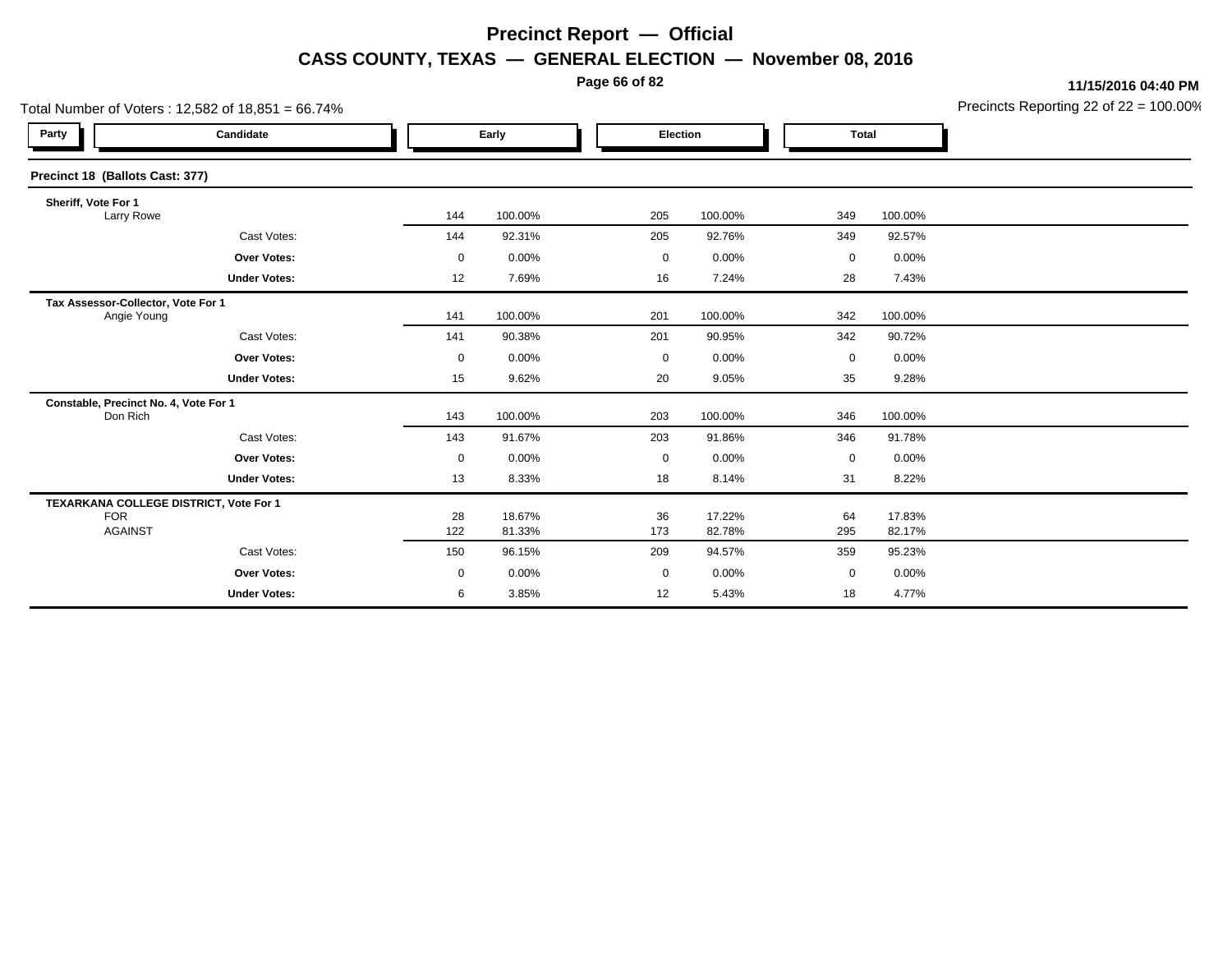# Precinct Report — Official

## CASS COUNTY, TEXAS — GENERAL ELECTION — November 08, 2016

**11/15/2016 04:40 PM**

Total Number of Voters : 12,582 of 18,851 = 66.74%

Precincts Reporting 22 of 22 = 100.00%

| Party | Candidate | Early | | Election | | Total | |
|---|---|---|---|---|---|---|---|
| **Precinct 18 (Ballots Cast: 377)** | | | | | | | |
| **Sheriff, Vote For 1** | | | | | | | |
| | Larry Rowe | 144 | 100.00% | 205 | 100.00% | 349 | 100.00% |
| | Cast Votes: | 144 | 92.31% | 205 | 92.76% | 349 | 92.57% |
| | **Over Votes:** | 0 | 0.00% | 0 | 0.00% | 0 | 0.00% |
| | **Under Votes:** | 12 | 7.69% | 16 | 7.24% | 28 | 7.43% |
| **Tax Assessor-Collector, Vote For 1** | | | | | | | |
| | Angie Young | 141 | 100.00% | 201 | 100.00% | 342 | 100.00% |
| | Cast Votes: | 141 | 90.38% | 201 | 90.95% | 342 | 90.72% |
| | **Over Votes:** | 0 | 0.00% | 0 | 0.00% | 0 | 0.00% |
| | **Under Votes:** | 15 | 9.62% | 20 | 9.05% | 35 | 9.28% |
| **Constable, Precinct No. 4, Vote For 1** | | | | | | | |
| | Don Rich | 143 | 100.00% | 203 | 100.00% | 346 | 100.00% |
| | Cast Votes: | 143 | 91.67% | 203 | 91.86% | 346 | 91.78% |
| | **Over Votes:** | 0 | 0.00% | 0 | 0.00% | 0 | 0.00% |
| | **Under Votes:** | 13 | 8.33% | 18 | 8.14% | 31 | 8.22% |
| **TEXARKANA COLLEGE DISTRICT, Vote For 1** | | | | | | | |
| | FOR | 28 | 18.67% | 36 | 17.22% | 64 | 17.83% |
| | AGAINST | 122 | 81.33% | 173 | 82.78% | 295 | 82.17% |
| | Cast Votes: | 150 | 96.15% | 209 | 94.57% | 359 | 95.23% |
| | **Over Votes:** | 0 | 0.00% | 0 | 0.00% | 0 | 0.00% |
| | **Under Votes:** | 6 | 3.85% | 12 | 5.43% | 18 | 4.77% |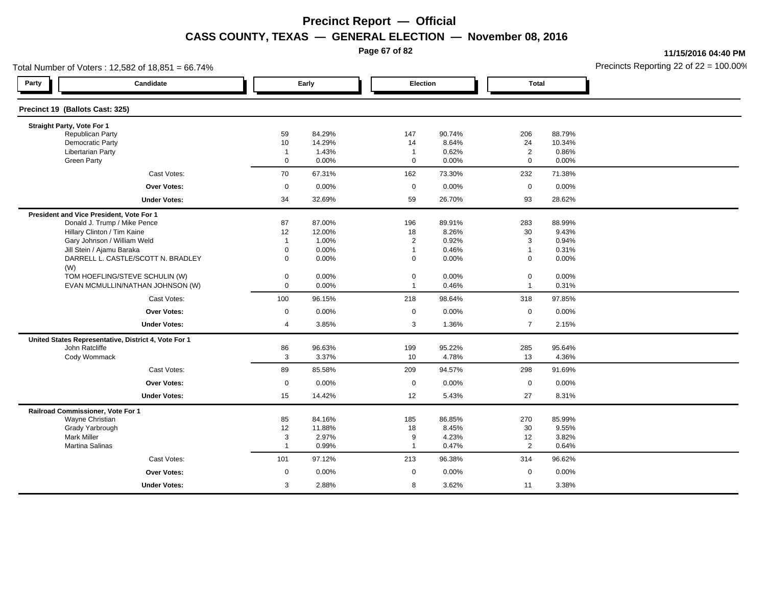# Precinct Report — Official

## CASS COUNTY, TEXAS — GENERAL ELECTION — November 08, 2016

11/15/2016 04:40 PM

Total Number of Voters : 12,582 of 18,851 = 66.74%

Precincts Reporting 22 of 22 = 100.00%

| Party | Candidate | Early | | Election | | Total | |
|---|---|---|---|---|---|---|---|
| **Precinct 19 (Ballots Cast: 325)** | | | | | | | |
| **Straight Party, Vote For 1** | | | | | | | |
| | Republican Party | 59 | 84.29% | 147 | 90.74% | 206 | 88.79% |
| | Democratic Party | 10 | 14.29% | 14 | 8.64% | 24 | 10.34% |
| | Libertarian Party | 1 | 1.43% | 1 | 0.62% | 2 | 0.86% |
| | Green Party | 0 | 0.00% | 0 | 0.00% | 0 | 0.00% |
| | Cast Votes: | 70 | 67.31% | 162 | 73.30% | 232 | 71.38% |
| | **Over Votes:** | 0 | 0.00% | 0 | 0.00% | 0 | 0.00% |
| | **Under Votes:** | 34 | 32.69% | 59 | 26.70% | 93 | 28.62% |
| **President and Vice President, Vote For 1** | | | | | | | |
| | Donald J. Trump / Mike Pence | 87 | 87.00% | 196 | 89.91% | 283 | 88.99% |
| | Hillary Clinton / Tim Kaine | 12 | 12.00% | 18 | 8.26% | 30 | 9.43% |
| | Gary Johnson / William Weld | 1 | 1.00% | 2 | 0.92% | 3 | 0.94% |
| | Jill Stein / Ajamu Baraka | 0 | 0.00% | 1 | 0.46% | 1 | 0.31% |
| | DARRELL L. CASTLE/SCOTT N. BRADLEY (W) | 0 | 0.00% | 0 | 0.00% | 0 | 0.00% |
| | TOM HOEFLING/STEVE SCHULIN (W) | 0 | 0.00% | 0 | 0.00% | 0 | 0.00% |
| | EVAN MCMULLIN/NATHAN JOHNSON (W) | 0 | 0.00% | 1 | 0.46% | 1 | 0.31% |
| | Cast Votes: | 100 | 96.15% | 218 | 98.64% | 318 | 97.85% |
| | **Over Votes:** | 0 | 0.00% | 0 | 0.00% | 0 | 0.00% |
| | **Under Votes:** | 4 | 3.85% | 3 | 1.36% | 7 | 2.15% |
| **United States Representative, District 4, Vote For 1** | | | | | | | |
| | John Ratcliffe | 86 | 96.63% | 199 | 95.22% | 285 | 95.64% |
| | Cody Wommack | 3 | 3.37% | 10 | 4.78% | 13 | 4.36% |
| | Cast Votes: | 89 | 85.58% | 209 | 94.57% | 298 | 91.69% |
| | **Over Votes:** | 0 | 0.00% | 0 | 0.00% | 0 | 0.00% |
| | **Under Votes:** | 15 | 14.42% | 12 | 5.43% | 27 | 8.31% |
| **Railroad Commissioner, Vote For 1** | | | | | | | |
| | Wayne Christian | 85 | 84.16% | 185 | 86.85% | 270 | 85.99% |
| | Grady Yarbrough | 12 | 11.88% | 18 | 8.45% | 30 | 9.55% |
| | Mark Miller | 3 | 2.97% | 9 | 4.23% | 12 | 3.82% |
| | Martina Salinas | 1 | 0.99% | 1 | 0.47% | 2 | 0.64% |
| | Cast Votes: | 101 | 97.12% | 213 | 96.38% | 314 | 96.62% |
| | **Over Votes:** | 0 | 0.00% | 0 | 0.00% | 0 | 0.00% |
| | **Under Votes:** | 3 | 2.88% | 8 | 3.62% | 11 | 3.38% |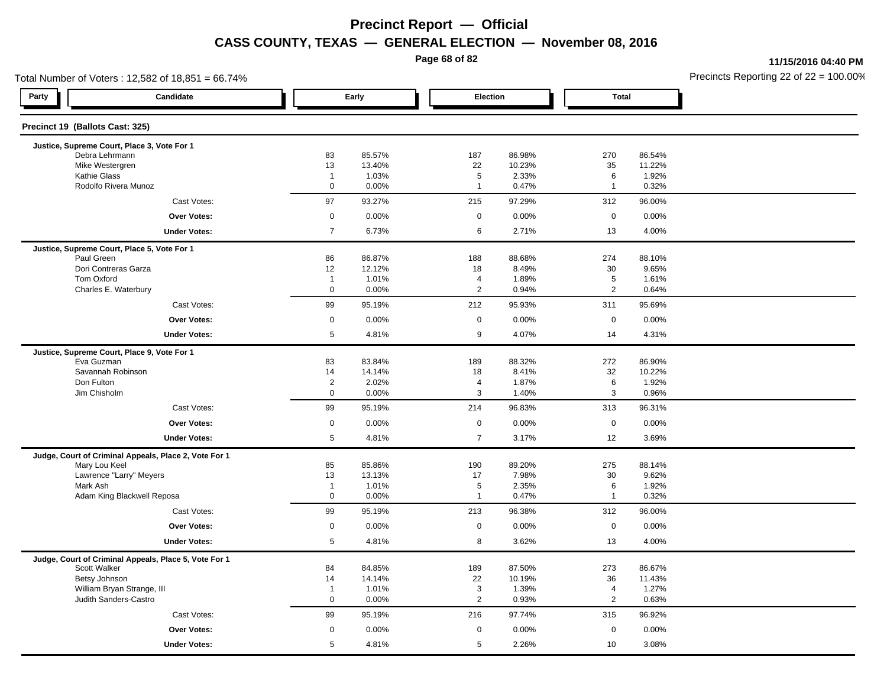# Precinct Report — Official

## CASS COUNTY, TEXAS — GENERAL ELECTION — November 08, 2016

11/15/2016 04:40 PM

Total Number of Voters : 12,582 of 18,851 = 66.74%

Precincts Reporting 22 of 22 = 100.00%

| Party | Candidate | Early | | Election | | Total | |
|---|---|---|---|---|---|---|---|

### Precinct 19 (Ballots Cast: 325)

**Justice, Supreme Court, Place 3, Vote For 1**

| Candidate | Early | | Election | | Total | |
|---|---|---|---|---|---|---|
| Debra Lehrmann | 83 | 85.57% | 187 | 86.98% | 270 | 86.54% |
| Mike Westergren | 13 | 13.40% | 22 | 10.23% | 35 | 11.22% |
| Kathie Glass | 1 | 1.03% | 5 | 2.33% | 6 | 1.92% |
| Rodolfo Rivera Munoz | 0 | 0.00% | 1 | 0.47% | 1 | 0.32% |
| Cast Votes: | 97 | 93.27% | 215 | 97.29% | 312 | 96.00% |
| **Over Votes:** | 0 | 0.00% | 0 | 0.00% | 0 | 0.00% |
| **Under Votes:** | 7 | 6.73% | 6 | 2.71% | 13 | 4.00% |

**Justice, Supreme Court, Place 5, Vote For 1**

| Candidate | Early | | Election | | Total | |
|---|---|---|---|---|---|---|
| Paul Green | 86 | 86.87% | 188 | 88.68% | 274 | 88.10% |
| Dori Contreras Garza | 12 | 12.12% | 18 | 8.49% | 30 | 9.65% |
| Tom Oxford | 1 | 1.01% | 4 | 1.89% | 5 | 1.61% |
| Charles E. Waterbury | 0 | 0.00% | 2 | 0.94% | 2 | 0.64% |
| Cast Votes: | 99 | 95.19% | 212 | 95.93% | 311 | 95.69% |
| **Over Votes:** | 0 | 0.00% | 0 | 0.00% | 0 | 0.00% |
| **Under Votes:** | 5 | 4.81% | 9 | 4.07% | 14 | 4.31% |

**Justice, Supreme Court, Place 9, Vote For 1**

| Candidate | Early | | Election | | Total | |
|---|---|---|---|---|---|---|
| Eva Guzman | 83 | 83.84% | 189 | 88.32% | 272 | 86.90% |
| Savannah Robinson | 14 | 14.14% | 18 | 8.41% | 32 | 10.22% |
| Don Fulton | 2 | 2.02% | 4 | 1.87% | 6 | 1.92% |
| Jim Chisholm | 0 | 0.00% | 3 | 1.40% | 3 | 0.96% |
| Cast Votes: | 99 | 95.19% | 214 | 96.83% | 313 | 96.31% |
| **Over Votes:** | 0 | 0.00% | 0 | 0.00% | 0 | 0.00% |
| **Under Votes:** | 5 | 4.81% | 7 | 3.17% | 12 | 3.69% |

**Judge, Court of Criminal Appeals, Place 2, Vote For 1**

| Candidate | Early | | Election | | Total | |
|---|---|---|---|---|---|---|
| Mary Lou Keel | 85 | 85.86% | 190 | 89.20% | 275 | 88.14% |
| Lawrence "Larry" Meyers | 13 | 13.13% | 17 | 7.98% | 30 | 9.62% |
| Mark Ash | 1 | 1.01% | 5 | 2.35% | 6 | 1.92% |
| Adam King Blackwell Reposa | 0 | 0.00% | 1 | 0.47% | 1 | 0.32% |
| Cast Votes: | 99 | 95.19% | 213 | 96.38% | 312 | 96.00% |
| **Over Votes:** | 0 | 0.00% | 0 | 0.00% | 0 | 0.00% |
| **Under Votes:** | 5 | 4.81% | 8 | 3.62% | 13 | 4.00% |

**Judge, Court of Criminal Appeals, Place 5, Vote For 1**

| Candidate | Early | | Election | | Total | |
|---|---|---|---|---|---|---|
| Scott Walker | 84 | 84.85% | 189 | 87.50% | 273 | 86.67% |
| Betsy Johnson | 14 | 14.14% | 22 | 10.19% | 36 | 11.43% |
| William Bryan Strange, III | 1 | 1.01% | 3 | 1.39% | 4 | 1.27% |
| Judith Sanders-Castro | 0 | 0.00% | 2 | 0.93% | 2 | 0.63% |
| Cast Votes: | 99 | 95.19% | 216 | 97.74% | 315 | 96.92% |
| **Over Votes:** | 0 | 0.00% | 0 | 0.00% | 0 | 0.00% |
| **Under Votes:** | 5 | 4.81% | 5 | 2.26% | 10 | 3.08% |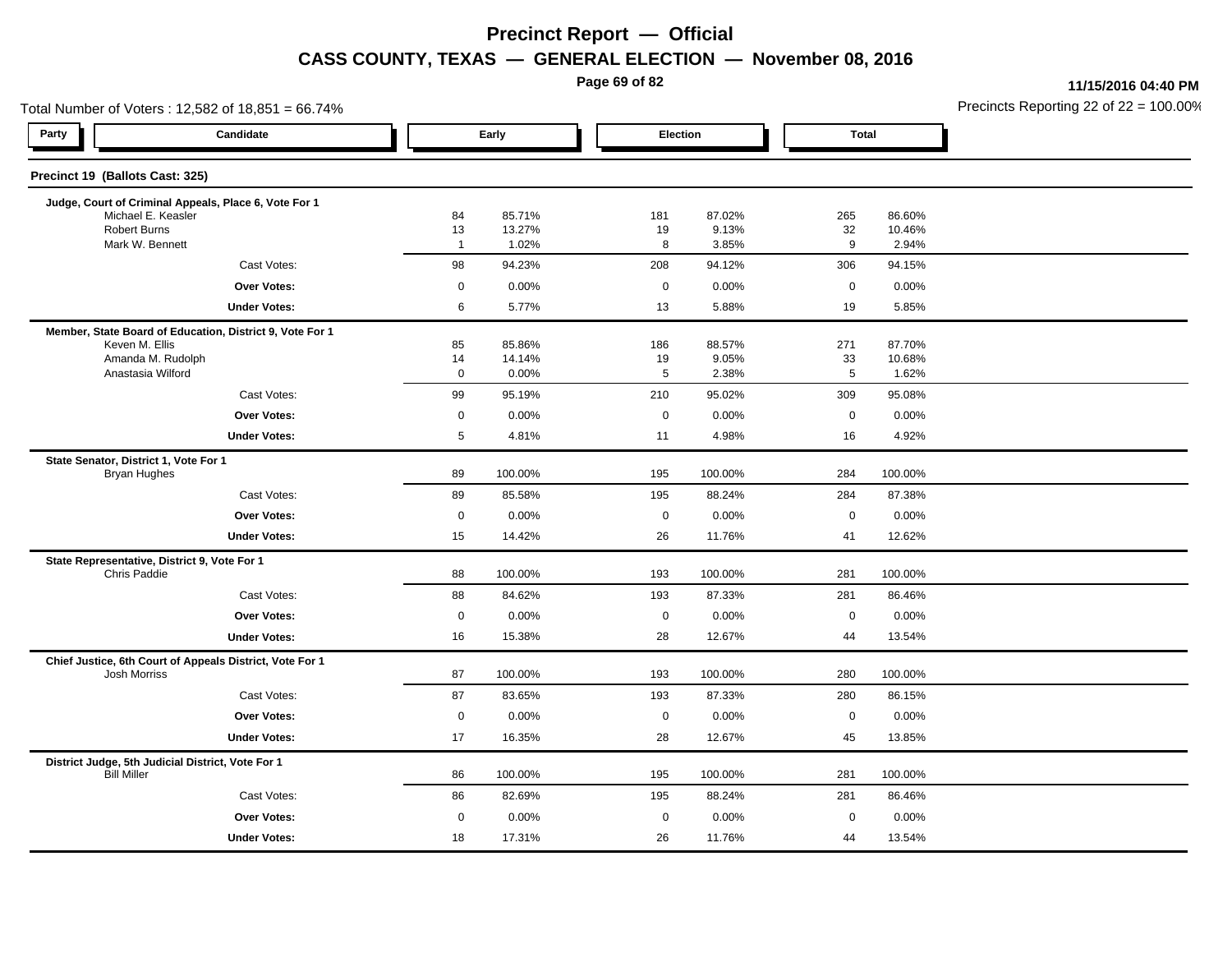# Precinct Report — Official

## CASS COUNTY, TEXAS — GENERAL ELECTION — November 08, 2016

11/15/2016 04:40 PM

Total Number of Voters : 12,582 of 18,851 = 66.74%

Precincts Reporting 22 of 22 = 100.00%

### Precinct 19 (Ballots Cast: 325)

| Party | Candidate | Early | | Election | | Total | |
|---|---|---|---|---|---|---|---|
| | **Judge, Court of Criminal Appeals, Place 6, Vote For 1** | | | | | | |
| | Michael E. Keasler | 84 | 85.71% | 181 | 87.02% | 265 | 86.60% |
| | Robert Burns | 13 | 13.27% | 19 | 9.13% | 32 | 10.46% |
| | Mark W. Bennett | 1 | 1.02% | 8 | 3.85% | 9 | 2.94% |
| | Cast Votes: | 98 | 94.23% | 208 | 94.12% | 306 | 94.15% |
| | **Over Votes:** | 0 | 0.00% | 0 | 0.00% | 0 | 0.00% |
| | **Under Votes:** | 6 | 5.77% | 13 | 5.88% | 19 | 5.85% |
| | **Member, State Board of Education, District 9, Vote For 1** | | | | | | |
| | Keven M. Ellis | 85 | 85.86% | 186 | 88.57% | 271 | 87.70% |
| | Amanda M. Rudolph | 14 | 14.14% | 19 | 9.05% | 33 | 10.68% |
| | Anastasia Wilford | 0 | 0.00% | 5 | 2.38% | 5 | 1.62% |
| | Cast Votes: | 99 | 95.19% | 210 | 95.02% | 309 | 95.08% |
| | **Over Votes:** | 0 | 0.00% | 0 | 0.00% | 0 | 0.00% |
| | **Under Votes:** | 5 | 4.81% | 11 | 4.98% | 16 | 4.92% |
| | **State Senator, District 1, Vote For 1** | | | | | | |
| | Bryan Hughes | 89 | 100.00% | 195 | 100.00% | 284 | 100.00% |
| | Cast Votes: | 89 | 85.58% | 195 | 88.24% | 284 | 87.38% |
| | **Over Votes:** | 0 | 0.00% | 0 | 0.00% | 0 | 0.00% |
| | **Under Votes:** | 15 | 14.42% | 26 | 11.76% | 41 | 12.62% |
| | **State Representative, District 9, Vote For 1** | | | | | | |
| | Chris Paddie | 88 | 100.00% | 193 | 100.00% | 281 | 100.00% |
| | Cast Votes: | 88 | 84.62% | 193 | 87.33% | 281 | 86.46% |
| | **Over Votes:** | 0 | 0.00% | 0 | 0.00% | 0 | 0.00% |
| | **Under Votes:** | 16 | 15.38% | 28 | 12.67% | 44 | 13.54% |
| | **Chief Justice, 6th Court of Appeals District, Vote For 1** | | | | | | |
| | Josh Morriss | 87 | 100.00% | 193 | 100.00% | 280 | 100.00% |
| | Cast Votes: | 87 | 83.65% | 193 | 87.33% | 280 | 86.15% |
| | **Over Votes:** | 0 | 0.00% | 0 | 0.00% | 0 | 0.00% |
| | **Under Votes:** | 17 | 16.35% | 28 | 12.67% | 45 | 13.85% |
| | **District Judge, 5th Judicial District, Vote For 1** | | | | | | |
| | Bill Miller | 86 | 100.00% | 195 | 100.00% | 281 | 100.00% |
| | Cast Votes: | 86 | 82.69% | 195 | 88.24% | 281 | 86.46% |
| | **Over Votes:** | 0 | 0.00% | 0 | 0.00% | 0 | 0.00% |
| | **Under Votes:** | 18 | 17.31% | 26 | 11.76% | 44 | 13.54% |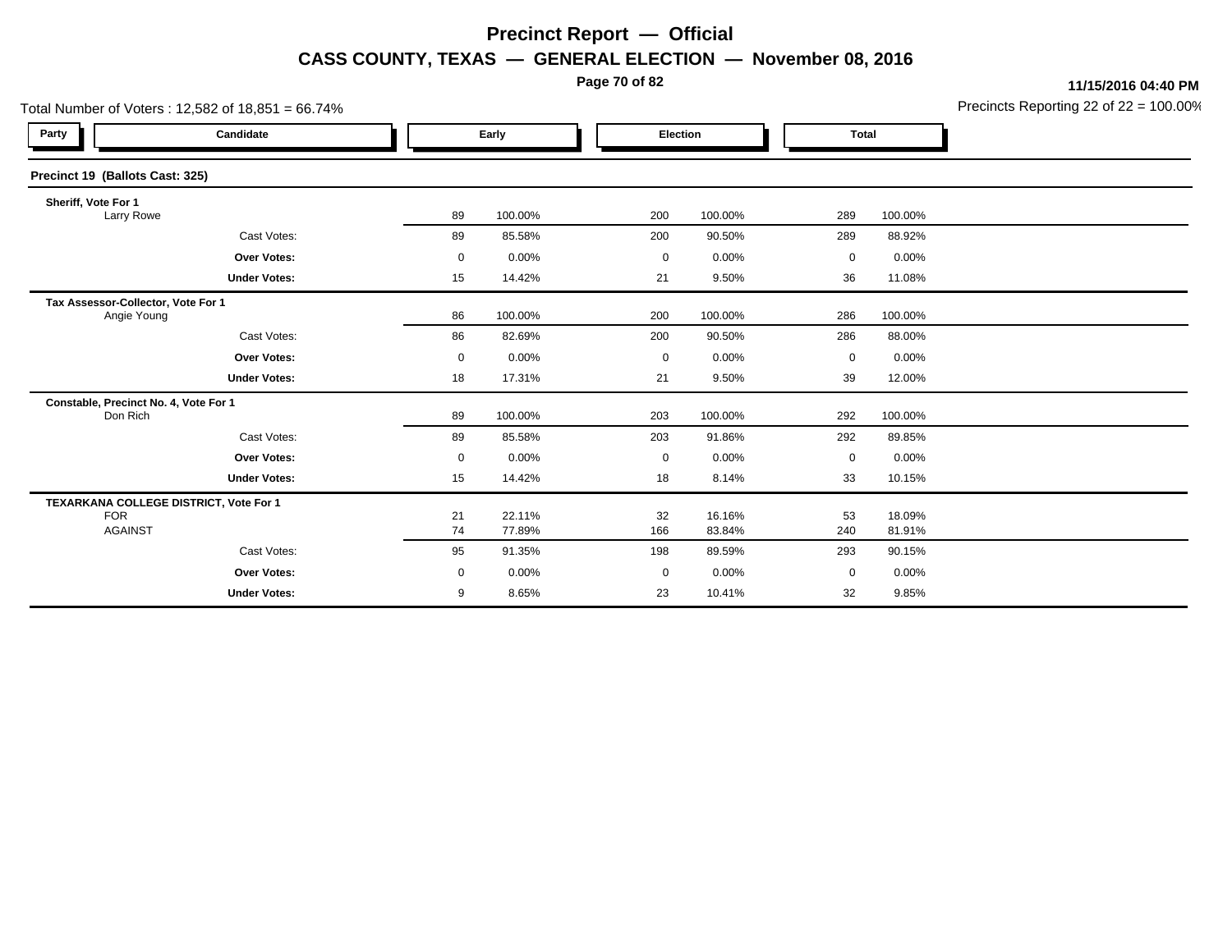# Precinct Report — Official

## CASS COUNTY, TEXAS — GENERAL ELECTION — November 08, 2016

11/15/2016 04:40 PM

Total Number of Voters : 12,582 of 18,851 = 66.74%

Precincts Reporting 22 of 22 = 100.00%

| Party | Candidate | Early | | Election | | Total | |
|---|---|---|---|---|---|---|---|

### Precinct 19 (Ballots Cast: 325)

**Sheriff, Vote For 1**

| Party | Candidate | Early | | Election | | Total | |
|---|---|---|---|---|---|---|---|
| | Larry Rowe | 89 | 100.00% | 200 | 100.00% | 289 | 100.00% |
| | Cast Votes: | 89 | 85.58% | 200 | 90.50% | 289 | 88.92% |
| | **Over Votes:** | 0 | 0.00% | 0 | 0.00% | 0 | 0.00% |
| | **Under Votes:** | 15 | 14.42% | 21 | 9.50% | 36 | 11.08% |

**Tax Assessor-Collector, Vote For 1**

| Party | Candidate | Early | | Election | | Total | |
|---|---|---|---|---|---|---|---|
| | Angie Young | 86 | 100.00% | 200 | 100.00% | 286 | 100.00% |
| | Cast Votes: | 86 | 82.69% | 200 | 90.50% | 286 | 88.00% |
| | **Over Votes:** | 0 | 0.00% | 0 | 0.00% | 0 | 0.00% |
| | **Under Votes:** | 18 | 17.31% | 21 | 9.50% | 39 | 12.00% |

**Constable, Precinct No. 4, Vote For 1**

| Party | Candidate | Early | | Election | | Total | |
|---|---|---|---|---|---|---|---|
| | Don Rich | 89 | 100.00% | 203 | 100.00% | 292 | 100.00% |
| | Cast Votes: | 89 | 85.58% | 203 | 91.86% | 292 | 89.85% |
| | **Over Votes:** | 0 | 0.00% | 0 | 0.00% | 0 | 0.00% |
| | **Under Votes:** | 15 | 14.42% | 18 | 8.14% | 33 | 10.15% |

**TEXARKANA COLLEGE DISTRICT, Vote For 1**

| Party | Candidate | Early | | Election | | Total | |
|---|---|---|---|---|---|---|---|
| | FOR | 21 | 22.11% | 32 | 16.16% | 53 | 18.09% |
| | AGAINST | 74 | 77.89% | 166 | 83.84% | 240 | 81.91% |
| | Cast Votes: | 95 | 91.35% | 198 | 89.59% | 293 | 90.15% |
| | **Over Votes:** | 0 | 0.00% | 0 | 0.00% | 0 | 0.00% |
| | **Under Votes:** | 9 | 8.65% | 23 | 10.41% | 32 | 9.85% |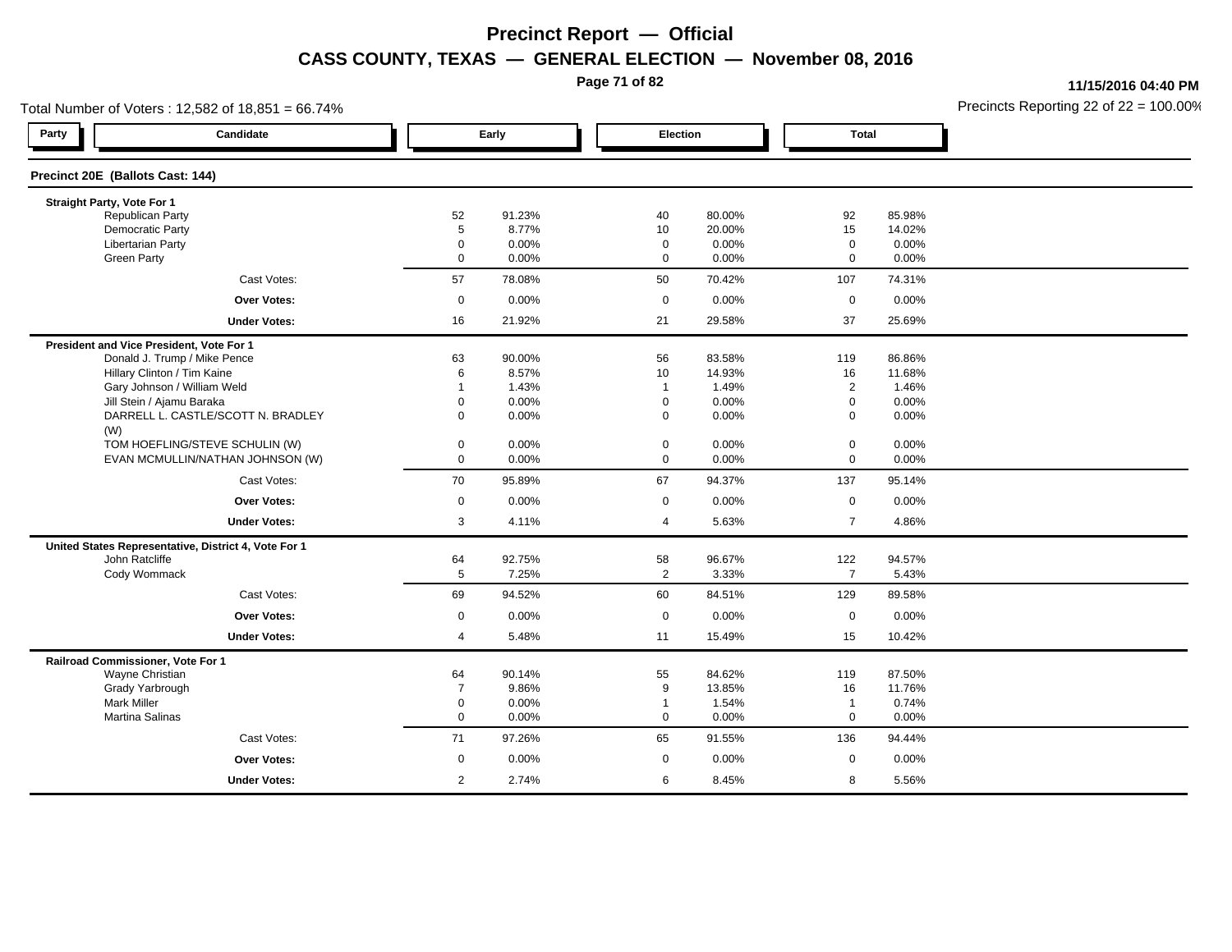# Precinct Report — Official

## CASS COUNTY, TEXAS — GENERAL ELECTION — November 08, 2016

11/15/2016 04:40 PM

Total Number of Voters : 12,582 of 18,851 = 66.74%

Precincts Reporting 22 of 22 = 100.00%

| Party | Candidate | Early | | Election | | Total | |
|---|---|---|---|---|---|---|---|

### Precinct 20E (Ballots Cast: 144)

**Straight Party, Vote For 1**

| Candidate | Early | | Election | | Total | |
|---|---|---|---|---|---|---|
| Republican Party | 52 | 91.23% | 40 | 80.00% | 92 | 85.98% |
| Democratic Party | 5 | 8.77% | 10 | 20.00% | 15 | 14.02% |
| Libertarian Party | 0 | 0.00% | 0 | 0.00% | 0 | 0.00% |
| Green Party | 0 | 0.00% | 0 | 0.00% | 0 | 0.00% |
| Cast Votes: | 57 | 78.08% | 50 | 70.42% | 107 | 74.31% |
| **Over Votes:** | 0 | 0.00% | 0 | 0.00% | 0 | 0.00% |
| **Under Votes:** | 16 | 21.92% | 21 | 29.58% | 37 | 25.69% |

**President and Vice President, Vote For 1**

| Candidate | Early | | Election | | Total | |
|---|---|---|---|---|---|---|
| Donald J. Trump / Mike Pence | 63 | 90.00% | 56 | 83.58% | 119 | 86.86% |
| Hillary Clinton / Tim Kaine | 6 | 8.57% | 10 | 14.93% | 16 | 11.68% |
| Gary Johnson / William Weld | 1 | 1.43% | 1 | 1.49% | 2 | 1.46% |
| Jill Stein / Ajamu Baraka | 0 | 0.00% | 0 | 0.00% | 0 | 0.00% |
| DARRELL L. CASTLE/SCOTT N. BRADLEY (W) | 0 | 0.00% | 0 | 0.00% | 0 | 0.00% |
| TOM HOEFLING/STEVE SCHULIN (W) | 0 | 0.00% | 0 | 0.00% | 0 | 0.00% |
| EVAN MCMULLIN/NATHAN JOHNSON (W) | 0 | 0.00% | 0 | 0.00% | 0 | 0.00% |
| Cast Votes: | 70 | 95.89% | 67 | 94.37% | 137 | 95.14% |
| **Over Votes:** | 0 | 0.00% | 0 | 0.00% | 0 | 0.00% |
| **Under Votes:** | 3 | 4.11% | 4 | 5.63% | 7 | 4.86% |

**United States Representative, District 4, Vote For 1**

| Candidate | Early | | Election | | Total | |
|---|---|---|---|---|---|---|
| John Ratcliffe | 64 | 92.75% | 58 | 96.67% | 122 | 94.57% |
| Cody Wommack | 5 | 7.25% | 2 | 3.33% | 7 | 5.43% |
| Cast Votes: | 69 | 94.52% | 60 | 84.51% | 129 | 89.58% |
| **Over Votes:** | 0 | 0.00% | 0 | 0.00% | 0 | 0.00% |
| **Under Votes:** | 4 | 5.48% | 11 | 15.49% | 15 | 10.42% |

**Railroad Commissioner, Vote For 1**

| Candidate | Early | | Election | | Total | |
|---|---|---|---|---|---|---|
| Wayne Christian | 64 | 90.14% | 55 | 84.62% | 119 | 87.50% |
| Grady Yarbrough | 7 | 9.86% | 9 | 13.85% | 16 | 11.76% |
| Mark Miller | 0 | 0.00% | 1 | 1.54% | 1 | 0.74% |
| Martina Salinas | 0 | 0.00% | 0 | 0.00% | 0 | 0.00% |
| Cast Votes: | 71 | 97.26% | 65 | 91.55% | 136 | 94.44% |
| **Over Votes:** | 0 | 0.00% | 0 | 0.00% | 0 | 0.00% |
| **Under Votes:** | 2 | 2.74% | 6 | 8.45% | 8 | 5.56% |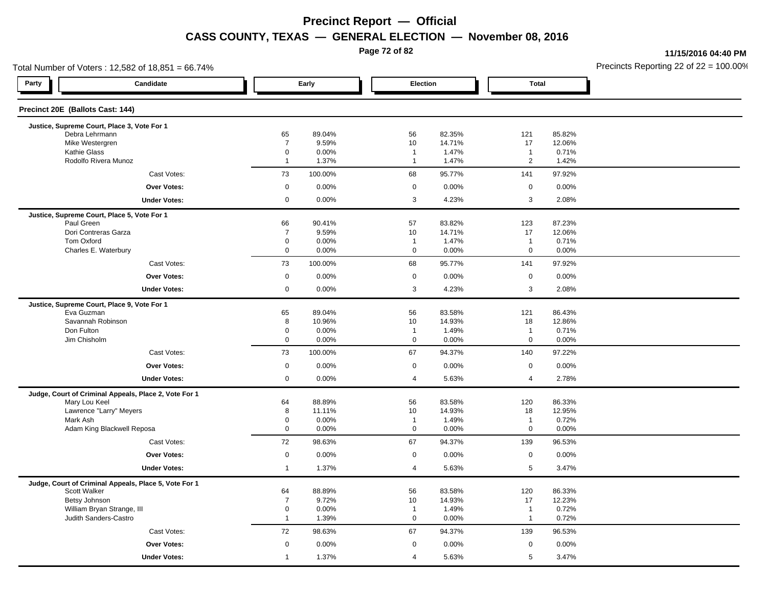# Precinct Report — Official

## CASS COUNTY, TEXAS — GENERAL ELECTION — November 08, 2016

11/15/2016 04:40 PM

Total Number of Voters : 12,582 of 18,851 = 66.74%

Precincts Reporting 22 of 22 = 100.00%

### Precinct 20E (Ballots Cast: 144)

| Party | Candidate | Early | | Election | | Total | |
|---|---|---|---|---|---|---|---|
| | **Justice, Supreme Court, Place 3, Vote For 1** | | | | | | |
| | Debra Lehrmann | 65 | 89.04% | 56 | 82.35% | 121 | 85.82% |
| | Mike Westergren | 7 | 9.59% | 10 | 14.71% | 17 | 12.06% |
| | Kathie Glass | 0 | 0.00% | 1 | 1.47% | 1 | 0.71% |
| | Rodolfo Rivera Munoz | 1 | 1.37% | 1 | 1.47% | 2 | 1.42% |
| | Cast Votes: | 73 | 100.00% | 68 | 95.77% | 141 | 97.92% |
| | **Over Votes:** | 0 | 0.00% | 0 | 0.00% | 0 | 0.00% |
| | **Under Votes:** | 0 | 0.00% | 3 | 4.23% | 3 | 2.08% |
| | **Justice, Supreme Court, Place 5, Vote For 1** | | | | | | |
| | Paul Green | 66 | 90.41% | 57 | 83.82% | 123 | 87.23% |
| | Dori Contreras Garza | 7 | 9.59% | 10 | 14.71% | 17 | 12.06% |
| | Tom Oxford | 0 | 0.00% | 1 | 1.47% | 1 | 0.71% |
| | Charles E. Waterbury | 0 | 0.00% | 0 | 0.00% | 0 | 0.00% |
| | Cast Votes: | 73 | 100.00% | 68 | 95.77% | 141 | 97.92% |
| | **Over Votes:** | 0 | 0.00% | 0 | 0.00% | 0 | 0.00% |
| | **Under Votes:** | 0 | 0.00% | 3 | 4.23% | 3 | 2.08% |
| | **Justice, Supreme Court, Place 9, Vote For 1** | | | | | | |
| | Eva Guzman | 65 | 89.04% | 56 | 83.58% | 121 | 86.43% |
| | Savannah Robinson | 8 | 10.96% | 10 | 14.93% | 18 | 12.86% |
| | Don Fulton | 0 | 0.00% | 1 | 1.49% | 1 | 0.71% |
| | Jim Chisholm | 0 | 0.00% | 0 | 0.00% | 0 | 0.00% |
| | Cast Votes: | 73 | 100.00% | 67 | 94.37% | 140 | 97.22% |
| | **Over Votes:** | 0 | 0.00% | 0 | 0.00% | 0 | 0.00% |
| | **Under Votes:** | 0 | 0.00% | 4 | 5.63% | 4 | 2.78% |
| | **Judge, Court of Criminal Appeals, Place 2, Vote For 1** | | | | | | |
| | Mary Lou Keel | 64 | 88.89% | 56 | 83.58% | 120 | 86.33% |
| | Lawrence "Larry" Meyers | 8 | 11.11% | 10 | 14.93% | 18 | 12.95% |
| | Mark Ash | 0 | 0.00% | 1 | 1.49% | 1 | 0.72% |
| | Adam King Blackwell Reposa | 0 | 0.00% | 0 | 0.00% | 0 | 0.00% |
| | Cast Votes: | 72 | 98.63% | 67 | 94.37% | 139 | 96.53% |
| | **Over Votes:** | 0 | 0.00% | 0 | 0.00% | 0 | 0.00% |
| | **Under Votes:** | 1 | 1.37% | 4 | 5.63% | 5 | 3.47% |
| | **Judge, Court of Criminal Appeals, Place 5, Vote For 1** | | | | | | |
| | Scott Walker | 64 | 88.89% | 56 | 83.58% | 120 | 86.33% |
| | Betsy Johnson | 7 | 9.72% | 10 | 14.93% | 17 | 12.23% |
| | William Bryan Strange, III | 0 | 0.00% | 1 | 1.49% | 1 | 0.72% |
| | Judith Sanders-Castro | 1 | 1.39% | 0 | 0.00% | 1 | 0.72% |
| | Cast Votes: | 72 | 98.63% | 67 | 94.37% | 139 | 96.53% |
| | **Over Votes:** | 0 | 0.00% | 0 | 0.00% | 0 | 0.00% |
| | **Under Votes:** | 1 | 1.37% | 4 | 5.63% | 5 | 3.47% |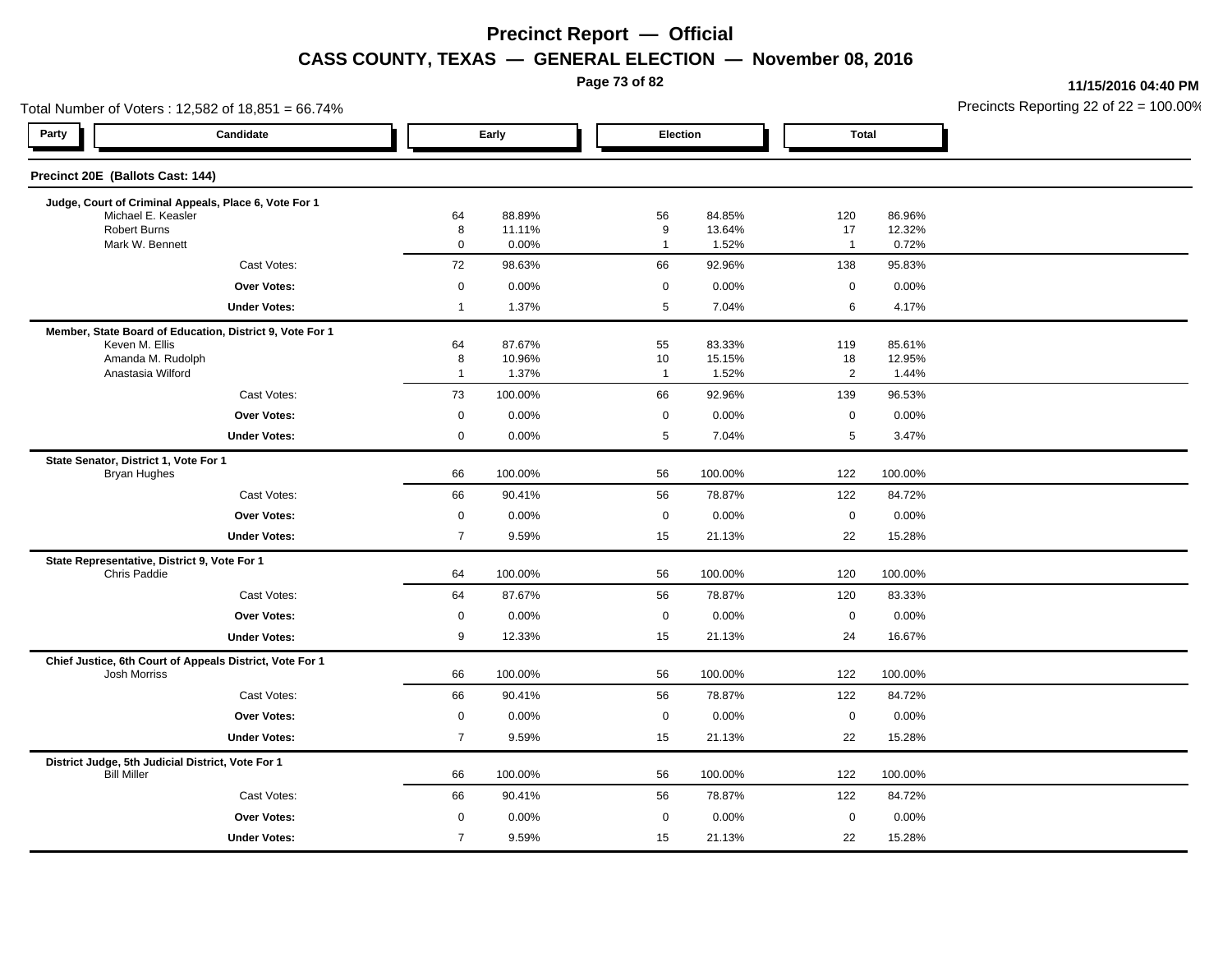# Precinct Report — Official

## CASS COUNTY, TEXAS — GENERAL ELECTION — November 08, 2016

11/15/2016 04:40 PM

Total Number of Voters : 12,582 of 18,851 = 66.74%

Precincts Reporting 22 of 22 = 100.00%

### Precinct 20E (Ballots Cast: 144)

| Party | Candidate | Early | | Election | | Total | |
|---|---|---|---|---|---|---|---|
| **Judge, Court of Criminal Appeals, Place 6, Vote For 1** | | | | | | | |
| | Michael E. Keasler | 64 | 88.89% | 56 | 84.85% | 120 | 86.96% |
| | Robert Burns | 8 | 11.11% | 9 | 13.64% | 17 | 12.32% |
| | Mark W. Bennett | 0 | 0.00% | 1 | 1.52% | 1 | 0.72% |
| | Cast Votes: | 72 | 98.63% | 66 | 92.96% | 138 | 95.83% |
| | **Over Votes:** | 0 | 0.00% | 0 | 0.00% | 0 | 0.00% |
| | **Under Votes:** | 1 | 1.37% | 5 | 7.04% | 6 | 4.17% |
| **Member, State Board of Education, District 9, Vote For 1** | | | | | | | |
| | Keven M. Ellis | 64 | 87.67% | 55 | 83.33% | 119 | 85.61% |
| | Amanda M. Rudolph | 8 | 10.96% | 10 | 15.15% | 18 | 12.95% |
| | Anastasia Wilford | 1 | 1.37% | 1 | 1.52% | 2 | 1.44% |
| | Cast Votes: | 73 | 100.00% | 66 | 92.96% | 139 | 96.53% |
| | **Over Votes:** | 0 | 0.00% | 0 | 0.00% | 0 | 0.00% |
| | **Under Votes:** | 0 | 0.00% | 5 | 7.04% | 5 | 3.47% |
| **State Senator, District 1, Vote For 1** | | | | | | | |
| | Bryan Hughes | 66 | 100.00% | 56 | 100.00% | 122 | 100.00% |
| | Cast Votes: | 66 | 90.41% | 56 | 78.87% | 122 | 84.72% |
| | **Over Votes:** | 0 | 0.00% | 0 | 0.00% | 0 | 0.00% |
| | **Under Votes:** | 7 | 9.59% | 15 | 21.13% | 22 | 15.28% |
| **State Representative, District 9, Vote For 1** | | | | | | | |
| | Chris Paddie | 64 | 100.00% | 56 | 100.00% | 120 | 100.00% |
| | Cast Votes: | 64 | 87.67% | 56 | 78.87% | 120 | 83.33% |
| | **Over Votes:** | 0 | 0.00% | 0 | 0.00% | 0 | 0.00% |
| | **Under Votes:** | 9 | 12.33% | 15 | 21.13% | 24 | 16.67% |
| **Chief Justice, 6th Court of Appeals District, Vote For 1** | | | | | | | |
| | Josh Morriss | 66 | 100.00% | 56 | 100.00% | 122 | 100.00% |
| | Cast Votes: | 66 | 90.41% | 56 | 78.87% | 122 | 84.72% |
| | **Over Votes:** | 0 | 0.00% | 0 | 0.00% | 0 | 0.00% |
| | **Under Votes:** | 7 | 9.59% | 15 | 21.13% | 22 | 15.28% |
| **District Judge, 5th Judicial District, Vote For 1** | | | | | | | |
| | Bill Miller | 66 | 100.00% | 56 | 100.00% | 122 | 100.00% |
| | Cast Votes: | 66 | 90.41% | 56 | 78.87% | 122 | 84.72% |
| | **Over Votes:** | 0 | 0.00% | 0 | 0.00% | 0 | 0.00% |
| | **Under Votes:** | 7 | 9.59% | 15 | 21.13% | 22 | 15.28% |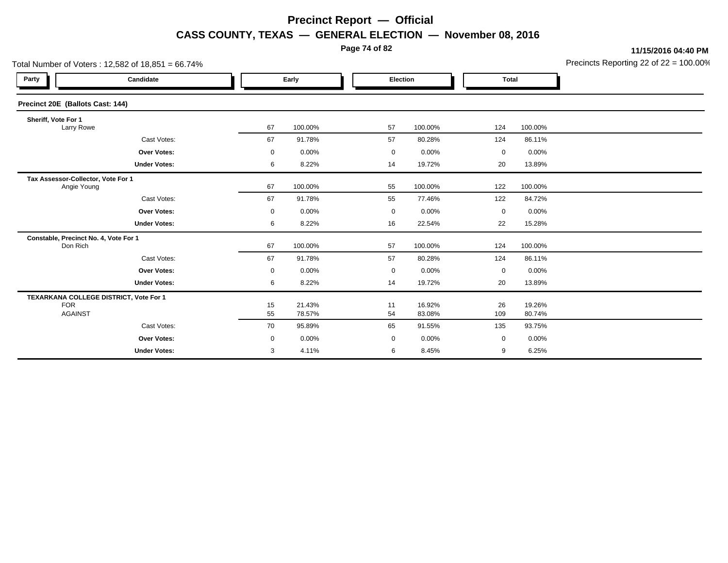# Precinct Report — Official

## CASS COUNTY, TEXAS — GENERAL ELECTION — November 08, 2016

11/15/2016 04:40 PM

Total Number of Voters : 12,582 of 18,851 = 66.74%

Precincts Reporting 22 of 22 = 100.00%

### Precinct 20E (Ballots Cast: 144)

| Party | Candidate | Early | | Election | | Total | |
|---|---|---|---|---|---|---|---|
| **Sheriff, Vote For 1** | | | | | | | |
| | Larry Rowe | 67 | 100.00% | 57 | 100.00% | 124 | 100.00% |
| | Cast Votes: | 67 | 91.78% | 57 | 80.28% | 124 | 86.11% |
| | **Over Votes:** | 0 | 0.00% | 0 | 0.00% | 0 | 0.00% |
| | **Under Votes:** | 6 | 8.22% | 14 | 19.72% | 20 | 13.89% |
| **Tax Assessor-Collector, Vote For 1** | | | | | | | |
| | Angie Young | 67 | 100.00% | 55 | 100.00% | 122 | 100.00% |
| | Cast Votes: | 67 | 91.78% | 55 | 77.46% | 122 | 84.72% |
| | **Over Votes:** | 0 | 0.00% | 0 | 0.00% | 0 | 0.00% |
| | **Under Votes:** | 6 | 8.22% | 16 | 22.54% | 22 | 15.28% |
| **Constable, Precinct No. 4, Vote For 1** | | | | | | | |
| | Don Rich | 67 | 100.00% | 57 | 100.00% | 124 | 100.00% |
| | Cast Votes: | 67 | 91.78% | 57 | 80.28% | 124 | 86.11% |
| | **Over Votes:** | 0 | 0.00% | 0 | 0.00% | 0 | 0.00% |
| | **Under Votes:** | 6 | 8.22% | 14 | 19.72% | 20 | 13.89% |
| **TEXARKANA COLLEGE DISTRICT, Vote For 1** | | | | | | | |
| | FOR | 15 | 21.43% | 11 | 16.92% | 26 | 19.26% |
| | AGAINST | 55 | 78.57% | 54 | 83.08% | 109 | 80.74% |
| | Cast Votes: | 70 | 95.89% | 65 | 91.55% | 135 | 93.75% |
| | **Over Votes:** | 0 | 0.00% | 0 | 0.00% | 0 | 0.00% |
| | **Under Votes:** | 3 | 4.11% | 6 | 8.45% | 9 | 6.25% |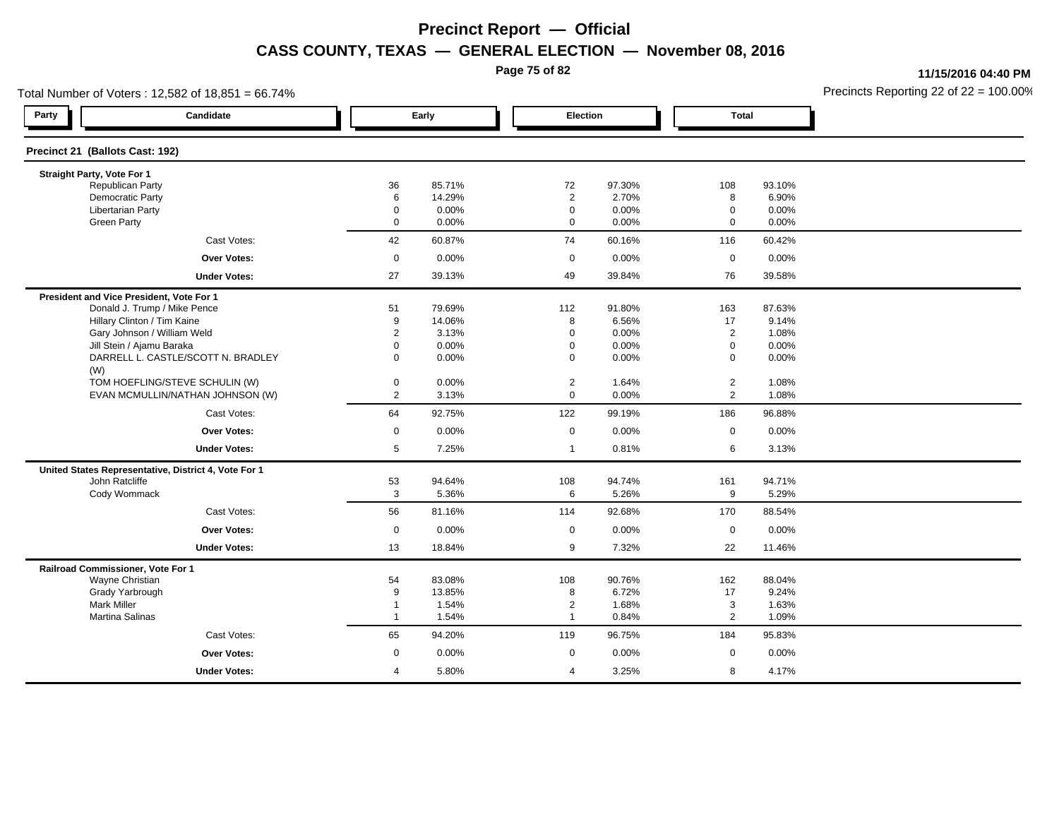# Precinct Report — Official

## CASS COUNTY, TEXAS — GENERAL ELECTION — November 08, 2016

11/15/2016 04:40 PM

Total Number of Voters : 12,582 of 18,851 = 66.74%

Precincts Reporting 22 of 22 = 100.00%

### Precinct 21 (Ballots Cast: 192)

| Party | Candidate | Early | | Election | | Total | |
|---|---|---|---|---|---|---|---|
| | **Straight Party, Vote For 1** | | | | | | |
| | Republican Party | 36 | 85.71% | 72 | 97.30% | 108 | 93.10% |
| | Democratic Party | 6 | 14.29% | 2 | 2.70% | 8 | 6.90% |
| | Libertarian Party | 0 | 0.00% | 0 | 0.00% | 0 | 0.00% |
| | Green Party | 0 | 0.00% | 0 | 0.00% | 0 | 0.00% |
| | Cast Votes: | 42 | 60.87% | 74 | 60.16% | 116 | 60.42% |
| | **Over Votes:** | 0 | 0.00% | 0 | 0.00% | 0 | 0.00% |
| | **Under Votes:** | 27 | 39.13% | 49 | 39.84% | 76 | 39.58% |
| | **President and Vice President, Vote For 1** | | | | | | |
| | Donald J. Trump / Mike Pence | 51 | 79.69% | 112 | 91.80% | 163 | 87.63% |
| | Hillary Clinton / Tim Kaine | 9 | 14.06% | 8 | 6.56% | 17 | 9.14% |
| | Gary Johnson / William Weld | 2 | 3.13% | 0 | 0.00% | 2 | 1.08% |
| | Jill Stein / Ajamu Baraka | 0 | 0.00% | 0 | 0.00% | 0 | 0.00% |
| | DARRELL L. CASTLE/SCOTT N. BRADLEY (W) | 0 | 0.00% | 0 | 0.00% | 0 | 0.00% |
| | TOM HOEFLING/STEVE SCHULIN (W) | 0 | 0.00% | 2 | 1.64% | 2 | 1.08% |
| | EVAN MCMULLIN/NATHAN JOHNSON (W) | 2 | 3.13% | 0 | 0.00% | 2 | 1.08% |
| | Cast Votes: | 64 | 92.75% | 122 | 99.19% | 186 | 96.88% |
| | **Over Votes:** | 0 | 0.00% | 0 | 0.00% | 0 | 0.00% |
| | **Under Votes:** | 5 | 7.25% | 1 | 0.81% | 6 | 3.13% |
| | **United States Representative, District 4, Vote For 1** | | | | | | |
| | John Ratcliffe | 53 | 94.64% | 108 | 94.74% | 161 | 94.71% |
| | Cody Wommack | 3 | 5.36% | 6 | 5.26% | 9 | 5.29% |
| | Cast Votes: | 56 | 81.16% | 114 | 92.68% | 170 | 88.54% |
| | **Over Votes:** | 0 | 0.00% | 0 | 0.00% | 0 | 0.00% |
| | **Under Votes:** | 13 | 18.84% | 9 | 7.32% | 22 | 11.46% |
| | **Railroad Commissioner, Vote For 1** | | | | | | |
| | Wayne Christian | 54 | 83.08% | 108 | 90.76% | 162 | 88.04% |
| | Grady Yarbrough | 9 | 13.85% | 8 | 6.72% | 17 | 9.24% |
| | Mark Miller | 1 | 1.54% | 2 | 1.68% | 3 | 1.63% |
| | Martina Salinas | 1 | 1.54% | 1 | 0.84% | 2 | 1.09% |
| | Cast Votes: | 65 | 94.20% | 119 | 96.75% | 184 | 95.83% |
| | **Over Votes:** | 0 | 0.00% | 0 | 0.00% | 0 | 0.00% |
| | **Under Votes:** | 4 | 5.80% | 4 | 3.25% | 8 | 4.17% |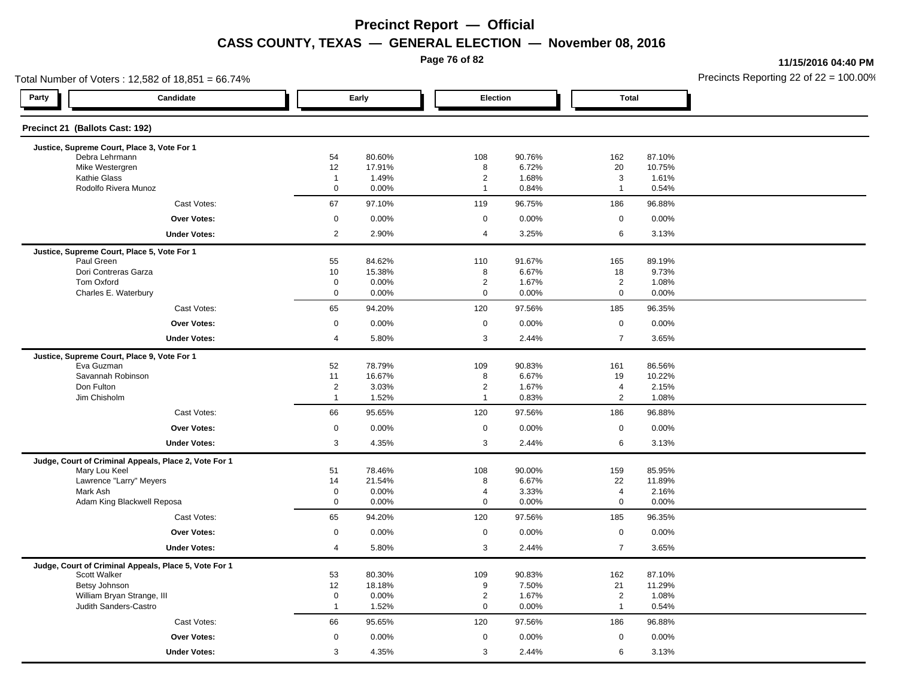# Precinct Report — Official

## CASS COUNTY, TEXAS — GENERAL ELECTION — November 08, 2016

11/15/2016 04:40 PM

Total Number of Voters : 12,582 of 18,851 = 66.74%

Precincts Reporting 22 of 22 = 100.00%

### Precinct 21 (Ballots Cast: 192)

| Party | Candidate | Early | | Election | | Total | |
|---|---|---|---|---|---|---|---|
| | **Justice, Supreme Court, Place 3, Vote For 1** | | | | | | |
| | Debra Lehrmann | 54 | 80.60% | 108 | 90.76% | 162 | 87.10% |
| | Mike Westergren | 12 | 17.91% | 8 | 6.72% | 20 | 10.75% |
| | Kathie Glass | 1 | 1.49% | 2 | 1.68% | 3 | 1.61% |
| | Rodolfo Rivera Munoz | 0 | 0.00% | 1 | 0.84% | 1 | 0.54% |
| | Cast Votes: | 67 | 97.10% | 119 | 96.75% | 186 | 96.88% |
| | **Over Votes:** | 0 | 0.00% | 0 | 0.00% | 0 | 0.00% |
| | **Under Votes:** | 2 | 2.90% | 4 | 3.25% | 6 | 3.13% |
| | **Justice, Supreme Court, Place 5, Vote For 1** | | | | | | |
| | Paul Green | 55 | 84.62% | 110 | 91.67% | 165 | 89.19% |
| | Dori Contreras Garza | 10 | 15.38% | 8 | 6.67% | 18 | 9.73% |
| | Tom Oxford | 0 | 0.00% | 2 | 1.67% | 2 | 1.08% |
| | Charles E. Waterbury | 0 | 0.00% | 0 | 0.00% | 0 | 0.00% |
| | Cast Votes: | 65 | 94.20% | 120 | 97.56% | 185 | 96.35% |
| | **Over Votes:** | 0 | 0.00% | 0 | 0.00% | 0 | 0.00% |
| | **Under Votes:** | 4 | 5.80% | 3 | 2.44% | 7 | 3.65% |
| | **Justice, Supreme Court, Place 9, Vote For 1** | | | | | | |
| | Eva Guzman | 52 | 78.79% | 109 | 90.83% | 161 | 86.56% |
| | Savannah Robinson | 11 | 16.67% | 8 | 6.67% | 19 | 10.22% |
| | Don Fulton | 2 | 3.03% | 2 | 1.67% | 4 | 2.15% |
| | Jim Chisholm | 1 | 1.52% | 1 | 0.83% | 2 | 1.08% |
| | Cast Votes: | 66 | 95.65% | 120 | 97.56% | 186 | 96.88% |
| | **Over Votes:** | 0 | 0.00% | 0 | 0.00% | 0 | 0.00% |
| | **Under Votes:** | 3 | 4.35% | 3 | 2.44% | 6 | 3.13% |
| | **Judge, Court of Criminal Appeals, Place 2, Vote For 1** | | | | | | |
| | Mary Lou Keel | 51 | 78.46% | 108 | 90.00% | 159 | 85.95% |
| | Lawrence "Larry" Meyers | 14 | 21.54% | 8 | 6.67% | 22 | 11.89% |
| | Mark Ash | 0 | 0.00% | 4 | 3.33% | 4 | 2.16% |
| | Adam King Blackwell Reposa | 0 | 0.00% | 0 | 0.00% | 0 | 0.00% |
| | Cast Votes: | 65 | 94.20% | 120 | 97.56% | 185 | 96.35% |
| | **Over Votes:** | 0 | 0.00% | 0 | 0.00% | 0 | 0.00% |
| | **Under Votes:** | 4 | 5.80% | 3 | 2.44% | 7 | 3.65% |
| | **Judge, Court of Criminal Appeals, Place 5, Vote For 1** | | | | | | |
| | Scott Walker | 53 | 80.30% | 109 | 90.83% | 162 | 87.10% |
| | Betsy Johnson | 12 | 18.18% | 9 | 7.50% | 21 | 11.29% |
| | William Bryan Strange, III | 0 | 0.00% | 2 | 1.67% | 2 | 1.08% |
| | Judith Sanders-Castro | 1 | 1.52% | 0 | 0.00% | 1 | 0.54% |
| | Cast Votes: | 66 | 95.65% | 120 | 97.56% | 186 | 96.88% |
| | **Over Votes:** | 0 | 0.00% | 0 | 0.00% | 0 | 0.00% |
| | **Under Votes:** | 3 | 4.35% | 3 | 2.44% | 6 | 3.13% |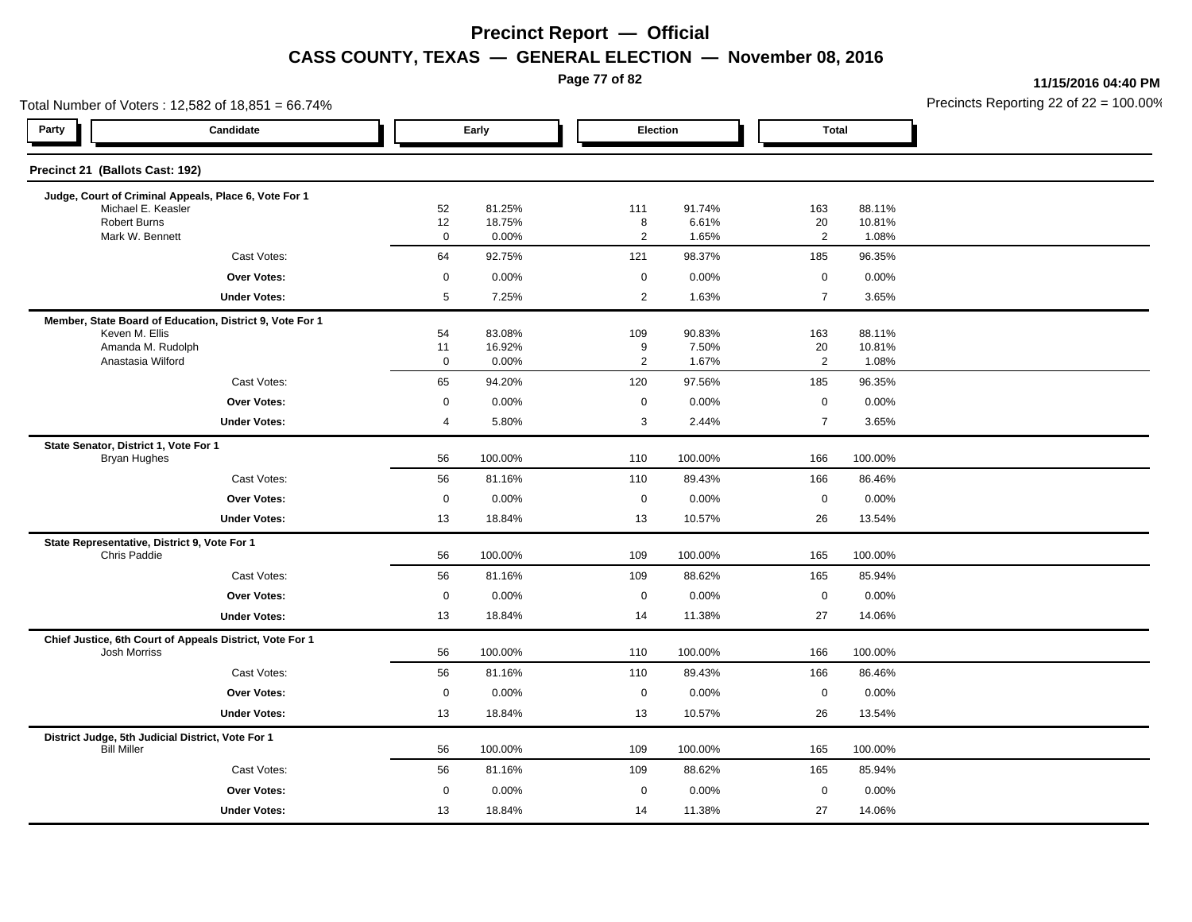# Precinct Report — Official

## CASS COUNTY, TEXAS — GENERAL ELECTION — November 08, 2016

11/15/2016 04:40 PM

Total Number of Voters : 12,582 of 18,851 = 66.74%

Precincts Reporting 22 of 22 = 100.00%

### Precinct 21 (Ballots Cast: 192)

| Party | Candidate | Early | | Election | | Total | |
|---|---|---|---|---|---|---|---|
| | **Judge, Court of Criminal Appeals, Place 6, Vote For 1** | | | | | | |
| | Michael E. Keasler | 52 | 81.25% | 111 | 91.74% | 163 | 88.11% |
| | Robert Burns | 12 | 18.75% | 8 | 6.61% | 20 | 10.81% |
| | Mark W. Bennett | 0 | 0.00% | 2 | 1.65% | 2 | 1.08% |
| | Cast Votes: | 64 | 92.75% | 121 | 98.37% | 185 | 96.35% |
| | **Over Votes:** | 0 | 0.00% | 0 | 0.00% | 0 | 0.00% |
| | **Under Votes:** | 5 | 7.25% | 2 | 1.63% | 7 | 3.65% |
| | **Member, State Board of Education, District 9, Vote For 1** | | | | | | |
| | Keven M. Ellis | 54 | 83.08% | 109 | 90.83% | 163 | 88.11% |
| | Amanda M. Rudolph | 11 | 16.92% | 9 | 7.50% | 20 | 10.81% |
| | Anastasia Wilford | 0 | 0.00% | 2 | 1.67% | 2 | 1.08% |
| | Cast Votes: | 65 | 94.20% | 120 | 97.56% | 185 | 96.35% |
| | **Over Votes:** | 0 | 0.00% | 0 | 0.00% | 0 | 0.00% |
| | **Under Votes:** | 4 | 5.80% | 3 | 2.44% | 7 | 3.65% |
| | **State Senator, District 1, Vote For 1** | | | | | | |
| | Bryan Hughes | 56 | 100.00% | 110 | 100.00% | 166 | 100.00% |
| | Cast Votes: | 56 | 81.16% | 110 | 89.43% | 166 | 86.46% |
| | **Over Votes:** | 0 | 0.00% | 0 | 0.00% | 0 | 0.00% |
| | **Under Votes:** | 13 | 18.84% | 13 | 10.57% | 26 | 13.54% |
| | **State Representative, District 9, Vote For 1** | | | | | | |
| | Chris Paddie | 56 | 100.00% | 109 | 100.00% | 165 | 100.00% |
| | Cast Votes: | 56 | 81.16% | 109 | 88.62% | 165 | 85.94% |
| | **Over Votes:** | 0 | 0.00% | 0 | 0.00% | 0 | 0.00% |
| | **Under Votes:** | 13 | 18.84% | 14 | 11.38% | 27 | 14.06% |
| | **Chief Justice, 6th Court of Appeals District, Vote For 1** | | | | | | |
| | Josh Morriss | 56 | 100.00% | 110 | 100.00% | 166 | 100.00% |
| | Cast Votes: | 56 | 81.16% | 110 | 89.43% | 166 | 86.46% |
| | **Over Votes:** | 0 | 0.00% | 0 | 0.00% | 0 | 0.00% |
| | **Under Votes:** | 13 | 18.84% | 13 | 10.57% | 26 | 13.54% |
| | **District Judge, 5th Judicial District, Vote For 1** | | | | | | |
| | Bill Miller | 56 | 100.00% | 109 | 100.00% | 165 | 100.00% |
| | Cast Votes: | 56 | 81.16% | 109 | 88.62% | 165 | 85.94% |
| | **Over Votes:** | 0 | 0.00% | 0 | 0.00% | 0 | 0.00% |
| | **Under Votes:** | 13 | 18.84% | 14 | 11.38% | 27 | 14.06% |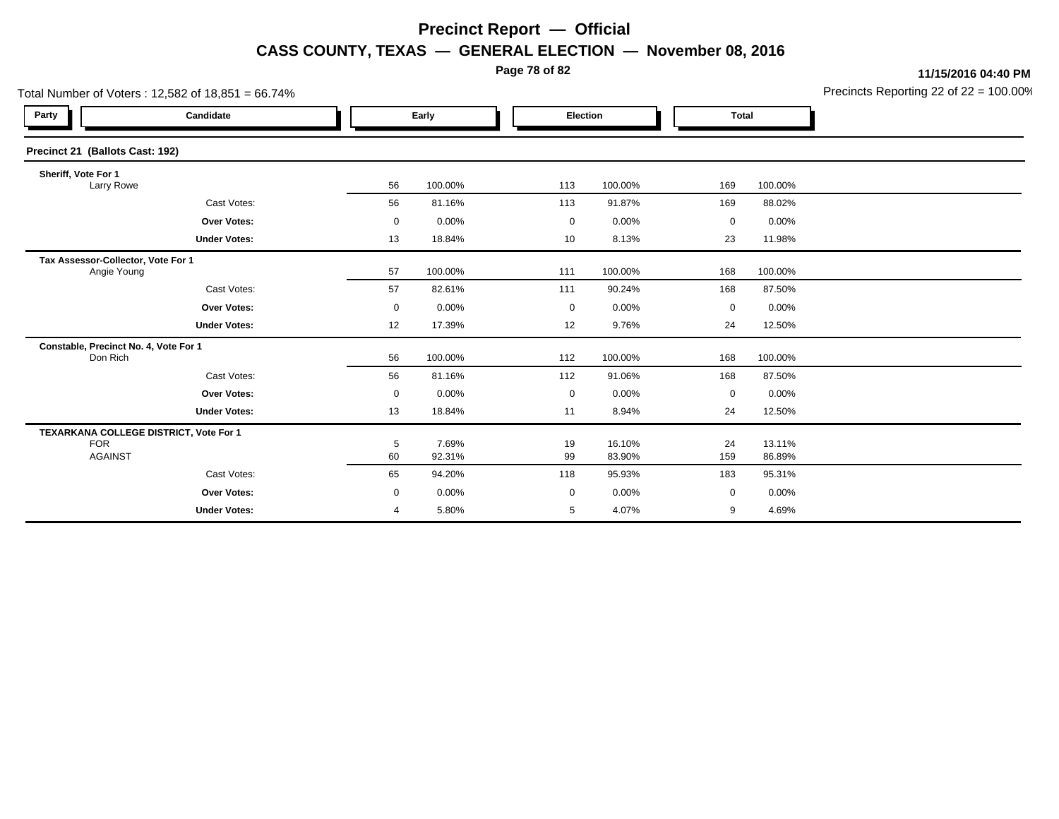# Precinct Report — Official

## CASS COUNTY, TEXAS — GENERAL ELECTION — November 08, 2016

11/15/2016 04:40 PM

Total Number of Voters : 12,582 of 18,851 = 66.74%

Precincts Reporting 22 of 22 = 100.00%

| Party | Candidate | Early | | Election | | Total | |
|---|---|---|---|---|---|---|---|
| **Precinct 21 (Ballots Cast: 192)** | | | | | | | |
| **Sheriff, Vote For 1** | | | | | | | |
| | Larry Rowe | 56 | 100.00% | 113 | 100.00% | 169 | 100.00% |
| | Cast Votes: | 56 | 81.16% | 113 | 91.87% | 169 | 88.02% |
| | **Over Votes:** | 0 | 0.00% | 0 | 0.00% | 0 | 0.00% |
| | **Under Votes:** | 13 | 18.84% | 10 | 8.13% | 23 | 11.98% |
| **Tax Assessor-Collector, Vote For 1** | | | | | | | |
| | Angie Young | 57 | 100.00% | 111 | 100.00% | 168 | 100.00% |
| | Cast Votes: | 57 | 82.61% | 111 | 90.24% | 168 | 87.50% |
| | **Over Votes:** | 0 | 0.00% | 0 | 0.00% | 0 | 0.00% |
| | **Under Votes:** | 12 | 17.39% | 12 | 9.76% | 24 | 12.50% |
| **Constable, Precinct No. 4, Vote For 1** | | | | | | | |
| | Don Rich | 56 | 100.00% | 112 | 100.00% | 168 | 100.00% |
| | Cast Votes: | 56 | 81.16% | 112 | 91.06% | 168 | 87.50% |
| | **Over Votes:** | 0 | 0.00% | 0 | 0.00% | 0 | 0.00% |
| | **Under Votes:** | 13 | 18.84% | 11 | 8.94% | 24 | 12.50% |
| **TEXARKANA COLLEGE DISTRICT, Vote For 1** | | | | | | | |
| | FOR | 5 | 7.69% | 19 | 16.10% | 24 | 13.11% |
| | AGAINST | 60 | 92.31% | 99 | 83.90% | 159 | 86.89% |
| | Cast Votes: | 65 | 94.20% | 118 | 95.93% | 183 | 95.31% |
| | **Over Votes:** | 0 | 0.00% | 0 | 0.00% | 0 | 0.00% |
| | **Under Votes:** | 4 | 5.80% | 5 | 4.07% | 9 | 4.69% |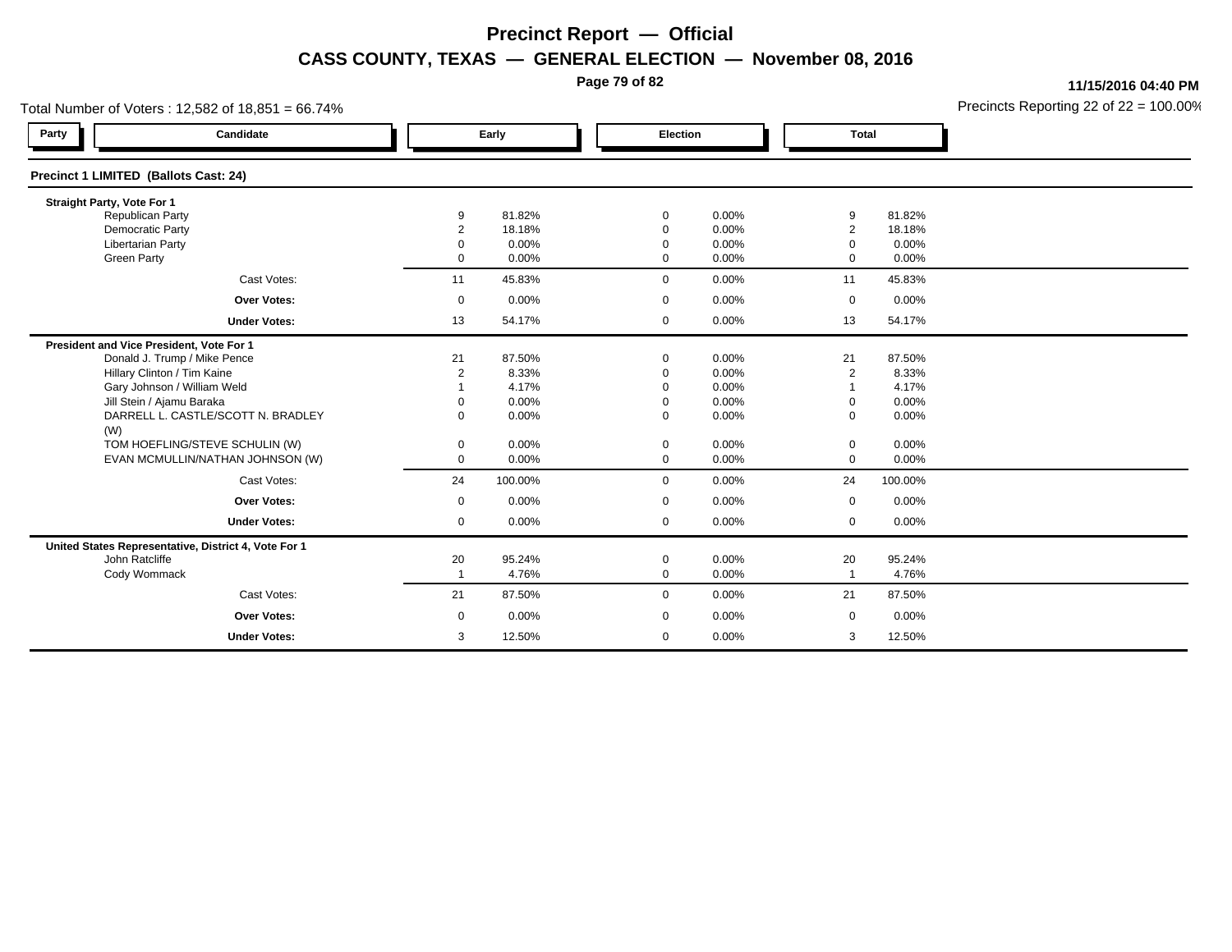# Precinct Report — Official

## CASS COUNTY, TEXAS — GENERAL ELECTION — November 08, 2016

11/15/2016 04:40 PM

Total Number of Voters : 12,582 of 18,851 = 66.74%

Precincts Reporting 22 of 22 = 100.00%

### Precinct 1 LIMITED (Ballots Cast: 24)

| Party | Candidate | Early | | Election | | Total | |
|---|---|---|---|---|---|---|---|
| | **Straight Party, Vote For 1** | | | | | | |
| | Republican Party | 9 | 81.82% | 0 | 0.00% | 9 | 81.82% |
| | Democratic Party | 2 | 18.18% | 0 | 0.00% | 2 | 18.18% |
| | Libertarian Party | 0 | 0.00% | 0 | 0.00% | 0 | 0.00% |
| | Green Party | 0 | 0.00% | 0 | 0.00% | 0 | 0.00% |
| | Cast Votes: | 11 | 45.83% | 0 | 0.00% | 11 | 45.83% |
| | **Over Votes:** | 0 | 0.00% | 0 | 0.00% | 0 | 0.00% |
| | **Under Votes:** | 13 | 54.17% | 0 | 0.00% | 13 | 54.17% |
| | **President and Vice President, Vote For 1** | | | | | | |
| | Donald J. Trump / Mike Pence | 21 | 87.50% | 0 | 0.00% | 21 | 87.50% |
| | Hillary Clinton / Tim Kaine | 2 | 8.33% | 0 | 0.00% | 2 | 8.33% |
| | Gary Johnson / William Weld | 1 | 4.17% | 0 | 0.00% | 1 | 4.17% |
| | Jill Stein / Ajamu Baraka | 0 | 0.00% | 0 | 0.00% | 0 | 0.00% |
| | DARRELL L. CASTLE/SCOTT N. BRADLEY (W) | 0 | 0.00% | 0 | 0.00% | 0 | 0.00% |
| | TOM HOEFLING/STEVE SCHULIN (W) | 0 | 0.00% | 0 | 0.00% | 0 | 0.00% |
| | EVAN MCMULLIN/NATHAN JOHNSON (W) | 0 | 0.00% | 0 | 0.00% | 0 | 0.00% |
| | Cast Votes: | 24 | 100.00% | 0 | 0.00% | 24 | 100.00% |
| | **Over Votes:** | 0 | 0.00% | 0 | 0.00% | 0 | 0.00% |
| | **Under Votes:** | 0 | 0.00% | 0 | 0.00% | 0 | 0.00% |
| | **United States Representative, District 4, Vote For 1** | | | | | | |
| | John Ratcliffe | 20 | 95.24% | 0 | 0.00% | 20 | 95.24% |
| | Cody Wommack | 1 | 4.76% | 0 | 0.00% | 1 | 4.76% |
| | Cast Votes: | 21 | 87.50% | 0 | 0.00% | 21 | 87.50% |
| | **Over Votes:** | 0 | 0.00% | 0 | 0.00% | 0 | 0.00% |
| | **Under Votes:** | 3 | 12.50% | 0 | 0.00% | 3 | 12.50% |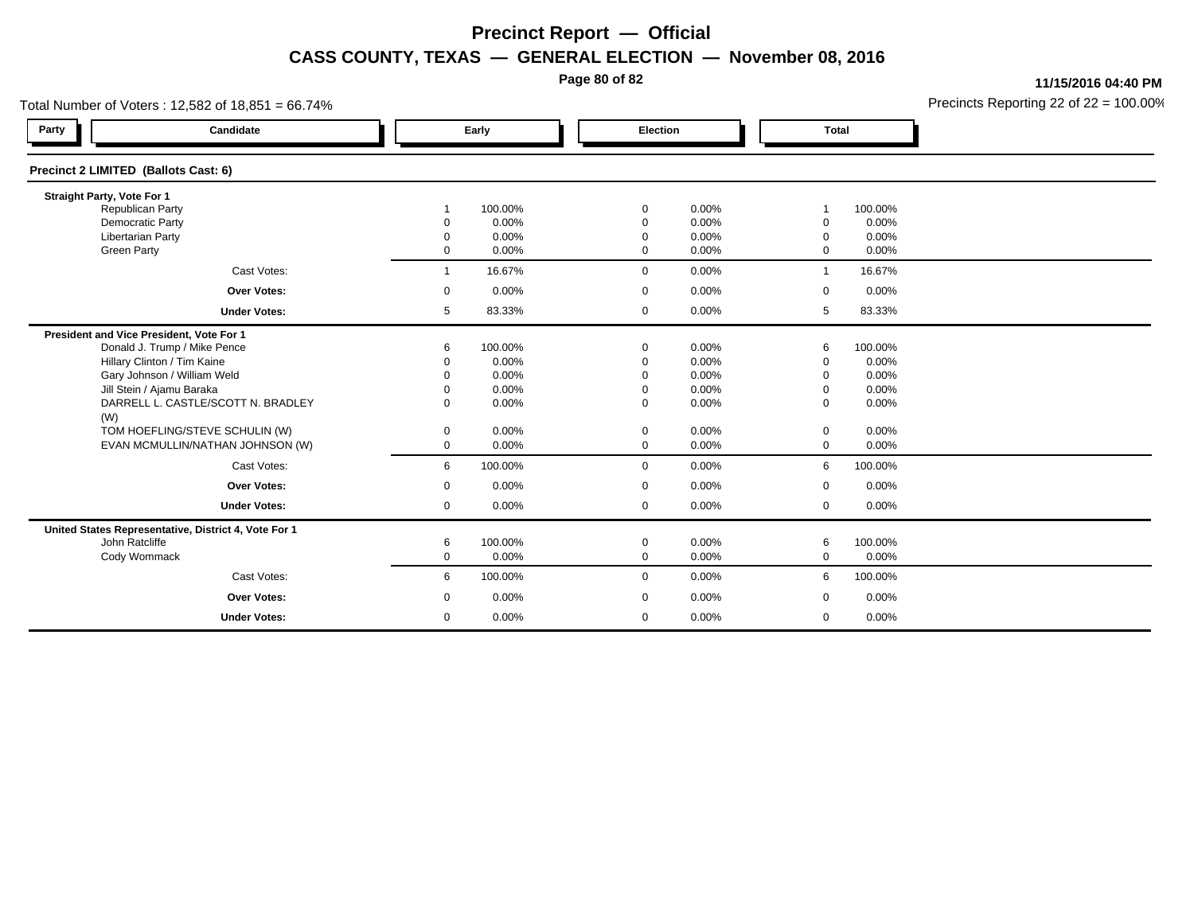# Precinct Report — Official

## CASS COUNTY, TEXAS — GENERAL ELECTION — November 08, 2016

11/15/2016 04:40 PM

Total Number of Voters : 12,582 of 18,851 = 66.74%

Precincts Reporting 22 of 22 = 100.00%

### Precinct 2 LIMITED (Ballots Cast: 6)

| Party | Candidate | Early | | Election | | Total | |
|---|---|---|---|---|---|---|---|
| | **Straight Party, Vote For 1** | | | | | | |
| | Republican Party | 1 | 100.00% | 0 | 0.00% | 1 | 100.00% |
| | Democratic Party | 0 | 0.00% | 0 | 0.00% | 0 | 0.00% |
| | Libertarian Party | 0 | 0.00% | 0 | 0.00% | 0 | 0.00% |
| | Green Party | 0 | 0.00% | 0 | 0.00% | 0 | 0.00% |
| | Cast Votes: | 1 | 16.67% | 0 | 0.00% | 1 | 16.67% |
| | **Over Votes:** | 0 | 0.00% | 0 | 0.00% | 0 | 0.00% |
| | **Under Votes:** | 5 | 83.33% | 0 | 0.00% | 5 | 83.33% |
| | **President and Vice President, Vote For 1** | | | | | | |
| | Donald J. Trump / Mike Pence | 6 | 100.00% | 0 | 0.00% | 6 | 100.00% |
| | Hillary Clinton / Tim Kaine | 0 | 0.00% | 0 | 0.00% | 0 | 0.00% |
| | Gary Johnson / William Weld | 0 | 0.00% | 0 | 0.00% | 0 | 0.00% |
| | Jill Stein / Ajamu Baraka | 0 | 0.00% | 0 | 0.00% | 0 | 0.00% |
| | DARRELL L. CASTLE/SCOTT N. BRADLEY (W) | 0 | 0.00% | 0 | 0.00% | 0 | 0.00% |
| | TOM HOEFLING/STEVE SCHULIN (W) | 0 | 0.00% | 0 | 0.00% | 0 | 0.00% |
| | EVAN MCMULLIN/NATHAN JOHNSON (W) | 0 | 0.00% | 0 | 0.00% | 0 | 0.00% |
| | Cast Votes: | 6 | 100.00% | 0 | 0.00% | 6 | 100.00% |
| | **Over Votes:** | 0 | 0.00% | 0 | 0.00% | 0 | 0.00% |
| | **Under Votes:** | 0 | 0.00% | 0 | 0.00% | 0 | 0.00% |
| | **United States Representative, District 4, Vote For 1** | | | | | | |
| | John Ratcliffe | 6 | 100.00% | 0 | 0.00% | 6 | 100.00% |
| | Cody Wommack | 0 | 0.00% | 0 | 0.00% | 0 | 0.00% |
| | Cast Votes: | 6 | 100.00% | 0 | 0.00% | 6 | 100.00% |
| | **Over Votes:** | 0 | 0.00% | 0 | 0.00% | 0 | 0.00% |
| | **Under Votes:** | 0 | 0.00% | 0 | 0.00% | 0 | 0.00% |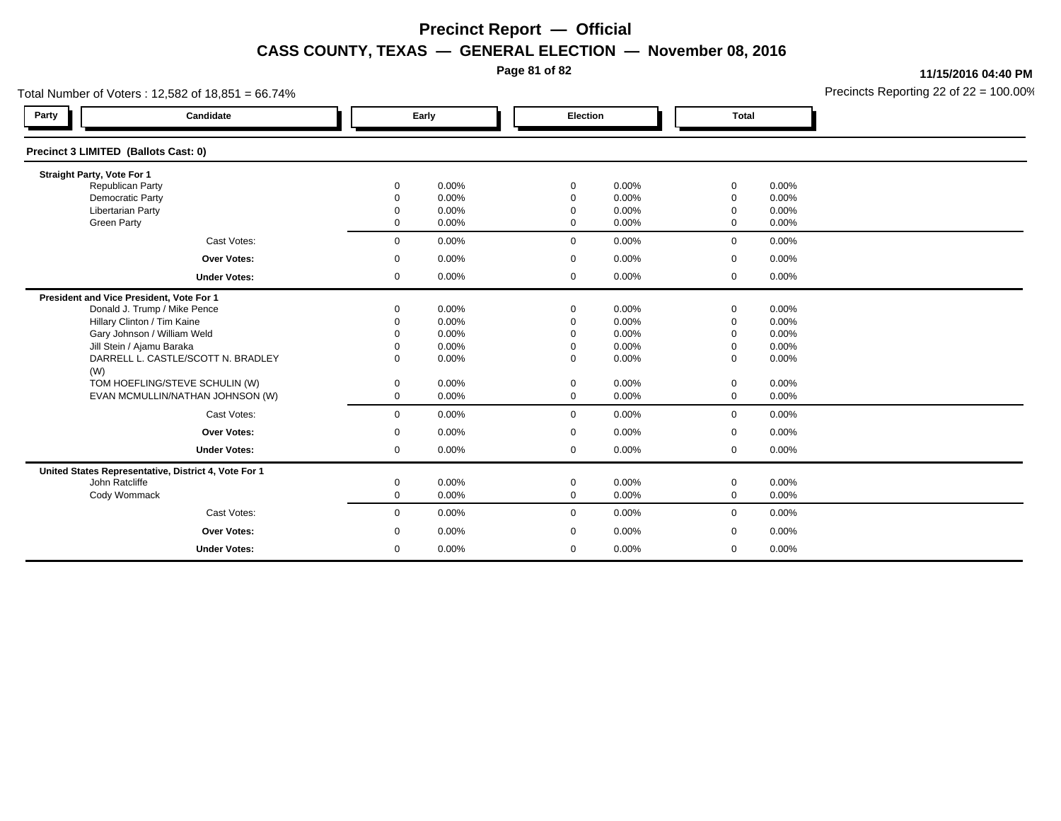# Precinct Report — Official

## CASS COUNTY, TEXAS — GENERAL ELECTION — November 08, 2016

11/15/2016 04:40 PM

Total Number of Voters : 12,582 of 18,851 = 66.74%

Precincts Reporting 22 of 22 = 100.00%

### Precinct 3 LIMITED (Ballots Cast: 0)

| Party | Candidate | Early | | Election | | Total | |
|---|---|---|---|---|---|---|---|
| | **Straight Party, Vote For 1** | | | | | | |
| | Republican Party | 0 | 0.00% | 0 | 0.00% | 0 | 0.00% |
| | Democratic Party | 0 | 0.00% | 0 | 0.00% | 0 | 0.00% |
| | Libertarian Party | 0 | 0.00% | 0 | 0.00% | 0 | 0.00% |
| | Green Party | 0 | 0.00% | 0 | 0.00% | 0 | 0.00% |
| | Cast Votes: | 0 | 0.00% | 0 | 0.00% | 0 | 0.00% |
| | **Over Votes:** | 0 | 0.00% | 0 | 0.00% | 0 | 0.00% |
| | **Under Votes:** | 0 | 0.00% | 0 | 0.00% | 0 | 0.00% |
| | **President and Vice President, Vote For 1** | | | | | | |
| | Donald J. Trump / Mike Pence | 0 | 0.00% | 0 | 0.00% | 0 | 0.00% |
| | Hillary Clinton / Tim Kaine | 0 | 0.00% | 0 | 0.00% | 0 | 0.00% |
| | Gary Johnson / William Weld | 0 | 0.00% | 0 | 0.00% | 0 | 0.00% |
| | Jill Stein / Ajamu Baraka | 0 | 0.00% | 0 | 0.00% | 0 | 0.00% |
| | DARRELL L. CASTLE/SCOTT N. BRADLEY (W) | 0 | 0.00% | 0 | 0.00% | 0 | 0.00% |
| | TOM HOEFLING/STEVE SCHULIN (W) | 0 | 0.00% | 0 | 0.00% | 0 | 0.00% |
| | EVAN MCMULLIN/NATHAN JOHNSON (W) | 0 | 0.00% | 0 | 0.00% | 0 | 0.00% |
| | Cast Votes: | 0 | 0.00% | 0 | 0.00% | 0 | 0.00% |
| | **Over Votes:** | 0 | 0.00% | 0 | 0.00% | 0 | 0.00% |
| | **Under Votes:** | 0 | 0.00% | 0 | 0.00% | 0 | 0.00% |
| | **United States Representative, District 4, Vote For 1** | | | | | | |
| | John Ratcliffe | 0 | 0.00% | 0 | 0.00% | 0 | 0.00% |
| | Cody Wommack | 0 | 0.00% | 0 | 0.00% | 0 | 0.00% |
| | Cast Votes: | 0 | 0.00% | 0 | 0.00% | 0 | 0.00% |
| | **Over Votes:** | 0 | 0.00% | 0 | 0.00% | 0 | 0.00% |
| | **Under Votes:** | 0 | 0.00% | 0 | 0.00% | 0 | 0.00% |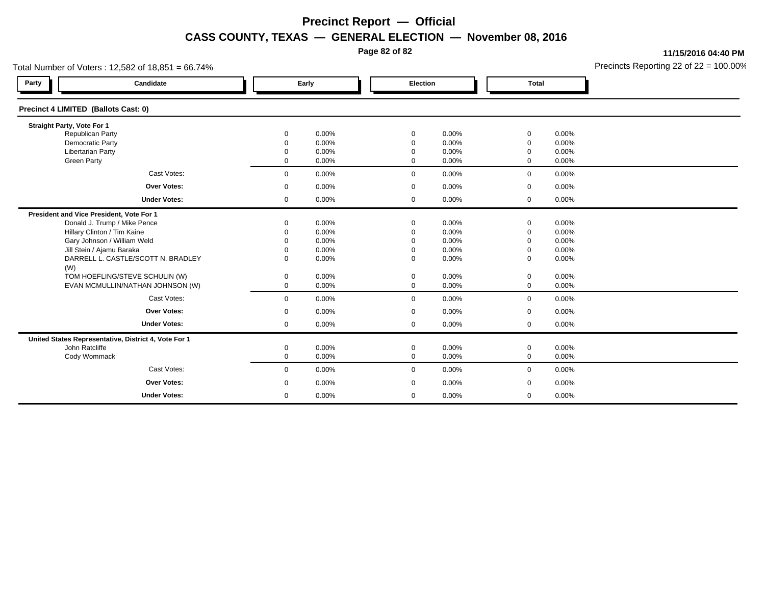# Precinct Report — Official

## CASS COUNTY, TEXAS — GENERAL ELECTION — November 08, 2016

11/15/2016 04:40 PM

Total Number of Voters : 12,582 of 18,851 = 66.74%

Precincts Reporting 22 of 22 = 100.00%

| Party | Candidate | Early | | Election | | Total | |
|---|---|---|---|---|---|---|---|
| **Precinct 4 LIMITED (Ballots Cast: 0)** | | | | | | | |
| **Straight Party, Vote For 1** | | | | | | | |
| | Republican Party | 0 | 0.00% | 0 | 0.00% | 0 | 0.00% |
| | Democratic Party | 0 | 0.00% | 0 | 0.00% | 0 | 0.00% |
| | Libertarian Party | 0 | 0.00% | 0 | 0.00% | 0 | 0.00% |
| | Green Party | 0 | 0.00% | 0 | 0.00% | 0 | 0.00% |
| | Cast Votes: | 0 | 0.00% | 0 | 0.00% | 0 | 0.00% |
| | **Over Votes:** | 0 | 0.00% | 0 | 0.00% | 0 | 0.00% |
| | **Under Votes:** | 0 | 0.00% | 0 | 0.00% | 0 | 0.00% |
| **President and Vice President, Vote For 1** | | | | | | | |
| | Donald J. Trump / Mike Pence | 0 | 0.00% | 0 | 0.00% | 0 | 0.00% |
| | Hillary Clinton / Tim Kaine | 0 | 0.00% | 0 | 0.00% | 0 | 0.00% |
| | Gary Johnson / William Weld | 0 | 0.00% | 0 | 0.00% | 0 | 0.00% |
| | Jill Stein / Ajamu Baraka | 0 | 0.00% | 0 | 0.00% | 0 | 0.00% |
| | DARRELL L. CASTLE/SCOTT N. BRADLEY (W) | 0 | 0.00% | 0 | 0.00% | 0 | 0.00% |
| | TOM HOEFLING/STEVE SCHULIN (W) | 0 | 0.00% | 0 | 0.00% | 0 | 0.00% |
| | EVAN MCMULLIN/NATHAN JOHNSON (W) | 0 | 0.00% | 0 | 0.00% | 0 | 0.00% |
| | Cast Votes: | 0 | 0.00% | 0 | 0.00% | 0 | 0.00% |
| | **Over Votes:** | 0 | 0.00% | 0 | 0.00% | 0 | 0.00% |
| | **Under Votes:** | 0 | 0.00% | 0 | 0.00% | 0 | 0.00% |
| **United States Representative, District 4, Vote For 1** | | | | | | | |
| | John Ratcliffe | 0 | 0.00% | 0 | 0.00% | 0 | 0.00% |
| | Cody Wommack | 0 | 0.00% | 0 | 0.00% | 0 | 0.00% |
| | Cast Votes: | 0 | 0.00% | 0 | 0.00% | 0 | 0.00% |
| | **Over Votes:** | 0 | 0.00% | 0 | 0.00% | 0 | 0.00% |
| | **Under Votes:** | 0 | 0.00% | 0 | 0.00% | 0 | 0.00% |